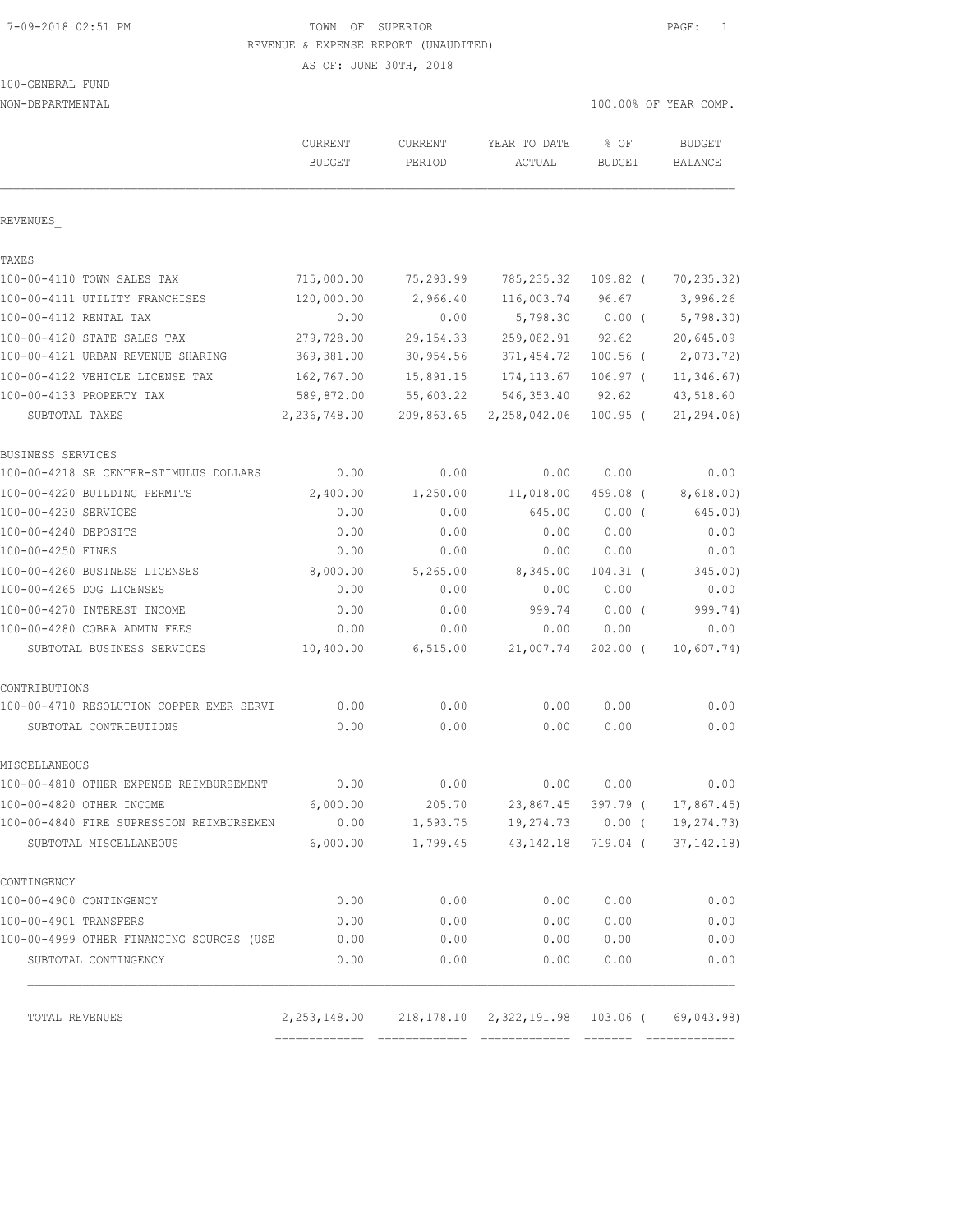TOWN OF SUPERIOR

REVENUE & EXPENSE REPORT (UNAUDITED)

AS OF: JUNE 30TH, 2018

100-GENERAL FUND

NON-DEPARTMENTAL

100.00% OF YEAR COMP.

| | CURRENT BUDGET | CURRENT PERIOD | YEAR TO DATE ACTUAL | % OF BUDGET | BUDGET BALANCE |
|---|---|---|---|---|---|
| REVENUES_ | | | | | |
| TAXES | | | | | |
| 100-00-4110 TOWN SALES TAX | 715,000.00 | 75,293.99 | 785,235.32 | 109.82 ( | 70,235.32) |
| 100-00-4111 UTILITY FRANCHISES | 120,000.00 | 2,966.40 | 116,003.74 | 96.67 | 3,996.26 |
| 100-00-4112 RENTAL TAX | 0.00 | 0.00 | 5,798.30 | 0.00 ( | 5,798.30) |
| 100-00-4120 STATE SALES TAX | 279,728.00 | 29,154.33 | 259,082.91 | 92.62 | 20,645.09 |
| 100-00-4121 URBAN REVENUE SHARING | 369,381.00 | 30,954.56 | 371,454.72 | 100.56 ( | 2,073.72) |
| 100-00-4122 VEHICLE LICENSE TAX | 162,767.00 | 15,891.15 | 174,113.67 | 106.97 ( | 11,346.67) |
| 100-00-4133 PROPERTY TAX | 589,872.00 | 55,603.22 | 546,353.40 | 92.62 | 43,518.60 |
| SUBTOTAL TAXES | 2,236,748.00 | 209,863.65 | 2,258,042.06 | 100.95 ( | 21,294.06) |
| BUSINESS SERVICES | | | | | |
| 100-00-4218 SR CENTER-STIMULUS DOLLARS | 0.00 | 0.00 | 0.00 | 0.00 | 0.00 |
| 100-00-4220 BUILDING PERMITS | 2,400.00 | 1,250.00 | 11,018.00 | 459.08 ( | 8,618.00) |
| 100-00-4230 SERVICES | 0.00 | 0.00 | 645.00 | 0.00 ( | 645.00) |
| 100-00-4240 DEPOSITS | 0.00 | 0.00 | 0.00 | 0.00 | 0.00 |
| 100-00-4250 FINES | 0.00 | 0.00 | 0.00 | 0.00 | 0.00 |
| 100-00-4260 BUSINESS LICENSES | 8,000.00 | 5,265.00 | 8,345.00 | 104.31 ( | 345.00) |
| 100-00-4265 DOG LICENSES | 0.00 | 0.00 | 0.00 | 0.00 | 0.00 |
| 100-00-4270 INTEREST INCOME | 0.00 | 0.00 | 999.74 | 0.00 ( | 999.74) |
| 100-00-4280 COBRA ADMIN FEES | 0.00 | 0.00 | 0.00 | 0.00 | 0.00 |
| SUBTOTAL BUSINESS SERVICES | 10,400.00 | 6,515.00 | 21,007.74 | 202.00 ( | 10,607.74) |
| CONTRIBUTIONS | | | | | |
| 100-00-4710 RESOLUTION COPPER EMER SERVI | 0.00 | 0.00 | 0.00 | 0.00 | 0.00 |
| SUBTOTAL CONTRIBUTIONS | 0.00 | 0.00 | 0.00 | 0.00 | 0.00 |
| MISCELLANEOUS | | | | | |
| 100-00-4810 OTHER EXPENSE REIMBURSEMENT | 0.00 | 0.00 | 0.00 | 0.00 | 0.00 |
| 100-00-4820 OTHER INCOME | 6,000.00 | 205.70 | 23,867.45 | 397.79 ( | 17,867.45) |
| 100-00-4840 FIRE SUPRESSION REIMBURSEMEN | 0.00 | 1,593.75 | 19,274.73 | 0.00 ( | 19,274.73) |
| SUBTOTAL MISCELLANEOUS | 6,000.00 | 1,799.45 | 43,142.18 | 719.04 ( | 37,142.18) |
| CONTINGENCY | | | | | |
| 100-00-4900 CONTINGENCY | 0.00 | 0.00 | 0.00 | 0.00 | 0.00 |
| 100-00-4901 TRANSFERS | 0.00 | 0.00 | 0.00 | 0.00 | 0.00 |
| 100-00-4999 OTHER FINANCING SOURCES (USE | 0.00 | 0.00 | 0.00 | 0.00 | 0.00 |
| SUBTOTAL CONTINGENCY | 0.00 | 0.00 | 0.00 | 0.00 | 0.00 |
| TOTAL REVENUES | 2,253,148.00 | 218,178.10 | 2,322,191.98 | 103.06 ( | 69,043.98) |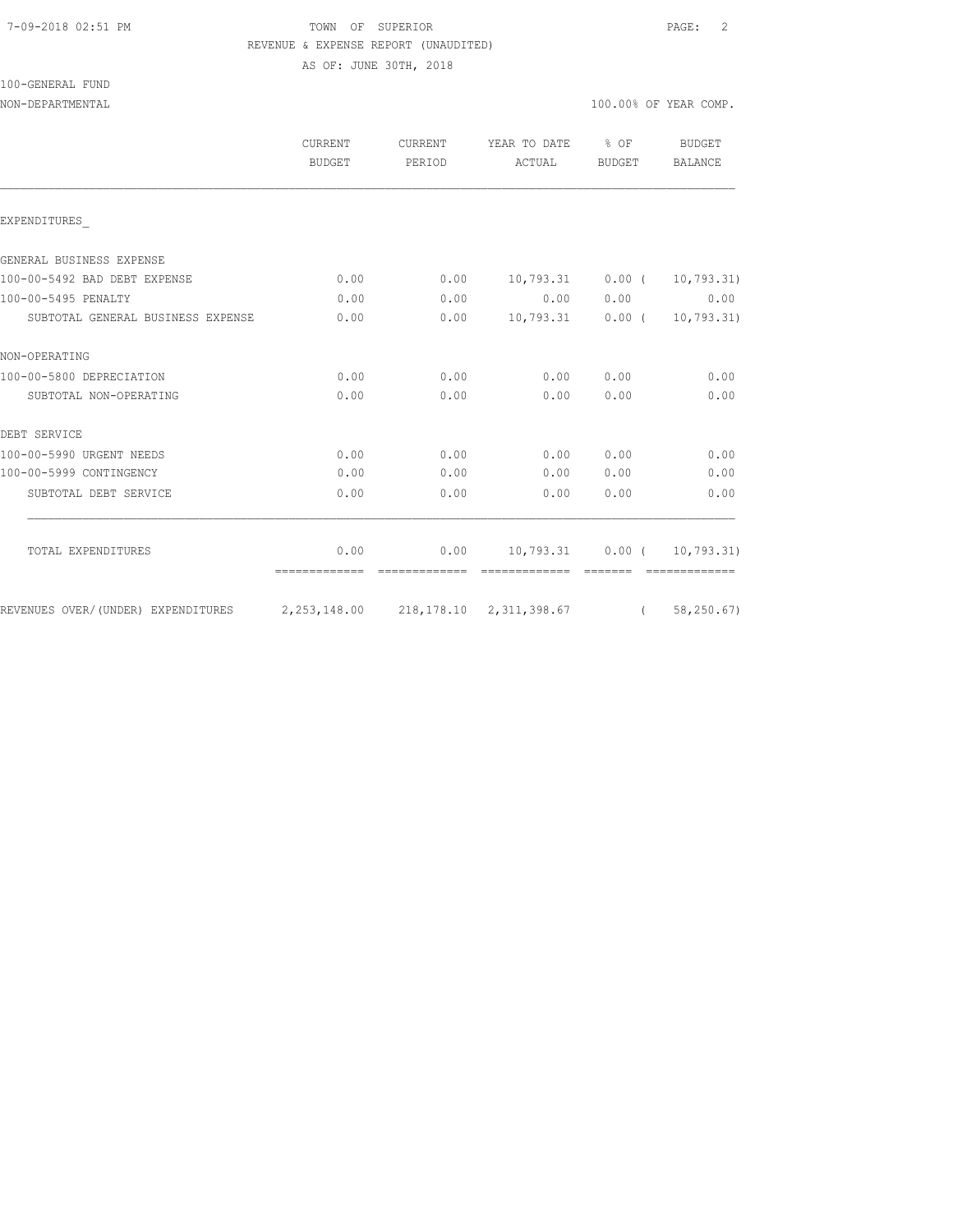TOWN OF SUPERIOR

REVENUE & EXPENSE REPORT (UNAUDITED)

AS OF: JUNE 30TH, 2018

100-GENERAL FUND

NON-DEPARTMENTAL — 100.00% OF YEAR COMP.

| | CURRENT BUDGET | CURRENT PERIOD | YEAR TO DATE ACTUAL | % OF BUDGET | BUDGET BALANCE |
|---|---|---|---|---|---|
| EXPENDITURES_ | | | | | |
| GENERAL BUSINESS EXPENSE | | | | | |
| 100-00-5492 BAD DEBT EXPENSE | 0.00 | 0.00 | 10,793.31 | 0.00 | ( 10,793.31) |
| 100-00-5495 PENALTY | 0.00 | 0.00 | 0.00 | 0.00 | 0.00 |
| SUBTOTAL GENERAL BUSINESS EXPENSE | 0.00 | 0.00 | 10,793.31 | 0.00 | ( 10,793.31) |
| NON-OPERATING | | | | | |
| 100-00-5800 DEPRECIATION | 0.00 | 0.00 | 0.00 | 0.00 | 0.00 |
| SUBTOTAL NON-OPERATING | 0.00 | 0.00 | 0.00 | 0.00 | 0.00 |
| DEBT SERVICE | | | | | |
| 100-00-5990 URGENT NEEDS | 0.00 | 0.00 | 0.00 | 0.00 | 0.00 |
| 100-00-5999 CONTINGENCY | 0.00 | 0.00 | 0.00 | 0.00 | 0.00 |
| SUBTOTAL DEBT SERVICE | 0.00 | 0.00 | 0.00 | 0.00 | 0.00 |
| TOTAL EXPENDITURES | 0.00 | 0.00 | 10,793.31 | 0.00 | ( 10,793.31) |
| REVENUES OVER/(UNDER) EXPENDITURES | 2,253,148.00 | 218,178.10 | 2,311,398.67 | | ( 58,250.67) |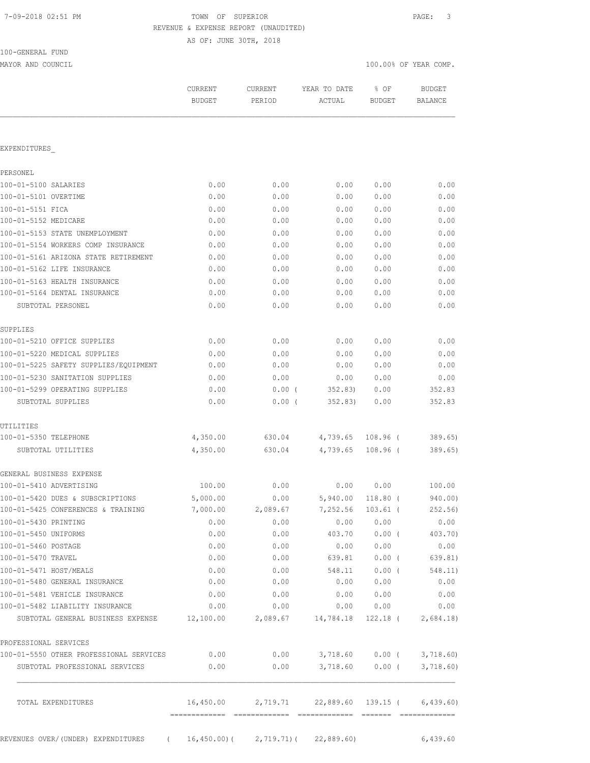TOWN OF SUPERIOR
REVENUE & EXPENSE REPORT (UNAUDITED)
AS OF: JUNE 30TH, 2018

100-GENERAL FUND
MAYOR AND COUNCIL

100.00% OF YEAR COMP.

| | CURRENT BUDGET | CURRENT PERIOD | YEAR TO DATE ACTUAL | % OF BUDGET | BUDGET BALANCE |
|---|---|---|---|---|---|
| EXPENDITURES_ | | | | | |
| PERSONEL | | | | | |
| 100-01-5100 SALARIES | 0.00 | 0.00 | 0.00 | 0.00 | 0.00 |
| 100-01-5101 OVERTIME | 0.00 | 0.00 | 0.00 | 0.00 | 0.00 |
| 100-01-5151 FICA | 0.00 | 0.00 | 0.00 | 0.00 | 0.00 |
| 100-01-5152 MEDICARE | 0.00 | 0.00 | 0.00 | 0.00 | 0.00 |
| 100-01-5153 STATE UNEMPLOYMENT | 0.00 | 0.00 | 0.00 | 0.00 | 0.00 |
| 100-01-5154 WORKERS COMP INSURANCE | 0.00 | 0.00 | 0.00 | 0.00 | 0.00 |
| 100-01-5161 ARIZONA STATE RETIREMENT | 0.00 | 0.00 | 0.00 | 0.00 | 0.00 |
| 100-01-5162 LIFE INSURANCE | 0.00 | 0.00 | 0.00 | 0.00 | 0.00 |
| 100-01-5163 HEALTH INSURANCE | 0.00 | 0.00 | 0.00 | 0.00 | 0.00 |
| 100-01-5164 DENTAL INSURANCE | 0.00 | 0.00 | 0.00 | 0.00 | 0.00 |
| SUBTOTAL PERSONEL | 0.00 | 0.00 | 0.00 | 0.00 | 0.00 |
| SUPPLIES | | | | | |
| 100-01-5210 OFFICE SUPPLIES | 0.00 | 0.00 | 0.00 | 0.00 | 0.00 |
| 100-01-5220 MEDICAL SUPPLIES | 0.00 | 0.00 | 0.00 | 0.00 | 0.00 |
| 100-01-5225 SAFETY SUPPLIES/EQUIPMENT | 0.00 | 0.00 | 0.00 | 0.00 | 0.00 |
| 100-01-5230 SANITATION SUPPLIES | 0.00 | 0.00 | 0.00 | 0.00 | 0.00 |
| 100-01-5299 OPERATING SUPPLIES | 0.00 | 0.00 | ( 352.83) | 0.00 | 352.83 |
| SUBTOTAL SUPPLIES | 0.00 | 0.00 | ( 352.83) | 0.00 | 352.83 |
| UTILITIES | | | | | |
| 100-01-5350 TELEPHONE | 4,350.00 | 630.04 | 4,739.65 | 108.96 | ( 389.65) |
| SUBTOTAL UTILITIES | 4,350.00 | 630.04 | 4,739.65 | 108.96 | ( 389.65) |
| GENERAL BUSINESS EXPENSE | | | | | |
| 100-01-5410 ADVERTISING | 100.00 | 0.00 | 0.00 | 0.00 | 100.00 |
| 100-01-5420 DUES & SUBSCRIPTIONS | 5,000.00 | 0.00 | 5,940.00 | 118.80 | ( 940.00) |
| 100-01-5425 CONFERENCES & TRAINING | 7,000.00 | 2,089.67 | 7,252.56 | 103.61 | ( 252.56) |
| 100-01-5430 PRINTING | 0.00 | 0.00 | 0.00 | 0.00 | 0.00 |
| 100-01-5450 UNIFORMS | 0.00 | 0.00 | 403.70 | 0.00 | ( 403.70) |
| 100-01-5460 POSTAGE | 0.00 | 0.00 | 0.00 | 0.00 | 0.00 |
| 100-01-5470 TRAVEL | 0.00 | 0.00 | 639.81 | 0.00 | ( 639.81) |
| 100-01-5471 HOST/MEALS | 0.00 | 0.00 | 548.11 | 0.00 | ( 548.11) |
| 100-01-5480 GENERAL INSURANCE | 0.00 | 0.00 | 0.00 | 0.00 | 0.00 |
| 100-01-5481 VEHICLE INSURANCE | 0.00 | 0.00 | 0.00 | 0.00 | 0.00 |
| 100-01-5482 LIABILITY INSURANCE | 0.00 | 0.00 | 0.00 | 0.00 | 0.00 |
| SUBTOTAL GENERAL BUSINESS EXPENSE | 12,100.00 | 2,089.67 | 14,784.18 | 122.18 | ( 2,684.18) |
| PROFESSIONAL SERVICES | | | | | |
| 100-01-5550 OTHER PROFESSIONAL SERVICES | 0.00 | 0.00 | 3,718.60 | 0.00 | ( 3,718.60) |
| SUBTOTAL PROFESSIONAL SERVICES | 0.00 | 0.00 | 3,718.60 | 0.00 | ( 3,718.60) |
| TOTAL EXPENDITURES | 16,450.00 | 2,719.71 | 22,889.60 | 139.15 | ( 6,439.60) |
| REVENUES OVER/(UNDER) EXPENDITURES | ( 16,450.00) | ( 2,719.71) | ( 22,889.60) | | 6,439.60 |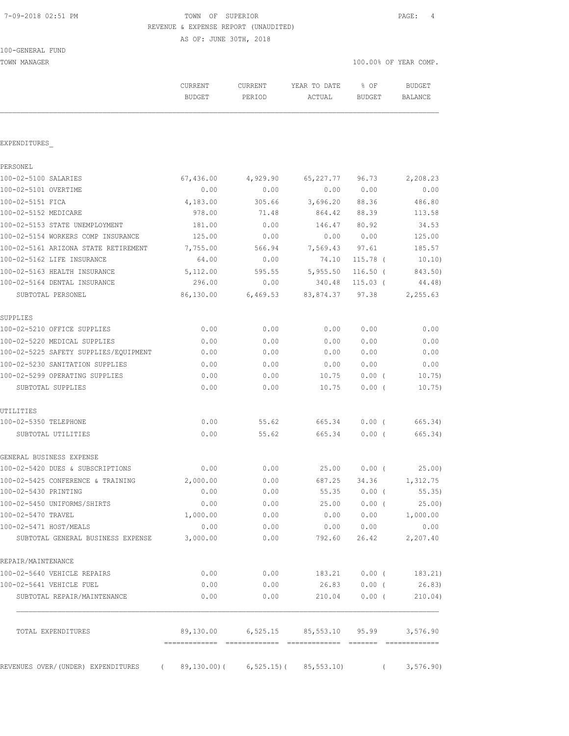TOWN OF SUPERIOR
REVENUE & EXPENSE REPORT (UNAUDITED)
AS OF: JUNE 30TH, 2018

7-09-2018 02:51 PM

100-GENERAL FUND

TOWN MANAGER

100.00% OF YEAR COMP.

| | CURRENT BUDGET | CURRENT PERIOD | YEAR TO DATE ACTUAL | % OF BUDGET | BUDGET BALANCE |
|---|---|---|---|---|---|
| **EXPENDITURES_** | | | | | |
| **PERSONEL** | | | | | |
| 100-02-5100 SALARIES | 67,436.00 | 4,929.90 | 65,227.77 | 96.73 | 2,208.23 |
| 100-02-5101 OVERTIME | 0.00 | 0.00 | 0.00 | 0.00 | 0.00 |
| 100-02-5151 FICA | 4,183.00 | 305.66 | 3,696.20 | 88.36 | 486.80 |
| 100-02-5152 MEDICARE | 978.00 | 71.48 | 864.42 | 88.39 | 113.58 |
| 100-02-5153 STATE UNEMPLOYMENT | 181.00 | 0.00 | 146.47 | 80.92 | 34.53 |
| 100-02-5154 WORKERS COMP INSURANCE | 125.00 | 0.00 | 0.00 | 0.00 | 125.00 |
| 100-02-5161 ARIZONA STATE RETIREMENT | 7,755.00 | 566.94 | 7,569.43 | 97.61 | 185.57 |
| 100-02-5162 LIFE INSURANCE | 64.00 | 0.00 | 74.10 | 115.78 ( | 10.10) |
| 100-02-5163 HEALTH INSURANCE | 5,112.00 | 595.55 | 5,955.50 | 116.50 ( | 843.50) |
| 100-02-5164 DENTAL INSURANCE | 296.00 | 0.00 | 340.48 | 115.03 ( | 44.48) |
| SUBTOTAL PERSONEL | 86,130.00 | 6,469.53 | 83,874.37 | 97.38 | 2,255.63 |
| **SUPPLIES** | | | | | |
| 100-02-5210 OFFICE SUPPLIES | 0.00 | 0.00 | 0.00 | 0.00 | 0.00 |
| 100-02-5220 MEDICAL SUPPLIES | 0.00 | 0.00 | 0.00 | 0.00 | 0.00 |
| 100-02-5225 SAFETY SUPPLIES/EQUIPMENT | 0.00 | 0.00 | 0.00 | 0.00 | 0.00 |
| 100-02-5230 SANITATION SUPPLIES | 0.00 | 0.00 | 0.00 | 0.00 | 0.00 |
| 100-02-5299 OPERATING SUPPLIES | 0.00 | 0.00 | 10.75 | 0.00 ( | 10.75) |
| SUBTOTAL SUPPLIES | 0.00 | 0.00 | 10.75 | 0.00 ( | 10.75) |
| **UTILITIES** | | | | | |
| 100-02-5350 TELEPHONE | 0.00 | 55.62 | 665.34 | 0.00 ( | 665.34) |
| SUBTOTAL UTILITIES | 0.00 | 55.62 | 665.34 | 0.00 ( | 665.34) |
| **GENERAL BUSINESS EXPENSE** | | | | | |
| 100-02-5420 DUES & SUBSCRIPTIONS | 0.00 | 0.00 | 25.00 | 0.00 ( | 25.00) |
| 100-02-5425 CONFERENCE & TRAINING | 2,000.00 | 0.00 | 687.25 | 34.36 | 1,312.75 |
| 100-02-5430 PRINTING | 0.00 | 0.00 | 55.35 | 0.00 ( | 55.35) |
| 100-02-5450 UNIFORMS/SHIRTS | 0.00 | 0.00 | 25.00 | 0.00 ( | 25.00) |
| 100-02-5470 TRAVEL | 1,000.00 | 0.00 | 0.00 | 0.00 | 1,000.00 |
| 100-02-5471 HOST/MEALS | 0.00 | 0.00 | 0.00 | 0.00 | 0.00 |
| SUBTOTAL GENERAL BUSINESS EXPENSE | 3,000.00 | 0.00 | 792.60 | 26.42 | 2,207.40 |
| **REPAIR/MAINTENANCE** | | | | | |
| 100-02-5640 VEHICLE REPAIRS | 0.00 | 0.00 | 183.21 | 0.00 ( | 183.21) |
| 100-02-5641 VEHICLE FUEL | 0.00 | 0.00 | 26.83 | 0.00 ( | 26.83) |
| SUBTOTAL REPAIR/MAINTENANCE | 0.00 | 0.00 | 210.04 | 0.00 ( | 210.04) |
| TOTAL EXPENDITURES | 89,130.00 | 6,525.15 | 85,553.10 | 95.99 | 3,576.90 |
| REVENUES OVER/(UNDER) EXPENDITURES | ( 89,130.00)( | 6,525.15)( | 85,553.10) | ( | 3,576.90) |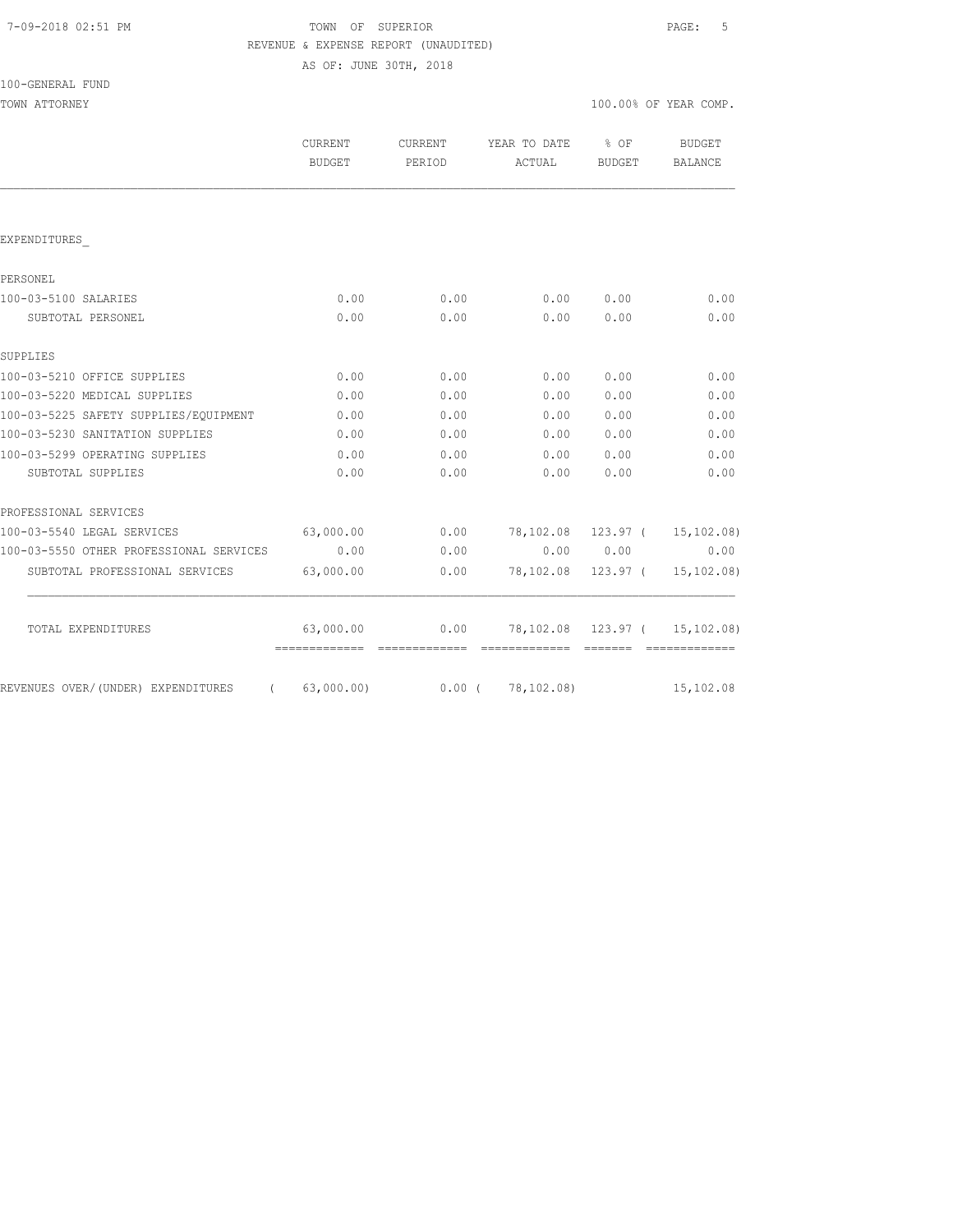TOWN OF SUPERIOR

REVENUE & EXPENSE REPORT (UNAUDITED)

AS OF: JUNE 30TH, 2018

100-GENERAL FUND

TOWN ATTORNEY — 100.00% OF YEAR COMP.

| | CURRENT BUDGET | CURRENT PERIOD | YEAR TO DATE ACTUAL | % OF BUDGET | BUDGET BALANCE |
|---|---|---|---|---|---|
| **EXPENDITURES** | | | | | |
| **PERSONEL** | | | | | |
| 100-03-5100 SALARIES | 0.00 | 0.00 | 0.00 | 0.00 | 0.00 |
| SUBTOTAL PERSONEL | 0.00 | 0.00 | 0.00 | 0.00 | 0.00 |
| **SUPPLIES** | | | | | |
| 100-03-5210 OFFICE SUPPLIES | 0.00 | 0.00 | 0.00 | 0.00 | 0.00 |
| 100-03-5220 MEDICAL SUPPLIES | 0.00 | 0.00 | 0.00 | 0.00 | 0.00 |
| 100-03-5225 SAFETY SUPPLIES/EQUIPMENT | 0.00 | 0.00 | 0.00 | 0.00 | 0.00 |
| 100-03-5230 SANITATION SUPPLIES | 0.00 | 0.00 | 0.00 | 0.00 | 0.00 |
| 100-03-5299 OPERATING SUPPLIES | 0.00 | 0.00 | 0.00 | 0.00 | 0.00 |
| SUBTOTAL SUPPLIES | 0.00 | 0.00 | 0.00 | 0.00 | 0.00 |
| **PROFESSIONAL SERVICES** | | | | | |
| 100-03-5540 LEGAL SERVICES | 63,000.00 | 0.00 | 78,102.08 | 123.97 | ( 15,102.08) |
| 100-03-5550 OTHER PROFESSIONAL SERVICES | 0.00 | 0.00 | 0.00 | 0.00 | 0.00 |
| SUBTOTAL PROFESSIONAL SERVICES | 63,000.00 | 0.00 | 78,102.08 | 123.97 | ( 15,102.08) |
| TOTAL EXPENDITURES | 63,000.00 | 0.00 | 78,102.08 | 123.97 | ( 15,102.08) |
| REVENUES OVER/(UNDER) EXPENDITURES | ( 63,000.00) | 0.00 | ( 78,102.08) | | 15,102.08 |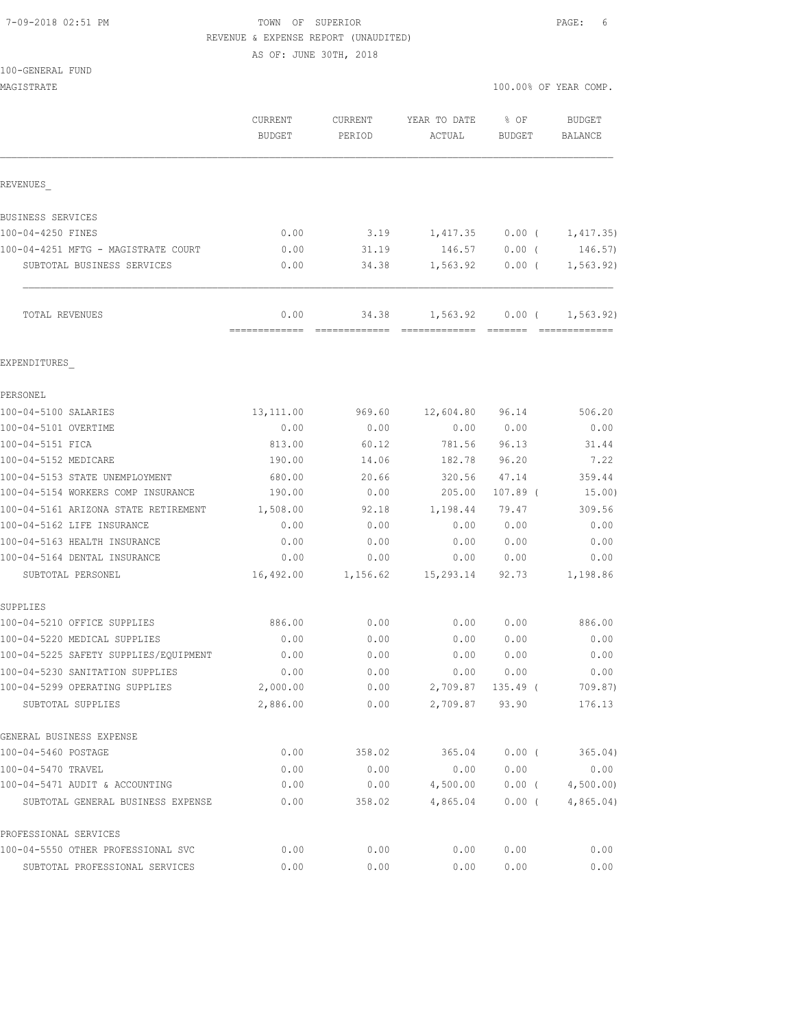7-09-2018 02:51 PM TOWN OF SUPERIOR

REVENUE & EXPENSE REPORT (UNAUDITED)

AS OF: JUNE 30TH, 2018

100-GENERAL FUND

MAGISTRATE 100.00% OF YEAR COMP.

| | CURRENT BUDGET | CURRENT PERIOD | YEAR TO DATE ACTUAL | % OF BUDGET | BUDGET BALANCE |
|---|---|---|---|---|---|
| REVENUES_ | | | | | |
| BUSINESS SERVICES | | | | | |
| 100-04-4250 FINES | 0.00 | 3.19 | 1,417.35 | 0.00 ( | 1,417.35) |
| 100-04-4251 MFTG - MAGISTRATE COURT | 0.00 | 31.19 | 146.57 | 0.00 ( | 146.57) |
| SUBTOTAL BUSINESS SERVICES | 0.00 | 34.38 | 1,563.92 | 0.00 ( | 1,563.92) |
| TOTAL REVENUES | 0.00 | 34.38 | 1,563.92 | 0.00 ( | 1,563.92) |
| EXPENDITURES_ | | | | | |
| PERSONEL | | | | | |
| 100-04-5100 SALARIES | 13,111.00 | 969.60 | 12,604.80 | 96.14 | 506.20 |
| 100-04-5101 OVERTIME | 0.00 | 0.00 | 0.00 | 0.00 | 0.00 |
| 100-04-5151 FICA | 813.00 | 60.12 | 781.56 | 96.13 | 31.44 |
| 100-04-5152 MEDICARE | 190.00 | 14.06 | 182.78 | 96.20 | 7.22 |
| 100-04-5153 STATE UNEMPLOYMENT | 680.00 | 20.66 | 320.56 | 47.14 | 359.44 |
| 100-04-5154 WORKERS COMP INSURANCE | 190.00 | 0.00 | 205.00 | 107.89 ( | 15.00) |
| 100-04-5161 ARIZONA STATE RETIREMENT | 1,508.00 | 92.18 | 1,198.44 | 79.47 | 309.56 |
| 100-04-5162 LIFE INSURANCE | 0.00 | 0.00 | 0.00 | 0.00 | 0.00 |
| 100-04-5163 HEALTH INSURANCE | 0.00 | 0.00 | 0.00 | 0.00 | 0.00 |
| 100-04-5164 DENTAL INSURANCE | 0.00 | 0.00 | 0.00 | 0.00 | 0.00 |
| SUBTOTAL PERSONEL | 16,492.00 | 1,156.62 | 15,293.14 | 92.73 | 1,198.86 |
| SUPPLIES | | | | | |
| 100-04-5210 OFFICE SUPPLIES | 886.00 | 0.00 | 0.00 | 0.00 | 886.00 |
| 100-04-5220 MEDICAL SUPPLIES | 0.00 | 0.00 | 0.00 | 0.00 | 0.00 |
| 100-04-5225 SAFETY SUPPLIES/EQUIPMENT | 0.00 | 0.00 | 0.00 | 0.00 | 0.00 |
| 100-04-5230 SANITATION SUPPLIES | 0.00 | 0.00 | 0.00 | 0.00 | 0.00 |
| 100-04-5299 OPERATING SUPPLIES | 2,000.00 | 0.00 | 2,709.87 | 135.49 ( | 709.87) |
| SUBTOTAL SUPPLIES | 2,886.00 | 0.00 | 2,709.87 | 93.90 | 176.13 |
| GENERAL BUSINESS EXPENSE | | | | | |
| 100-04-5460 POSTAGE | 0.00 | 358.02 | 365.04 | 0.00 ( | 365.04) |
| 100-04-5470 TRAVEL | 0.00 | 0.00 | 0.00 | 0.00 | 0.00 |
| 100-04-5471 AUDIT & ACCOUNTING | 0.00 | 0.00 | 4,500.00 | 0.00 ( | 4,500.00) |
| SUBTOTAL GENERAL BUSINESS EXPENSE | 0.00 | 358.02 | 4,865.04 | 0.00 ( | 4,865.04) |
| PROFESSIONAL SERVICES | | | | | |
| 100-04-5550 OTHER PROFESSIONAL SVC | 0.00 | 0.00 | 0.00 | 0.00 | 0.00 |
| SUBTOTAL PROFESSIONAL SERVICES | 0.00 | 0.00 | 0.00 | 0.00 | 0.00 |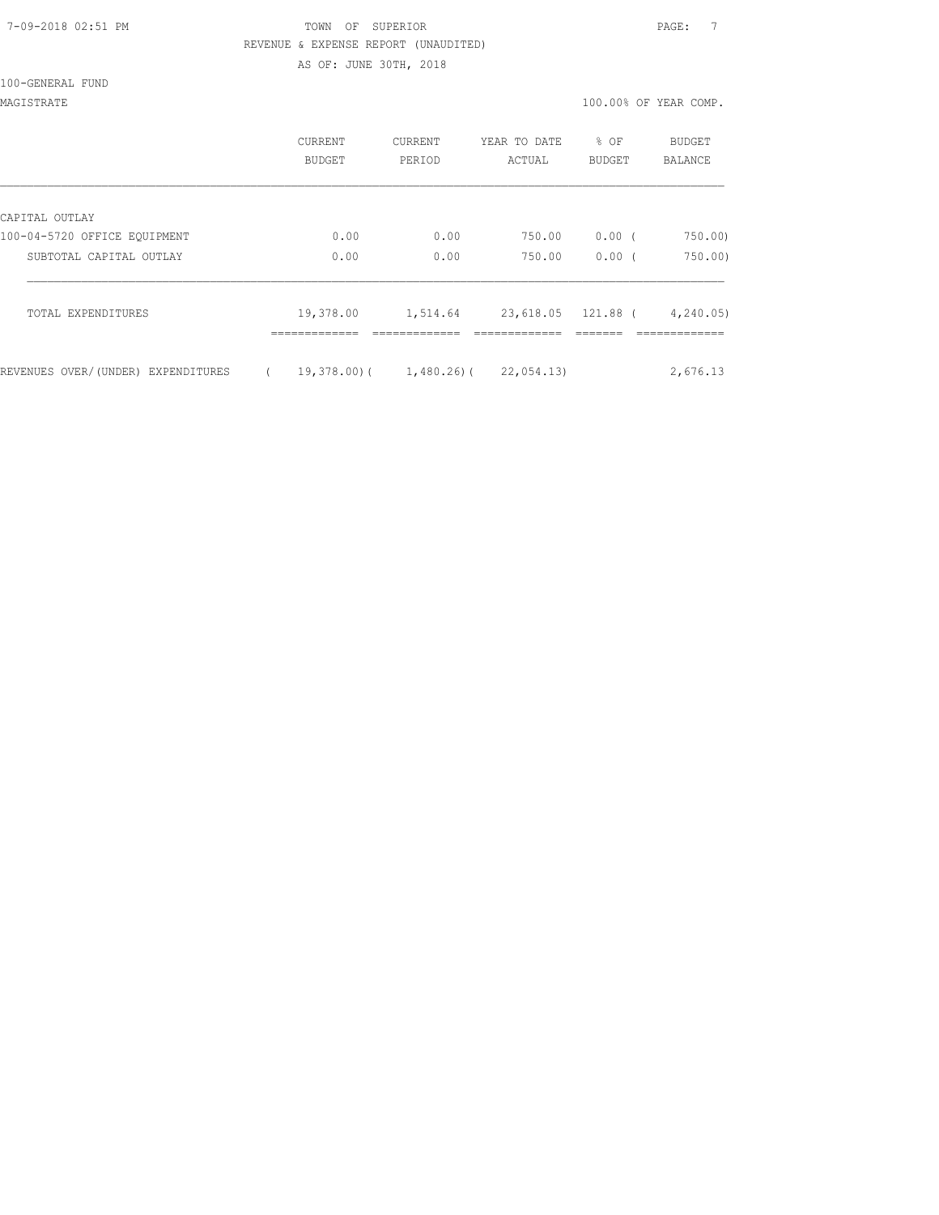TOWN OF SUPERIOR

REVENUE & EXPENSE REPORT (UNAUDITED)

AS OF: JUNE 30TH, 2018

100-GENERAL FUND

MAGISTRATE

100.00% OF YEAR COMP.

| | CURRENT BUDGET | CURRENT PERIOD | YEAR TO DATE ACTUAL | % OF BUDGET | BUDGET BALANCE |
|---|---|---|---|---|---|
| CAPITAL OUTLAY | | | | | |
| 100-04-5720 OFFICE EQUIPMENT | 0.00 | 0.00 | 750.00 | 0.00 ( | 750.00) |
| SUBTOTAL CAPITAL OUTLAY | 0.00 | 0.00 | 750.00 | 0.00 ( | 750.00) |
| TOTAL EXPENDITURES | 19,378.00 | 1,514.64 | 23,618.05 | 121.88 ( | 4,240.05) |
| REVENUES OVER/(UNDER) EXPENDITURES | ( 19,378.00)( | 1,480.26)( | 22,054.13) | | 2,676.13 |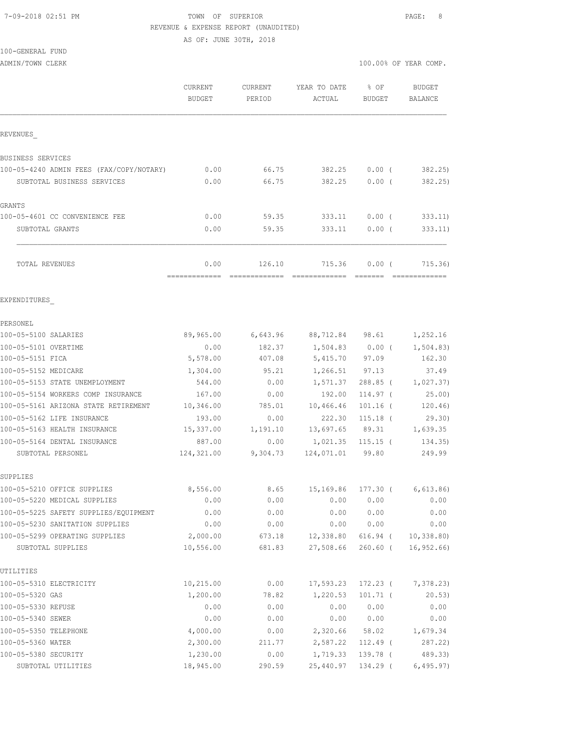TOWN OF SUPERIOR
REVENUE & EXPENSE REPORT (UNAUDITED)
AS OF: JUNE 30TH, 2018

100-GENERAL FUND
ADMIN/TOWN CLERK

100.00% OF YEAR COMP.

| | CURRENT BUDGET | CURRENT PERIOD | YEAR TO DATE ACTUAL | % OF BUDGET | BUDGET BALANCE |
|---|---|---|---|---|---|
| REVENUES_ | | | | | |
| BUSINESS SERVICES | | | | | |
| 100-05-4240 ADMIN FEES (FAX/COPY/NOTARY) | 0.00 | 66.75 | 382.25 | 0.00 ( | 382.25) |
| SUBTOTAL BUSINESS SERVICES | 0.00 | 66.75 | 382.25 | 0.00 ( | 382.25) |
| GRANTS | | | | | |
| 100-05-4601 CC CONVENIENCE FEE | 0.00 | 59.35 | 333.11 | 0.00 ( | 333.11) |
| SUBTOTAL GRANTS | 0.00 | 59.35 | 333.11 | 0.00 ( | 333.11) |
| TOTAL REVENUES | 0.00 | 126.10 | 715.36 | 0.00 ( | 715.36) |
| EXPENDITURES_ | | | | | |
| PERSONEL | | | | | |
| 100-05-5100 SALARIES | 89,965.00 | 6,643.96 | 88,712.84 | 98.61 | 1,252.16 |
| 100-05-5101 OVERTIME | 0.00 | 182.37 | 1,504.83 | 0.00 ( | 1,504.83) |
| 100-05-5151 FICA | 5,578.00 | 407.08 | 5,415.70 | 97.09 | 162.30 |
| 100-05-5152 MEDICARE | 1,304.00 | 95.21 | 1,266.51 | 97.13 | 37.49 |
| 100-05-5153 STATE UNEMPLOYMENT | 544.00 | 0.00 | 1,571.37 | 288.85 ( | 1,027.37) |
| 100-05-5154 WORKERS COMP INSURANCE | 167.00 | 0.00 | 192.00 | 114.97 ( | 25.00) |
| 100-05-5161 ARIZONA STATE RETIREMENT | 10,346.00 | 785.01 | 10,466.46 | 101.16 ( | 120.46) |
| 100-05-5162 LIFE INSURANCE | 193.00 | 0.00 | 222.30 | 115.18 ( | 29.30) |
| 100-05-5163 HEALTH INSURANCE | 15,337.00 | 1,191.10 | 13,697.65 | 89.31 | 1,639.35 |
| 100-05-5164 DENTAL INSURANCE | 887.00 | 0.00 | 1,021.35 | 115.15 ( | 134.35) |
| SUBTOTAL PERSONEL | 124,321.00 | 9,304.73 | 124,071.01 | 99.80 | 249.99 |
| SUPPLIES | | | | | |
| 100-05-5210 OFFICE SUPPLIES | 8,556.00 | 8.65 | 15,169.86 | 177.30 ( | 6,613.86) |
| 100-05-5220 MEDICAL SUPPLIES | 0.00 | 0.00 | 0.00 | 0.00 | 0.00 |
| 100-05-5225 SAFETY SUPPLIES/EQUIPMENT | 0.00 | 0.00 | 0.00 | 0.00 | 0.00 |
| 100-05-5230 SANITATION SUPPLIES | 0.00 | 0.00 | 0.00 | 0.00 | 0.00 |
| 100-05-5299 OPERATING SUPPLIES | 2,000.00 | 673.18 | 12,338.80 | 616.94 ( | 10,338.80) |
| SUBTOTAL SUPPLIES | 10,556.00 | 681.83 | 27,508.66 | 260.60 ( | 16,952.66) |
| UTILITIES | | | | | |
| 100-05-5310 ELECTRICITY | 10,215.00 | 0.00 | 17,593.23 | 172.23 ( | 7,378.23) |
| 100-05-5320 GAS | 1,200.00 | 78.82 | 1,220.53 | 101.71 ( | 20.53) |
| 100-05-5330 REFUSE | 0.00 | 0.00 | 0.00 | 0.00 | 0.00 |
| 100-05-5340 SEWER | 0.00 | 0.00 | 0.00 | 0.00 | 0.00 |
| 100-05-5350 TELEPHONE | 4,000.00 | 0.00 | 2,320.66 | 58.02 | 1,679.34 |
| 100-05-5360 WATER | 2,300.00 | 211.77 | 2,587.22 | 112.49 ( | 287.22) |
| 100-05-5380 SECURITY | 1,230.00 | 0.00 | 1,719.33 | 139.78 ( | 489.33) |
| SUBTOTAL UTILITIES | 18,945.00 | 290.59 | 25,440.97 | 134.29 ( | 6,495.97) |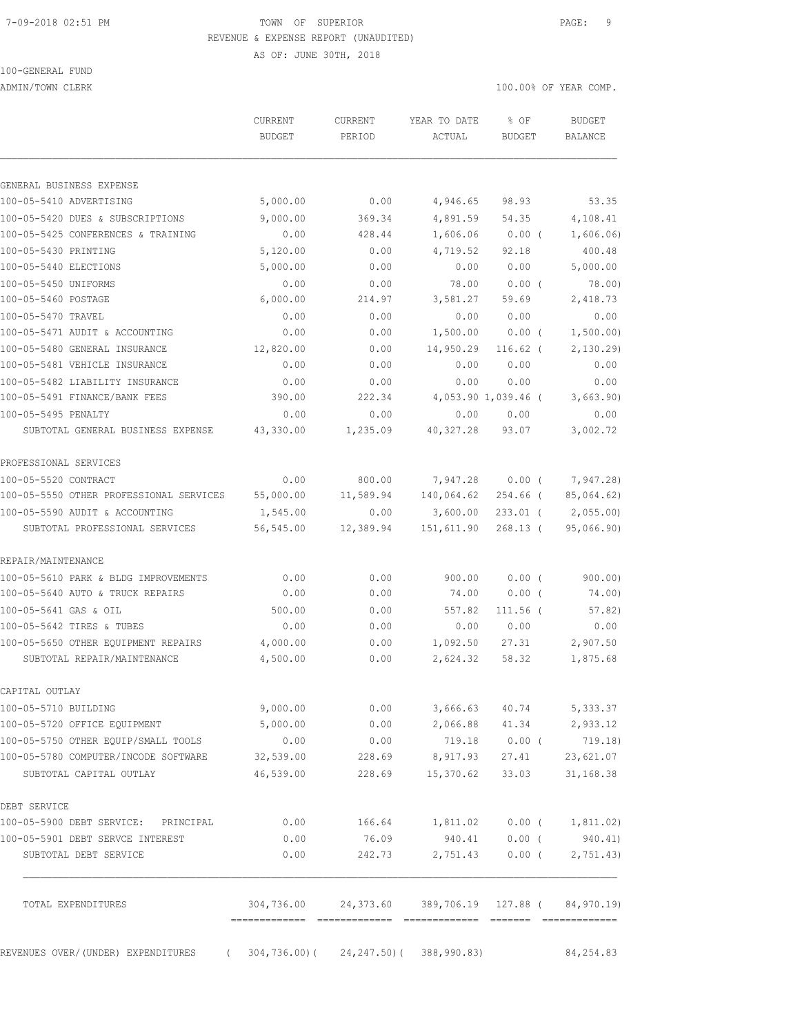7-09-2018 02:51 PM TOWN OF SUPERIOR

REVENUE & EXPENSE REPORT (UNAUDITED)

AS OF: JUNE 30TH, 2018

100-GENERAL FUND

ADMIN/TOWN CLERK 100.00% OF YEAR COMP.

| | CURRENT BUDGET | CURRENT PERIOD | YEAR TO DATE ACTUAL | % OF BUDGET | BUDGET BALANCE |
|---|---|---|---|---|---|
| GENERAL BUSINESS EXPENSE | | | | | |
| 100-05-5410 ADVERTISING | 5,000.00 | 0.00 | 4,946.65 | 98.93 | 53.35 |
| 100-05-5420 DUES & SUBSCRIPTIONS | 9,000.00 | 369.34 | 4,891.59 | 54.35 | 4,108.41 |
| 100-05-5425 CONFERENCES & TRAINING | 0.00 | 428.44 | 1,606.06 | 0.00 ( | 1,606.06) |
| 100-05-5430 PRINTING | 5,120.00 | 0.00 | 4,719.52 | 92.18 | 400.48 |
| 100-05-5440 ELECTIONS | 5,000.00 | 0.00 | 0.00 | 0.00 | 5,000.00 |
| 100-05-5450 UNIFORMS | 0.00 | 0.00 | 78.00 | 0.00 ( | 78.00) |
| 100-05-5460 POSTAGE | 6,000.00 | 214.97 | 3,581.27 | 59.69 | 2,418.73 |
| 100-05-5470 TRAVEL | 0.00 | 0.00 | 0.00 | 0.00 | 0.00 |
| 100-05-5471 AUDIT & ACCOUNTING | 0.00 | 0.00 | 1,500.00 | 0.00 ( | 1,500.00) |
| 100-05-5480 GENERAL INSURANCE | 12,820.00 | 0.00 | 14,950.29 | 116.62 ( | 2,130.29) |
| 100-05-5481 VEHICLE INSURANCE | 0.00 | 0.00 | 0.00 | 0.00 | 0.00 |
| 100-05-5482 LIABILITY INSURANCE | 0.00 | 0.00 | 0.00 | 0.00 | 0.00 |
| 100-05-5491 FINANCE/BANK FEES | 390.00 | 222.34 | 4,053.90 | 1,039.46 ( | 3,663.90) |
| 100-05-5495 PENALTY | 0.00 | 0.00 | 0.00 | 0.00 | 0.00 |
| SUBTOTAL GENERAL BUSINESS EXPENSE | 43,330.00 | 1,235.09 | 40,327.28 | 93.07 | 3,002.72 |
| PROFESSIONAL SERVICES | | | | | |
| 100-05-5520 CONTRACT | 0.00 | 800.00 | 7,947.28 | 0.00 ( | 7,947.28) |
| 100-05-5550 OTHER PROFESSIONAL SERVICES | 55,000.00 | 11,589.94 | 140,064.62 | 254.66 ( | 85,064.62) |
| 100-05-5590 AUDIT & ACCOUNTING | 1,545.00 | 0.00 | 3,600.00 | 233.01 ( | 2,055.00) |
| SUBTOTAL PROFESSIONAL SERVICES | 56,545.00 | 12,389.94 | 151,611.90 | 268.13 ( | 95,066.90) |
| REPAIR/MAINTENANCE | | | | | |
| 100-05-5610 PARK & BLDG IMPROVEMENTS | 0.00 | 0.00 | 900.00 | 0.00 ( | 900.00) |
| 100-05-5640 AUTO & TRUCK REPAIRS | 0.00 | 0.00 | 74.00 | 0.00 ( | 74.00) |
| 100-05-5641 GAS & OIL | 500.00 | 0.00 | 557.82 | 111.56 ( | 57.82) |
| 100-05-5642 TIRES & TUBES | 0.00 | 0.00 | 0.00 | 0.00 | 0.00 |
| 100-05-5650 OTHER EQUIPMENT REPAIRS | 4,000.00 | 0.00 | 1,092.50 | 27.31 | 2,907.50 |
| SUBTOTAL REPAIR/MAINTENANCE | 4,500.00 | 0.00 | 2,624.32 | 58.32 | 1,875.68 |
| CAPITAL OUTLAY | | | | | |
| 100-05-5710 BUILDING | 9,000.00 | 0.00 | 3,666.63 | 40.74 | 5,333.37 |
| 100-05-5720 OFFICE EQUIPMENT | 5,000.00 | 0.00 | 2,066.88 | 41.34 | 2,933.12 |
| 100-05-5750 OTHER EQUIP/SMALL TOOLS | 0.00 | 0.00 | 719.18 | 0.00 ( | 719.18) |
| 100-05-5780 COMPUTER/INCODE SOFTWARE | 32,539.00 | 228.69 | 8,917.93 | 27.41 | 23,621.07 |
| SUBTOTAL CAPITAL OUTLAY | 46,539.00 | 228.69 | 15,370.62 | 33.03 | 31,168.38 |
| DEBT SERVICE | | | | | |
| 100-05-5900 DEBT SERVICE: PRINCIPAL | 0.00 | 166.64 | 1,811.02 | 0.00 ( | 1,811.02) |
| 100-05-5901 DEBT SERVCE INTEREST | 0.00 | 76.09 | 940.41 | 0.00 ( | 940.41) |
| SUBTOTAL DEBT SERVICE | 0.00 | 242.73 | 2,751.43 | 0.00 ( | 2,751.43) |
| TOTAL EXPENDITURES | 304,736.00 | 24,373.60 | 389,706.19 | 127.88 ( | 84,970.19) |
| REVENUES OVER/(UNDER) EXPENDITURES | ( 304,736.00)( | 24,247.50)( | 388,990.83) | | 84,254.83 |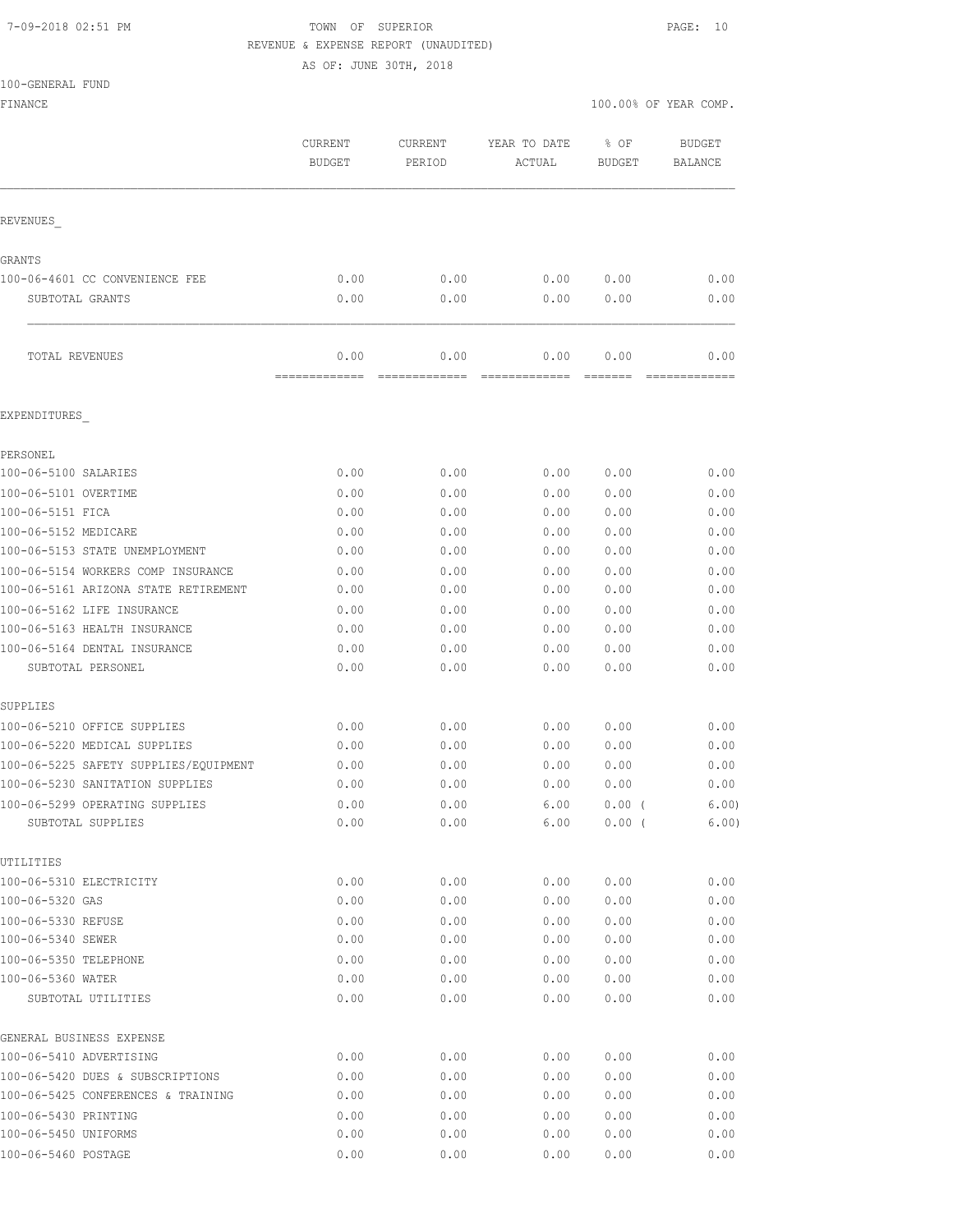7-09-2018 02:51 PM TOWN OF SUPERIOR

REVENUE & EXPENSE REPORT (UNAUDITED)

AS OF: JUNE 30TH, 2018

100-GENERAL FUND

FINANCE 100.00% OF YEAR COMP.

| | CURRENT BUDGET | CURRENT PERIOD | YEAR TO DATE ACTUAL | % OF BUDGET | BUDGET BALANCE |
|---|---|---|---|---|---|
| REVENUES_ | | | | | |
| GRANTS | | | | | |
| 100-06-4601 CC CONVENIENCE FEE | 0.00 | 0.00 | 0.00 | 0.00 | 0.00 |
| SUBTOTAL GRANTS | 0.00 | 0.00 | 0.00 | 0.00 | 0.00 |
| TOTAL REVENUES | 0.00 | 0.00 | 0.00 | 0.00 | 0.00 |
| EXPENDITURES_ | | | | | |
| PERSONEL | | | | | |
| 100-06-5100 SALARIES | 0.00 | 0.00 | 0.00 | 0.00 | 0.00 |
| 100-06-5101 OVERTIME | 0.00 | 0.00 | 0.00 | 0.00 | 0.00 |
| 100-06-5151 FICA | 0.00 | 0.00 | 0.00 | 0.00 | 0.00 |
| 100-06-5152 MEDICARE | 0.00 | 0.00 | 0.00 | 0.00 | 0.00 |
| 100-06-5153 STATE UNEMPLOYMENT | 0.00 | 0.00 | 0.00 | 0.00 | 0.00 |
| 100-06-5154 WORKERS COMP INSURANCE | 0.00 | 0.00 | 0.00 | 0.00 | 0.00 |
| 100-06-5161 ARIZONA STATE RETIREMENT | 0.00 | 0.00 | 0.00 | 0.00 | 0.00 |
| 100-06-5162 LIFE INSURANCE | 0.00 | 0.00 | 0.00 | 0.00 | 0.00 |
| 100-06-5163 HEALTH INSURANCE | 0.00 | 0.00 | 0.00 | 0.00 | 0.00 |
| 100-06-5164 DENTAL INSURANCE | 0.00 | 0.00 | 0.00 | 0.00 | 0.00 |
| SUBTOTAL PERSONEL | 0.00 | 0.00 | 0.00 | 0.00 | 0.00 |
| SUPPLIES | | | | | |
| 100-06-5210 OFFICE SUPPLIES | 0.00 | 0.00 | 0.00 | 0.00 | 0.00 |
| 100-06-5220 MEDICAL SUPPLIES | 0.00 | 0.00 | 0.00 | 0.00 | 0.00 |
| 100-06-5225 SAFETY SUPPLIES/EQUIPMENT | 0.00 | 0.00 | 0.00 | 0.00 | 0.00 |
| 100-06-5230 SANITATION SUPPLIES | 0.00 | 0.00 | 0.00 | 0.00 | 0.00 |
| 100-06-5299 OPERATING SUPPLIES | 0.00 | 0.00 | 6.00 | 0.00 ( | 6.00) |
| SUBTOTAL SUPPLIES | 0.00 | 0.00 | 6.00 | 0.00 ( | 6.00) |
| UTILITIES | | | | | |
| 100-06-5310 ELECTRICITY | 0.00 | 0.00 | 0.00 | 0.00 | 0.00 |
| 100-06-5320 GAS | 0.00 | 0.00 | 0.00 | 0.00 | 0.00 |
| 100-06-5330 REFUSE | 0.00 | 0.00 | 0.00 | 0.00 | 0.00 |
| 100-06-5340 SEWER | 0.00 | 0.00 | 0.00 | 0.00 | 0.00 |
| 100-06-5350 TELEPHONE | 0.00 | 0.00 | 0.00 | 0.00 | 0.00 |
| 100-06-5360 WATER | 0.00 | 0.00 | 0.00 | 0.00 | 0.00 |
| SUBTOTAL UTILITIES | 0.00 | 0.00 | 0.00 | 0.00 | 0.00 |
| GENERAL BUSINESS EXPENSE | | | | | |
| 100-06-5410 ADVERTISING | 0.00 | 0.00 | 0.00 | 0.00 | 0.00 |
| 100-06-5420 DUES & SUBSCRIPTIONS | 0.00 | 0.00 | 0.00 | 0.00 | 0.00 |
| 100-06-5425 CONFERENCES & TRAINING | 0.00 | 0.00 | 0.00 | 0.00 | 0.00 |
| 100-06-5430 PRINTING | 0.00 | 0.00 | 0.00 | 0.00 | 0.00 |
| 100-06-5450 UNIFORMS | 0.00 | 0.00 | 0.00 | 0.00 | 0.00 |
| 100-06-5460 POSTAGE | 0.00 | 0.00 | 0.00 | 0.00 | 0.00 |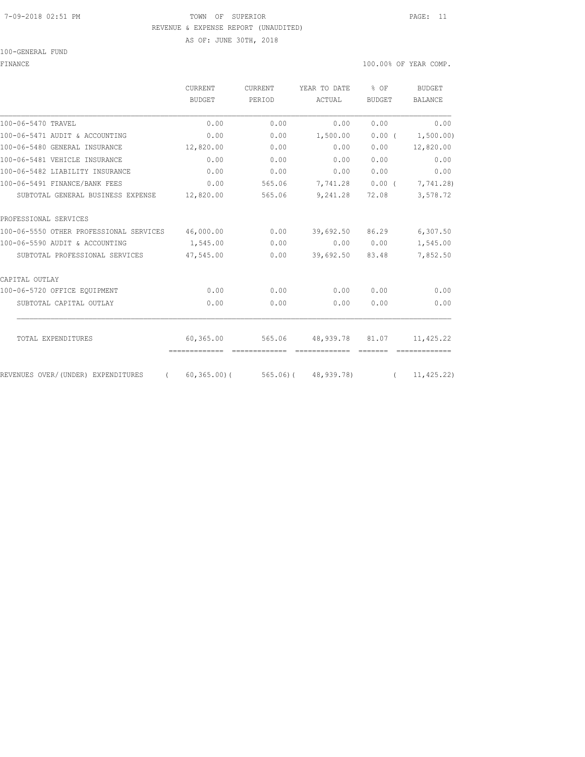TOWN OF SUPERIOR
REVENUE & EXPENSE REPORT (UNAUDITED)
AS OF: JUNE 30TH, 2018

100-GENERAL FUND

FINANCE

100.00% OF YEAR COMP.

| | CURRENT BUDGET | CURRENT PERIOD | YEAR TO DATE ACTUAL | % OF BUDGET | BUDGET BALANCE |
|---|---|---|---|---|---|
| 100-06-5470 TRAVEL | 0.00 | 0.00 | 0.00 | 0.00 | 0.00 |
| 100-06-5471 AUDIT & ACCOUNTING | 0.00 | 0.00 | 1,500.00 | 0.00 | ( 1,500.00) |
| 100-06-5480 GENERAL INSURANCE | 12,820.00 | 0.00 | 0.00 | 0.00 | 12,820.00 |
| 100-06-5481 VEHICLE INSURANCE | 0.00 | 0.00 | 0.00 | 0.00 | 0.00 |
| 100-06-5482 LIABILITY INSURANCE | 0.00 | 0.00 | 0.00 | 0.00 | 0.00 |
| 100-06-5491 FINANCE/BANK FEES | 0.00 | 565.06 | 7,741.28 | 0.00 | ( 7,741.28) |
| SUBTOTAL GENERAL BUSINESS EXPENSE | 12,820.00 | 565.06 | 9,241.28 | 72.08 | 3,578.72 |
| PROFESSIONAL SERVICES | | | | | |
| 100-06-5550 OTHER PROFESSIONAL SERVICES | 46,000.00 | 0.00 | 39,692.50 | 86.29 | 6,307.50 |
| 100-06-5590 AUDIT & ACCOUNTING | 1,545.00 | 0.00 | 0.00 | 0.00 | 1,545.00 |
| SUBTOTAL PROFESSIONAL SERVICES | 47,545.00 | 0.00 | 39,692.50 | 83.48 | 7,852.50 |
| CAPITAL OUTLAY | | | | | |
| 100-06-5720 OFFICE EQUIPMENT | 0.00 | 0.00 | 0.00 | 0.00 | 0.00 |
| SUBTOTAL CAPITAL OUTLAY | 0.00 | 0.00 | 0.00 | 0.00 | 0.00 |
| TOTAL EXPENDITURES | 60,365.00 | 565.06 | 48,939.78 | 81.07 | 11,425.22 |
| REVENUES OVER/(UNDER) EXPENDITURES | ( 60,365.00) | ( 565.06) | ( 48,939.78) | | ( 11,425.22) |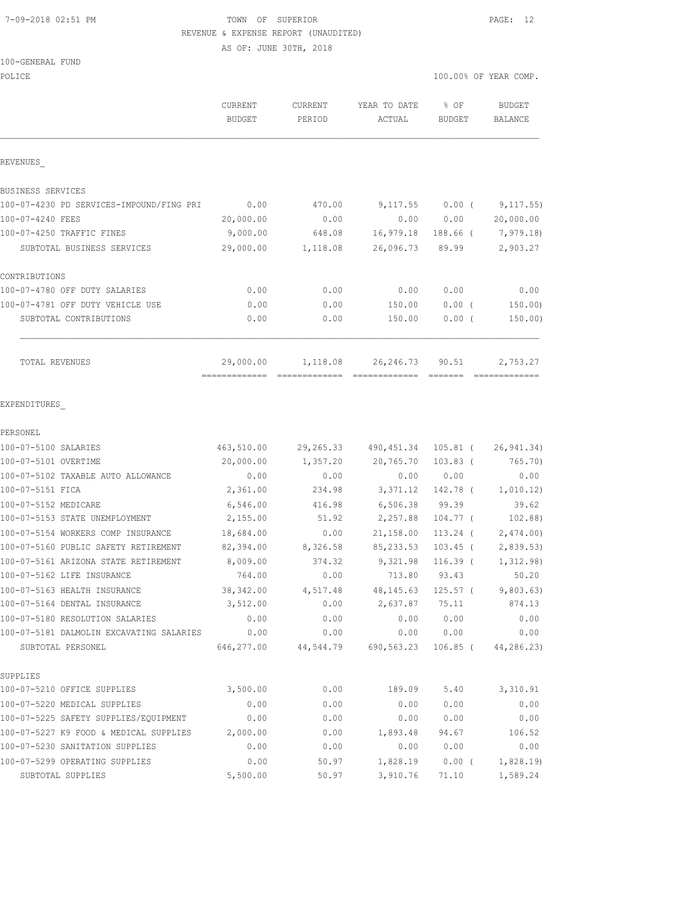7-09-2018 02:51 PM

TOWN OF SUPERIOR

REVENUE & EXPENSE REPORT (UNAUDITED)

AS OF: JUNE 30TH, 2018

100-GENERAL FUND

POLICE

100.00% OF YEAR COMP.

| | CURRENT BUDGET | CURRENT PERIOD | YEAR TO DATE ACTUAL | % OF BUDGET | BUDGET BALANCE |
|---|---|---|---|---|---|
| **REVENUES** | | | | | |
| BUSINESS SERVICES | | | | | |
| 100-07-4230 PD SERVICES-IMPOUND/FING PRI | 0.00 | 470.00 | 9,117.55 | 0.00 ( | 9,117.55) |
| 100-07-4240 FEES | 20,000.00 | 0.00 | 0.00 | 0.00 | 20,000.00 |
| 100-07-4250 TRAFFIC FINES | 9,000.00 | 648.08 | 16,979.18 | 188.66 ( | 7,979.18) |
| SUBTOTAL BUSINESS SERVICES | 29,000.00 | 1,118.08 | 26,096.73 | 89.99 | 2,903.27 |
| CONTRIBUTIONS | | | | | |
| 100-07-4780 OFF DUTY SALARIES | 0.00 | 0.00 | 0.00 | 0.00 | 0.00 |
| 100-07-4781 OFF DUTY VEHICLE USE | 0.00 | 0.00 | 150.00 | 0.00 ( | 150.00) |
| SUBTOTAL CONTRIBUTIONS | 0.00 | 0.00 | 150.00 | 0.00 ( | 150.00) |
| TOTAL REVENUES | 29,000.00 | 1,118.08 | 26,246.73 | 90.51 | 2,753.27 |
| **EXPENDITURES** | | | | | |
| PERSONEL | | | | | |
| 100-07-5100 SALARIES | 463,510.00 | 29,265.33 | 490,451.34 | 105.81 ( | 26,941.34) |
| 100-07-5101 OVERTIME | 20,000.00 | 1,357.20 | 20,765.70 | 103.83 ( | 765.70) |
| 100-07-5102 TAXABLE AUTO ALLOWANCE | 0.00 | 0.00 | 0.00 | 0.00 | 0.00 |
| 100-07-5151 FICA | 2,361.00 | 234.98 | 3,371.12 | 142.78 ( | 1,010.12) |
| 100-07-5152 MEDICARE | 6,546.00 | 416.98 | 6,506.38 | 99.39 | 39.62 |
| 100-07-5153 STATE UNEMPLOYMENT | 2,155.00 | 51.92 | 2,257.88 | 104.77 ( | 102.88) |
| 100-07-5154 WORKERS COMP INSURANCE | 18,684.00 | 0.00 | 21,158.00 | 113.24 ( | 2,474.00) |
| 100-07-5160 PUBLIC SAFETY RETIREMENT | 82,394.00 | 8,326.58 | 85,233.53 | 103.45 ( | 2,839.53) |
| 100-07-5161 ARIZONA STATE RETIREMENT | 8,009.00 | 374.32 | 9,321.98 | 116.39 ( | 1,312.98) |
| 100-07-5162 LIFE INSURANCE | 764.00 | 0.00 | 713.80 | 93.43 | 50.20 |
| 100-07-5163 HEALTH INSURANCE | 38,342.00 | 4,517.48 | 48,145.63 | 125.57 ( | 9,803.63) |
| 100-07-5164 DENTAL INSURANCE | 3,512.00 | 0.00 | 2,637.87 | 75.11 | 874.13 |
| 100-07-5180 RESOLUTION SALARIES | 0.00 | 0.00 | 0.00 | 0.00 | 0.00 |
| 100-07-5181 DALMOLIN EXCAVATING SALARIES | 0.00 | 0.00 | 0.00 | 0.00 | 0.00 |
| SUBTOTAL PERSONEL | 646,277.00 | 44,544.79 | 690,563.23 | 106.85 ( | 44,286.23) |
| SUPPLIES | | | | | |
| 100-07-5210 OFFICE SUPPLIES | 3,500.00 | 0.00 | 189.09 | 5.40 | 3,310.91 |
| 100-07-5220 MEDICAL SUPPLIES | 0.00 | 0.00 | 0.00 | 0.00 | 0.00 |
| 100-07-5225 SAFETY SUPPLIES/EQUIPMENT | 0.00 | 0.00 | 0.00 | 0.00 | 0.00 |
| 100-07-5227 K9 FOOD & MEDICAL SUPPLIES | 2,000.00 | 0.00 | 1,893.48 | 94.67 | 106.52 |
| 100-07-5230 SANITATION SUPPLIES | 0.00 | 0.00 | 0.00 | 0.00 | 0.00 |
| 100-07-5299 OPERATING SUPPLIES | 0.00 | 50.97 | 1,828.19 | 0.00 ( | 1,828.19) |
| SUBTOTAL SUPPLIES | 5,500.00 | 50.97 | 3,910.76 | 71.10 | 1,589.24 |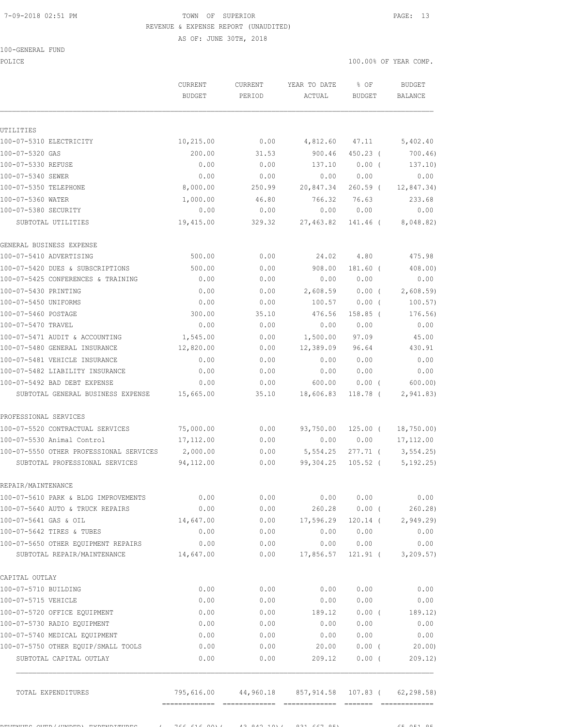7-09-2018 02:51 PM

TOWN OF SUPERIOR
REVENUE & EXPENSE REPORT (UNAUDITED)
AS OF: JUNE 30TH, 2018

100-GENERAL FUND
POLICE

100.00% OF YEAR COMP.

|  | CURRENT BUDGET | CURRENT PERIOD | YEAR TO DATE ACTUAL | % OF BUDGET | BUDGET BALANCE |
|---|---|---|---|---|---|
| UTILITIES | | | | | |
| 100-07-5310 ELECTRICITY | 10,215.00 | 0.00 | 4,812.60 | 47.11 | 5,402.40 |
| 100-07-5320 GAS | 200.00 | 31.53 | 900.46 | 450.23 ( | 700.46) |
| 100-07-5330 REFUSE | 0.00 | 0.00 | 137.10 | 0.00 ( | 137.10) |
| 100-07-5340 SEWER | 0.00 | 0.00 | 0.00 | 0.00 | 0.00 |
| 100-07-5350 TELEPHONE | 8,000.00 | 250.99 | 20,847.34 | 260.59 ( | 12,847.34) |
| 100-07-5360 WATER | 1,000.00 | 46.80 | 766.32 | 76.63 | 233.68 |
| 100-07-5380 SECURITY | 0.00 | 0.00 | 0.00 | 0.00 | 0.00 |
| SUBTOTAL UTILITIES | 19,415.00 | 329.32 | 27,463.82 | 141.46 ( | 8,048.82) |
| GENERAL BUSINESS EXPENSE | | | | | |
| 100-07-5410 ADVERTISING | 500.00 | 0.00 | 24.02 | 4.80 | 475.98 |
| 100-07-5420 DUES & SUBSCRIPTIONS | 500.00 | 0.00 | 908.00 | 181.60 ( | 408.00) |
| 100-07-5425 CONFERENCES & TRAINING | 0.00 | 0.00 | 0.00 | 0.00 | 0.00 |
| 100-07-5430 PRINTING | 0.00 | 0.00 | 2,608.59 | 0.00 ( | 2,608.59) |
| 100-07-5450 UNIFORMS | 0.00 | 0.00 | 100.57 | 0.00 ( | 100.57) |
| 100-07-5460 POSTAGE | 300.00 | 35.10 | 476.56 | 158.85 ( | 176.56) |
| 100-07-5470 TRAVEL | 0.00 | 0.00 | 0.00 | 0.00 | 0.00 |
| 100-07-5471 AUDIT & ACCOUNTING | 1,545.00 | 0.00 | 1,500.00 | 97.09 | 45.00 |
| 100-07-5480 GENERAL INSURANCE | 12,820.00 | 0.00 | 12,389.09 | 96.64 | 430.91 |
| 100-07-5481 VEHICLE INSURANCE | 0.00 | 0.00 | 0.00 | 0.00 | 0.00 |
| 100-07-5482 LIABILITY INSURANCE | 0.00 | 0.00 | 0.00 | 0.00 | 0.00 |
| 100-07-5492 BAD DEBT EXPENSE | 0.00 | 0.00 | 600.00 | 0.00 ( | 600.00) |
| SUBTOTAL GENERAL BUSINESS EXPENSE | 15,665.00 | 35.10 | 18,606.83 | 118.78 ( | 2,941.83) |
| PROFESSIONAL SERVICES | | | | | |
| 100-07-5520 CONTRACTUAL SERVICES | 75,000.00 | 0.00 | 93,750.00 | 125.00 ( | 18,750.00) |
| 100-07-5530 Animal Control | 17,112.00 | 0.00 | 0.00 | 0.00 | 17,112.00 |
| 100-07-5550 OTHER PROFESSIONAL SERVICES | 2,000.00 | 0.00 | 5,554.25 | 277.71 ( | 3,554.25) |
| SUBTOTAL PROFESSIONAL SERVICES | 94,112.00 | 0.00 | 99,304.25 | 105.52 ( | 5,192.25) |
| REPAIR/MAINTENANCE | | | | | |
| 100-07-5610 PARK & BLDG IMPROVEMENTS | 0.00 | 0.00 | 0.00 | 0.00 | 0.00 |
| 100-07-5640 AUTO & TRUCK REPAIRS | 0.00 | 0.00 | 260.28 | 0.00 ( | 260.28) |
| 100-07-5641 GAS & OIL | 14,647.00 | 0.00 | 17,596.29 | 120.14 ( | 2,949.29) |
| 100-07-5642 TIRES & TUBES | 0.00 | 0.00 | 0.00 | 0.00 | 0.00 |
| 100-07-5650 OTHER EQUIPMENT REPAIRS | 0.00 | 0.00 | 0.00 | 0.00 | 0.00 |
| SUBTOTAL REPAIR/MAINTENANCE | 14,647.00 | 0.00 | 17,856.57 | 121.91 ( | 3,209.57) |
| CAPITAL OUTLAY | | | | | |
| 100-07-5710 BUILDING | 0.00 | 0.00 | 0.00 | 0.00 | 0.00 |
| 100-07-5715 VEHICLE | 0.00 | 0.00 | 0.00 | 0.00 | 0.00 |
| 100-07-5720 OFFICE EQUIPMENT | 0.00 | 0.00 | 189.12 | 0.00 ( | 189.12) |
| 100-07-5730 RADIO EQUIPMENT | 0.00 | 0.00 | 0.00 | 0.00 | 0.00 |
| 100-07-5740 MEDICAL EQUIPMENT | 0.00 | 0.00 | 0.00 | 0.00 | 0.00 |
| 100-07-5750 OTHER EQUIP/SMALL TOOLS | 0.00 | 0.00 | 20.00 | 0.00 ( | 20.00) |
| SUBTOTAL CAPITAL OUTLAY | 0.00 | 0.00 | 209.12 | 0.00 ( | 209.12) |
| TOTAL EXPENDITURES | 795,616.00 | 44,960.18 | 857,914.58 | 107.83 ( | 62,298.58) |
| REVENUES OVER/(UNDER) EXPENDITURES | ( 766,616.00)( | 43,842.18)( | 831,667.85) | | 65,051.85 |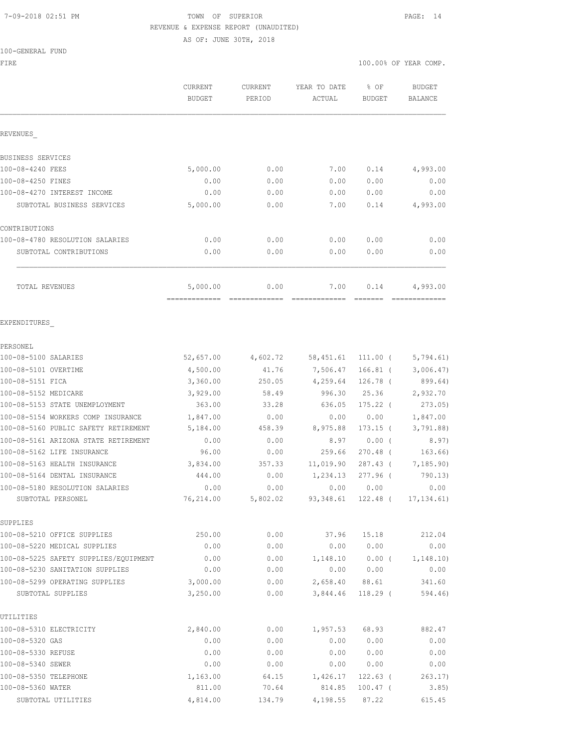7-09-2018 02:51 PM

TOWN OF SUPERIOR
REVENUE & EXPENSE REPORT (UNAUDITED)
AS OF: JUNE 30TH, 2018

100-GENERAL FUND
FIRE

100.00% OF YEAR COMP.

| | CURRENT BUDGET | CURRENT PERIOD | YEAR TO DATE ACTUAL | % OF BUDGET | BUDGET BALANCE |
|---|---|---|---|---|---|
| **REVENUES** | | | | | |
| **BUSINESS SERVICES** | | | | | |
| 100-08-4240 FEES | 5,000.00 | 0.00 | 7.00 | 0.14 | 4,993.00 |
| 100-08-4250 FINES | 0.00 | 0.00 | 0.00 | 0.00 | 0.00 |
| 100-08-4270 INTEREST INCOME | 0.00 | 0.00 | 0.00 | 0.00 | 0.00 |
| SUBTOTAL BUSINESS SERVICES | 5,000.00 | 0.00 | 7.00 | 0.14 | 4,993.00 |
| **CONTRIBUTIONS** | | | | | |
| 100-08-4780 RESOLUTION SALARIES | 0.00 | 0.00 | 0.00 | 0.00 | 0.00 |
| SUBTOTAL CONTRIBUTIONS | 0.00 | 0.00 | 0.00 | 0.00 | 0.00 |
| TOTAL REVENUES | 5,000.00 | 0.00 | 7.00 | 0.14 | 4,993.00 |
| **EXPENDITURES** | | | | | |
| **PERSONEL** | | | | | |
| 100-08-5100 SALARIES | 52,657.00 | 4,602.72 | 58,451.61 | 111.00 ( | 5,794.61) |
| 100-08-5101 OVERTIME | 4,500.00 | 41.76 | 7,506.47 | 166.81 ( | 3,006.47) |
| 100-08-5151 FICA | 3,360.00 | 250.05 | 4,259.64 | 126.78 ( | 899.64) |
| 100-08-5152 MEDICARE | 3,929.00 | 58.49 | 996.30 | 25.36 | 2,932.70 |
| 100-08-5153 STATE UNEMPLOYMENT | 363.00 | 33.28 | 636.05 | 175.22 ( | 273.05) |
| 100-08-5154 WORKERS COMP INSURANCE | 1,847.00 | 0.00 | 0.00 | 0.00 | 1,847.00 |
| 100-08-5160 PUBLIC SAFETY RETIREMENT | 5,184.00 | 458.39 | 8,975.88 | 173.15 ( | 3,791.88) |
| 100-08-5161 ARIZONA STATE RETIREMENT | 0.00 | 0.00 | 8.97 | 0.00 ( | 8.97) |
| 100-08-5162 LIFE INSURANCE | 96.00 | 0.00 | 259.66 | 270.48 ( | 163.66) |
| 100-08-5163 HEALTH INSURANCE | 3,834.00 | 357.33 | 11,019.90 | 287.43 ( | 7,185.90) |
| 100-08-5164 DENTAL INSURANCE | 444.00 | 0.00 | 1,234.13 | 277.96 ( | 790.13) |
| 100-08-5180 RESOLUTION SALARIES | 0.00 | 0.00 | 0.00 | 0.00 | 0.00 |
| SUBTOTAL PERSONEL | 76,214.00 | 5,802.02 | 93,348.61 | 122.48 ( | 17,134.61) |
| **SUPPLIES** | | | | | |
| 100-08-5210 OFFICE SUPPLIES | 250.00 | 0.00 | 37.96 | 15.18 | 212.04 |
| 100-08-5220 MEDICAL SUPPLIES | 0.00 | 0.00 | 0.00 | 0.00 | 0.00 |
| 100-08-5225 SAFETY SUPPLIES/EQUIPMENT | 0.00 | 0.00 | 1,148.10 | 0.00 ( | 1,148.10) |
| 100-08-5230 SANITATION SUPPLIES | 0.00 | 0.00 | 0.00 | 0.00 | 0.00 |
| 100-08-5299 OPERATING SUPPLIES | 3,000.00 | 0.00 | 2,658.40 | 88.61 | 341.60 |
| SUBTOTAL SUPPLIES | 3,250.00 | 0.00 | 3,844.46 | 118.29 ( | 594.46) |
| **UTILITIES** | | | | | |
| 100-08-5310 ELECTRICITY | 2,840.00 | 0.00 | 1,957.53 | 68.93 | 882.47 |
| 100-08-5320 GAS | 0.00 | 0.00 | 0.00 | 0.00 | 0.00 |
| 100-08-5330 REFUSE | 0.00 | 0.00 | 0.00 | 0.00 | 0.00 |
| 100-08-5340 SEWER | 0.00 | 0.00 | 0.00 | 0.00 | 0.00 |
| 100-08-5350 TELEPHONE | 1,163.00 | 64.15 | 1,426.17 | 122.63 ( | 263.17) |
| 100-08-5360 WATER | 811.00 | 70.64 | 814.85 | 100.47 ( | 3.85) |
| SUBTOTAL UTILITIES | 4,814.00 | 134.79 | 4,198.55 | 87.22 | 615.45 |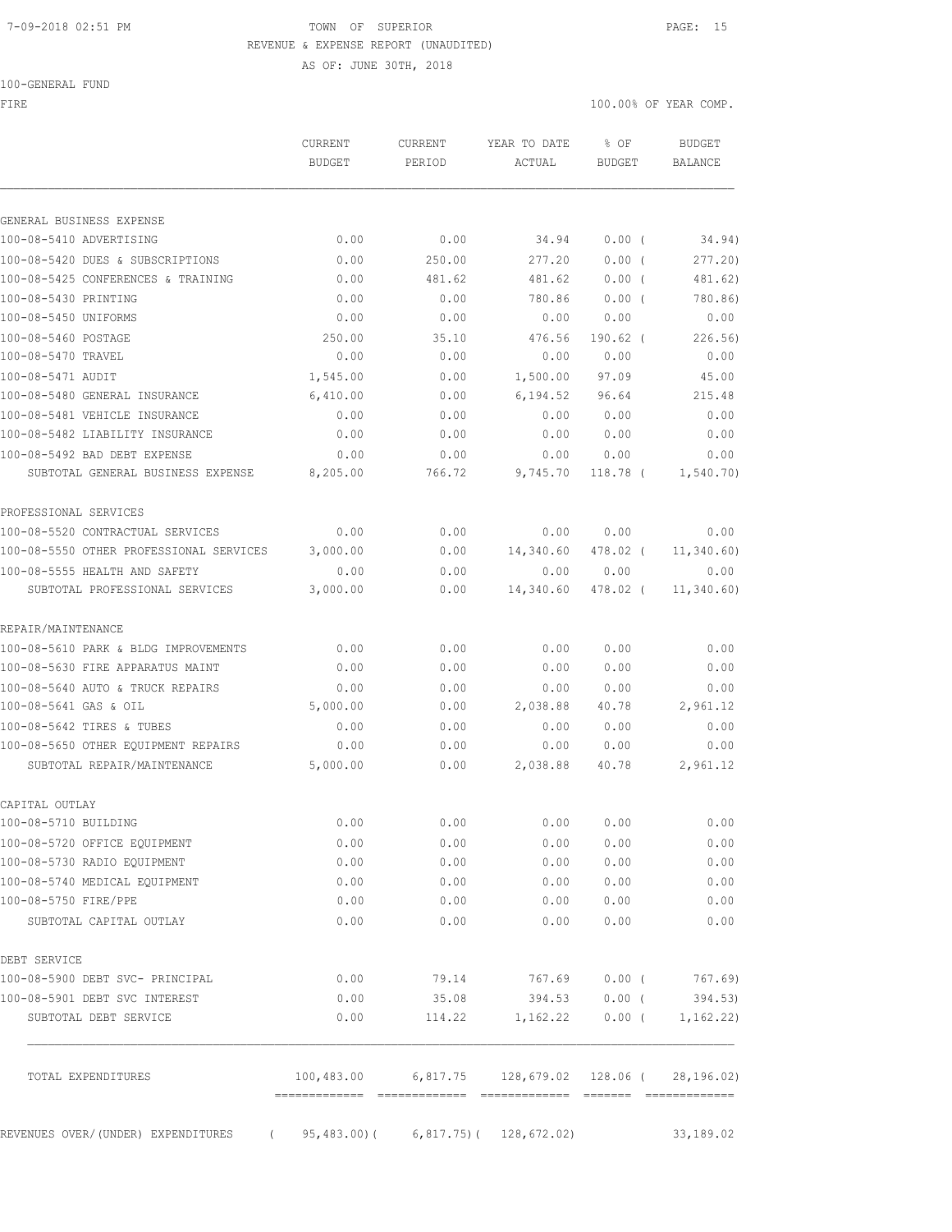7-09-2018 02:51 PM TOWN OF SUPERIOR

REVENUE & EXPENSE REPORT (UNAUDITED)

AS OF: JUNE 30TH, 2018

100-GENERAL FUND

FIRE 100.00% OF YEAR COMP.

| | CURRENT BUDGET | CURRENT PERIOD | YEAR TO DATE ACTUAL | % OF BUDGET | BUDGET BALANCE |
|---|---|---|---|---|---|
| **GENERAL BUSINESS EXPENSE** | | | | | |
| 100-08-5410 ADVERTISING | 0.00 | 0.00 | 34.94 | 0.00 ( | 34.94) |
| 100-08-5420 DUES & SUBSCRIPTIONS | 0.00 | 250.00 | 277.20 | 0.00 ( | 277.20) |
| 100-08-5425 CONFERENCES & TRAINING | 0.00 | 481.62 | 481.62 | 0.00 ( | 481.62) |
| 100-08-5430 PRINTING | 0.00 | 0.00 | 780.86 | 0.00 ( | 780.86) |
| 100-08-5450 UNIFORMS | 0.00 | 0.00 | 0.00 | 0.00 | 0.00 |
| 100-08-5460 POSTAGE | 250.00 | 35.10 | 476.56 | 190.62 ( | 226.56) |
| 100-08-5470 TRAVEL | 0.00 | 0.00 | 0.00 | 0.00 | 0.00 |
| 100-08-5471 AUDIT | 1,545.00 | 0.00 | 1,500.00 | 97.09 | 45.00 |
| 100-08-5480 GENERAL INSURANCE | 6,410.00 | 0.00 | 6,194.52 | 96.64 | 215.48 |
| 100-08-5481 VEHICLE INSURANCE | 0.00 | 0.00 | 0.00 | 0.00 | 0.00 |
| 100-08-5482 LIABILITY INSURANCE | 0.00 | 0.00 | 0.00 | 0.00 | 0.00 |
| 100-08-5492 BAD DEBT EXPENSE | 0.00 | 0.00 | 0.00 | 0.00 | 0.00 |
| SUBTOTAL GENERAL BUSINESS EXPENSE | 8,205.00 | 766.72 | 9,745.70 | 118.78 ( | 1,540.70) |
| **PROFESSIONAL SERVICES** | | | | | |
| 100-08-5520 CONTRACTUAL SERVICES | 0.00 | 0.00 | 0.00 | 0.00 | 0.00 |
| 100-08-5550 OTHER PROFESSIONAL SERVICES | 3,000.00 | 0.00 | 14,340.60 | 478.02 ( | 11,340.60) |
| 100-08-5555 HEALTH AND SAFETY | 0.00 | 0.00 | 0.00 | 0.00 | 0.00 |
| SUBTOTAL PROFESSIONAL SERVICES | 3,000.00 | 0.00 | 14,340.60 | 478.02 ( | 11,340.60) |
| **REPAIR/MAINTENANCE** | | | | | |
| 100-08-5610 PARK & BLDG IMPROVEMENTS | 0.00 | 0.00 | 0.00 | 0.00 | 0.00 |
| 100-08-5630 FIRE APPARATUS MAINT | 0.00 | 0.00 | 0.00 | 0.00 | 0.00 |
| 100-08-5640 AUTO & TRUCK REPAIRS | 0.00 | 0.00 | 0.00 | 0.00 | 0.00 |
| 100-08-5641 GAS & OIL | 5,000.00 | 0.00 | 2,038.88 | 40.78 | 2,961.12 |
| 100-08-5642 TIRES & TUBES | 0.00 | 0.00 | 0.00 | 0.00 | 0.00 |
| 100-08-5650 OTHER EQUIPMENT REPAIRS | 0.00 | 0.00 | 0.00 | 0.00 | 0.00 |
| SUBTOTAL REPAIR/MAINTENANCE | 5,000.00 | 0.00 | 2,038.88 | 40.78 | 2,961.12 |
| **CAPITAL OUTLAY** | | | | | |
| 100-08-5710 BUILDING | 0.00 | 0.00 | 0.00 | 0.00 | 0.00 |
| 100-08-5720 OFFICE EQUIPMENT | 0.00 | 0.00 | 0.00 | 0.00 | 0.00 |
| 100-08-5730 RADIO EQUIPMENT | 0.00 | 0.00 | 0.00 | 0.00 | 0.00 |
| 100-08-5740 MEDICAL EQUIPMENT | 0.00 | 0.00 | 0.00 | 0.00 | 0.00 |
| 100-08-5750 FIRE/PPE | 0.00 | 0.00 | 0.00 | 0.00 | 0.00 |
| SUBTOTAL CAPITAL OUTLAY | 0.00 | 0.00 | 0.00 | 0.00 | 0.00 |
| **DEBT SERVICE** | | | | | |
| 100-08-5900 DEBT SVC- PRINCIPAL | 0.00 | 79.14 | 767.69 | 0.00 ( | 767.69) |
| 100-08-5901 DEBT SVC INTEREST | 0.00 | 35.08 | 394.53 | 0.00 ( | 394.53) |
| SUBTOTAL DEBT SERVICE | 0.00 | 114.22 | 1,162.22 | 0.00 ( | 1,162.22) |
| TOTAL EXPENDITURES | 100,483.00 | 6,817.75 | 128,679.02 | 128.06 ( | 28,196.02) |
| REVENUES OVER/(UNDER) EXPENDITURES | ( 95,483.00)( | 6,817.75)( | 128,672.02) | | 33,189.02 |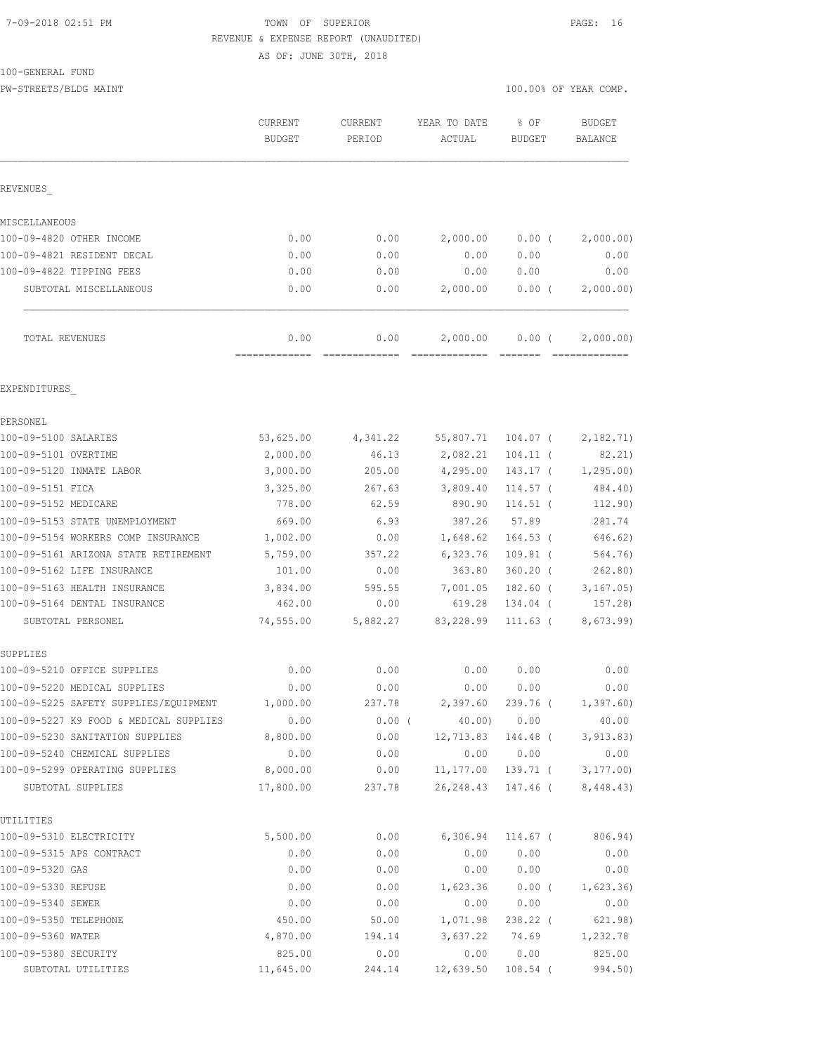TOWN OF SUPERIOR
REVENUE & EXPENSE REPORT (UNAUDITED)
AS OF: JUNE 30TH, 2018

100-GENERAL FUND
PW-STREETS/BLDG MAINT

100.00% OF YEAR COMP.

| | CURRENT BUDGET | CURRENT PERIOD | YEAR TO DATE ACTUAL | % OF BUDGET | BUDGET BALANCE |
|---|---|---|---|---|---|
| **REVENUES** | | | | | |
| MISCELLANEOUS | | | | | |
| 100-09-4820 OTHER INCOME | 0.00 | 0.00 | 2,000.00 | 0.00 ( | 2,000.00) |
| 100-09-4821 RESIDENT DECAL | 0.00 | 0.00 | 0.00 | 0.00 | 0.00 |
| 100-09-4822 TIPPING FEES | 0.00 | 0.00 | 0.00 | 0.00 | 0.00 |
| SUBTOTAL MISCELLANEOUS | 0.00 | 0.00 | 2,000.00 | 0.00 ( | 2,000.00) |
| TOTAL REVENUES | 0.00 | 0.00 | 2,000.00 | 0.00 ( | 2,000.00) |
| **EXPENDITURES** | | | | | |
| PERSONEL | | | | | |
| 100-09-5100 SALARIES | 53,625.00 | 4,341.22 | 55,807.71 | 104.07 ( | 2,182.71) |
| 100-09-5101 OVERTIME | 2,000.00 | 46.13 | 2,082.21 | 104.11 ( | 82.21) |
| 100-09-5120 INMATE LABOR | 3,000.00 | 205.00 | 4,295.00 | 143.17 ( | 1,295.00) |
| 100-09-5151 FICA | 3,325.00 | 267.63 | 3,809.40 | 114.57 ( | 484.40) |
| 100-09-5152 MEDICARE | 778.00 | 62.59 | 890.90 | 114.51 ( | 112.90) |
| 100-09-5153 STATE UNEMPLOYMENT | 669.00 | 6.93 | 387.26 | 57.89 | 281.74 |
| 100-09-5154 WORKERS COMP INSURANCE | 1,002.00 | 0.00 | 1,648.62 | 164.53 ( | 646.62) |
| 100-09-5161 ARIZONA STATE RETIREMENT | 5,759.00 | 357.22 | 6,323.76 | 109.81 ( | 564.76) |
| 100-09-5162 LIFE INSURANCE | 101.00 | 0.00 | 363.80 | 360.20 ( | 262.80) |
| 100-09-5163 HEALTH INSURANCE | 3,834.00 | 595.55 | 7,001.05 | 182.60 ( | 3,167.05) |
| 100-09-5164 DENTAL INSURANCE | 462.00 | 0.00 | 619.28 | 134.04 ( | 157.28) |
| SUBTOTAL PERSONEL | 74,555.00 | 5,882.27 | 83,228.99 | 111.63 ( | 8,673.99) |
| SUPPLIES | | | | | |
| 100-09-5210 OFFICE SUPPLIES | 0.00 | 0.00 | 0.00 | 0.00 | 0.00 |
| 100-09-5220 MEDICAL SUPPLIES | 0.00 | 0.00 | 0.00 | 0.00 | 0.00 |
| 100-09-5225 SAFETY SUPPLIES/EQUIPMENT | 1,000.00 | 237.78 | 2,397.60 | 239.76 ( | 1,397.60) |
| 100-09-5227 K9 FOOD & MEDICAL SUPPLIES | 0.00 | 0.00 ( | 40.00) | 0.00 | 40.00 |
| 100-09-5230 SANITATION SUPPLIES | 8,800.00 | 0.00 | 12,713.83 | 144.48 ( | 3,913.83) |
| 100-09-5240 CHEMICAL SUPPLIES | 0.00 | 0.00 | 0.00 | 0.00 | 0.00 |
| 100-09-5299 OPERATING SUPPLIES | 8,000.00 | 0.00 | 11,177.00 | 139.71 ( | 3,177.00) |
| SUBTOTAL SUPPLIES | 17,800.00 | 237.78 | 26,248.43 | 147.46 ( | 8,448.43) |
| UTILITIES | | | | | |
| 100-09-5310 ELECTRICITY | 5,500.00 | 0.00 | 6,306.94 | 114.67 ( | 806.94) |
| 100-09-5315 APS CONTRACT | 0.00 | 0.00 | 0.00 | 0.00 | 0.00 |
| 100-09-5320 GAS | 0.00 | 0.00 | 0.00 | 0.00 | 0.00 |
| 100-09-5330 REFUSE | 0.00 | 0.00 | 1,623.36 | 0.00 ( | 1,623.36) |
| 100-09-5340 SEWER | 0.00 | 0.00 | 0.00 | 0.00 | 0.00 |
| 100-09-5350 TELEPHONE | 450.00 | 50.00 | 1,071.98 | 238.22 ( | 621.98) |
| 100-09-5360 WATER | 4,870.00 | 194.14 | 3,637.22 | 74.69 | 1,232.78 |
| 100-09-5380 SECURITY | 825.00 | 0.00 | 0.00 | 0.00 | 825.00 |
| SUBTOTAL UTILITIES | 11,645.00 | 244.14 | 12,639.50 | 108.54 ( | 994.50) |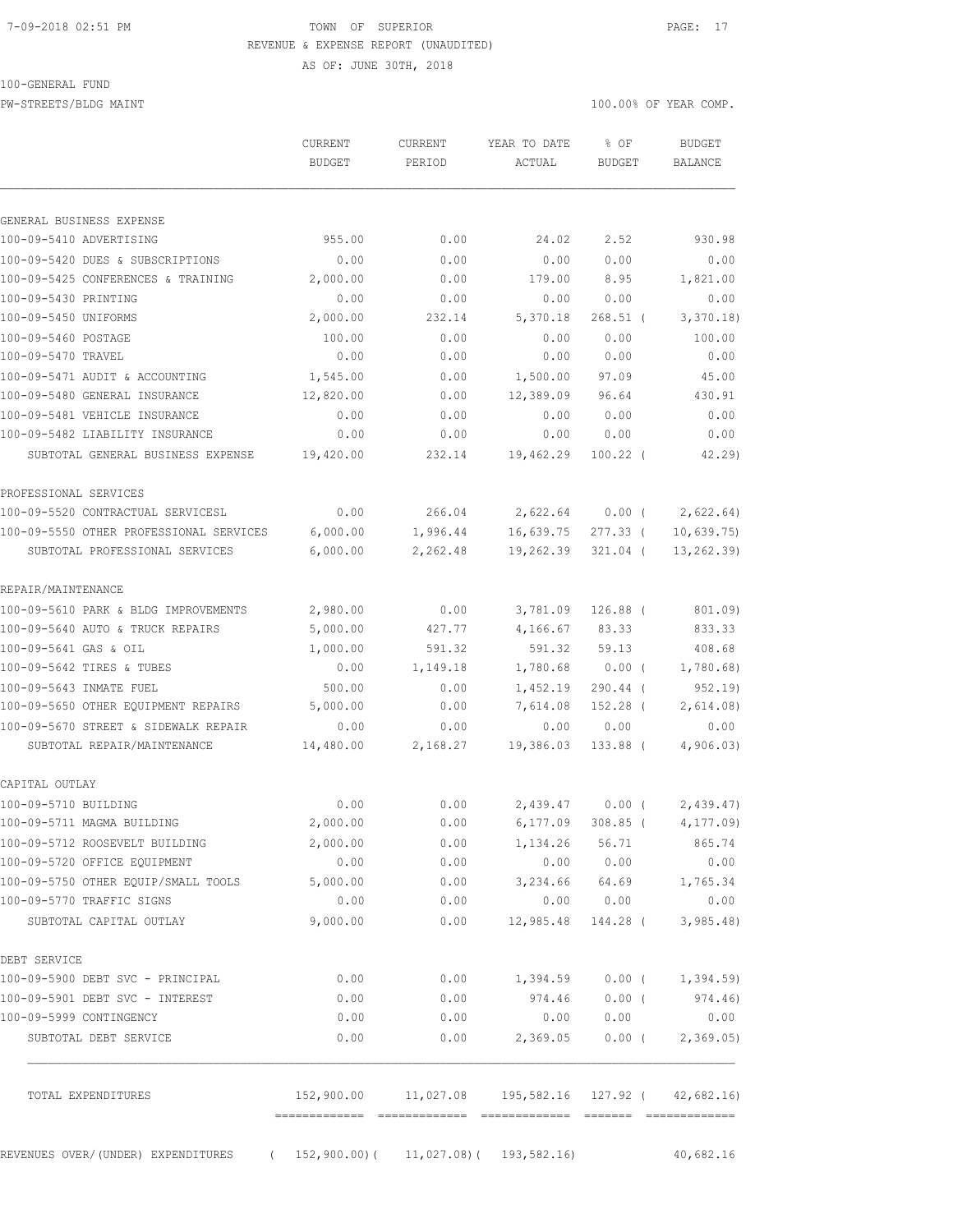TOWN OF SUPERIOR
REVENUE & EXPENSE REPORT (UNAUDITED)
AS OF: JUNE 30TH, 2018

100-GENERAL FUND
PW-STREETS/BLDG MAINT

100.00% OF YEAR COMP.

| | CURRENT BUDGET | CURRENT PERIOD | YEAR TO DATE ACTUAL | % OF BUDGET | BUDGET BALANCE |
|---|---|---|---|---|---|
| GENERAL BUSINESS EXPENSE | | | | | |
| 100-09-5410 ADVERTISING | 955.00 | 0.00 | 24.02 | 2.52 | 930.98 |
| 100-09-5420 DUES & SUBSCRIPTIONS | 0.00 | 0.00 | 0.00 | 0.00 | 0.00 |
| 100-09-5425 CONFERENCES & TRAINING | 2,000.00 | 0.00 | 179.00 | 8.95 | 1,821.00 |
| 100-09-5430 PRINTING | 0.00 | 0.00 | 0.00 | 0.00 | 0.00 |
| 100-09-5450 UNIFORMS | 2,000.00 | 232.14 | 5,370.18 | 268.51 ( | 3,370.18) |
| 100-09-5460 POSTAGE | 100.00 | 0.00 | 0.00 | 0.00 | 100.00 |
| 100-09-5470 TRAVEL | 0.00 | 0.00 | 0.00 | 0.00 | 0.00 |
| 100-09-5471 AUDIT & ACCOUNTING | 1,545.00 | 0.00 | 1,500.00 | 97.09 | 45.00 |
| 100-09-5480 GENERAL INSURANCE | 12,820.00 | 0.00 | 12,389.09 | 96.64 | 430.91 |
| 100-09-5481 VEHICLE INSURANCE | 0.00 | 0.00 | 0.00 | 0.00 | 0.00 |
| 100-09-5482 LIABILITY INSURANCE | 0.00 | 0.00 | 0.00 | 0.00 | 0.00 |
| SUBTOTAL GENERAL BUSINESS EXPENSE | 19,420.00 | 232.14 | 19,462.29 | 100.22 ( | 42.29) |
| PROFESSIONAL SERVICES | | | | | |
| 100-09-5520 CONTRACTUAL SERVICESL | 0.00 | 266.04 | 2,622.64 | 0.00 ( | 2,622.64) |
| 100-09-5550 OTHER PROFESSIONAL SERVICES | 6,000.00 | 1,996.44 | 16,639.75 | 277.33 ( | 10,639.75) |
| SUBTOTAL PROFESSIONAL SERVICES | 6,000.00 | 2,262.48 | 19,262.39 | 321.04 ( | 13,262.39) |
| REPAIR/MAINTENANCE | | | | | |
| 100-09-5610 PARK & BLDG IMPROVEMENTS | 2,980.00 | 0.00 | 3,781.09 | 126.88 ( | 801.09) |
| 100-09-5640 AUTO & TRUCK REPAIRS | 5,000.00 | 427.77 | 4,166.67 | 83.33 | 833.33 |
| 100-09-5641 GAS & OIL | 1,000.00 | 591.32 | 591.32 | 59.13 | 408.68 |
| 100-09-5642 TIRES & TUBES | 0.00 | 1,149.18 | 1,780.68 | 0.00 ( | 1,780.68) |
| 100-09-5643 INMATE FUEL | 500.00 | 0.00 | 1,452.19 | 290.44 ( | 952.19) |
| 100-09-5650 OTHER EQUIPMENT REPAIRS | 5,000.00 | 0.00 | 7,614.08 | 152.28 ( | 2,614.08) |
| 100-09-5670 STREET & SIDEWALK REPAIR | 0.00 | 0.00 | 0.00 | 0.00 | 0.00 |
| SUBTOTAL REPAIR/MAINTENANCE | 14,480.00 | 2,168.27 | 19,386.03 | 133.88 ( | 4,906.03) |
| CAPITAL OUTLAY | | | | | |
| 100-09-5710 BUILDING | 0.00 | 0.00 | 2,439.47 | 0.00 ( | 2,439.47) |
| 100-09-5711 MAGMA BUILDING | 2,000.00 | 0.00 | 6,177.09 | 308.85 ( | 4,177.09) |
| 100-09-5712 ROOSEVELT BUILDING | 2,000.00 | 0.00 | 1,134.26 | 56.71 | 865.74 |
| 100-09-5720 OFFICE EQUIPMENT | 0.00 | 0.00 | 0.00 | 0.00 | 0.00 |
| 100-09-5750 OTHER EQUIP/SMALL TOOLS | 5,000.00 | 0.00 | 3,234.66 | 64.69 | 1,765.34 |
| 100-09-5770 TRAFFIC SIGNS | 0.00 | 0.00 | 0.00 | 0.00 | 0.00 |
| SUBTOTAL CAPITAL OUTLAY | 9,000.00 | 0.00 | 12,985.48 | 144.28 ( | 3,985.48) |
| DEBT SERVICE | | | | | |
| 100-09-5900 DEBT SVC - PRINCIPAL | 0.00 | 0.00 | 1,394.59 | 0.00 ( | 1,394.59) |
| 100-09-5901 DEBT SVC - INTEREST | 0.00 | 0.00 | 974.46 | 0.00 ( | 974.46) |
| 100-09-5999 CONTINGENCY | 0.00 | 0.00 | 0.00 | 0.00 | 0.00 |
| SUBTOTAL DEBT SERVICE | 0.00 | 0.00 | 2,369.05 | 0.00 ( | 2,369.05) |
| TOTAL EXPENDITURES | 152,900.00 | 11,027.08 | 195,582.16 | 127.92 ( | 42,682.16) |
| REVENUES OVER/(UNDER) EXPENDITURES | ( 152,900.00)( | 11,027.08)( | 193,582.16) | | 40,682.16 |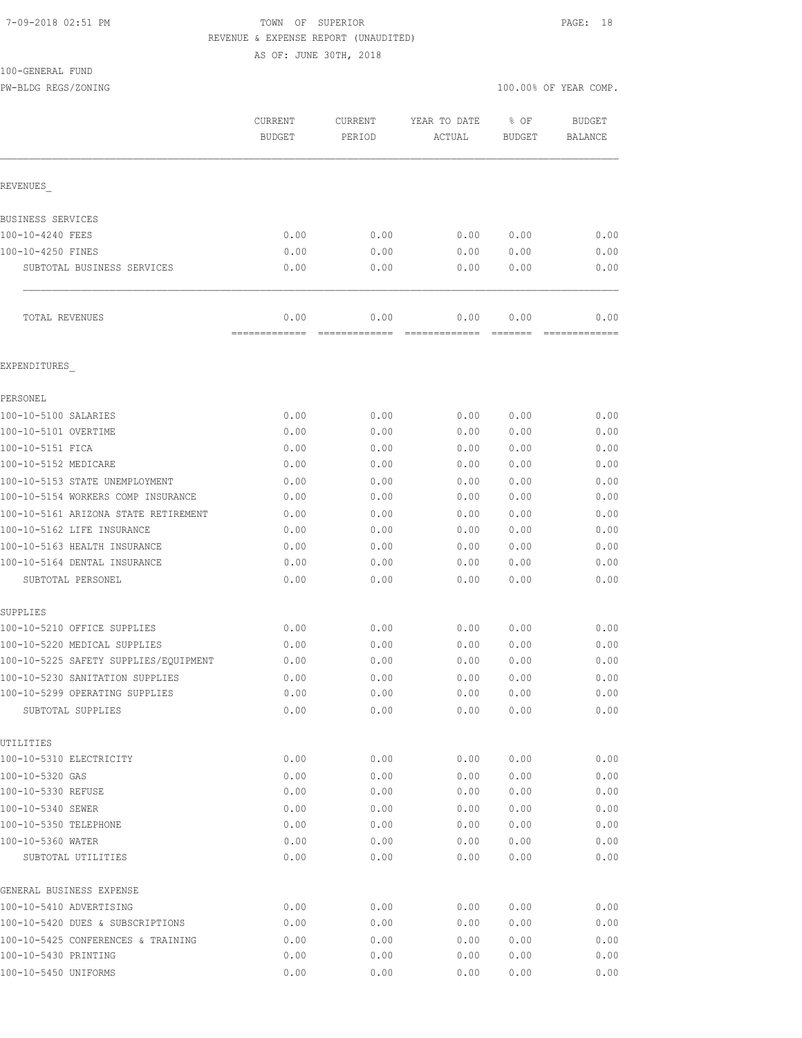TOWN OF SUPERIOR
REVENUE & EXPENSE REPORT (UNAUDITED)
AS OF: JUNE 30TH, 2018

100-GENERAL FUND
PW-BLDG REGS/ZONING

100.00% OF YEAR COMP.

| | CURRENT BUDGET | CURRENT PERIOD | YEAR TO DATE ACTUAL | % OF BUDGET | BUDGET BALANCE |
|---|---|---|---|---|---|
| REVENUES_ | | | | | |
| BUSINESS SERVICES | | | | | |
| 100-10-4240 FEES | 0.00 | 0.00 | 0.00 | 0.00 | 0.00 |
| 100-10-4250 FINES | 0.00 | 0.00 | 0.00 | 0.00 | 0.00 |
| SUBTOTAL BUSINESS SERVICES | 0.00 | 0.00 | 0.00 | 0.00 | 0.00 |
| TOTAL REVENUES | 0.00 | 0.00 | 0.00 | 0.00 | 0.00 |
| EXPENDITURES_ | | | | | |
| PERSONEL | | | | | |
| 100-10-5100 SALARIES | 0.00 | 0.00 | 0.00 | 0.00 | 0.00 |
| 100-10-5101 OVERTIME | 0.00 | 0.00 | 0.00 | 0.00 | 0.00 |
| 100-10-5151 FICA | 0.00 | 0.00 | 0.00 | 0.00 | 0.00 |
| 100-10-5152 MEDICARE | 0.00 | 0.00 | 0.00 | 0.00 | 0.00 |
| 100-10-5153 STATE UNEMPLOYMENT | 0.00 | 0.00 | 0.00 | 0.00 | 0.00 |
| 100-10-5154 WORKERS COMP INSURANCE | 0.00 | 0.00 | 0.00 | 0.00 | 0.00 |
| 100-10-5161 ARIZONA STATE RETIREMENT | 0.00 | 0.00 | 0.00 | 0.00 | 0.00 |
| 100-10-5162 LIFE INSURANCE | 0.00 | 0.00 | 0.00 | 0.00 | 0.00 |
| 100-10-5163 HEALTH INSURANCE | 0.00 | 0.00 | 0.00 | 0.00 | 0.00 |
| 100-10-5164 DENTAL INSURANCE | 0.00 | 0.00 | 0.00 | 0.00 | 0.00 |
| SUBTOTAL PERSONEL | 0.00 | 0.00 | 0.00 | 0.00 | 0.00 |
| SUPPLIES | | | | | |
| 100-10-5210 OFFICE SUPPLIES | 0.00 | 0.00 | 0.00 | 0.00 | 0.00 |
| 100-10-5220 MEDICAL SUPPLIES | 0.00 | 0.00 | 0.00 | 0.00 | 0.00 |
| 100-10-5225 SAFETY SUPPLIES/EQUIPMENT | 0.00 | 0.00 | 0.00 | 0.00 | 0.00 |
| 100-10-5230 SANITATION SUPPLIES | 0.00 | 0.00 | 0.00 | 0.00 | 0.00 |
| 100-10-5299 OPERATING SUPPLIES | 0.00 | 0.00 | 0.00 | 0.00 | 0.00 |
| SUBTOTAL SUPPLIES | 0.00 | 0.00 | 0.00 | 0.00 | 0.00 |
| UTILITIES | | | | | |
| 100-10-5310 ELECTRICITY | 0.00 | 0.00 | 0.00 | 0.00 | 0.00 |
| 100-10-5320 GAS | 0.00 | 0.00 | 0.00 | 0.00 | 0.00 |
| 100-10-5330 REFUSE | 0.00 | 0.00 | 0.00 | 0.00 | 0.00 |
| 100-10-5340 SEWER | 0.00 | 0.00 | 0.00 | 0.00 | 0.00 |
| 100-10-5350 TELEPHONE | 0.00 | 0.00 | 0.00 | 0.00 | 0.00 |
| 100-10-5360 WATER | 0.00 | 0.00 | 0.00 | 0.00 | 0.00 |
| SUBTOTAL UTILITIES | 0.00 | 0.00 | 0.00 | 0.00 | 0.00 |
| GENERAL BUSINESS EXPENSE | | | | | |
| 100-10-5410 ADVERTISING | 0.00 | 0.00 | 0.00 | 0.00 | 0.00 |
| 100-10-5420 DUES & SUBSCRIPTIONS | 0.00 | 0.00 | 0.00 | 0.00 | 0.00 |
| 100-10-5425 CONFERENCES & TRAINING | 0.00 | 0.00 | 0.00 | 0.00 | 0.00 |
| 100-10-5430 PRINTING | 0.00 | 0.00 | 0.00 | 0.00 | 0.00 |
| 100-10-5450 UNIFORMS | 0.00 | 0.00 | 0.00 | 0.00 | 0.00 |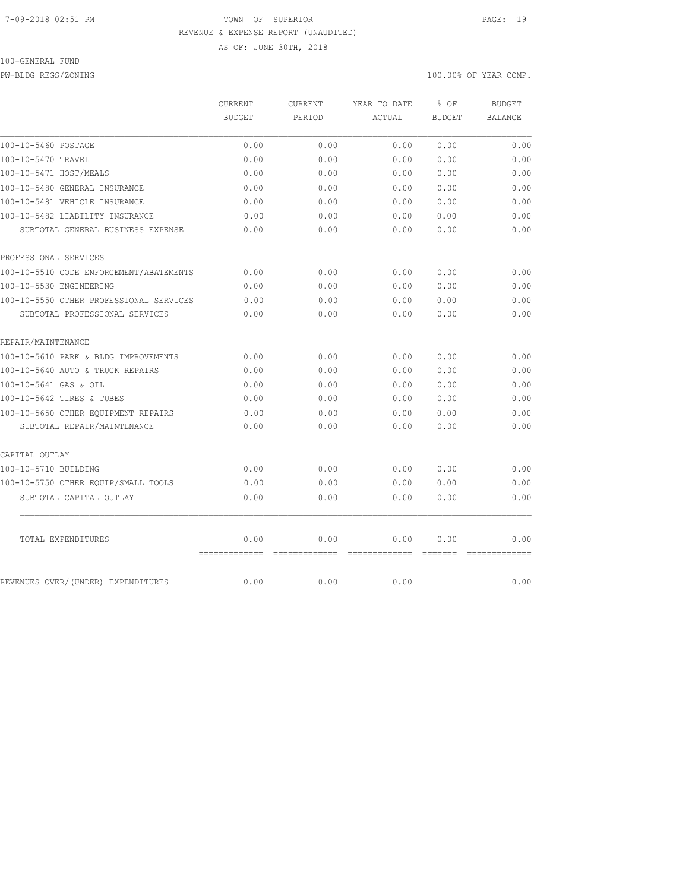7-09-2018 02:51 PM TOWN OF SUPERIOR

REVENUE & EXPENSE REPORT (UNAUDITED)

AS OF: JUNE 30TH, 2018

100-GENERAL FUND

PW-BLDG REGS/ZONING 100.00% OF YEAR COMP.

| | CURRENT BUDGET | CURRENT PERIOD | YEAR TO DATE ACTUAL | % OF BUDGET | BUDGET BALANCE |
|---|---|---|---|---|---|
| 100-10-5460 POSTAGE | 0.00 | 0.00 | 0.00 | 0.00 | 0.00 |
| 100-10-5470 TRAVEL | 0.00 | 0.00 | 0.00 | 0.00 | 0.00 |
| 100-10-5471 HOST/MEALS | 0.00 | 0.00 | 0.00 | 0.00 | 0.00 |
| 100-10-5480 GENERAL INSURANCE | 0.00 | 0.00 | 0.00 | 0.00 | 0.00 |
| 100-10-5481 VEHICLE INSURANCE | 0.00 | 0.00 | 0.00 | 0.00 | 0.00 |
| 100-10-5482 LIABILITY INSURANCE | 0.00 | 0.00 | 0.00 | 0.00 | 0.00 |
| SUBTOTAL GENERAL BUSINESS EXPENSE | 0.00 | 0.00 | 0.00 | 0.00 | 0.00 |
| PROFESSIONAL SERVICES | | | | | |
| 100-10-5510 CODE ENFORCEMENT/ABATEMENTS | 0.00 | 0.00 | 0.00 | 0.00 | 0.00 |
| 100-10-5530 ENGINEERING | 0.00 | 0.00 | 0.00 | 0.00 | 0.00 |
| 100-10-5550 OTHER PROFESSIONAL SERVICES | 0.00 | 0.00 | 0.00 | 0.00 | 0.00 |
| SUBTOTAL PROFESSIONAL SERVICES | 0.00 | 0.00 | 0.00 | 0.00 | 0.00 |
| REPAIR/MAINTENANCE | | | | | |
| 100-10-5610 PARK & BLDG IMPROVEMENTS | 0.00 | 0.00 | 0.00 | 0.00 | 0.00 |
| 100-10-5640 AUTO & TRUCK REPAIRS | 0.00 | 0.00 | 0.00 | 0.00 | 0.00 |
| 100-10-5641 GAS & OIL | 0.00 | 0.00 | 0.00 | 0.00 | 0.00 |
| 100-10-5642 TIRES & TUBES | 0.00 | 0.00 | 0.00 | 0.00 | 0.00 |
| 100-10-5650 OTHER EQUIPMENT REPAIRS | 0.00 | 0.00 | 0.00 | 0.00 | 0.00 |
| SUBTOTAL REPAIR/MAINTENANCE | 0.00 | 0.00 | 0.00 | 0.00 | 0.00 |
| CAPITAL OUTLAY | | | | | |
| 100-10-5710 BUILDING | 0.00 | 0.00 | 0.00 | 0.00 | 0.00 |
| 100-10-5750 OTHER EQUIP/SMALL TOOLS | 0.00 | 0.00 | 0.00 | 0.00 | 0.00 |
| SUBTOTAL CAPITAL OUTLAY | 0.00 | 0.00 | 0.00 | 0.00 | 0.00 |
| TOTAL EXPENDITURES | 0.00 | 0.00 | 0.00 | 0.00 | 0.00 |
| REVENUES OVER/(UNDER) EXPENDITURES | 0.00 | 0.00 | 0.00 | | 0.00 |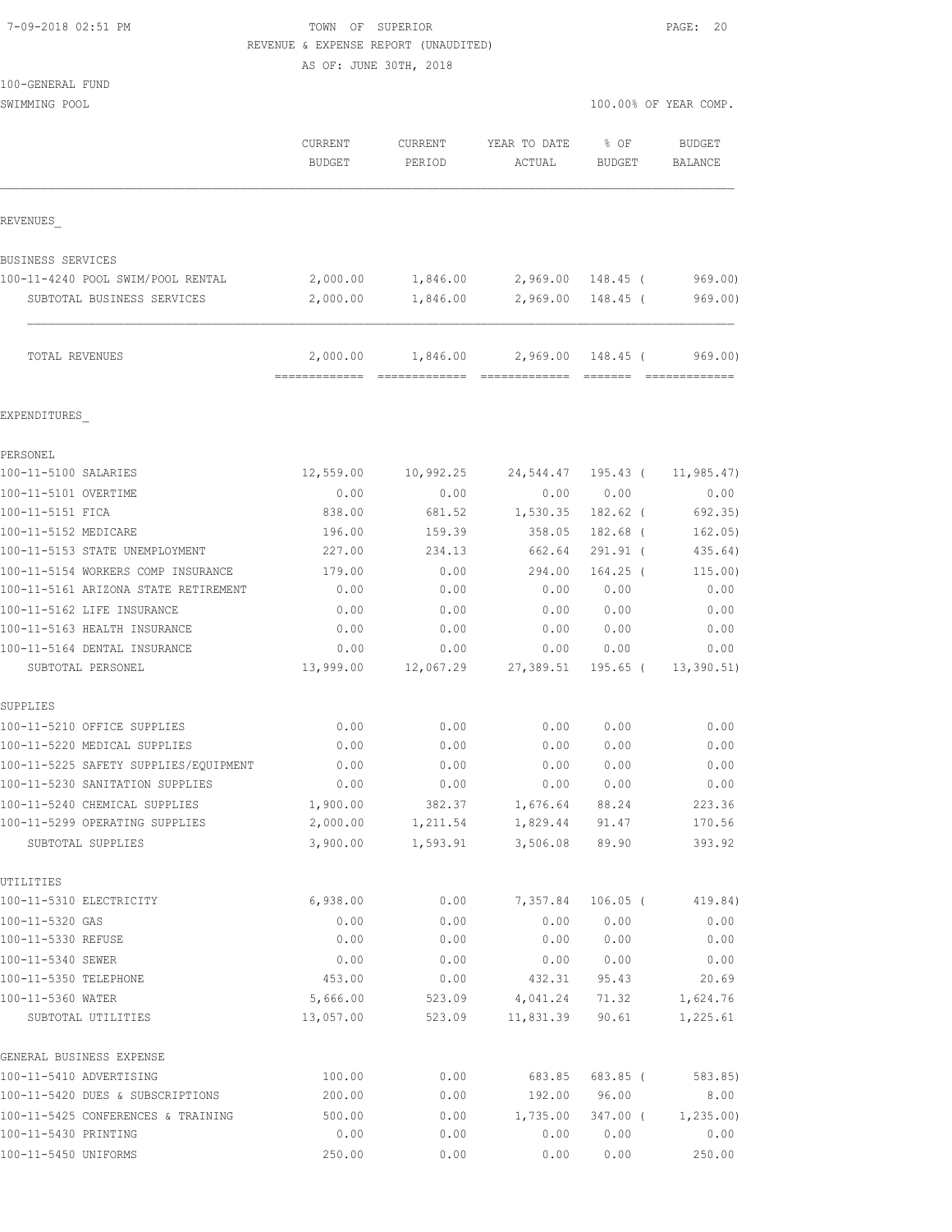7-09-2018 02:51 PM

TOWN OF SUPERIOR

REVENUE & EXPENSE REPORT (UNAUDITED)

AS OF: JUNE 30TH, 2018

100-GENERAL FUND

SWIMMING POOL

100.00% OF YEAR COMP.

| | CURRENT BUDGET | CURRENT PERIOD | YEAR TO DATE ACTUAL | % OF BUDGET | BUDGET BALANCE |
|---|---|---|---|---|---|
| **REVENUES_** | | | | | |
| BUSINESS SERVICES | | | | | |
| 100-11-4240 POOL SWIM/POOL RENTAL | 2,000.00 | 1,846.00 | 2,969.00 | 148.45 ( | 969.00) |
| SUBTOTAL BUSINESS SERVICES | 2,000.00 | 1,846.00 | 2,969.00 | 148.45 ( | 969.00) |
| TOTAL REVENUES | 2,000.00 | 1,846.00 | 2,969.00 | 148.45 ( | 969.00) |
| **EXPENDITURES_** | | | | | |
| PERSONEL | | | | | |
| 100-11-5100 SALARIES | 12,559.00 | 10,992.25 | 24,544.47 | 195.43 ( | 11,985.47) |
| 100-11-5101 OVERTIME | 0.00 | 0.00 | 0.00 | 0.00 | 0.00 |
| 100-11-5151 FICA | 838.00 | 681.52 | 1,530.35 | 182.62 ( | 692.35) |
| 100-11-5152 MEDICARE | 196.00 | 159.39 | 358.05 | 182.68 ( | 162.05) |
| 100-11-5153 STATE UNEMPLOYMENT | 227.00 | 234.13 | 662.64 | 291.91 ( | 435.64) |
| 100-11-5154 WORKERS COMP INSURANCE | 179.00 | 0.00 | 294.00 | 164.25 ( | 115.00) |
| 100-11-5161 ARIZONA STATE RETIREMENT | 0.00 | 0.00 | 0.00 | 0.00 | 0.00 |
| 100-11-5162 LIFE INSURANCE | 0.00 | 0.00 | 0.00 | 0.00 | 0.00 |
| 100-11-5163 HEALTH INSURANCE | 0.00 | 0.00 | 0.00 | 0.00 | 0.00 |
| 100-11-5164 DENTAL INSURANCE | 0.00 | 0.00 | 0.00 | 0.00 | 0.00 |
| SUBTOTAL PERSONEL | 13,999.00 | 12,067.29 | 27,389.51 | 195.65 ( | 13,390.51) |
| SUPPLIES | | | | | |
| 100-11-5210 OFFICE SUPPLIES | 0.00 | 0.00 | 0.00 | 0.00 | 0.00 |
| 100-11-5220 MEDICAL SUPPLIES | 0.00 | 0.00 | 0.00 | 0.00 | 0.00 |
| 100-11-5225 SAFETY SUPPLIES/EQUIPMENT | 0.00 | 0.00 | 0.00 | 0.00 | 0.00 |
| 100-11-5230 SANITATION SUPPLIES | 0.00 | 0.00 | 0.00 | 0.00 | 0.00 |
| 100-11-5240 CHEMICAL SUPPLIES | 1,900.00 | 382.37 | 1,676.64 | 88.24 | 223.36 |
| 100-11-5299 OPERATING SUPPLIES | 2,000.00 | 1,211.54 | 1,829.44 | 91.47 | 170.56 |
| SUBTOTAL SUPPLIES | 3,900.00 | 1,593.91 | 3,506.08 | 89.90 | 393.92 |
| UTILITIES | | | | | |
| 100-11-5310 ELECTRICITY | 6,938.00 | 0.00 | 7,357.84 | 106.05 ( | 419.84) |
| 100-11-5320 GAS | 0.00 | 0.00 | 0.00 | 0.00 | 0.00 |
| 100-11-5330 REFUSE | 0.00 | 0.00 | 0.00 | 0.00 | 0.00 |
| 100-11-5340 SEWER | 0.00 | 0.00 | 0.00 | 0.00 | 0.00 |
| 100-11-5350 TELEPHONE | 453.00 | 0.00 | 432.31 | 95.43 | 20.69 |
| 100-11-5360 WATER | 5,666.00 | 523.09 | 4,041.24 | 71.32 | 1,624.76 |
| SUBTOTAL UTILITIES | 13,057.00 | 523.09 | 11,831.39 | 90.61 | 1,225.61 |
| GENERAL BUSINESS EXPENSE | | | | | |
| 100-11-5410 ADVERTISING | 100.00 | 0.00 | 683.85 | 683.85 ( | 583.85) |
| 100-11-5420 DUES & SUBSCRIPTIONS | 200.00 | 0.00 | 192.00 | 96.00 | 8.00 |
| 100-11-5425 CONFERENCES & TRAINING | 500.00 | 0.00 | 1,735.00 | 347.00 ( | 1,235.00) |
| 100-11-5430 PRINTING | 0.00 | 0.00 | 0.00 | 0.00 | 0.00 |
| 100-11-5450 UNIFORMS | 250.00 | 0.00 | 0.00 | 0.00 | 250.00 |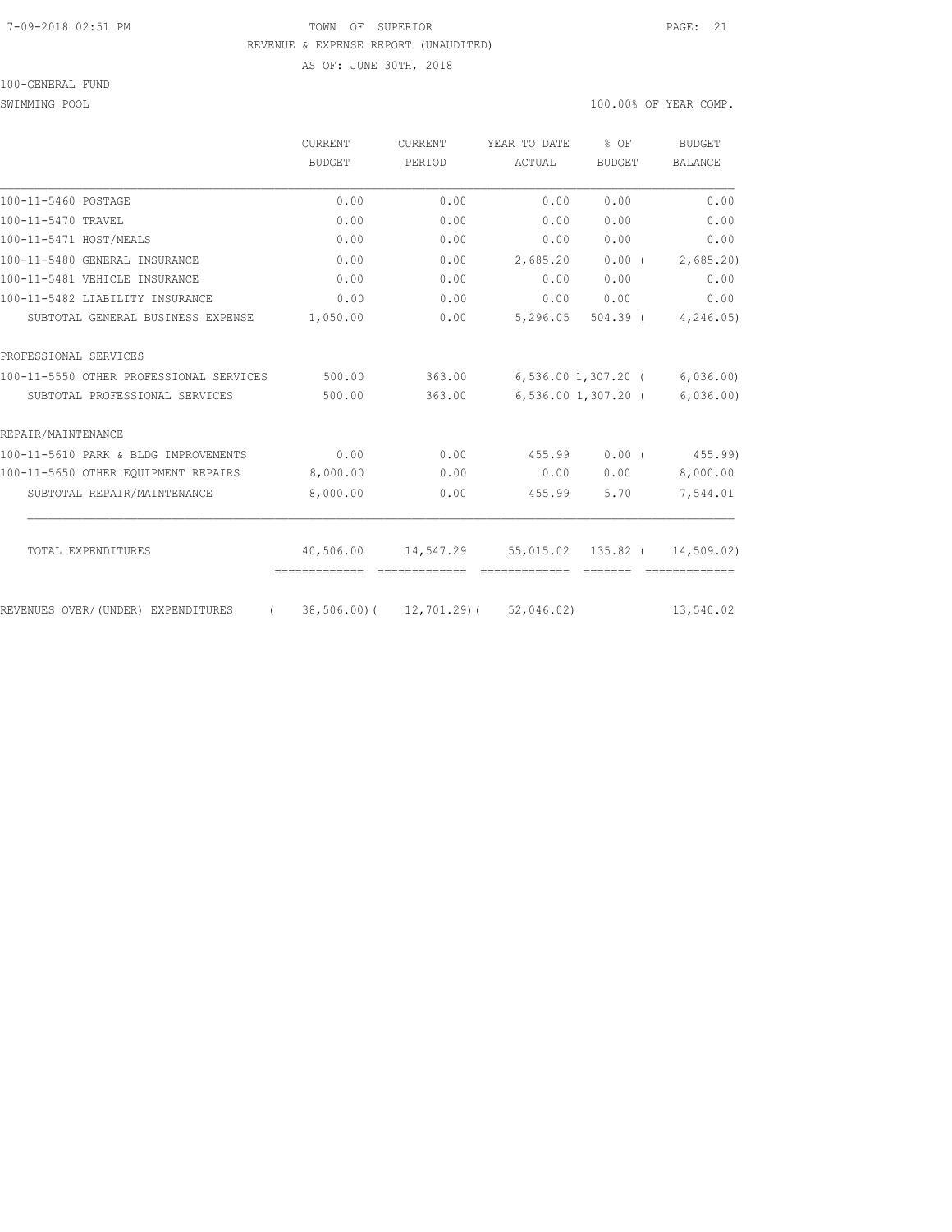TOWN OF SUPERIOR

REVENUE & EXPENSE REPORT (UNAUDITED)

AS OF: JUNE 30TH, 2018

100-GENERAL FUND

SWIMMING POOL

100.00% OF YEAR COMP.

| | CURRENT BUDGET | CURRENT PERIOD | YEAR TO DATE ACTUAL | % OF BUDGET | BUDGET BALANCE |
|---|---|---|---|---|---|
| 100-11-5460 POSTAGE | 0.00 | 0.00 | 0.00 | 0.00 | 0.00 |
| 100-11-5470 TRAVEL | 0.00 | 0.00 | 0.00 | 0.00 | 0.00 |
| 100-11-5471 HOST/MEALS | 0.00 | 0.00 | 0.00 | 0.00 | 0.00 |
| 100-11-5480 GENERAL INSURANCE | 0.00 | 0.00 | 2,685.20 | 0.00 | ( 2,685.20) |
| 100-11-5481 VEHICLE INSURANCE | 0.00 | 0.00 | 0.00 | 0.00 | 0.00 |
| 100-11-5482 LIABILITY INSURANCE | 0.00 | 0.00 | 0.00 | 0.00 | 0.00 |
| SUBTOTAL GENERAL BUSINESS EXPENSE | 1,050.00 | 0.00 | 5,296.05 | 504.39 | ( 4,246.05) |
| PROFESSIONAL SERVICES | | | | | |
| 100-11-5550 OTHER PROFESSIONAL SERVICES | 500.00 | 363.00 | 6,536.00 | 1,307.20 | ( 6,036.00) |
| SUBTOTAL PROFESSIONAL SERVICES | 500.00 | 363.00 | 6,536.00 | 1,307.20 | ( 6,036.00) |
| REPAIR/MAINTENANCE | | | | | |
| 100-11-5610 PARK & BLDG IMPROVEMENTS | 0.00 | 0.00 | 455.99 | 0.00 | ( 455.99) |
| 100-11-5650 OTHER EQUIPMENT REPAIRS | 8,000.00 | 0.00 | 0.00 | 0.00 | 8,000.00 |
| SUBTOTAL REPAIR/MAINTENANCE | 8,000.00 | 0.00 | 455.99 | 5.70 | 7,544.01 |
| TOTAL EXPENDITURES | 40,506.00 | 14,547.29 | 55,015.02 | 135.82 | ( 14,509.02) |
| REVENUES OVER/(UNDER) EXPENDITURES | ( 38,506.00) | ( 12,701.29) | ( 52,046.02) | | 13,540.02 |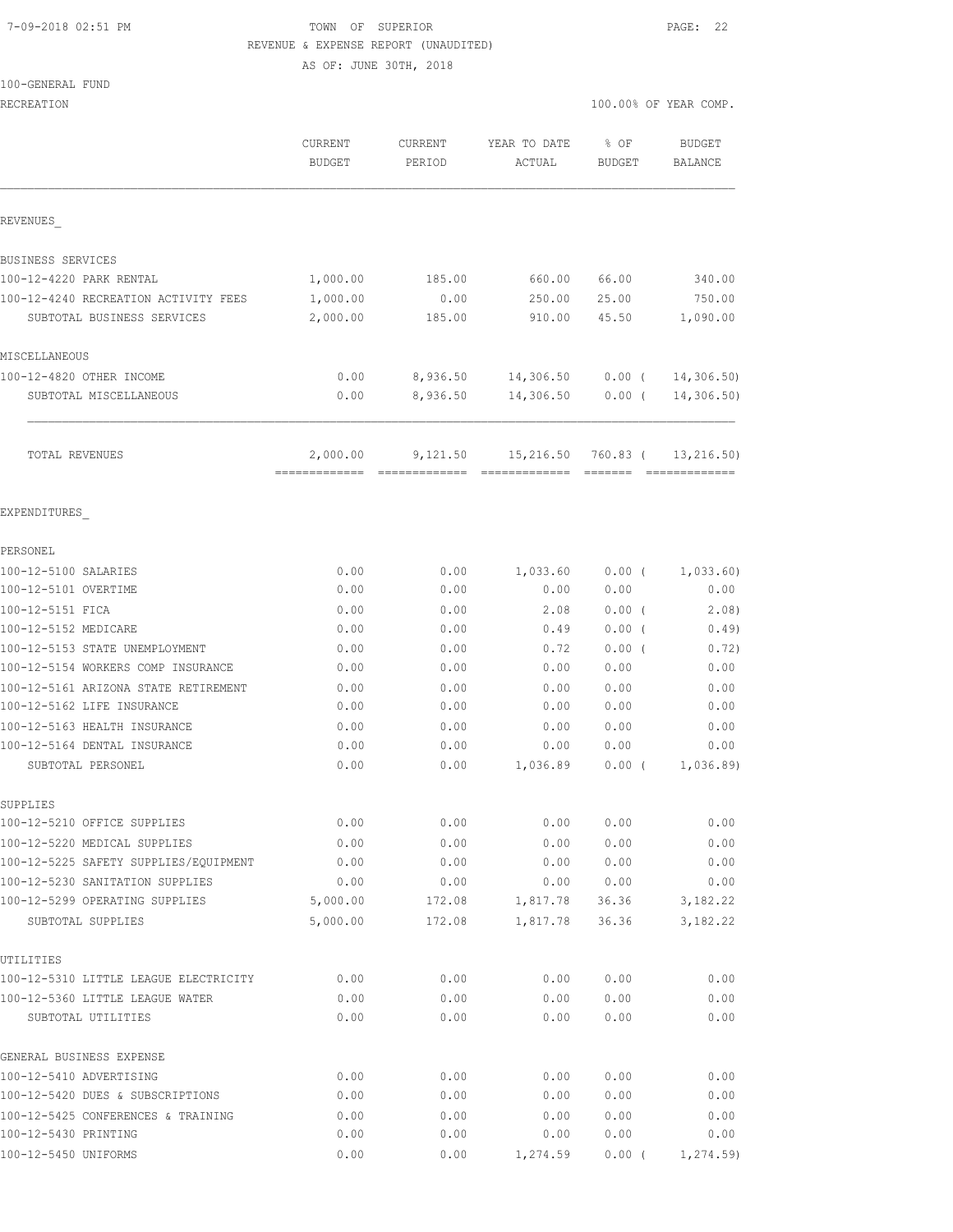7-09-2018 02:51 PM

TOWN OF SUPERIOR
REVENUE & EXPENSE REPORT (UNAUDITED)
AS OF: JUNE 30TH, 2018

100-GENERAL FUND
RECREATION

100.00% OF YEAR COMP.

| | CURRENT BUDGET | CURRENT PERIOD | YEAR TO DATE ACTUAL | % OF BUDGET | BUDGET BALANCE |
|---|---|---|---|---|---|
| REVENUES_ | | | | | |
| BUSINESS SERVICES | | | | | |
| 100-12-4220 PARK RENTAL | 1,000.00 | 185.00 | 660.00 | 66.00 | 340.00 |
| 100-12-4240 RECREATION ACTIVITY FEES | 1,000.00 | 0.00 | 250.00 | 25.00 | 750.00 |
| SUBTOTAL BUSINESS SERVICES | 2,000.00 | 185.00 | 910.00 | 45.50 | 1,090.00 |
| MISCELLANEOUS | | | | | |
| 100-12-4820 OTHER INCOME | 0.00 | 8,936.50 | 14,306.50 | 0.00 ( | 14,306.50) |
| SUBTOTAL MISCELLANEOUS | 0.00 | 8,936.50 | 14,306.50 | 0.00 ( | 14,306.50) |
| TOTAL REVENUES | 2,000.00 | 9,121.50 | 15,216.50 | 760.83 ( | 13,216.50) |
| EXPENDITURES_ | | | | | |
| PERSONEL | | | | | |
| 100-12-5100 SALARIES | 0.00 | 0.00 | 1,033.60 | 0.00 ( | 1,033.60) |
| 100-12-5101 OVERTIME | 0.00 | 0.00 | 0.00 | 0.00 | 0.00 |
| 100-12-5151 FICA | 0.00 | 0.00 | 2.08 | 0.00 ( | 2.08) |
| 100-12-5152 MEDICARE | 0.00 | 0.00 | 0.49 | 0.00 ( | 0.49) |
| 100-12-5153 STATE UNEMPLOYMENT | 0.00 | 0.00 | 0.72 | 0.00 ( | 0.72) |
| 100-12-5154 WORKERS COMP INSURANCE | 0.00 | 0.00 | 0.00 | 0.00 | 0.00 |
| 100-12-5161 ARIZONA STATE RETIREMENT | 0.00 | 0.00 | 0.00 | 0.00 | 0.00 |
| 100-12-5162 LIFE INSURANCE | 0.00 | 0.00 | 0.00 | 0.00 | 0.00 |
| 100-12-5163 HEALTH INSURANCE | 0.00 | 0.00 | 0.00 | 0.00 | 0.00 |
| 100-12-5164 DENTAL INSURANCE | 0.00 | 0.00 | 0.00 | 0.00 | 0.00 |
| SUBTOTAL PERSONEL | 0.00 | 0.00 | 1,036.89 | 0.00 ( | 1,036.89) |
| SUPPLIES | | | | | |
| 100-12-5210 OFFICE SUPPLIES | 0.00 | 0.00 | 0.00 | 0.00 | 0.00 |
| 100-12-5220 MEDICAL SUPPLIES | 0.00 | 0.00 | 0.00 | 0.00 | 0.00 |
| 100-12-5225 SAFETY SUPPLIES/EQUIPMENT | 0.00 | 0.00 | 0.00 | 0.00 | 0.00 |
| 100-12-5230 SANITATION SUPPLIES | 0.00 | 0.00 | 0.00 | 0.00 | 0.00 |
| 100-12-5299 OPERATING SUPPLIES | 5,000.00 | 172.08 | 1,817.78 | 36.36 | 3,182.22 |
| SUBTOTAL SUPPLIES | 5,000.00 | 172.08 | 1,817.78 | 36.36 | 3,182.22 |
| UTILITIES | | | | | |
| 100-12-5310 LITTLE LEAGUE ELECTRICITY | 0.00 | 0.00 | 0.00 | 0.00 | 0.00 |
| 100-12-5360 LITTLE LEAGUE WATER | 0.00 | 0.00 | 0.00 | 0.00 | 0.00 |
| SUBTOTAL UTILITIES | 0.00 | 0.00 | 0.00 | 0.00 | 0.00 |
| GENERAL BUSINESS EXPENSE | | | | | |
| 100-12-5410 ADVERTISING | 0.00 | 0.00 | 0.00 | 0.00 | 0.00 |
| 100-12-5420 DUES & SUBSCRIPTIONS | 0.00 | 0.00 | 0.00 | 0.00 | 0.00 |
| 100-12-5425 CONFERENCES & TRAINING | 0.00 | 0.00 | 0.00 | 0.00 | 0.00 |
| 100-12-5430 PRINTING | 0.00 | 0.00 | 0.00 | 0.00 | 0.00 |
| 100-12-5450 UNIFORMS | 0.00 | 0.00 | 1,274.59 | 0.00 ( | 1,274.59) |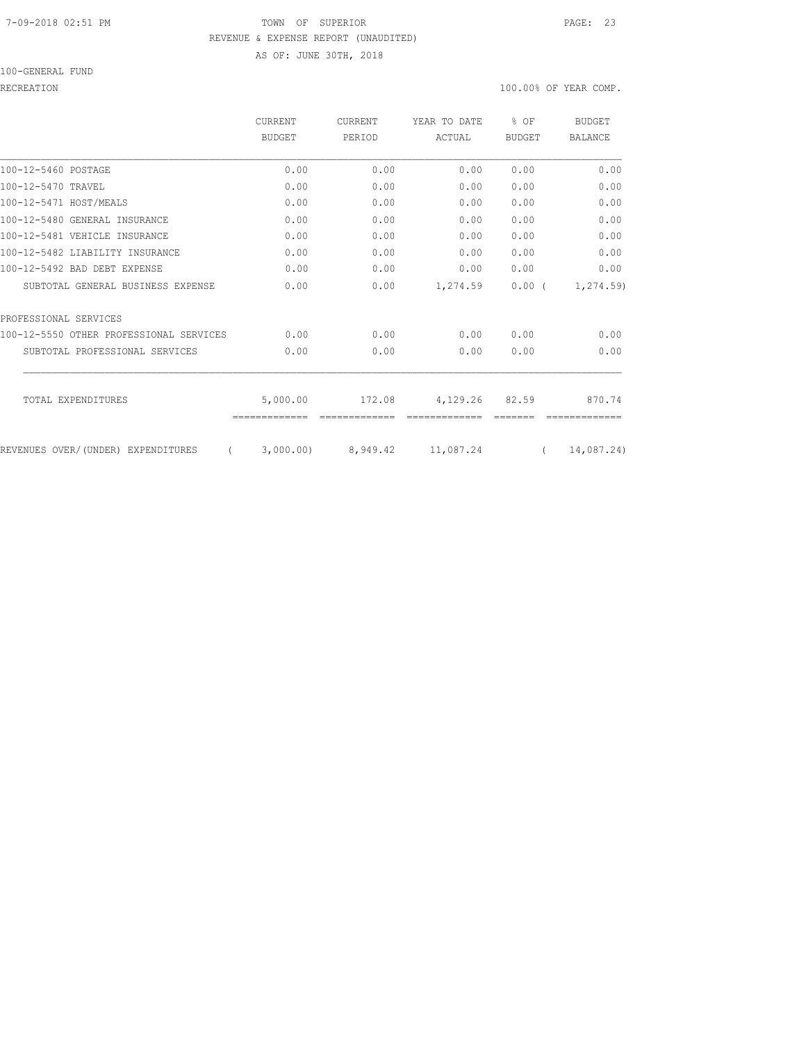7-09-2018 02:51 PM TOWN OF SUPERIOR

REVENUE & EXPENSE REPORT (UNAUDITED)

AS OF: JUNE 30TH, 2018

100-GENERAL FUND

RECREATION 100.00% OF YEAR COMP.

| | CURRENT BUDGET | CURRENT PERIOD | YEAR TO DATE ACTUAL | % OF BUDGET | BUDGET BALANCE |
|---|---|---|---|---|---|
| 100-12-5460 POSTAGE | 0.00 | 0.00 | 0.00 | 0.00 | 0.00 |
| 100-12-5470 TRAVEL | 0.00 | 0.00 | 0.00 | 0.00 | 0.00 |
| 100-12-5471 HOST/MEALS | 0.00 | 0.00 | 0.00 | 0.00 | 0.00 |
| 100-12-5480 GENERAL INSURANCE | 0.00 | 0.00 | 0.00 | 0.00 | 0.00 |
| 100-12-5481 VEHICLE INSURANCE | 0.00 | 0.00 | 0.00 | 0.00 | 0.00 |
| 100-12-5482 LIABILITY INSURANCE | 0.00 | 0.00 | 0.00 | 0.00 | 0.00 |
| 100-12-5492 BAD DEBT EXPENSE | 0.00 | 0.00 | 0.00 | 0.00 | 0.00 |
| SUBTOTAL GENERAL BUSINESS EXPENSE | 0.00 | 0.00 | 1,274.59 | 0.00 | ( 1,274.59) |
| PROFESSIONAL SERVICES | | | | | |
| 100-12-5550 OTHER PROFESSIONAL SERVICES | 0.00 | 0.00 | 0.00 | 0.00 | 0.00 |
| SUBTOTAL PROFESSIONAL SERVICES | 0.00 | 0.00 | 0.00 | 0.00 | 0.00 |
| TOTAL EXPENDITURES | 5,000.00 | 172.08 | 4,129.26 | 82.59 | 870.74 |
| REVENUES OVER/(UNDER) EXPENDITURES | ( 3,000.00) | 8,949.42 | 11,087.24 | | ( 14,087.24) |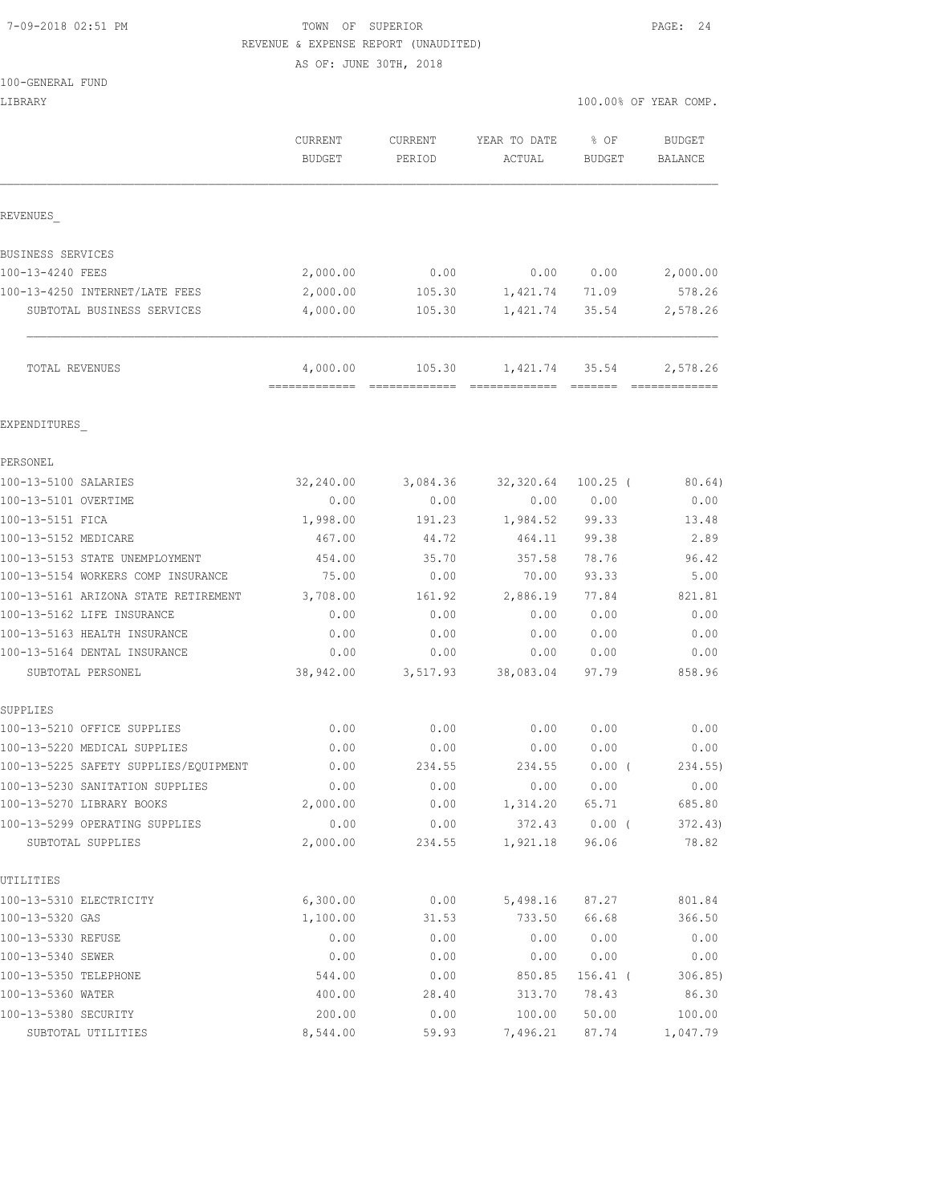7-09-2018 02:51 PM

TOWN OF SUPERIOR

REVENUE & EXPENSE REPORT (UNAUDITED)

AS OF: JUNE 30TH, 2018

100-GENERAL FUND

LIBRARY

100.00% OF YEAR COMP.

| | CURRENT BUDGET | CURRENT PERIOD | YEAR TO DATE ACTUAL | % OF BUDGET | BUDGET BALANCE |
|---|---|---|---|---|---|
| **REVENUES_** | | | | | |
| BUSINESS SERVICES | | | | | |
| 100-13-4240 FEES | 2,000.00 | 0.00 | 0.00 | 0.00 | 2,000.00 |
| 100-13-4250 INTERNET/LATE FEES | 2,000.00 | 105.30 | 1,421.74 | 71.09 | 578.26 |
| SUBTOTAL BUSINESS SERVICES | 4,000.00 | 105.30 | 1,421.74 | 35.54 | 2,578.26 |
| TOTAL REVENUES | 4,000.00 | 105.30 | 1,421.74 | 35.54 | 2,578.26 |
| **EXPENDITURES_** | | | | | |
| PERSONEL | | | | | |
| 100-13-5100 SALARIES | 32,240.00 | 3,084.36 | 32,320.64 | 100.25 ( | 80.64) |
| 100-13-5101 OVERTIME | 0.00 | 0.00 | 0.00 | 0.00 | 0.00 |
| 100-13-5151 FICA | 1,998.00 | 191.23 | 1,984.52 | 99.33 | 13.48 |
| 100-13-5152 MEDICARE | 467.00 | 44.72 | 464.11 | 99.38 | 2.89 |
| 100-13-5153 STATE UNEMPLOYMENT | 454.00 | 35.70 | 357.58 | 78.76 | 96.42 |
| 100-13-5154 WORKERS COMP INSURANCE | 75.00 | 0.00 | 70.00 | 93.33 | 5.00 |
| 100-13-5161 ARIZONA STATE RETIREMENT | 3,708.00 | 161.92 | 2,886.19 | 77.84 | 821.81 |
| 100-13-5162 LIFE INSURANCE | 0.00 | 0.00 | 0.00 | 0.00 | 0.00 |
| 100-13-5163 HEALTH INSURANCE | 0.00 | 0.00 | 0.00 | 0.00 | 0.00 |
| 100-13-5164 DENTAL INSURANCE | 0.00 | 0.00 | 0.00 | 0.00 | 0.00 |
| SUBTOTAL PERSONEL | 38,942.00 | 3,517.93 | 38,083.04 | 97.79 | 858.96 |
| SUPPLIES | | | | | |
| 100-13-5210 OFFICE SUPPLIES | 0.00 | 0.00 | 0.00 | 0.00 | 0.00 |
| 100-13-5220 MEDICAL SUPPLIES | 0.00 | 0.00 | 0.00 | 0.00 | 0.00 |
| 100-13-5225 SAFETY SUPPLIES/EQUIPMENT | 0.00 | 234.55 | 234.55 | 0.00 ( | 234.55) |
| 100-13-5230 SANITATION SUPPLIES | 0.00 | 0.00 | 0.00 | 0.00 | 0.00 |
| 100-13-5270 LIBRARY BOOKS | 2,000.00 | 0.00 | 1,314.20 | 65.71 | 685.80 |
| 100-13-5299 OPERATING SUPPLIES | 0.00 | 0.00 | 372.43 | 0.00 ( | 372.43) |
| SUBTOTAL SUPPLIES | 2,000.00 | 234.55 | 1,921.18 | 96.06 | 78.82 |
| UTILITIES | | | | | |
| 100-13-5310 ELECTRICITY | 6,300.00 | 0.00 | 5,498.16 | 87.27 | 801.84 |
| 100-13-5320 GAS | 1,100.00 | 31.53 | 733.50 | 66.68 | 366.50 |
| 100-13-5330 REFUSE | 0.00 | 0.00 | 0.00 | 0.00 | 0.00 |
| 100-13-5340 SEWER | 0.00 | 0.00 | 0.00 | 0.00 | 0.00 |
| 100-13-5350 TELEPHONE | 544.00 | 0.00 | 850.85 | 156.41 ( | 306.85) |
| 100-13-5360 WATER | 400.00 | 28.40 | 313.70 | 78.43 | 86.30 |
| 100-13-5380 SECURITY | 200.00 | 0.00 | 100.00 | 50.00 | 100.00 |
| SUBTOTAL UTILITIES | 8,544.00 | 59.93 | 7,496.21 | 87.74 | 1,047.79 |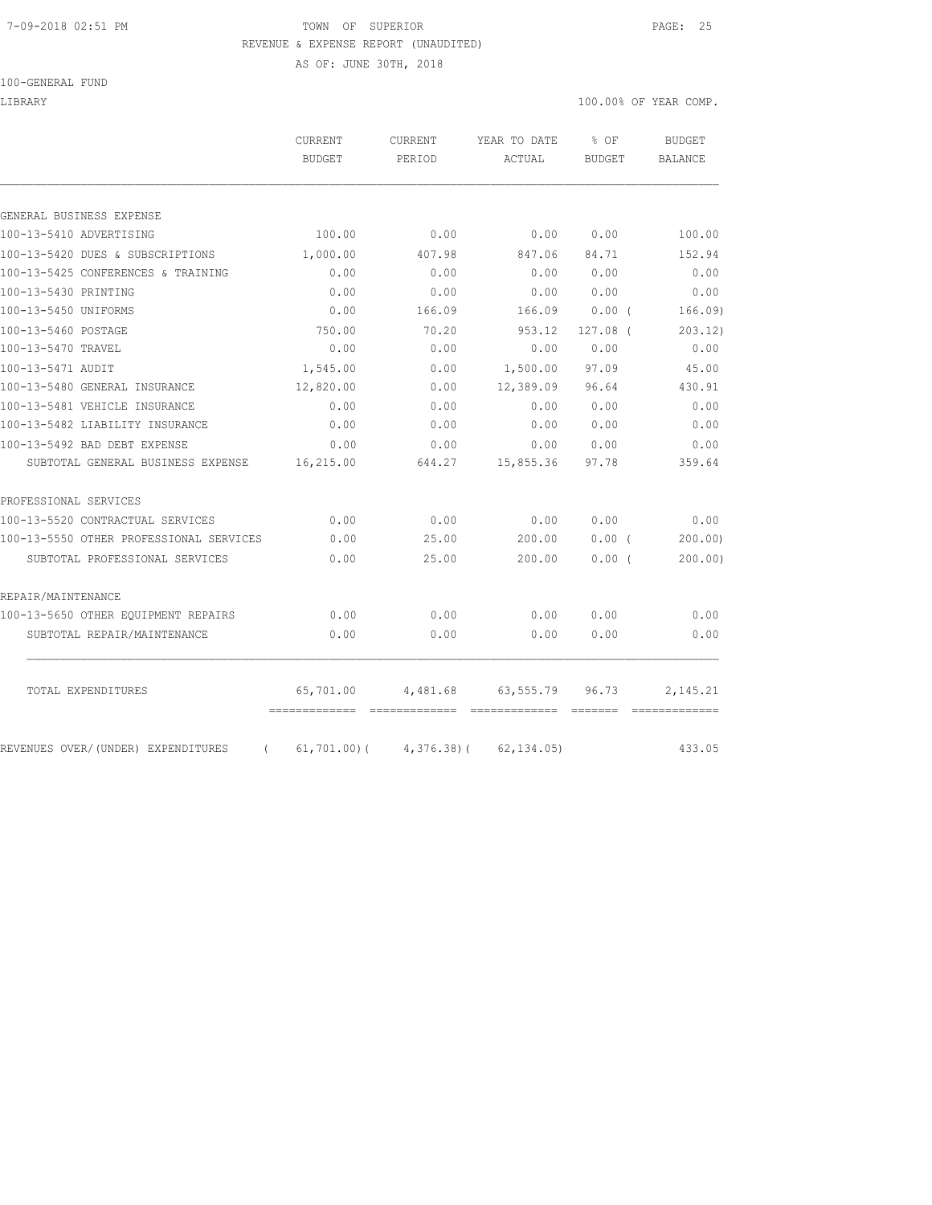7-09-2018 02:51 PM TOWN OF SUPERIOR

REVENUE & EXPENSE REPORT (UNAUDITED)

AS OF: JUNE 30TH, 2018

100-GENERAL FUND

LIBRARY 100.00% OF YEAR COMP.

| | CURRENT BUDGET | CURRENT PERIOD | YEAR TO DATE ACTUAL | % OF BUDGET | BUDGET BALANCE |
|---|---|---|---|---|---|
| GENERAL BUSINESS EXPENSE | | | | | |
| 100-13-5410 ADVERTISING | 100.00 | 0.00 | 0.00 | 0.00 | 100.00 |
| 100-13-5420 DUES & SUBSCRIPTIONS | 1,000.00 | 407.98 | 847.06 | 84.71 | 152.94 |
| 100-13-5425 CONFERENCES & TRAINING | 0.00 | 0.00 | 0.00 | 0.00 | 0.00 |
| 100-13-5430 PRINTING | 0.00 | 0.00 | 0.00 | 0.00 | 0.00 |
| 100-13-5450 UNIFORMS | 0.00 | 166.09 | 166.09 | 0.00 ( | 166.09) |
| 100-13-5460 POSTAGE | 750.00 | 70.20 | 953.12 | 127.08 ( | 203.12) |
| 100-13-5470 TRAVEL | 0.00 | 0.00 | 0.00 | 0.00 | 0.00 |
| 100-13-5471 AUDIT | 1,545.00 | 0.00 | 1,500.00 | 97.09 | 45.00 |
| 100-13-5480 GENERAL INSURANCE | 12,820.00 | 0.00 | 12,389.09 | 96.64 | 430.91 |
| 100-13-5481 VEHICLE INSURANCE | 0.00 | 0.00 | 0.00 | 0.00 | 0.00 |
| 100-13-5482 LIABILITY INSURANCE | 0.00 | 0.00 | 0.00 | 0.00 | 0.00 |
| 100-13-5492 BAD DEBT EXPENSE | 0.00 | 0.00 | 0.00 | 0.00 | 0.00 |
| SUBTOTAL GENERAL BUSINESS EXPENSE | 16,215.00 | 644.27 | 15,855.36 | 97.78 | 359.64 |
| PROFESSIONAL SERVICES | | | | | |
| 100-13-5520 CONTRACTUAL SERVICES | 0.00 | 0.00 | 0.00 | 0.00 | 0.00 |
| 100-13-5550 OTHER PROFESSIONAL SERVICES | 0.00 | 25.00 | 200.00 | 0.00 ( | 200.00) |
| SUBTOTAL PROFESSIONAL SERVICES | 0.00 | 25.00 | 200.00 | 0.00 ( | 200.00) |
| REPAIR/MAINTENANCE | | | | | |
| 100-13-5650 OTHER EQUIPMENT REPAIRS | 0.00 | 0.00 | 0.00 | 0.00 | 0.00 |
| SUBTOTAL REPAIR/MAINTENANCE | 0.00 | 0.00 | 0.00 | 0.00 | 0.00 |
| TOTAL EXPENDITURES | 65,701.00 | 4,481.68 | 63,555.79 | 96.73 | 2,145.21 |
| REVENUES OVER/(UNDER) EXPENDITURES | ( 61,701.00)( | 4,376.38)( | 62,134.05) | | 433.05 |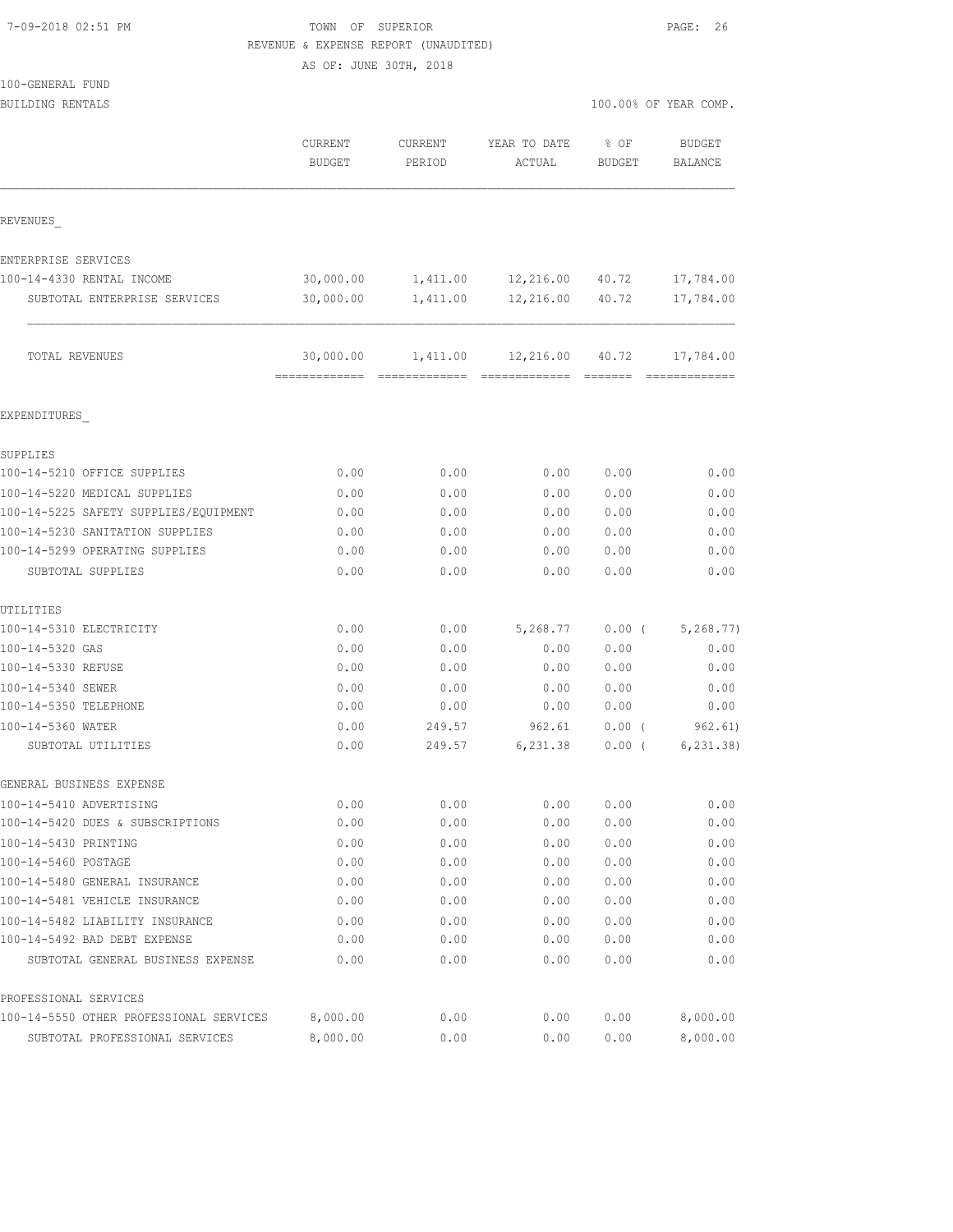7-09-2018 02:51 PM

TOWN OF SUPERIOR
REVENUE & EXPENSE REPORT (UNAUDITED)
AS OF: JUNE 30TH, 2018

100-GENERAL FUND
BUILDING RENTALS

100.00% OF YEAR COMP.

| | CURRENT BUDGET | CURRENT PERIOD | YEAR TO DATE ACTUAL | % OF BUDGET | BUDGET BALANCE |
|---|---|---|---|---|---|
| REVENUES_ | | | | | |
| ENTERPRISE SERVICES | | | | | |
| 100-14-4330 RENTAL INCOME | 30,000.00 | 1,411.00 | 12,216.00 | 40.72 | 17,784.00 |
| SUBTOTAL ENTERPRISE SERVICES | 30,000.00 | 1,411.00 | 12,216.00 | 40.72 | 17,784.00 |
| TOTAL REVENUES | 30,000.00 | 1,411.00 | 12,216.00 | 40.72 | 17,784.00 |
| EXPENDITURES_ | | | | | |
| SUPPLIES | | | | | |
| 100-14-5210 OFFICE SUPPLIES | 0.00 | 0.00 | 0.00 | 0.00 | 0.00 |
| 100-14-5220 MEDICAL SUPPLIES | 0.00 | 0.00 | 0.00 | 0.00 | 0.00 |
| 100-14-5225 SAFETY SUPPLIES/EQUIPMENT | 0.00 | 0.00 | 0.00 | 0.00 | 0.00 |
| 100-14-5230 SANITATION SUPPLIES | 0.00 | 0.00 | 0.00 | 0.00 | 0.00 |
| 100-14-5299 OPERATING SUPPLIES | 0.00 | 0.00 | 0.00 | 0.00 | 0.00 |
| SUBTOTAL SUPPLIES | 0.00 | 0.00 | 0.00 | 0.00 | 0.00 |
| UTILITIES | | | | | |
| 100-14-5310 ELECTRICITY | 0.00 | 0.00 | 5,268.77 | 0.00 ( | 5,268.77) |
| 100-14-5320 GAS | 0.00 | 0.00 | 0.00 | 0.00 | 0.00 |
| 100-14-5330 REFUSE | 0.00 | 0.00 | 0.00 | 0.00 | 0.00 |
| 100-14-5340 SEWER | 0.00 | 0.00 | 0.00 | 0.00 | 0.00 |
| 100-14-5350 TELEPHONE | 0.00 | 0.00 | 0.00 | 0.00 | 0.00 |
| 100-14-5360 WATER | 0.00 | 249.57 | 962.61 | 0.00 ( | 962.61) |
| SUBTOTAL UTILITIES | 0.00 | 249.57 | 6,231.38 | 0.00 ( | 6,231.38) |
| GENERAL BUSINESS EXPENSE | | | | | |
| 100-14-5410 ADVERTISING | 0.00 | 0.00 | 0.00 | 0.00 | 0.00 |
| 100-14-5420 DUES & SUBSCRIPTIONS | 0.00 | 0.00 | 0.00 | 0.00 | 0.00 |
| 100-14-5430 PRINTING | 0.00 | 0.00 | 0.00 | 0.00 | 0.00 |
| 100-14-5460 POSTAGE | 0.00 | 0.00 | 0.00 | 0.00 | 0.00 |
| 100-14-5480 GENERAL INSURANCE | 0.00 | 0.00 | 0.00 | 0.00 | 0.00 |
| 100-14-5481 VEHICLE INSURANCE | 0.00 | 0.00 | 0.00 | 0.00 | 0.00 |
| 100-14-5482 LIABILITY INSURANCE | 0.00 | 0.00 | 0.00 | 0.00 | 0.00 |
| 100-14-5492 BAD DEBT EXPENSE | 0.00 | 0.00 | 0.00 | 0.00 | 0.00 |
| SUBTOTAL GENERAL BUSINESS EXPENSE | 0.00 | 0.00 | 0.00 | 0.00 | 0.00 |
| PROFESSIONAL SERVICES | | | | | |
| 100-14-5550 OTHER PROFESSIONAL SERVICES | 8,000.00 | 0.00 | 0.00 | 0.00 | 8,000.00 |
| SUBTOTAL PROFESSIONAL SERVICES | 8,000.00 | 0.00 | 0.00 | 0.00 | 8,000.00 |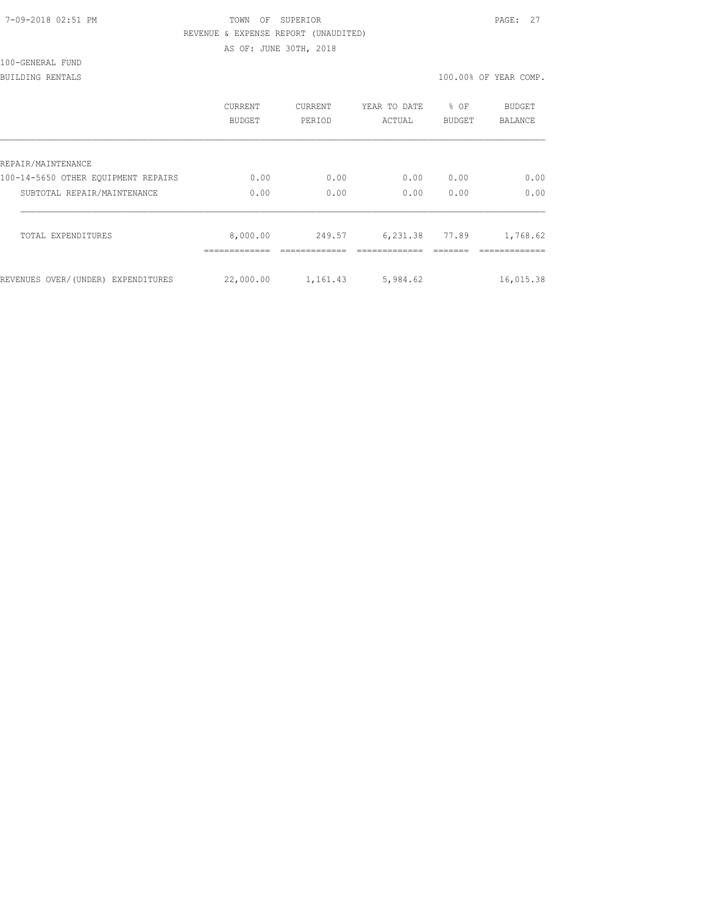TOWN OF SUPERIOR
REVENUE & EXPENSE REPORT (UNAUDITED)
AS OF: JUNE 30TH, 2018

100-GENERAL FUND
BUILDING RENTALS

100.00% OF YEAR COMP.

| | CURRENT BUDGET | CURRENT PERIOD | YEAR TO DATE ACTUAL | % OF BUDGET | BUDGET BALANCE |
|---|---|---|---|---|---|
| REPAIR/MAINTENANCE | | | | | |
| 100-14-5650 OTHER EQUIPMENT REPAIRS | 0.00 | 0.00 | 0.00 | 0.00 | 0.00 |
| SUBTOTAL REPAIR/MAINTENANCE | 0.00 | 0.00 | 0.00 | 0.00 | 0.00 |
| TOTAL EXPENDITURES | 8,000.00 | 249.57 | 6,231.38 | 77.89 | 1,768.62 |
| REVENUES OVER/(UNDER) EXPENDITURES | 22,000.00 | 1,161.43 | 5,984.62 | | 16,015.38 |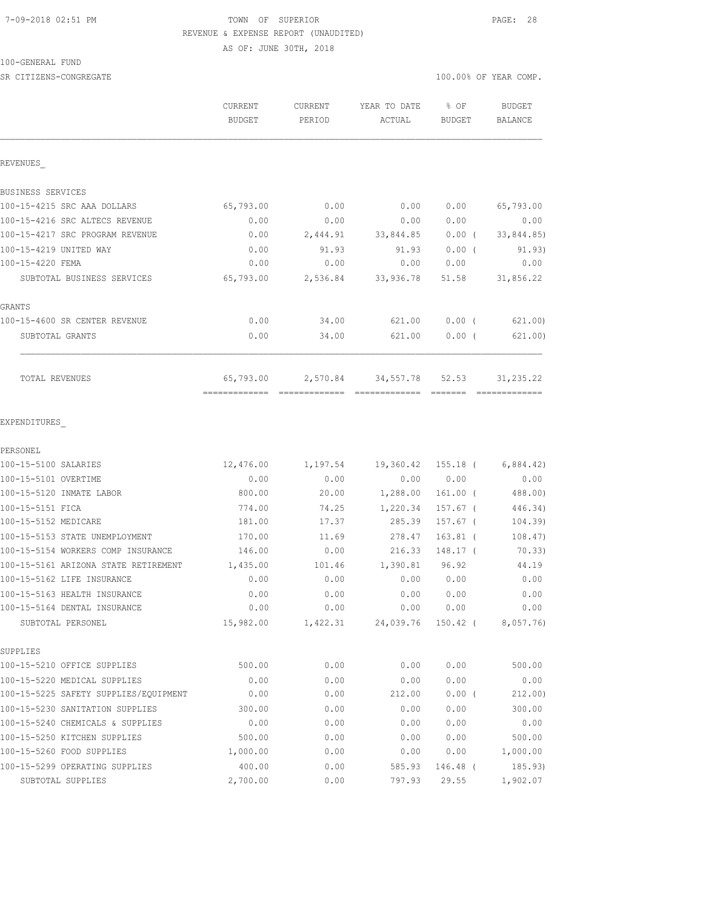7-09-2018 02:51 PM TOWN OF SUPERIOR PAGE: 28

REVENUE & EXPENSE REPORT (UNAUDITED)

AS OF: JUNE 30TH, 2018

100-GENERAL FUND

SR CITIZENS-CONGREGATE 100.00% OF YEAR COMP.

| | CURRENT BUDGET | CURRENT PERIOD | YEAR TO DATE ACTUAL | % OF BUDGET | BUDGET BALANCE |
|---|---|---|---|---|---|
| **REVENUES** | | | | | |
| BUSINESS SERVICES | | | | | |
| 100-15-4215 SRC AAA DOLLARS | 65,793.00 | 0.00 | 0.00 | 0.00 | 65,793.00 |
| 100-15-4216 SRC ALTECS REVENUE | 0.00 | 0.00 | 0.00 | 0.00 | 0.00 |
| 100-15-4217 SRC PROGRAM REVENUE | 0.00 | 2,444.91 | 33,844.85 | 0.00 ( | 33,844.85) |
| 100-15-4219 UNITED WAY | 0.00 | 91.93 | 91.93 | 0.00 ( | 91.93) |
| 100-15-4220 FEMA | 0.00 | 0.00 | 0.00 | 0.00 | 0.00 |
| SUBTOTAL BUSINESS SERVICES | 65,793.00 | 2,536.84 | 33,936.78 | 51.58 | 31,856.22 |
| GRANTS | | | | | |
| 100-15-4600 SR CENTER REVENUE | 0.00 | 34.00 | 621.00 | 0.00 ( | 621.00) |
| SUBTOTAL GRANTS | 0.00 | 34.00 | 621.00 | 0.00 ( | 621.00) |
| TOTAL REVENUES | 65,793.00 | 2,570.84 | 34,557.78 | 52.53 | 31,235.22 |
| **EXPENDITURES** | | | | | |
| PERSONEL | | | | | |
| 100-15-5100 SALARIES | 12,476.00 | 1,197.54 | 19,360.42 | 155.18 ( | 6,884.42) |
| 100-15-5101 OVERTIME | 0.00 | 0.00 | 0.00 | 0.00 | 0.00 |
| 100-15-5120 INMATE LABOR | 800.00 | 20.00 | 1,288.00 | 161.00 ( | 488.00) |
| 100-15-5151 FICA | 774.00 | 74.25 | 1,220.34 | 157.67 ( | 446.34) |
| 100-15-5152 MEDICARE | 181.00 | 17.37 | 285.39 | 157.67 ( | 104.39) |
| 100-15-5153 STATE UNEMPLOYMENT | 170.00 | 11.69 | 278.47 | 163.81 ( | 108.47) |
| 100-15-5154 WORKERS COMP INSURANCE | 146.00 | 0.00 | 216.33 | 148.17 ( | 70.33) |
| 100-15-5161 ARIZONA STATE RETIREMENT | 1,435.00 | 101.46 | 1,390.81 | 96.92 | 44.19 |
| 100-15-5162 LIFE INSURANCE | 0.00 | 0.00 | 0.00 | 0.00 | 0.00 |
| 100-15-5163 HEALTH INSURANCE | 0.00 | 0.00 | 0.00 | 0.00 | 0.00 |
| 100-15-5164 DENTAL INSURANCE | 0.00 | 0.00 | 0.00 | 0.00 | 0.00 |
| SUBTOTAL PERSONEL | 15,982.00 | 1,422.31 | 24,039.76 | 150.42 ( | 8,057.76) |
| SUPPLIES | | | | | |
| 100-15-5210 OFFICE SUPPLIES | 500.00 | 0.00 | 0.00 | 0.00 | 500.00 |
| 100-15-5220 MEDICAL SUPPLIES | 0.00 | 0.00 | 0.00 | 0.00 | 0.00 |
| 100-15-5225 SAFETY SUPPLIES/EQUIPMENT | 0.00 | 0.00 | 212.00 | 0.00 ( | 212.00) |
| 100-15-5230 SANITATION SUPPLIES | 300.00 | 0.00 | 0.00 | 0.00 | 300.00 |
| 100-15-5240 CHEMICALS & SUPPLIES | 0.00 | 0.00 | 0.00 | 0.00 | 0.00 |
| 100-15-5250 KITCHEN SUPPLIES | 500.00 | 0.00 | 0.00 | 0.00 | 500.00 |
| 100-15-5260 FOOD SUPPLIES | 1,000.00 | 0.00 | 0.00 | 0.00 | 1,000.00 |
| 100-15-5299 OPERATING SUPPLIES | 400.00 | 0.00 | 585.93 | 146.48 ( | 185.93) |
| SUBTOTAL SUPPLIES | 2,700.00 | 0.00 | 797.93 | 29.55 | 1,902.07 |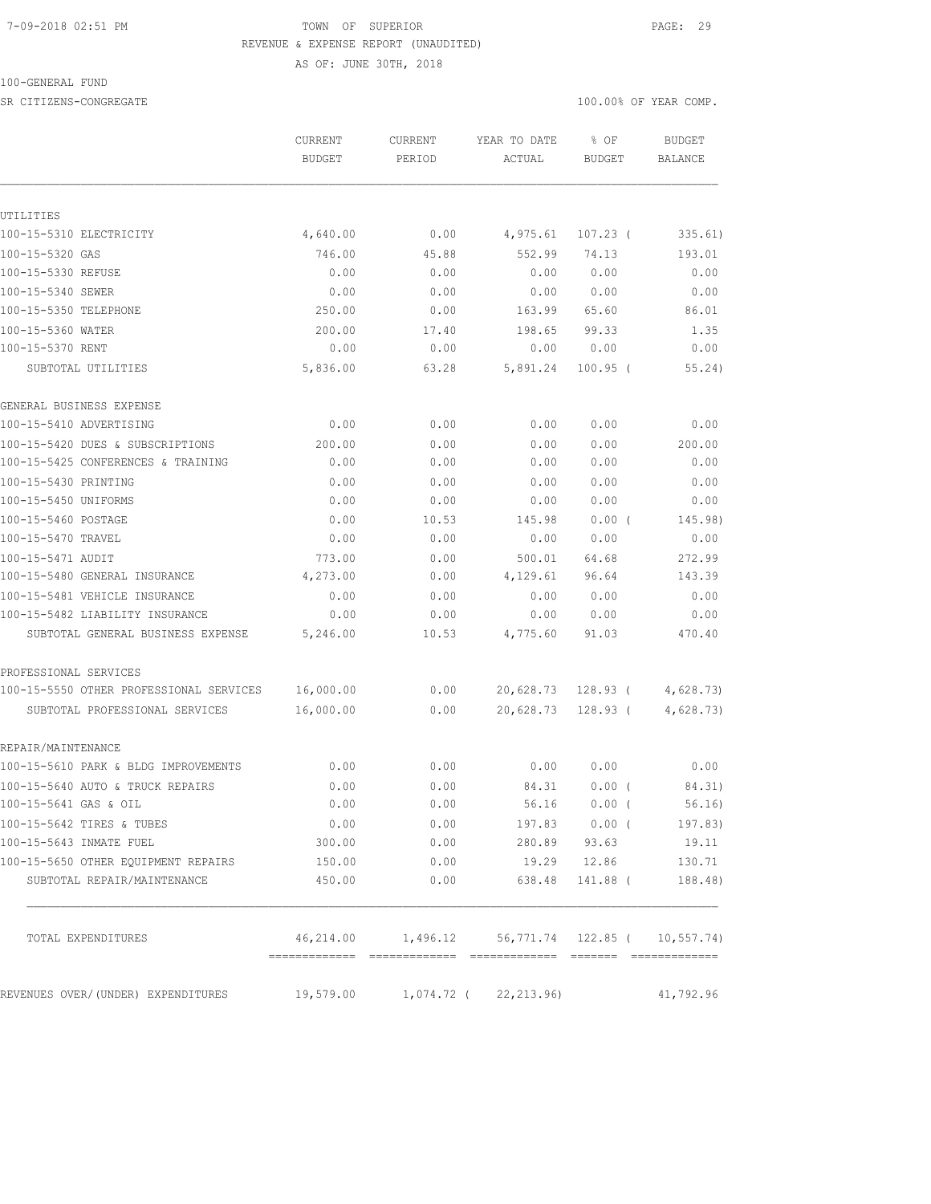7-09-2018 02:51 PM TOWN OF SUPERIOR

REVENUE & EXPENSE REPORT (UNAUDITED)

AS OF: JUNE 30TH, 2018

100-GENERAL FUND

SR CITIZENS-CONGREGATE 100.00% OF YEAR COMP.

| | CURRENT BUDGET | CURRENT PERIOD | YEAR TO DATE ACTUAL | % OF BUDGET | BUDGET BALANCE |
|---|---|---|---|---|---|
| UTILITIES | | | | | |
| 100-15-5310 ELECTRICITY | 4,640.00 | 0.00 | 4,975.61 | 107.23 ( | 335.61) |
| 100-15-5320 GAS | 746.00 | 45.88 | 552.99 | 74.13 | 193.01 |
| 100-15-5330 REFUSE | 0.00 | 0.00 | 0.00 | 0.00 | 0.00 |
| 100-15-5340 SEWER | 0.00 | 0.00 | 0.00 | 0.00 | 0.00 |
| 100-15-5350 TELEPHONE | 250.00 | 0.00 | 163.99 | 65.60 | 86.01 |
| 100-15-5360 WATER | 200.00 | 17.40 | 198.65 | 99.33 | 1.35 |
| 100-15-5370 RENT | 0.00 | 0.00 | 0.00 | 0.00 | 0.00 |
| SUBTOTAL UTILITIES | 5,836.00 | 63.28 | 5,891.24 | 100.95 ( | 55.24) |
| GENERAL BUSINESS EXPENSE | | | | | |
| 100-15-5410 ADVERTISING | 0.00 | 0.00 | 0.00 | 0.00 | 0.00 |
| 100-15-5420 DUES & SUBSCRIPTIONS | 200.00 | 0.00 | 0.00 | 0.00 | 200.00 |
| 100-15-5425 CONFERENCES & TRAINING | 0.00 | 0.00 | 0.00 | 0.00 | 0.00 |
| 100-15-5430 PRINTING | 0.00 | 0.00 | 0.00 | 0.00 | 0.00 |
| 100-15-5450 UNIFORMS | 0.00 | 0.00 | 0.00 | 0.00 | 0.00 |
| 100-15-5460 POSTAGE | 0.00 | 10.53 | 145.98 | 0.00 ( | 145.98) |
| 100-15-5470 TRAVEL | 0.00 | 0.00 | 0.00 | 0.00 | 0.00 |
| 100-15-5471 AUDIT | 773.00 | 0.00 | 500.01 | 64.68 | 272.99 |
| 100-15-5480 GENERAL INSURANCE | 4,273.00 | 0.00 | 4,129.61 | 96.64 | 143.39 |
| 100-15-5481 VEHICLE INSURANCE | 0.00 | 0.00 | 0.00 | 0.00 | 0.00 |
| 100-15-5482 LIABILITY INSURANCE | 0.00 | 0.00 | 0.00 | 0.00 | 0.00 |
| SUBTOTAL GENERAL BUSINESS EXPENSE | 5,246.00 | 10.53 | 4,775.60 | 91.03 | 470.40 |
| PROFESSIONAL SERVICES | | | | | |
| 100-15-5550 OTHER PROFESSIONAL SERVICES | 16,000.00 | 0.00 | 20,628.73 | 128.93 ( | 4,628.73) |
| SUBTOTAL PROFESSIONAL SERVICES | 16,000.00 | 0.00 | 20,628.73 | 128.93 ( | 4,628.73) |
| REPAIR/MAINTENANCE | | | | | |
| 100-15-5610 PARK & BLDG IMPROVEMENTS | 0.00 | 0.00 | 0.00 | 0.00 | 0.00 |
| 100-15-5640 AUTO & TRUCK REPAIRS | 0.00 | 0.00 | 84.31 | 0.00 ( | 84.31) |
| 100-15-5641 GAS & OIL | 0.00 | 0.00 | 56.16 | 0.00 ( | 56.16) |
| 100-15-5642 TIRES & TUBES | 0.00 | 0.00 | 197.83 | 0.00 ( | 197.83) |
| 100-15-5643 INMATE FUEL | 300.00 | 0.00 | 280.89 | 93.63 | 19.11 |
| 100-15-5650 OTHER EQUIPMENT REPAIRS | 150.00 | 0.00 | 19.29 | 12.86 | 130.71 |
| SUBTOTAL REPAIR/MAINTENANCE | 450.00 | 0.00 | 638.48 | 141.88 ( | 188.48) |
| TOTAL EXPENDITURES | 46,214.00 | 1,496.12 | 56,771.74 | 122.85 ( | 10,557.74) |
| REVENUES OVER/(UNDER) EXPENDITURES | 19,579.00 | 1,074.72 ( | 22,213.96) | | 41,792.96 |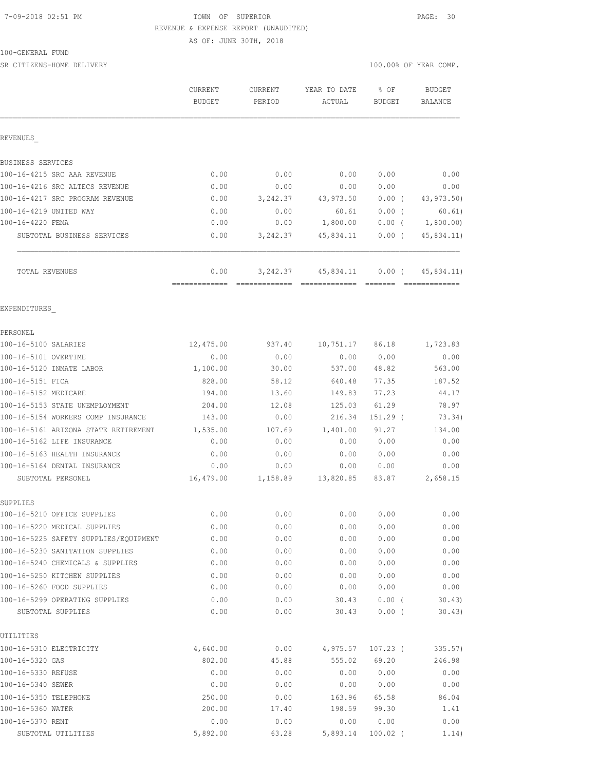7-09-2018 02:51 PM TOWN OF SUPERIOR

REVENUE & EXPENSE REPORT (UNAUDITED)

AS OF: JUNE 30TH, 2018

100-GENERAL FUND

SR CITIZENS-HOME DELIVERY 100.00% OF YEAR COMP.

| | CURRENT BUDGET | CURRENT PERIOD | YEAR TO DATE ACTUAL | % OF BUDGET | BUDGET BALANCE |
|---|---|---|---|---|---|
| REVENUES_ | | | | | |
| BUSINESS SERVICES | | | | | |
| 100-16-4215 SRC AAA REVENUE | 0.00 | 0.00 | 0.00 | 0.00 | 0.00 |
| 100-16-4216 SRC ALTECS REVENUE | 0.00 | 0.00 | 0.00 | 0.00 | 0.00 |
| 100-16-4217 SRC PROGRAM REVENUE | 0.00 | 3,242.37 | 43,973.50 | 0.00 ( | 43,973.50) |
| 100-16-4219 UNITED WAY | 0.00 | 0.00 | 60.61 | 0.00 ( | 60.61) |
| 100-16-4220 FEMA | 0.00 | 0.00 | 1,800.00 | 0.00 ( | 1,800.00) |
| SUBTOTAL BUSINESS SERVICES | 0.00 | 3,242.37 | 45,834.11 | 0.00 ( | 45,834.11) |
| TOTAL REVENUES | 0.00 | 3,242.37 | 45,834.11 | 0.00 ( | 45,834.11) |
| EXPENDITURES_ | | | | | |
| PERSONEL | | | | | |
| 100-16-5100 SALARIES | 12,475.00 | 937.40 | 10,751.17 | 86.18 | 1,723.83 |
| 100-16-5101 OVERTIME | 0.00 | 0.00 | 0.00 | 0.00 | 0.00 |
| 100-16-5120 INMATE LABOR | 1,100.00 | 30.00 | 537.00 | 48.82 | 563.00 |
| 100-16-5151 FICA | 828.00 | 58.12 | 640.48 | 77.35 | 187.52 |
| 100-16-5152 MEDICARE | 194.00 | 13.60 | 149.83 | 77.23 | 44.17 |
| 100-16-5153 STATE UNEMPLOYMENT | 204.00 | 12.08 | 125.03 | 61.29 | 78.97 |
| 100-16-5154 WORKERS COMP INSURANCE | 143.00 | 0.00 | 216.34 | 151.29 ( | 73.34) |
| 100-16-5161 ARIZONA STATE RETIREMENT | 1,535.00 | 107.69 | 1,401.00 | 91.27 | 134.00 |
| 100-16-5162 LIFE INSURANCE | 0.00 | 0.00 | 0.00 | 0.00 | 0.00 |
| 100-16-5163 HEALTH INSURANCE | 0.00 | 0.00 | 0.00 | 0.00 | 0.00 |
| 100-16-5164 DENTAL INSURANCE | 0.00 | 0.00 | 0.00 | 0.00 | 0.00 |
| SUBTOTAL PERSONEL | 16,479.00 | 1,158.89 | 13,820.85 | 83.87 | 2,658.15 |
| SUPPLIES | | | | | |
| 100-16-5210 OFFICE SUPPLIES | 0.00 | 0.00 | 0.00 | 0.00 | 0.00 |
| 100-16-5220 MEDICAL SUPPLIES | 0.00 | 0.00 | 0.00 | 0.00 | 0.00 |
| 100-16-5225 SAFETY SUPPLIES/EQUIPMENT | 0.00 | 0.00 | 0.00 | 0.00 | 0.00 |
| 100-16-5230 SANITATION SUPPLIES | 0.00 | 0.00 | 0.00 | 0.00 | 0.00 |
| 100-16-5240 CHEMICALS & SUPPLIES | 0.00 | 0.00 | 0.00 | 0.00 | 0.00 |
| 100-16-5250 KITCHEN SUPPLIES | 0.00 | 0.00 | 0.00 | 0.00 | 0.00 |
| 100-16-5260 FOOD SUPPLIES | 0.00 | 0.00 | 0.00 | 0.00 | 0.00 |
| 100-16-5299 OPERATING SUPPLIES | 0.00 | 0.00 | 30.43 | 0.00 ( | 30.43) |
| SUBTOTAL SUPPLIES | 0.00 | 0.00 | 30.43 | 0.00 ( | 30.43) |
| UTILITIES | | | | | |
| 100-16-5310 ELECTRICITY | 4,640.00 | 0.00 | 4,975.57 | 107.23 ( | 335.57) |
| 100-16-5320 GAS | 802.00 | 45.88 | 555.02 | 69.20 | 246.98 |
| 100-16-5330 REFUSE | 0.00 | 0.00 | 0.00 | 0.00 | 0.00 |
| 100-16-5340 SEWER | 0.00 | 0.00 | 0.00 | 0.00 | 0.00 |
| 100-16-5350 TELEPHONE | 250.00 | 0.00 | 163.96 | 65.58 | 86.04 |
| 100-16-5360 WATER | 200.00 | 17.40 | 198.59 | 99.30 | 1.41 |
| 100-16-5370 RENT | 0.00 | 0.00 | 0.00 | 0.00 | 0.00 |
| SUBTOTAL UTILITIES | 5,892.00 | 63.28 | 5,893.14 | 100.02 ( | 1.14) |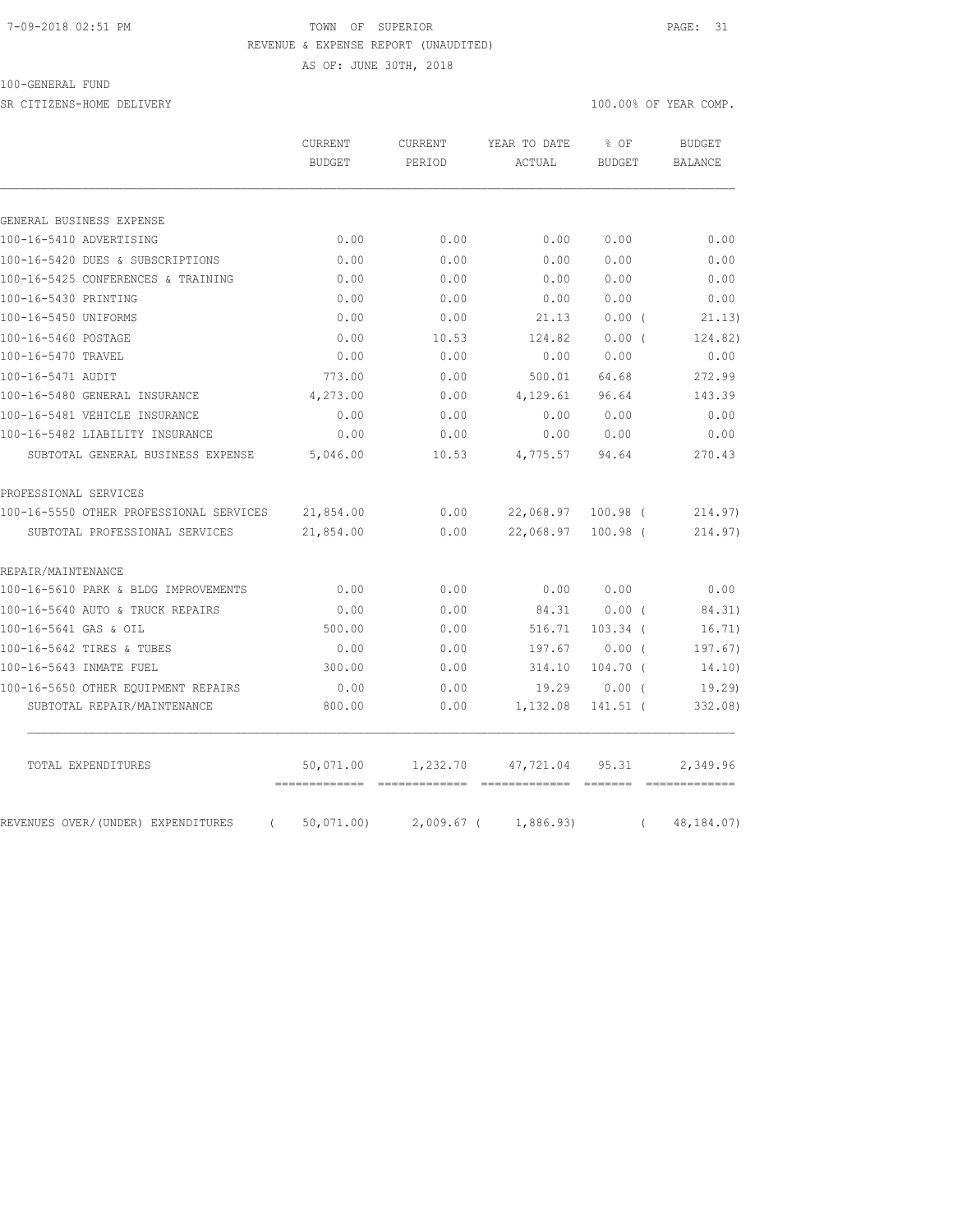7-09-2018 02:51 PM TOWN OF SUPERIOR

REVENUE & EXPENSE REPORT (UNAUDITED)

AS OF: JUNE 30TH, 2018

100-GENERAL FUND

SR CITIZENS-HOME DELIVERY 100.00% OF YEAR COMP.

| | CURRENT BUDGET | CURRENT PERIOD | YEAR TO DATE ACTUAL | % OF BUDGET | BUDGET BALANCE |
|---|---|---|---|---|---|
| GENERAL BUSINESS EXPENSE | | | | | |
| 100-16-5410 ADVERTISING | 0.00 | 0.00 | 0.00 | 0.00 | 0.00 |
| 100-16-5420 DUES & SUBSCRIPTIONS | 0.00 | 0.00 | 0.00 | 0.00 | 0.00 |
| 100-16-5425 CONFERENCES & TRAINING | 0.00 | 0.00 | 0.00 | 0.00 | 0.00 |
| 100-16-5430 PRINTING | 0.00 | 0.00 | 0.00 | 0.00 | 0.00 |
| 100-16-5450 UNIFORMS | 0.00 | 0.00 | 21.13 | 0.00 ( | 21.13) |
| 100-16-5460 POSTAGE | 0.00 | 10.53 | 124.82 | 0.00 ( | 124.82) |
| 100-16-5470 TRAVEL | 0.00 | 0.00 | 0.00 | 0.00 | 0.00 |
| 100-16-5471 AUDIT | 773.00 | 0.00 | 500.01 | 64.68 | 272.99 |
| 100-16-5480 GENERAL INSURANCE | 4,273.00 | 0.00 | 4,129.61 | 96.64 | 143.39 |
| 100-16-5481 VEHICLE INSURANCE | 0.00 | 0.00 | 0.00 | 0.00 | 0.00 |
| 100-16-5482 LIABILITY INSURANCE | 0.00 | 0.00 | 0.00 | 0.00 | 0.00 |
| SUBTOTAL GENERAL BUSINESS EXPENSE | 5,046.00 | 10.53 | 4,775.57 | 94.64 | 270.43 |
| PROFESSIONAL SERVICES | | | | | |
| 100-16-5550 OTHER PROFESSIONAL SERVICES | 21,854.00 | 0.00 | 22,068.97 | 100.98 ( | 214.97) |
| SUBTOTAL PROFESSIONAL SERVICES | 21,854.00 | 0.00 | 22,068.97 | 100.98 ( | 214.97) |
| REPAIR/MAINTENANCE | | | | | |
| 100-16-5610 PARK & BLDG IMPROVEMENTS | 0.00 | 0.00 | 0.00 | 0.00 | 0.00 |
| 100-16-5640 AUTO & TRUCK REPAIRS | 0.00 | 0.00 | 84.31 | 0.00 ( | 84.31) |
| 100-16-5641 GAS & OIL | 500.00 | 0.00 | 516.71 | 103.34 ( | 16.71) |
| 100-16-5642 TIRES & TUBES | 0.00 | 0.00 | 197.67 | 0.00 ( | 197.67) |
| 100-16-5643 INMATE FUEL | 300.00 | 0.00 | 314.10 | 104.70 ( | 14.10) |
| 100-16-5650 OTHER EQUIPMENT REPAIRS | 0.00 | 0.00 | 19.29 | 0.00 ( | 19.29) |
| SUBTOTAL REPAIR/MAINTENANCE | 800.00 | 0.00 | 1,132.08 | 141.51 ( | 332.08) |
| TOTAL EXPENDITURES | 50,071.00 | 1,232.70 | 47,721.04 | 95.31 | 2,349.96 |
| REVENUES OVER/(UNDER) EXPENDITURES | ( 50,071.00) | 2,009.67 | ( 1,886.93) | | ( 48,184.07) |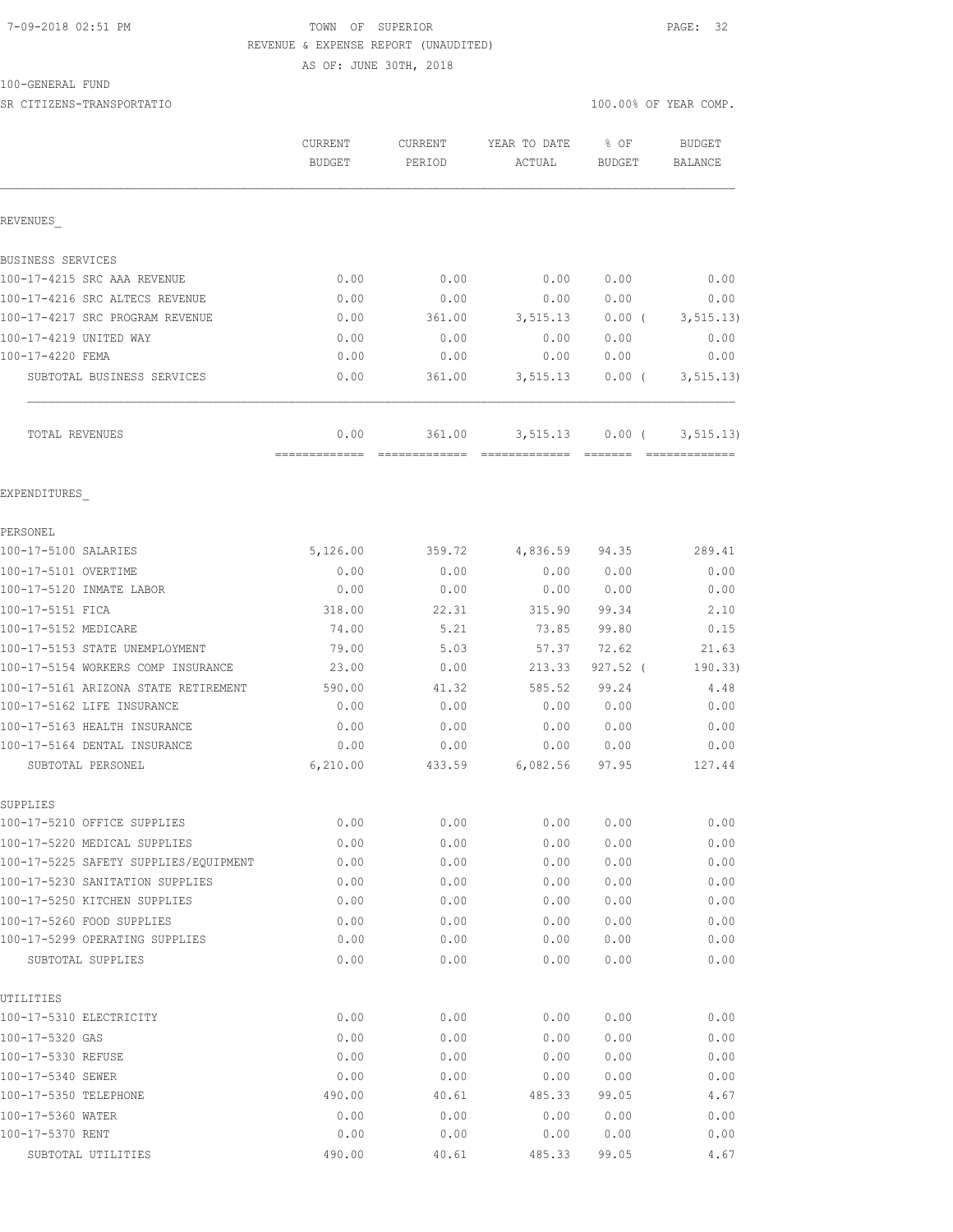7-09-2018 02:51 PM TOWN OF SUPERIOR

REVENUE & EXPENSE REPORT (UNAUDITED)

AS OF: JUNE 30TH, 2018

100-GENERAL FUND

SR CITIZENS-TRANSPORTATIO 100.00% OF YEAR COMP.

| | CURRENT BUDGET | CURRENT PERIOD | YEAR TO DATE ACTUAL | % OF BUDGET | BUDGET BALANCE |
|---|---|---|---|---|---|
| **REVENUES** | | | | | |
| BUSINESS SERVICES | | | | | |
| 100-17-4215 SRC AAA REVENUE | 0.00 | 0.00 | 0.00 | 0.00 | 0.00 |
| 100-17-4216 SRC ALTECS REVENUE | 0.00 | 0.00 | 0.00 | 0.00 | 0.00 |
| 100-17-4217 SRC PROGRAM REVENUE | 0.00 | 361.00 | 3,515.13 | 0.00 ( | 3,515.13) |
| 100-17-4219 UNITED WAY | 0.00 | 0.00 | 0.00 | 0.00 | 0.00 |
| 100-17-4220 FEMA | 0.00 | 0.00 | 0.00 | 0.00 | 0.00 |
| SUBTOTAL BUSINESS SERVICES | 0.00 | 361.00 | 3,515.13 | 0.00 ( | 3,515.13) |
| TOTAL REVENUES | 0.00 | 361.00 | 3,515.13 | 0.00 ( | 3,515.13) |
| **EXPENDITURES** | | | | | |
| PERSONEL | | | | | |
| 100-17-5100 SALARIES | 5,126.00 | 359.72 | 4,836.59 | 94.35 | 289.41 |
| 100-17-5101 OVERTIME | 0.00 | 0.00 | 0.00 | 0.00 | 0.00 |
| 100-17-5120 INMATE LABOR | 0.00 | 0.00 | 0.00 | 0.00 | 0.00 |
| 100-17-5151 FICA | 318.00 | 22.31 | 315.90 | 99.34 | 2.10 |
| 100-17-5152 MEDICARE | 74.00 | 5.21 | 73.85 | 99.80 | 0.15 |
| 100-17-5153 STATE UNEMPLOYMENT | 79.00 | 5.03 | 57.37 | 72.62 | 21.63 |
| 100-17-5154 WORKERS COMP INSURANCE | 23.00 | 0.00 | 213.33 | 927.52 ( | 190.33) |
| 100-17-5161 ARIZONA STATE RETIREMENT | 590.00 | 41.32 | 585.52 | 99.24 | 4.48 |
| 100-17-5162 LIFE INSURANCE | 0.00 | 0.00 | 0.00 | 0.00 | 0.00 |
| 100-17-5163 HEALTH INSURANCE | 0.00 | 0.00 | 0.00 | 0.00 | 0.00 |
| 100-17-5164 DENTAL INSURANCE | 0.00 | 0.00 | 0.00 | 0.00 | 0.00 |
| SUBTOTAL PERSONEL | 6,210.00 | 433.59 | 6,082.56 | 97.95 | 127.44 |
| SUPPLIES | | | | | |
| 100-17-5210 OFFICE SUPPLIES | 0.00 | 0.00 | 0.00 | 0.00 | 0.00 |
| 100-17-5220 MEDICAL SUPPLIES | 0.00 | 0.00 | 0.00 | 0.00 | 0.00 |
| 100-17-5225 SAFETY SUPPLIES/EQUIPMENT | 0.00 | 0.00 | 0.00 | 0.00 | 0.00 |
| 100-17-5230 SANITATION SUPPLIES | 0.00 | 0.00 | 0.00 | 0.00 | 0.00 |
| 100-17-5250 KITCHEN SUPPLIES | 0.00 | 0.00 | 0.00 | 0.00 | 0.00 |
| 100-17-5260 FOOD SUPPLIES | 0.00 | 0.00 | 0.00 | 0.00 | 0.00 |
| 100-17-5299 OPERATING SUPPLIES | 0.00 | 0.00 | 0.00 | 0.00 | 0.00 |
| SUBTOTAL SUPPLIES | 0.00 | 0.00 | 0.00 | 0.00 | 0.00 |
| UTILITIES | | | | | |
| 100-17-5310 ELECTRICITY | 0.00 | 0.00 | 0.00 | 0.00 | 0.00 |
| 100-17-5320 GAS | 0.00 | 0.00 | 0.00 | 0.00 | 0.00 |
| 100-17-5330 REFUSE | 0.00 | 0.00 | 0.00 | 0.00 | 0.00 |
| 100-17-5340 SEWER | 0.00 | 0.00 | 0.00 | 0.00 | 0.00 |
| 100-17-5350 TELEPHONE | 490.00 | 40.61 | 485.33 | 99.05 | 4.67 |
| 100-17-5360 WATER | 0.00 | 0.00 | 0.00 | 0.00 | 0.00 |
| 100-17-5370 RENT | 0.00 | 0.00 | 0.00 | 0.00 | 0.00 |
| SUBTOTAL UTILITIES | 490.00 | 40.61 | 485.33 | 99.05 | 4.67 |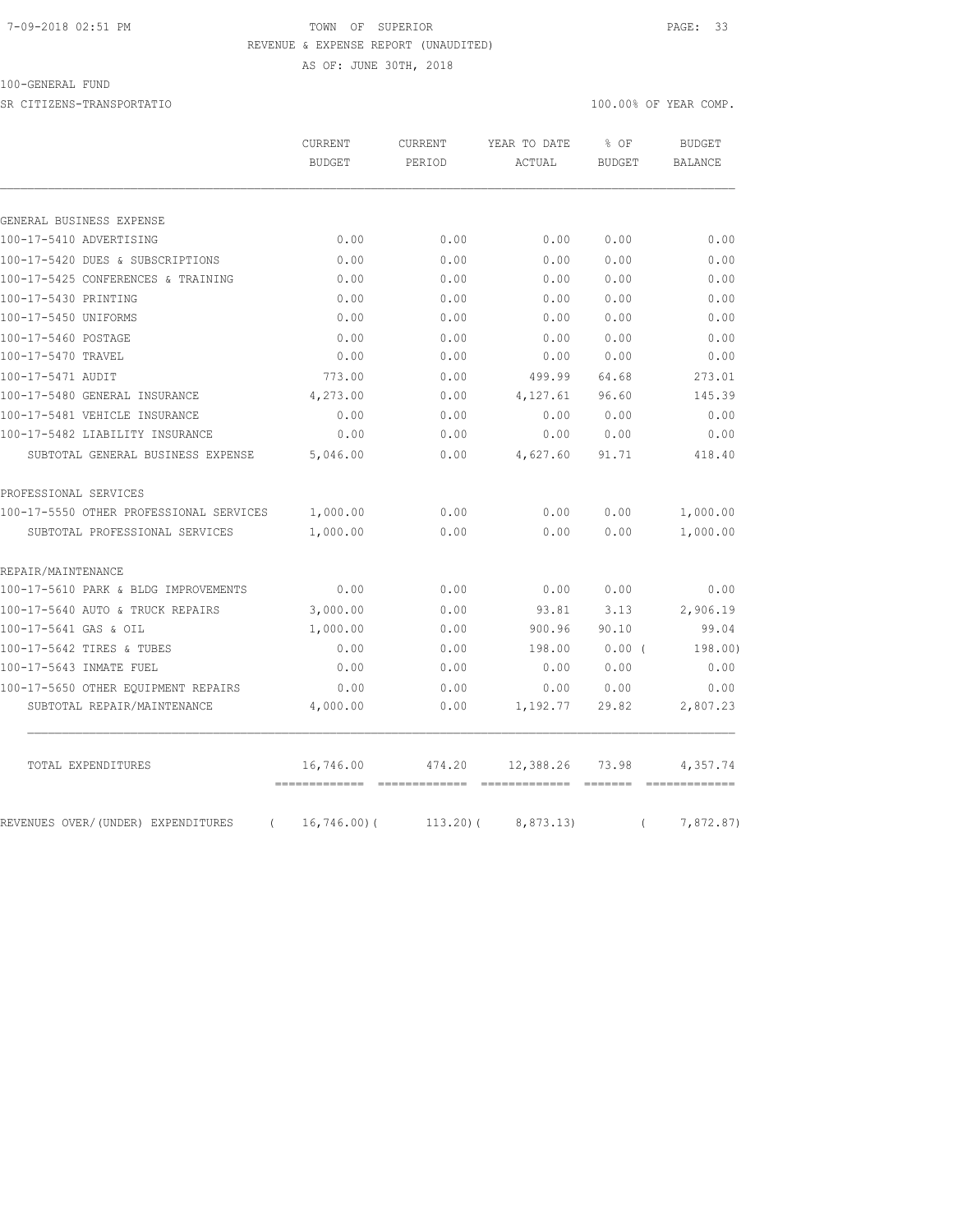TOWN OF SUPERIOR
REVENUE & EXPENSE REPORT (UNAUDITED)
AS OF: JUNE 30TH, 2018

100-GENERAL FUND

SR CITIZENS-TRANSPORTATIO — 100.00% OF YEAR COMP.

| | CURRENT BUDGET | CURRENT PERIOD | YEAR TO DATE ACTUAL | % OF BUDGET | BUDGET BALANCE |
|---|---|---|---|---|---|
| GENERAL BUSINESS EXPENSE | | | | | |
| 100-17-5410 ADVERTISING | 0.00 | 0.00 | 0.00 | 0.00 | 0.00 |
| 100-17-5420 DUES & SUBSCRIPTIONS | 0.00 | 0.00 | 0.00 | 0.00 | 0.00 |
| 100-17-5425 CONFERENCES & TRAINING | 0.00 | 0.00 | 0.00 | 0.00 | 0.00 |
| 100-17-5430 PRINTING | 0.00 | 0.00 | 0.00 | 0.00 | 0.00 |
| 100-17-5450 UNIFORMS | 0.00 | 0.00 | 0.00 | 0.00 | 0.00 |
| 100-17-5460 POSTAGE | 0.00 | 0.00 | 0.00 | 0.00 | 0.00 |
| 100-17-5470 TRAVEL | 0.00 | 0.00 | 0.00 | 0.00 | 0.00 |
| 100-17-5471 AUDIT | 773.00 | 0.00 | 499.99 | 64.68 | 273.01 |
| 100-17-5480 GENERAL INSURANCE | 4,273.00 | 0.00 | 4,127.61 | 96.60 | 145.39 |
| 100-17-5481 VEHICLE INSURANCE | 0.00 | 0.00 | 0.00 | 0.00 | 0.00 |
| 100-17-5482 LIABILITY INSURANCE | 0.00 | 0.00 | 0.00 | 0.00 | 0.00 |
| SUBTOTAL GENERAL BUSINESS EXPENSE | 5,046.00 | 0.00 | 4,627.60 | 91.71 | 418.40 |
| PROFESSIONAL SERVICES | | | | | |
| 100-17-5550 OTHER PROFESSIONAL SERVICES | 1,000.00 | 0.00 | 0.00 | 0.00 | 1,000.00 |
| SUBTOTAL PROFESSIONAL SERVICES | 1,000.00 | 0.00 | 0.00 | 0.00 | 1,000.00 |
| REPAIR/MAINTENANCE | | | | | |
| 100-17-5610 PARK & BLDG IMPROVEMENTS | 0.00 | 0.00 | 0.00 | 0.00 | 0.00 |
| 100-17-5640 AUTO & TRUCK REPAIRS | 3,000.00 | 0.00 | 93.81 | 3.13 | 2,906.19 |
| 100-17-5641 GAS & OIL | 1,000.00 | 0.00 | 900.96 | 90.10 | 99.04 |
| 100-17-5642 TIRES & TUBES | 0.00 | 0.00 | 198.00 | 0.00 | ( 198.00) |
| 100-17-5643 INMATE FUEL | 0.00 | 0.00 | 0.00 | 0.00 | 0.00 |
| 100-17-5650 OTHER EQUIPMENT REPAIRS | 0.00 | 0.00 | 0.00 | 0.00 | 0.00 |
| SUBTOTAL REPAIR/MAINTENANCE | 4,000.00 | 0.00 | 1,192.77 | 29.82 | 2,807.23 |
| TOTAL EXPENDITURES | 16,746.00 | 474.20 | 12,388.26 | 73.98 | 4,357.74 |
| REVENUES OVER/(UNDER) EXPENDITURES | ( 16,746.00) | ( 113.20) | ( 8,873.13) | | ( 7,872.87) |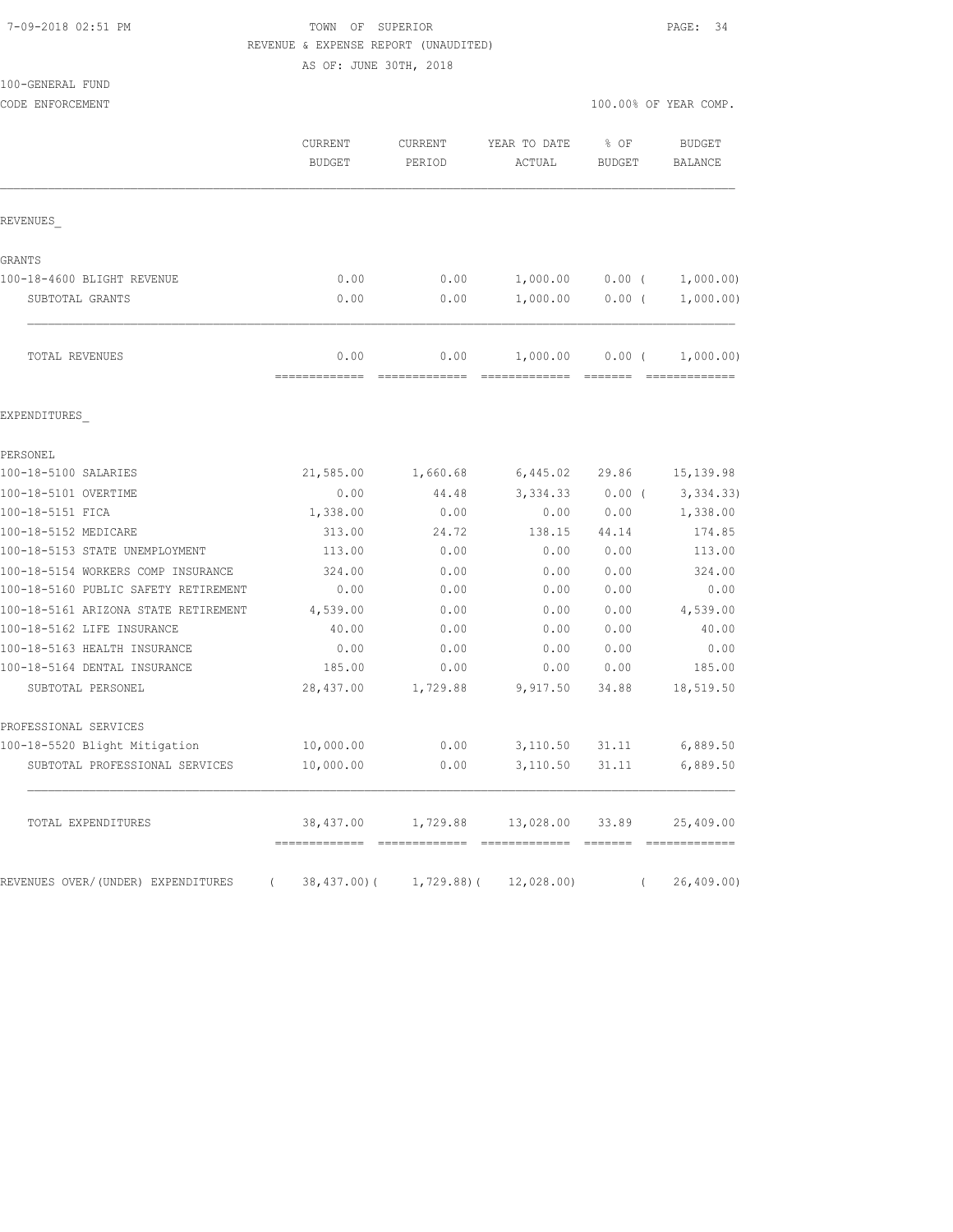TOWN OF SUPERIOR
REVENUE & EXPENSE REPORT (UNAUDITED)
AS OF: JUNE 30TH, 2018

100-GENERAL FUND
CODE ENFORCEMENT

100.00% OF YEAR COMP.

| | CURRENT BUDGET | CURRENT PERIOD | YEAR TO DATE ACTUAL | % OF BUDGET | BUDGET BALANCE |
|---|---|---|---|---|---|
| REVENUES_ | | | | | |
| GRANTS | | | | | |
| 100-18-4600 BLIGHT REVENUE | 0.00 | 0.00 | 1,000.00 | 0.00 ( | 1,000.00) |
| SUBTOTAL GRANTS | 0.00 | 0.00 | 1,000.00 | 0.00 ( | 1,000.00) |
| TOTAL REVENUES | 0.00 | 0.00 | 1,000.00 | 0.00 ( | 1,000.00) |
| EXPENDITURES_ | | | | | |
| PERSONEL | | | | | |
| 100-18-5100 SALARIES | 21,585.00 | 1,660.68 | 6,445.02 | 29.86 | 15,139.98 |
| 100-18-5101 OVERTIME | 0.00 | 44.48 | 3,334.33 | 0.00 ( | 3,334.33) |
| 100-18-5151 FICA | 1,338.00 | 0.00 | 0.00 | 0.00 | 1,338.00 |
| 100-18-5152 MEDICARE | 313.00 | 24.72 | 138.15 | 44.14 | 174.85 |
| 100-18-5153 STATE UNEMPLOYMENT | 113.00 | 0.00 | 0.00 | 0.00 | 113.00 |
| 100-18-5154 WORKERS COMP INSURANCE | 324.00 | 0.00 | 0.00 | 0.00 | 324.00 |
| 100-18-5160 PUBLIC SAFETY RETIREMENT | 0.00 | 0.00 | 0.00 | 0.00 | 0.00 |
| 100-18-5161 ARIZONA STATE RETIREMENT | 4,539.00 | 0.00 | 0.00 | 0.00 | 4,539.00 |
| 100-18-5162 LIFE INSURANCE | 40.00 | 0.00 | 0.00 | 0.00 | 40.00 |
| 100-18-5163 HEALTH INSURANCE | 0.00 | 0.00 | 0.00 | 0.00 | 0.00 |
| 100-18-5164 DENTAL INSURANCE | 185.00 | 0.00 | 0.00 | 0.00 | 185.00 |
| SUBTOTAL PERSONEL | 28,437.00 | 1,729.88 | 9,917.50 | 34.88 | 18,519.50 |
| PROFESSIONAL SERVICES | | | | | |
| 100-18-5520 Blight Mitigation | 10,000.00 | 0.00 | 3,110.50 | 31.11 | 6,889.50 |
| SUBTOTAL PROFESSIONAL SERVICES | 10,000.00 | 0.00 | 3,110.50 | 31.11 | 6,889.50 |
| TOTAL EXPENDITURES | 38,437.00 | 1,729.88 | 13,028.00 | 33.89 | 25,409.00 |
| REVENUES OVER/(UNDER) EXPENDITURES | ( 38,437.00)( | 1,729.88)( | 12,028.00) | ( | 26,409.00) |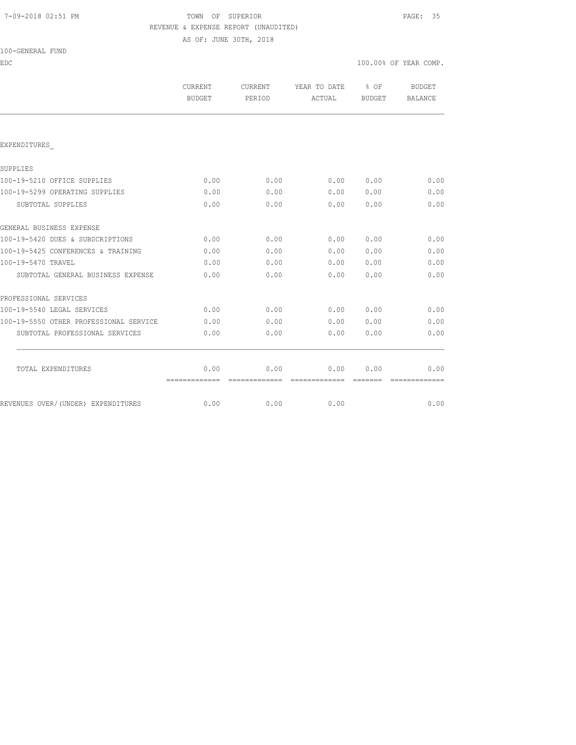TOWN OF SUPERIOR

REVENUE & EXPENSE REPORT (UNAUDITED)

AS OF: JUNE 30TH, 2018

100-GENERAL FUND

EDC

100.00% OF YEAR COMP.

| | CURRENT BUDGET | CURRENT PERIOD | YEAR TO DATE ACTUAL | % OF BUDGET | BUDGET BALANCE |
|---|---|---|---|---|---|
| EXPENDITURES_ | | | | | |
| SUPPLIES | | | | | |
| 100-19-5210 OFFICE SUPPLIES | 0.00 | 0.00 | 0.00 | 0.00 | 0.00 |
| 100-19-5299 OPERATING SUPPLIES | 0.00 | 0.00 | 0.00 | 0.00 | 0.00 |
| SUBTOTAL SUPPLIES | 0.00 | 0.00 | 0.00 | 0.00 | 0.00 |
| GENERAL BUSINESS EXPENSE | | | | | |
| 100-19-5420 DUES & SUBSCRIPTIONS | 0.00 | 0.00 | 0.00 | 0.00 | 0.00 |
| 100-19-5425 CONFERENCES & TRAINING | 0.00 | 0.00 | 0.00 | 0.00 | 0.00 |
| 100-19-5470 TRAVEL | 0.00 | 0.00 | 0.00 | 0.00 | 0.00 |
| SUBTOTAL GENERAL BUSINESS EXPENSE | 0.00 | 0.00 | 0.00 | 0.00 | 0.00 |
| PROFESSIONAL SERVICES | | | | | |
| 100-19-5540 LEGAL SERVICES | 0.00 | 0.00 | 0.00 | 0.00 | 0.00 |
| 100-19-5550 OTHER PROFESSIONAL SERVICE | 0.00 | 0.00 | 0.00 | 0.00 | 0.00 |
| SUBTOTAL PROFESSIONAL SERVICES | 0.00 | 0.00 | 0.00 | 0.00 | 0.00 |
| TOTAL EXPENDITURES | 0.00 | 0.00 | 0.00 | 0.00 | 0.00 |
| REVENUES OVER/(UNDER) EXPENDITURES | 0.00 | 0.00 | 0.00 | | 0.00 |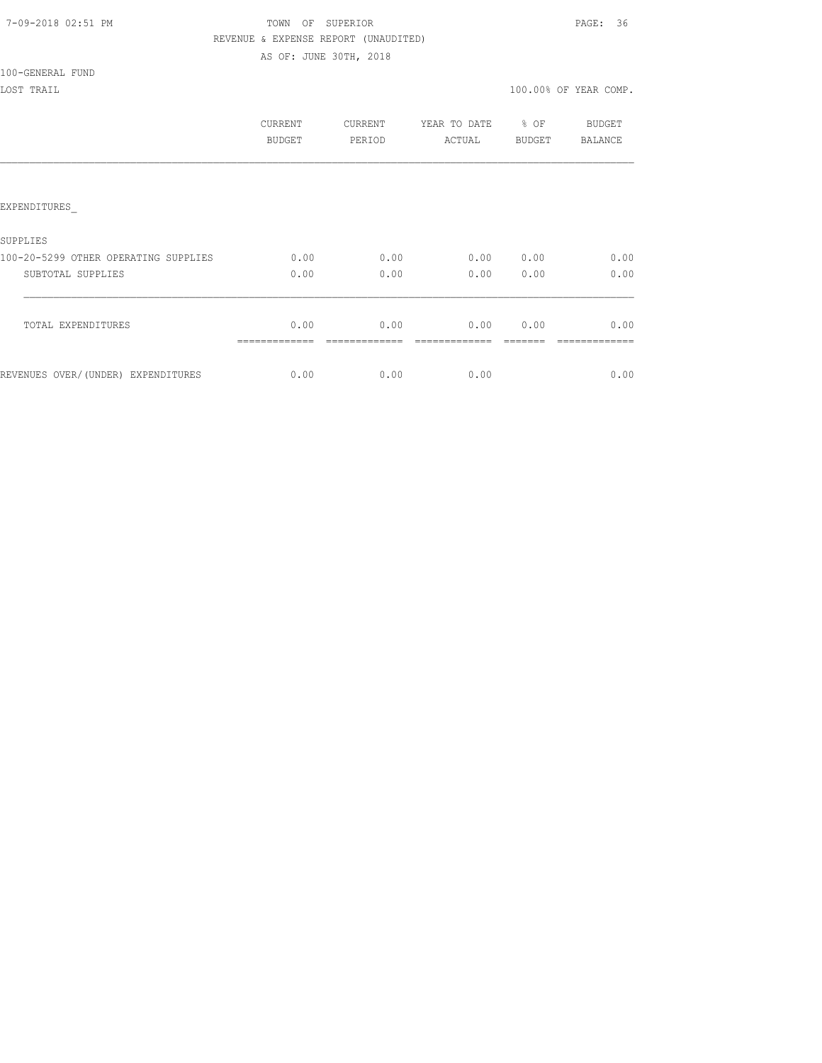TOWN OF SUPERIOR

REVENUE & EXPENSE REPORT (UNAUDITED)

AS OF: JUNE 30TH, 2018

100-GENERAL FUND

LOST TRAIL

100.00% OF YEAR COMP.

| | CURRENT BUDGET | CURRENT PERIOD | YEAR TO DATE ACTUAL | % OF BUDGET | BUDGET BALANCE |
|---|---|---|---|---|---|
| EXPENDITURES_ | | | | | |
| SUPPLIES | | | | | |
| 100-20-5299 OTHER OPERATING SUPPLIES | 0.00 | 0.00 | 0.00 | 0.00 | 0.00 |
| SUBTOTAL SUPPLIES | 0.00 | 0.00 | 0.00 | 0.00 | 0.00 |
| TOTAL EXPENDITURES | 0.00 | 0.00 | 0.00 | 0.00 | 0.00 |
| REVENUES OVER/(UNDER) EXPENDITURES | 0.00 | 0.00 | 0.00 | | 0.00 |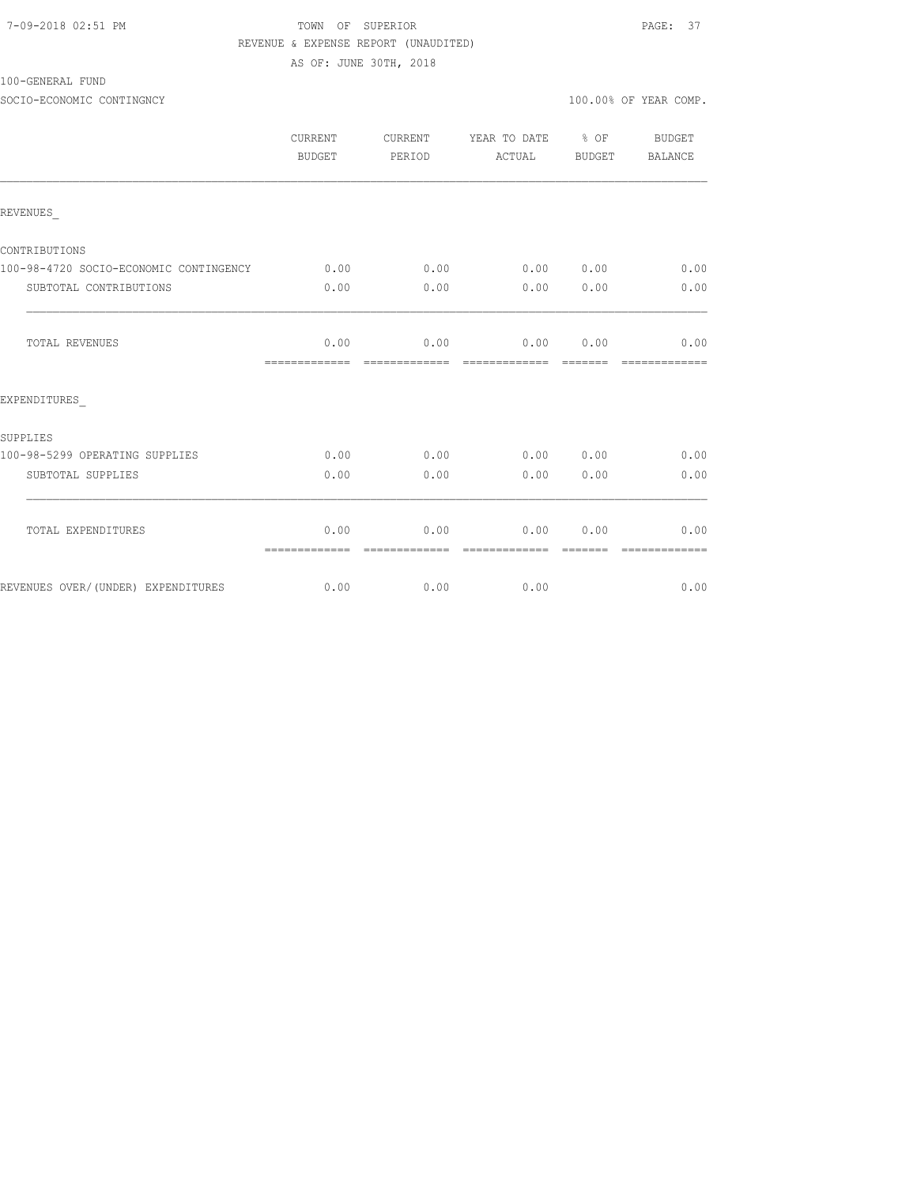7-09-2018 02:51 PM

TOWN OF SUPERIOR

REVENUE & EXPENSE REPORT (UNAUDITED)

AS OF: JUNE 30TH, 2018

100-GENERAL FUND

SOCIO-ECONOMIC CONTINGNCY

100.00% OF YEAR COMP.

| | CURRENT BUDGET | CURRENT PERIOD | YEAR TO DATE ACTUAL | % OF BUDGET | BUDGET BALANCE |
|---|---|---|---|---|---|
| REVENUES_ | | | | | |
| CONTRIBUTIONS | | | | | |
| 100-98-4720 SOCIO-ECONOMIC CONTINGENCY | 0.00 | 0.00 | 0.00 | 0.00 | 0.00 |
| SUBTOTAL CONTRIBUTIONS | 0.00 | 0.00 | 0.00 | 0.00 | 0.00 |
| TOTAL REVENUES | 0.00 | 0.00 | 0.00 | 0.00 | 0.00 |
| EXPENDITURES_ | | | | | |
| SUPPLIES | | | | | |
| 100-98-5299 OPERATING SUPPLIES | 0.00 | 0.00 | 0.00 | 0.00 | 0.00 |
| SUBTOTAL SUPPLIES | 0.00 | 0.00 | 0.00 | 0.00 | 0.00 |
| TOTAL EXPENDITURES | 0.00 | 0.00 | 0.00 | 0.00 | 0.00 |
| REVENUES OVER/(UNDER) EXPENDITURES | 0.00 | 0.00 | 0.00 | | 0.00 |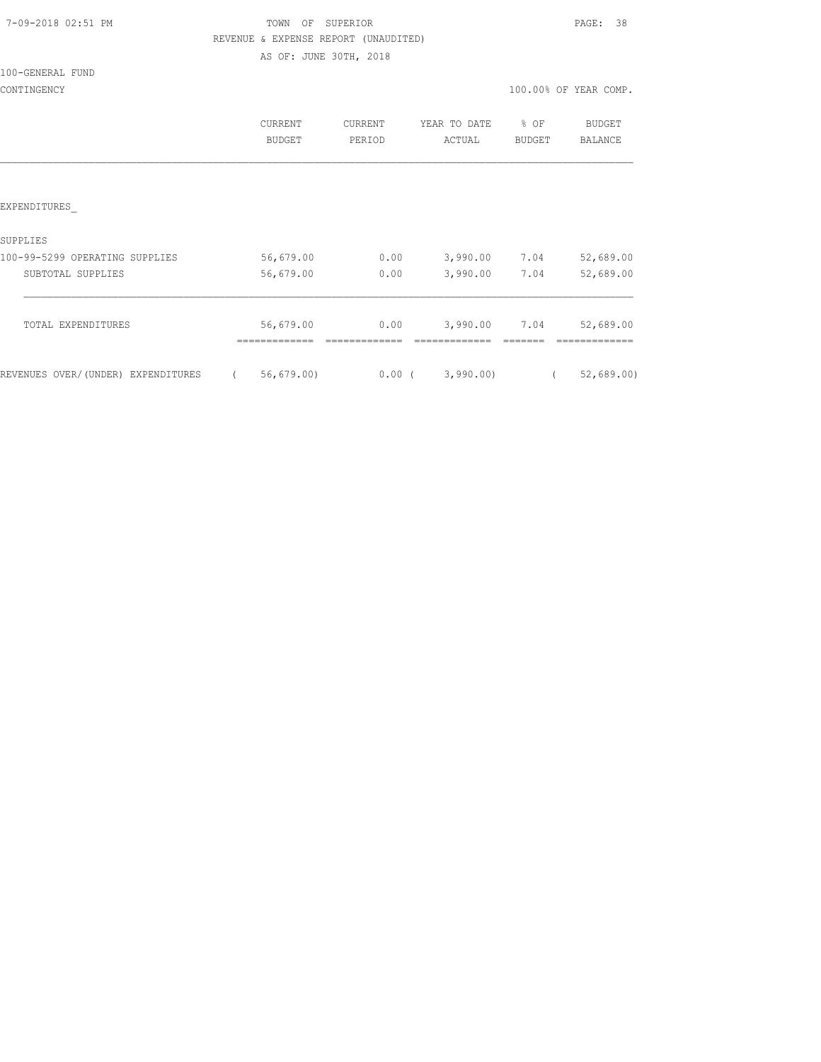TOWN OF SUPERIOR

REVENUE & EXPENSE REPORT (UNAUDITED)

AS OF: JUNE 30TH, 2018

100-GENERAL FUND

CONTINGENCY

100.00% OF YEAR COMP.

| | CURRENT BUDGET | CURRENT PERIOD | YEAR TO DATE ACTUAL | % OF BUDGET | BUDGET BALANCE |
|---|---|---|---|---|---|
| EXPENDITURES_ | | | | | |
| SUPPLIES | | | | | |
| 100-99-5299 OPERATING SUPPLIES | 56,679.00 | 0.00 | 3,990.00 | 7.04 | 52,689.00 |
| SUBTOTAL SUPPLIES | 56,679.00 | 0.00 | 3,990.00 | 7.04 | 52,689.00 |
| TOTAL EXPENDITURES | 56,679.00 | 0.00 | 3,990.00 | 7.04 | 52,689.00 |
| REVENUES OVER/(UNDER) EXPENDITURES | ( 56,679.00) | 0.00 | ( 3,990.00) | | ( 52,689.00) |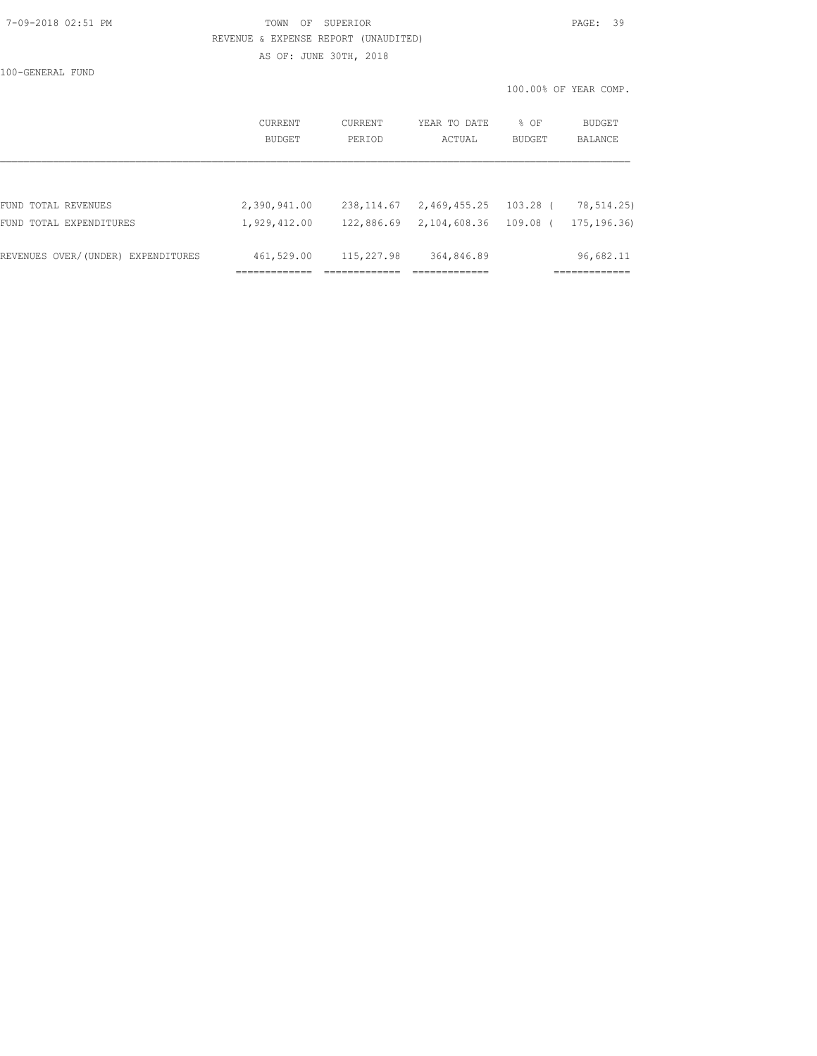TOWN OF SUPERIOR

REVENUE & EXPENSE REPORT (UNAUDITED)

AS OF: JUNE 30TH, 2018

100-GENERAL FUND

100.00% OF YEAR COMP.

| | CURRENT BUDGET | CURRENT PERIOD | YEAR TO DATE ACTUAL | % OF BUDGET | BUDGET BALANCE |
|---|---|---|---|---|---|
| FUND TOTAL REVENUES | 2,390,941.00 | 238,114.67 | 2,469,455.25 | 103.28 | ( 78,514.25) |
| FUND TOTAL EXPENDITURES | 1,929,412.00 | 122,886.69 | 2,104,608.36 | 109.08 | ( 175,196.36) |
| REVENUES OVER/(UNDER) EXPENDITURES | 461,529.00 | 115,227.98 | 364,846.89 | | 96,682.11 |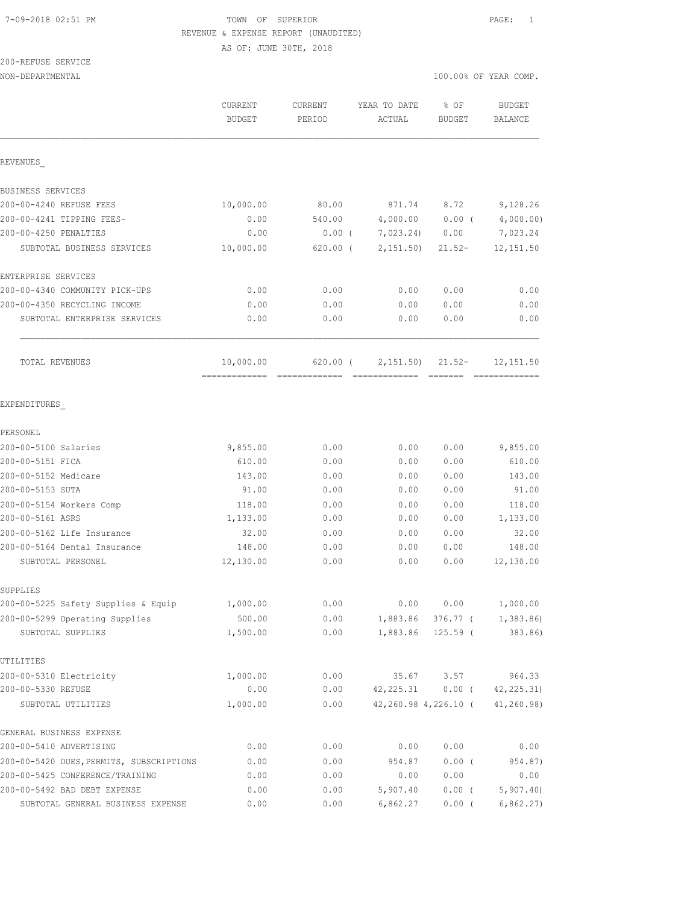TOWN OF SUPERIOR
REVENUE & EXPENSE REPORT (UNAUDITED)
AS OF: JUNE 30TH, 2018

200-REFUSE SERVICE
NON-DEPARTMENTAL

100.00% OF YEAR COMP.

| | CURRENT BUDGET | CURRENT PERIOD | YEAR TO DATE ACTUAL | % OF BUDGET | BUDGET BALANCE |
|---|---|---|---|---|---|
| **REVENUES** | | | | | |
| BUSINESS SERVICES | | | | | |
| 200-00-4240 REFUSE FEES | 10,000.00 | 80.00 | 871.74 | 8.72 | 9,128.26 |
| 200-00-4241 TIPPING FEES- | 0.00 | 540.00 | 4,000.00 | 0.00 ( | 4,000.00) |
| 200-00-4250 PENALTIES | 0.00 | 0.00 ( | 7,023.24) | 0.00 | 7,023.24 |
| SUBTOTAL BUSINESS SERVICES | 10,000.00 | 620.00 ( | 2,151.50) | 21.52- | 12,151.50 |
| ENTERPRISE SERVICES | | | | | |
| 200-00-4340 COMMUNITY PICK-UPS | 0.00 | 0.00 | 0.00 | 0.00 | 0.00 |
| 200-00-4350 RECYCLING INCOME | 0.00 | 0.00 | 0.00 | 0.00 | 0.00 |
| SUBTOTAL ENTERPRISE SERVICES | 0.00 | 0.00 | 0.00 | 0.00 | 0.00 |
| TOTAL REVENUES | 10,000.00 | 620.00 ( | 2,151.50) | 21.52- | 12,151.50 |
| **EXPENDITURES** | | | | | |
| PERSONEL | | | | | |
| 200-00-5100 Salaries | 9,855.00 | 0.00 | 0.00 | 0.00 | 9,855.00 |
| 200-00-5151 FICA | 610.00 | 0.00 | 0.00 | 0.00 | 610.00 |
| 200-00-5152 Medicare | 143.00 | 0.00 | 0.00 | 0.00 | 143.00 |
| 200-00-5153 SUTA | 91.00 | 0.00 | 0.00 | 0.00 | 91.00 |
| 200-00-5154 Workers Comp | 118.00 | 0.00 | 0.00 | 0.00 | 118.00 |
| 200-00-5161 ASRS | 1,133.00 | 0.00 | 0.00 | 0.00 | 1,133.00 |
| 200-00-5162 Life Insurance | 32.00 | 0.00 | 0.00 | 0.00 | 32.00 |
| 200-00-5164 Dental Insurance | 148.00 | 0.00 | 0.00 | 0.00 | 148.00 |
| SUBTOTAL PERSONEL | 12,130.00 | 0.00 | 0.00 | 0.00 | 12,130.00 |
| SUPPLIES | | | | | |
| 200-00-5225 Safety Supplies & Equip | 1,000.00 | 0.00 | 0.00 | 0.00 | 1,000.00 |
| 200-00-5299 Operating Supplies | 500.00 | 0.00 | 1,883.86 | 376.77 ( | 1,383.86) |
| SUBTOTAL SUPPLIES | 1,500.00 | 0.00 | 1,883.86 | 125.59 ( | 383.86) |
| UTILITIES | | | | | |
| 200-00-5310 Electricity | 1,000.00 | 0.00 | 35.67 | 3.57 | 964.33 |
| 200-00-5330 REFUSE | 0.00 | 0.00 | 42,225.31 | 0.00 ( | 42,225.31) |
| SUBTOTAL UTILITIES | 1,000.00 | 0.00 | 42,260.98 | 4,226.10 ( | 41,260.98) |
| GENERAL BUSINESS EXPENSE | | | | | |
| 200-00-5410 ADVERTISING | 0.00 | 0.00 | 0.00 | 0.00 | 0.00 |
| 200-00-5420 DUES,PERMITS, SUBSCRIPTIONS | 0.00 | 0.00 | 954.87 | 0.00 ( | 954.87) |
| 200-00-5425 CONFERENCE/TRAINING | 0.00 | 0.00 | 0.00 | 0.00 | 0.00 |
| 200-00-5492 BAD DEBT EXPENSE | 0.00 | 0.00 | 5,907.40 | 0.00 ( | 5,907.40) |
| SUBTOTAL GENERAL BUSINESS EXPENSE | 0.00 | 0.00 | 6,862.27 | 0.00 ( | 6,862.27) |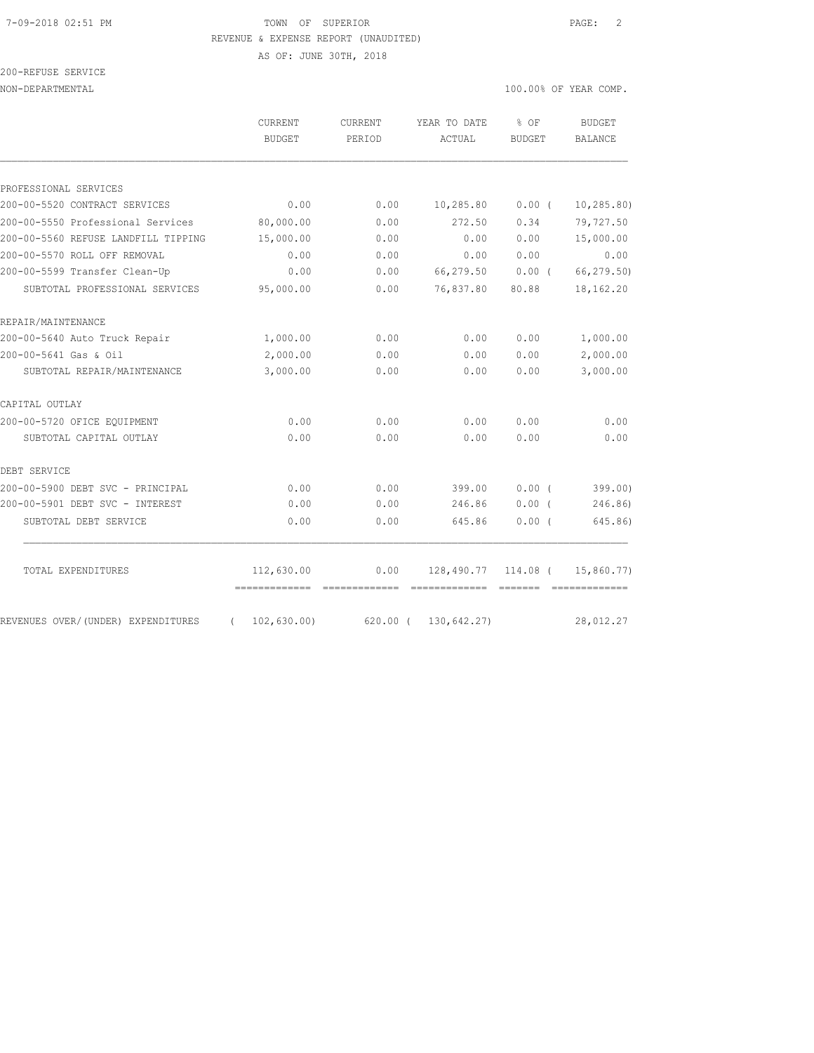TOWN OF SUPERIOR

REVENUE & EXPENSE REPORT (UNAUDITED)

AS OF: JUNE 30TH, 2018

200-REFUSE SERVICE

NON-DEPARTMENTAL

100.00% OF YEAR COMP.

| | CURRENT BUDGET | CURRENT PERIOD | YEAR TO DATE ACTUAL | % OF BUDGET | BUDGET BALANCE |
|---|---|---|---|---|---|
| **PROFESSIONAL SERVICES** | | | | | |
| 200-00-5520 CONTRACT SERVICES | 0.00 | 0.00 | 10,285.80 | 0.00 ( | 10,285.80) |
| 200-00-5550 Professional Services | 80,000.00 | 0.00 | 272.50 | 0.34 | 79,727.50 |
| 200-00-5560 REFUSE LANDFILL TIPPING | 15,000.00 | 0.00 | 0.00 | 0.00 | 15,000.00 |
| 200-00-5570 ROLL OFF REMOVAL | 0.00 | 0.00 | 0.00 | 0.00 | 0.00 |
| 200-00-5599 Transfer Clean-Up | 0.00 | 0.00 | 66,279.50 | 0.00 ( | 66,279.50) |
| SUBTOTAL PROFESSIONAL SERVICES | 95,000.00 | 0.00 | 76,837.80 | 80.88 | 18,162.20 |
| **REPAIR/MAINTENANCE** | | | | | |
| 200-00-5640 Auto Truck Repair | 1,000.00 | 0.00 | 0.00 | 0.00 | 1,000.00 |
| 200-00-5641 Gas & Oil | 2,000.00 | 0.00 | 0.00 | 0.00 | 2,000.00 |
| SUBTOTAL REPAIR/MAINTENANCE | 3,000.00 | 0.00 | 0.00 | 0.00 | 3,000.00 |
| **CAPITAL OUTLAY** | | | | | |
| 200-00-5720 OFICE EQUIPMENT | 0.00 | 0.00 | 0.00 | 0.00 | 0.00 |
| SUBTOTAL CAPITAL OUTLAY | 0.00 | 0.00 | 0.00 | 0.00 | 0.00 |
| **DEBT SERVICE** | | | | | |
| 200-00-5900 DEBT SVC - PRINCIPAL | 0.00 | 0.00 | 399.00 | 0.00 ( | 399.00) |
| 200-00-5901 DEBT SVC - INTEREST | 0.00 | 0.00 | 246.86 | 0.00 ( | 246.86) |
| SUBTOTAL DEBT SERVICE | 0.00 | 0.00 | 645.86 | 0.00 ( | 645.86) |
| TOTAL EXPENDITURES | 112,630.00 | 0.00 | 128,490.77 | 114.08 ( | 15,860.77) |
| REVENUES OVER/(UNDER) EXPENDITURES | ( 102,630.00) | 620.00 | ( 130,642.27) | | 28,012.27 |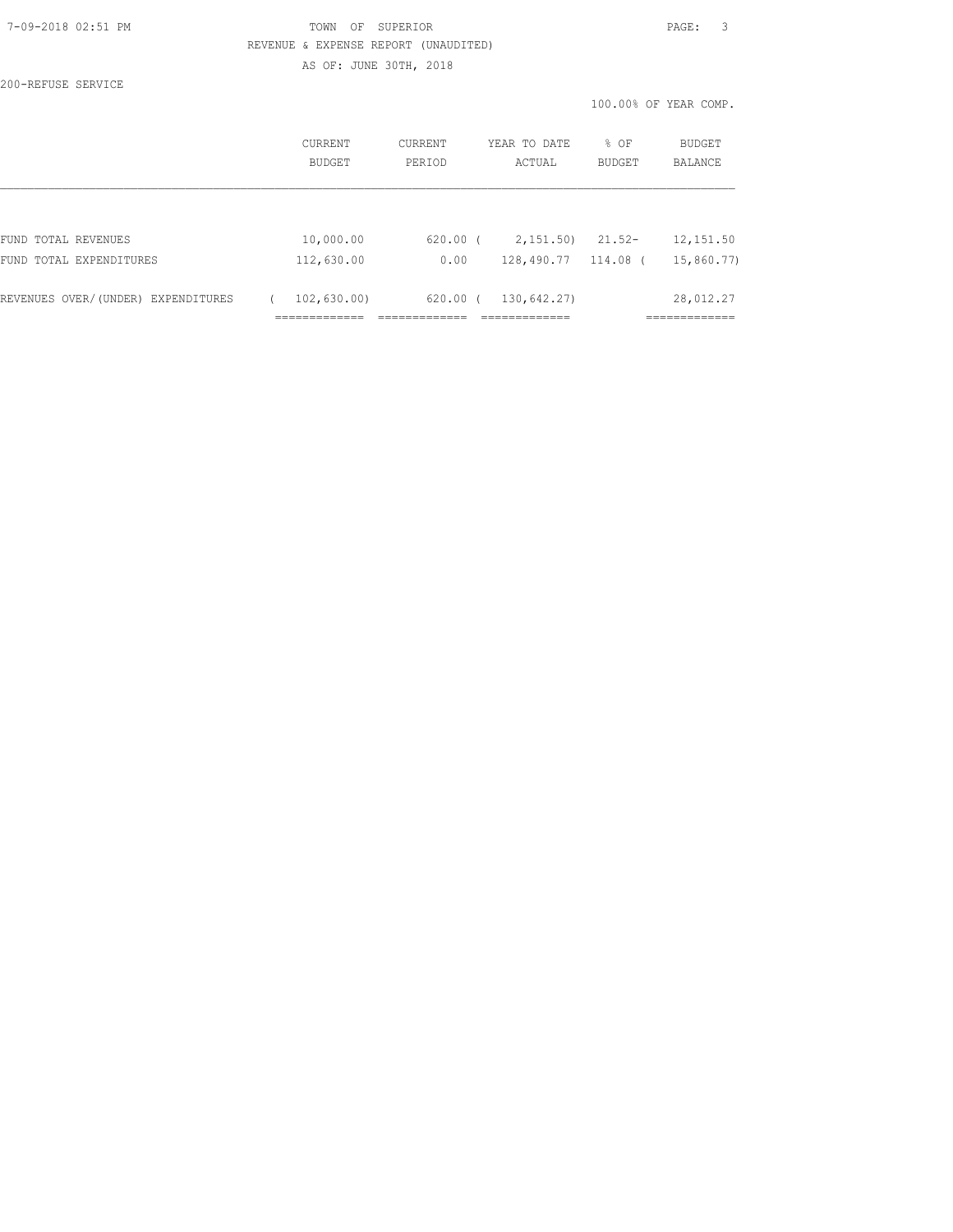TOWN OF SUPERIOR

REVENUE & EXPENSE REPORT (UNAUDITED)

AS OF: JUNE 30TH, 2018

200-REFUSE SERVICE

100.00% OF YEAR COMP.

| | CURRENT BUDGET | CURRENT PERIOD | YEAR TO DATE ACTUAL | % OF BUDGET | BUDGET BALANCE |
|---|---|---|---|---|---|
| FUND TOTAL REVENUES | 10,000.00 | 620.00 | ( 2,151.50) | 21.52- | 12,151.50 |
| FUND TOTAL EXPENDITURES | 112,630.00 | 0.00 | 128,490.77 | 114.08 | ( 15,860.77) |
| REVENUES OVER/(UNDER) EXPENDITURES | ( 102,630.00) | 620.00 | ( 130,642.27) | | 28,012.27 |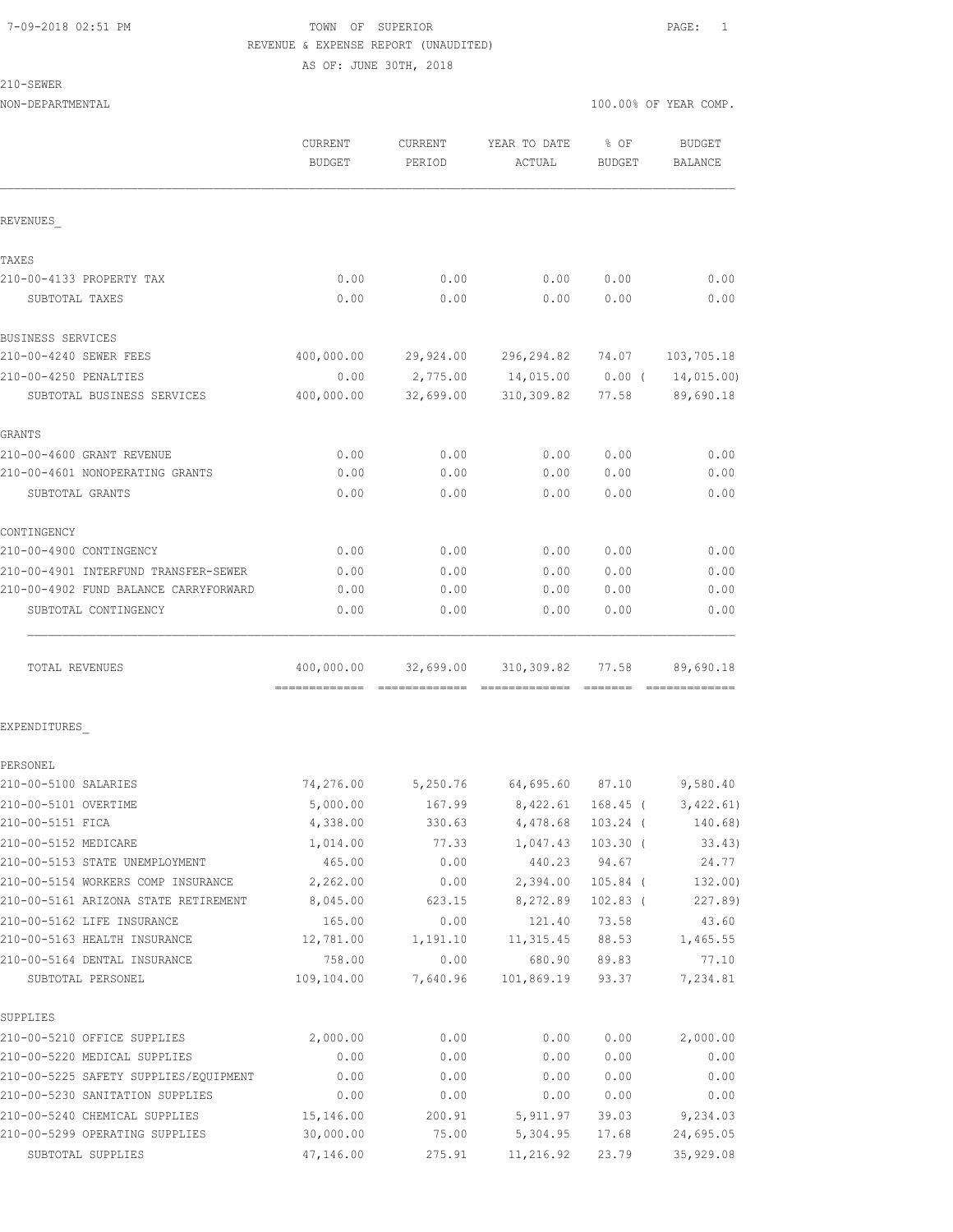7-09-2018 02:51 PM TOWN OF SUPERIOR

REVENUE & EXPENSE REPORT (UNAUDITED)

AS OF: JUNE 30TH, 2018

210-SEWER

NON-DEPARTMENTAL 100.00% OF YEAR COMP.

| | CURRENT BUDGET | CURRENT PERIOD | YEAR TO DATE ACTUAL | % OF BUDGET | BUDGET BALANCE |
|---|---|---|---|---|---|
| **REVENUES_** | | | | | |
| **TAXES** | | | | | |
| 210-00-4133 PROPERTY TAX | 0.00 | 0.00 | 0.00 | 0.00 | 0.00 |
| SUBTOTAL TAXES | 0.00 | 0.00 | 0.00 | 0.00 | 0.00 |
| **BUSINESS SERVICES** | | | | | |
| 210-00-4240 SEWER FEES | 400,000.00 | 29,924.00 | 296,294.82 | 74.07 | 103,705.18 |
| 210-00-4250 PENALTIES | 0.00 | 2,775.00 | 14,015.00 | 0.00 ( | 14,015.00) |
| SUBTOTAL BUSINESS SERVICES | 400,000.00 | 32,699.00 | 310,309.82 | 77.58 | 89,690.18 |
| **GRANTS** | | | | | |
| 210-00-4600 GRANT REVENUE | 0.00 | 0.00 | 0.00 | 0.00 | 0.00 |
| 210-00-4601 NONOPERATING GRANTS | 0.00 | 0.00 | 0.00 | 0.00 | 0.00 |
| SUBTOTAL GRANTS | 0.00 | 0.00 | 0.00 | 0.00 | 0.00 |
| **CONTINGENCY** | | | | | |
| 210-00-4900 CONTINGENCY | 0.00 | 0.00 | 0.00 | 0.00 | 0.00 |
| 210-00-4901 INTERFUND TRANSFER-SEWER | 0.00 | 0.00 | 0.00 | 0.00 | 0.00 |
| 210-00-4902 FUND BALANCE CARRYFORWARD | 0.00 | 0.00 | 0.00 | 0.00 | 0.00 |
| SUBTOTAL CONTINGENCY | 0.00 | 0.00 | 0.00 | 0.00 | 0.00 |
| TOTAL REVENUES | 400,000.00 | 32,699.00 | 310,309.82 | 77.58 | 89,690.18 |
| **EXPENDITURES_** | | | | | |
| **PERSONEL** | | | | | |
| 210-00-5100 SALARIES | 74,276.00 | 5,250.76 | 64,695.60 | 87.10 | 9,580.40 |
| 210-00-5101 OVERTIME | 5,000.00 | 167.99 | 8,422.61 | 168.45 ( | 3,422.61) |
| 210-00-5151 FICA | 4,338.00 | 330.63 | 4,478.68 | 103.24 ( | 140.68) |
| 210-00-5152 MEDICARE | 1,014.00 | 77.33 | 1,047.43 | 103.30 ( | 33.43) |
| 210-00-5153 STATE UNEMPLOYMENT | 465.00 | 0.00 | 440.23 | 94.67 | 24.77 |
| 210-00-5154 WORKERS COMP INSURANCE | 2,262.00 | 0.00 | 2,394.00 | 105.84 ( | 132.00) |
| 210-00-5161 ARIZONA STATE RETIREMENT | 8,045.00 | 623.15 | 8,272.89 | 102.83 ( | 227.89) |
| 210-00-5162 LIFE INSURANCE | 165.00 | 0.00 | 121.40 | 73.58 | 43.60 |
| 210-00-5163 HEALTH INSURANCE | 12,781.00 | 1,191.10 | 11,315.45 | 88.53 | 1,465.55 |
| 210-00-5164 DENTAL INSURANCE | 758.00 | 0.00 | 680.90 | 89.83 | 77.10 |
| SUBTOTAL PERSONEL | 109,104.00 | 7,640.96 | 101,869.19 | 93.37 | 7,234.81 |
| **SUPPLIES** | | | | | |
| 210-00-5210 OFFICE SUPPLIES | 2,000.00 | 0.00 | 0.00 | 0.00 | 2,000.00 |
| 210-00-5220 MEDICAL SUPPLIES | 0.00 | 0.00 | 0.00 | 0.00 | 0.00 |
| 210-00-5225 SAFETY SUPPLIES/EQUIPMENT | 0.00 | 0.00 | 0.00 | 0.00 | 0.00 |
| 210-00-5230 SANITATION SUPPLIES | 0.00 | 0.00 | 0.00 | 0.00 | 0.00 |
| 210-00-5240 CHEMICAL SUPPLIES | 15,146.00 | 200.91 | 5,911.97 | 39.03 | 9,234.03 |
| 210-00-5299 OPERATING SUPPLIES | 30,000.00 | 75.00 | 5,304.95 | 17.68 | 24,695.05 |
| SUBTOTAL SUPPLIES | 47,146.00 | 275.91 | 11,216.92 | 23.79 | 35,929.08 |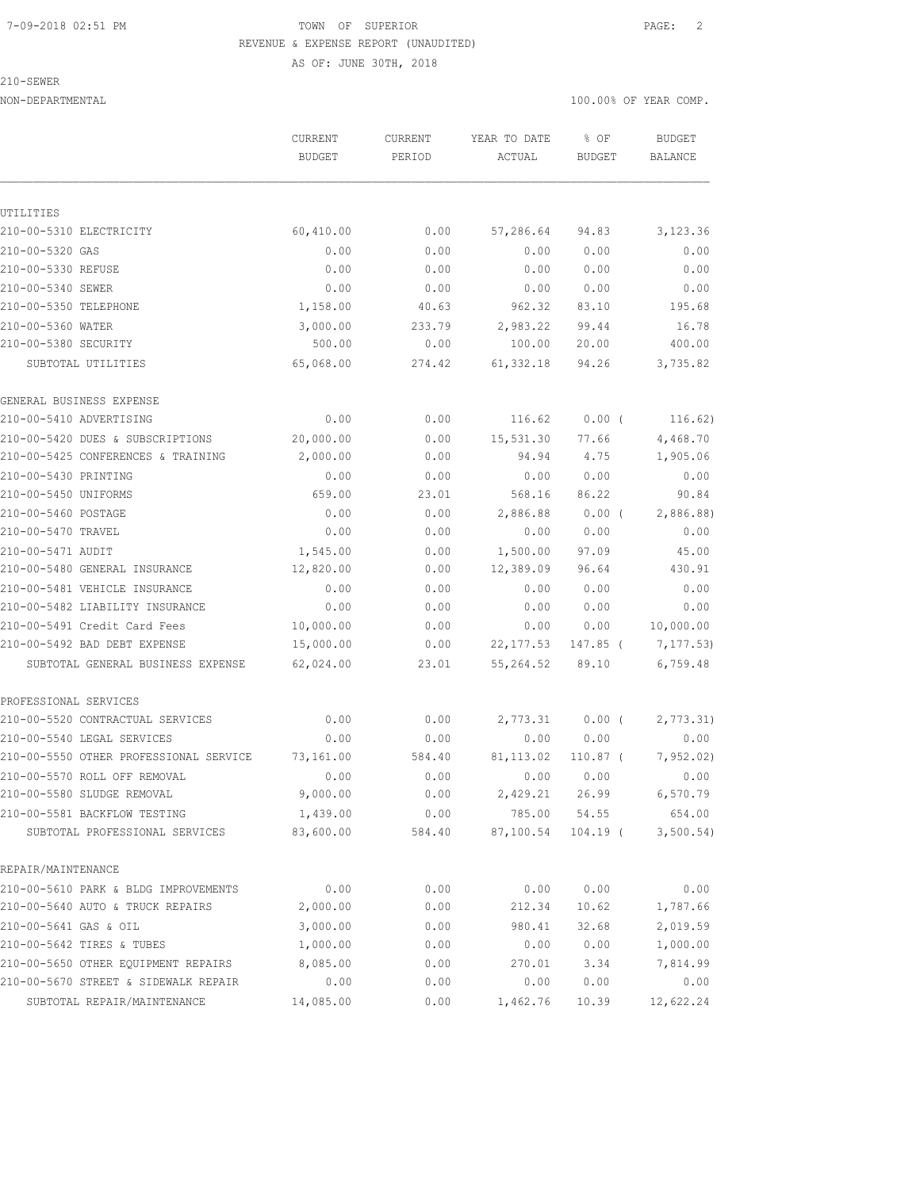TOWN OF SUPERIOR

REVENUE & EXPENSE REPORT (UNAUDITED)

AS OF: JUNE 30TH, 2018

210-SEWER

NON-DEPARTMENTAL

100.00% OF YEAR COMP.

| | CURRENT BUDGET | CURRENT PERIOD | YEAR TO DATE ACTUAL | % OF BUDGET | BUDGET BALANCE |
|---|---|---|---|---|---|
| **UTILITIES** | | | | | |
| 210-00-5310 ELECTRICITY | 60,410.00 | 0.00 | 57,286.64 | 94.83 | 3,123.36 |
| 210-00-5320 GAS | 0.00 | 0.00 | 0.00 | 0.00 | 0.00 |
| 210-00-5330 REFUSE | 0.00 | 0.00 | 0.00 | 0.00 | 0.00 |
| 210-00-5340 SEWER | 0.00 | 0.00 | 0.00 | 0.00 | 0.00 |
| 210-00-5350 TELEPHONE | 1,158.00 | 40.63 | 962.32 | 83.10 | 195.68 |
| 210-00-5360 WATER | 3,000.00 | 233.79 | 2,983.22 | 99.44 | 16.78 |
| 210-00-5380 SECURITY | 500.00 | 0.00 | 100.00 | 20.00 | 400.00 |
| SUBTOTAL UTILITIES | 65,068.00 | 274.42 | 61,332.18 | 94.26 | 3,735.82 |
| **GENERAL BUSINESS EXPENSE** | | | | | |
| 210-00-5410 ADVERTISING | 0.00 | 0.00 | 116.62 | 0.00 ( | 116.62) |
| 210-00-5420 DUES & SUBSCRIPTIONS | 20,000.00 | 0.00 | 15,531.30 | 77.66 | 4,468.70 |
| 210-00-5425 CONFERENCES & TRAINING | 2,000.00 | 0.00 | 94.94 | 4.75 | 1,905.06 |
| 210-00-5430 PRINTING | 0.00 | 0.00 | 0.00 | 0.00 | 0.00 |
| 210-00-5450 UNIFORMS | 659.00 | 23.01 | 568.16 | 86.22 | 90.84 |
| 210-00-5460 POSTAGE | 0.00 | 0.00 | 2,886.88 | 0.00 ( | 2,886.88) |
| 210-00-5470 TRAVEL | 0.00 | 0.00 | 0.00 | 0.00 | 0.00 |
| 210-00-5471 AUDIT | 1,545.00 | 0.00 | 1,500.00 | 97.09 | 45.00 |
| 210-00-5480 GENERAL INSURANCE | 12,820.00 | 0.00 | 12,389.09 | 96.64 | 430.91 |
| 210-00-5481 VEHICLE INSURANCE | 0.00 | 0.00 | 0.00 | 0.00 | 0.00 |
| 210-00-5482 LIABILITY INSURANCE | 0.00 | 0.00 | 0.00 | 0.00 | 0.00 |
| 210-00-5491 Credit Card Fees | 10,000.00 | 0.00 | 0.00 | 0.00 | 10,000.00 |
| 210-00-5492 BAD DEBT EXPENSE | 15,000.00 | 0.00 | 22,177.53 | 147.85 ( | 7,177.53) |
| SUBTOTAL GENERAL BUSINESS EXPENSE | 62,024.00 | 23.01 | 55,264.52 | 89.10 | 6,759.48 |
| **PROFESSIONAL SERVICES** | | | | | |
| 210-00-5520 CONTRACTUAL SERVICES | 0.00 | 0.00 | 2,773.31 | 0.00 ( | 2,773.31) |
| 210-00-5540 LEGAL SERVICES | 0.00 | 0.00 | 0.00 | 0.00 | 0.00 |
| 210-00-5550 OTHER PROFESSIONAL SERVICE | 73,161.00 | 584.40 | 81,113.02 | 110.87 ( | 7,952.02) |
| 210-00-5570 ROLL OFF REMOVAL | 0.00 | 0.00 | 0.00 | 0.00 | 0.00 |
| 210-00-5580 SLUDGE REMOVAL | 9,000.00 | 0.00 | 2,429.21 | 26.99 | 6,570.79 |
| 210-00-5581 BACKFLOW TESTING | 1,439.00 | 0.00 | 785.00 | 54.55 | 654.00 |
| SUBTOTAL PROFESSIONAL SERVICES | 83,600.00 | 584.40 | 87,100.54 | 104.19 ( | 3,500.54) |
| **REPAIR/MAINTENANCE** | | | | | |
| 210-00-5610 PARK & BLDG IMPROVEMENTS | 0.00 | 0.00 | 0.00 | 0.00 | 0.00 |
| 210-00-5640 AUTO & TRUCK REPAIRS | 2,000.00 | 0.00 | 212.34 | 10.62 | 1,787.66 |
| 210-00-5641 GAS & OIL | 3,000.00 | 0.00 | 980.41 | 32.68 | 2,019.59 |
| 210-00-5642 TIRES & TUBES | 1,000.00 | 0.00 | 0.00 | 0.00 | 1,000.00 |
| 210-00-5650 OTHER EQUIPMENT REPAIRS | 8,085.00 | 0.00 | 270.01 | 3.34 | 7,814.99 |
| 210-00-5670 STREET & SIDEWALK REPAIR | 0.00 | 0.00 | 0.00 | 0.00 | 0.00 |
| SUBTOTAL REPAIR/MAINTENANCE | 14,085.00 | 0.00 | 1,462.76 | 10.39 | 12,622.24 |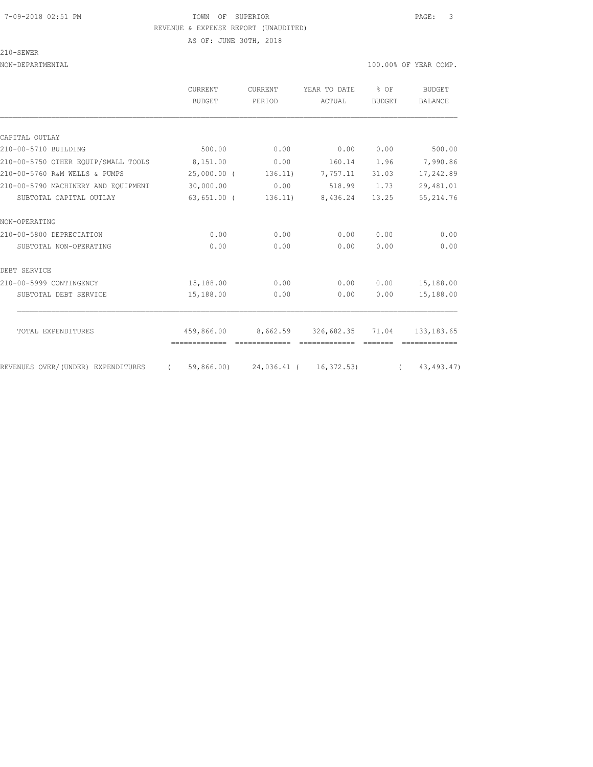TOWN OF SUPERIOR
REVENUE & EXPENSE REPORT (UNAUDITED)
AS OF: JUNE 30TH, 2018

210-SEWER

NON-DEPARTMENTAL — 100.00% OF YEAR COMP.

| | CURRENT BUDGET | CURRENT PERIOD | YEAR TO DATE ACTUAL | % OF BUDGET | BUDGET BALANCE |
|---|---|---|---|---|---|
| CAPITAL OUTLAY | | | | | |
| 210-00-5710 BUILDING | 500.00 | 0.00 | 0.00 | 0.00 | 500.00 |
| 210-00-5750 OTHER EQUIP/SMALL TOOLS | 8,151.00 | 0.00 | 160.14 | 1.96 | 7,990.86 |
| 210-00-5760 R&M WELLS & PUMPS | 25,000.00 | ( 136.11) | 7,757.11 | 31.03 | 17,242.89 |
| 210-00-5790 MACHINERY AND EQUIPMENT | 30,000.00 | 0.00 | 518.99 | 1.73 | 29,481.01 |
| SUBTOTAL CAPITAL OUTLAY | 63,651.00 | ( 136.11) | 8,436.24 | 13.25 | 55,214.76 |
| NON-OPERATING | | | | | |
| 210-00-5800 DEPRECIATION | 0.00 | 0.00 | 0.00 | 0.00 | 0.00 |
| SUBTOTAL NON-OPERATING | 0.00 | 0.00 | 0.00 | 0.00 | 0.00 |
| DEBT SERVICE | | | | | |
| 210-00-5999 CONTINGENCY | 15,188.00 | 0.00 | 0.00 | 0.00 | 15,188.00 |
| SUBTOTAL DEBT SERVICE | 15,188.00 | 0.00 | 0.00 | 0.00 | 15,188.00 |
| TOTAL EXPENDITURES | 459,866.00 | 8,662.59 | 326,682.35 | 71.04 | 133,183.65 |
| REVENUES OVER/(UNDER) EXPENDITURES | ( 59,866.00) | 24,036.41 | ( 16,372.53) | | ( 43,493.47) |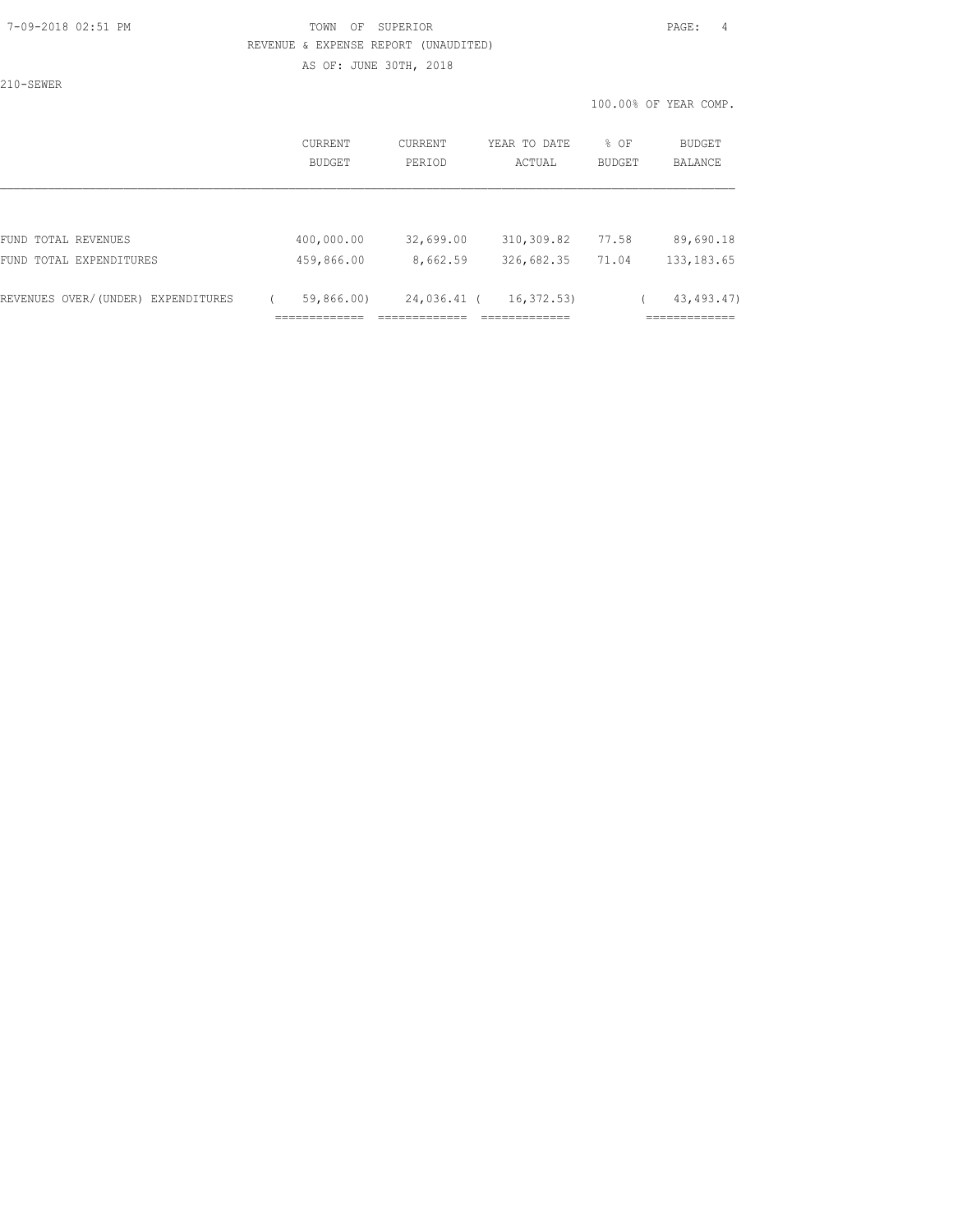TOWN OF SUPERIOR
REVENUE & EXPENSE REPORT (UNAUDITED)
AS OF: JUNE 30TH, 2018

210-SEWER

100.00% OF YEAR COMP.

| | CURRENT BUDGET | CURRENT PERIOD | YEAR TO DATE ACTUAL | % OF BUDGET | BUDGET BALANCE |
|---|---|---|---|---|---|
| FUND TOTAL REVENUES | 400,000.00 | 32,699.00 | 310,309.82 | 77.58 | 89,690.18 |
| FUND TOTAL EXPENDITURES | 459,866.00 | 8,662.59 | 326,682.35 | 71.04 | 133,183.65 |
| REVENUES OVER/(UNDER) EXPENDITURES | ( 59,866.00) | 24,036.41 | ( 16,372.53) | | ( 43,493.47) |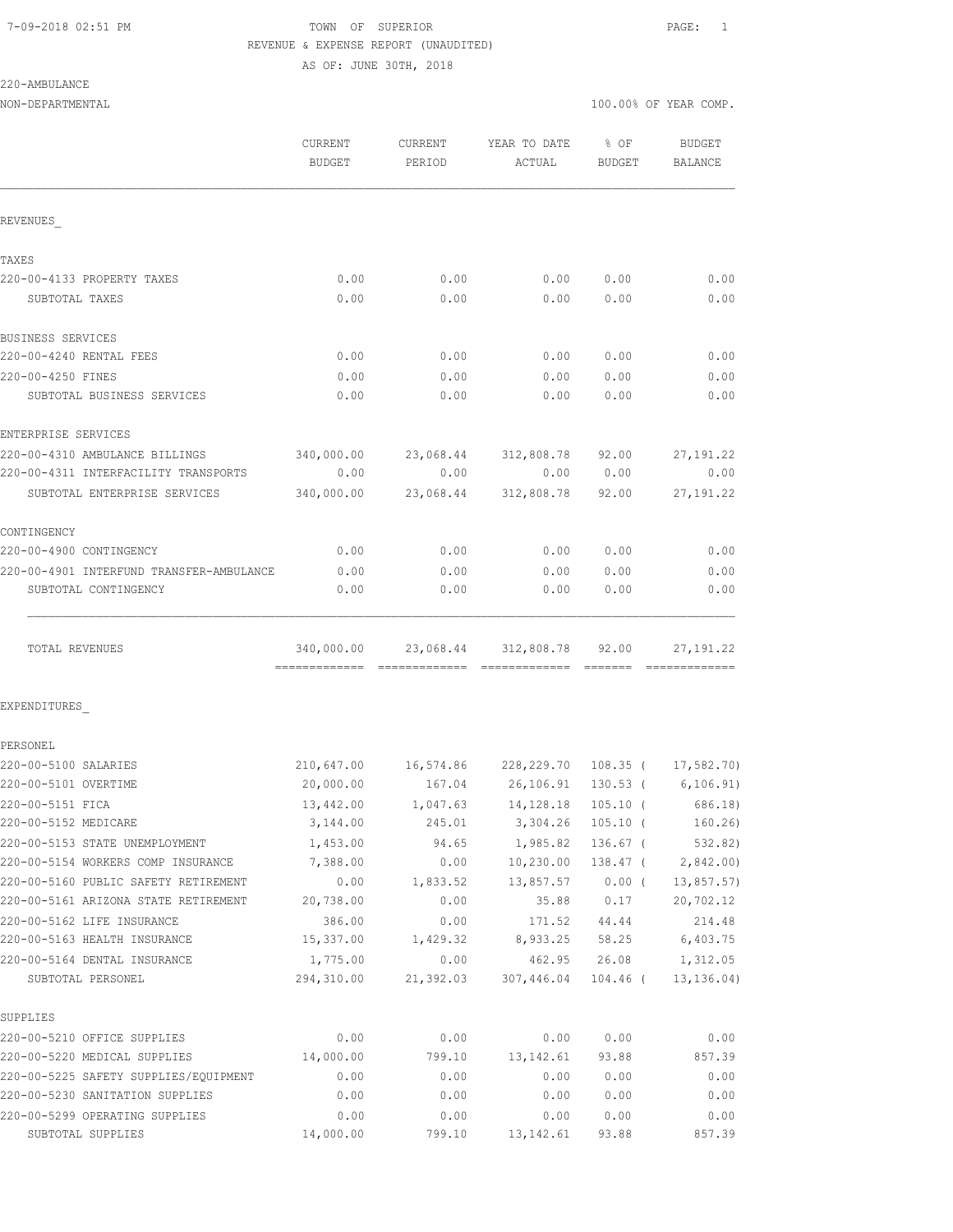7-09-2018 02:51 PM TOWN OF SUPERIOR

REVENUE & EXPENSE REPORT (UNAUDITED)

AS OF: JUNE 30TH, 2018

220-AMBULANCE

NON-DEPARTMENTAL 100.00% OF YEAR COMP.

| | CURRENT BUDGET | CURRENT PERIOD | YEAR TO DATE ACTUAL | % OF BUDGET | BUDGET BALANCE |
|---|---|---|---|---|---|
| REVENUES_ | | | | | |
| TAXES | | | | | |
| 220-00-4133 PROPERTY TAXES | 0.00 | 0.00 | 0.00 | 0.00 | 0.00 |
| SUBTOTAL TAXES | 0.00 | 0.00 | 0.00 | 0.00 | 0.00 |
| BUSINESS SERVICES | | | | | |
| 220-00-4240 RENTAL FEES | 0.00 | 0.00 | 0.00 | 0.00 | 0.00 |
| 220-00-4250 FINES | 0.00 | 0.00 | 0.00 | 0.00 | 0.00 |
| SUBTOTAL BUSINESS SERVICES | 0.00 | 0.00 | 0.00 | 0.00 | 0.00 |
| ENTERPRISE SERVICES | | | | | |
| 220-00-4310 AMBULANCE BILLINGS | 340,000.00 | 23,068.44 | 312,808.78 | 92.00 | 27,191.22 |
| 220-00-4311 INTERFACILITY TRANSPORTS | 0.00 | 0.00 | 0.00 | 0.00 | 0.00 |
| SUBTOTAL ENTERPRISE SERVICES | 340,000.00 | 23,068.44 | 312,808.78 | 92.00 | 27,191.22 |
| CONTINGENCY | | | | | |
| 220-00-4900 CONTINGENCY | 0.00 | 0.00 | 0.00 | 0.00 | 0.00 |
| 220-00-4901 INTERFUND TRANSFER-AMBULANCE | 0.00 | 0.00 | 0.00 | 0.00 | 0.00 |
| SUBTOTAL CONTINGENCY | 0.00 | 0.00 | 0.00 | 0.00 | 0.00 |
| TOTAL REVENUES | 340,000.00 | 23,068.44 | 312,808.78 | 92.00 | 27,191.22 |
| EXPENDITURES_ | | | | | |
| PERSONEL | | | | | |
| 220-00-5100 SALARIES | 210,647.00 | 16,574.86 | 228,229.70 | 108.35 | ( 17,582.70) |
| 220-00-5101 OVERTIME | 20,000.00 | 167.04 | 26,106.91 | 130.53 | ( 6,106.91) |
| 220-00-5151 FICA | 13,442.00 | 1,047.63 | 14,128.18 | 105.10 | ( 686.18) |
| 220-00-5152 MEDICARE | 3,144.00 | 245.01 | 3,304.26 | 105.10 | ( 160.26) |
| 220-00-5153 STATE UNEMPLOYMENT | 1,453.00 | 94.65 | 1,985.82 | 136.67 | ( 532.82) |
| 220-00-5154 WORKERS COMP INSURANCE | 7,388.00 | 0.00 | 10,230.00 | 138.47 | ( 2,842.00) |
| 220-00-5160 PUBLIC SAFETY RETIREMENT | 0.00 | 1,833.52 | 13,857.57 | 0.00 | ( 13,857.57) |
| 220-00-5161 ARIZONA STATE RETIREMENT | 20,738.00 | 0.00 | 35.88 | 0.17 | 20,702.12 |
| 220-00-5162 LIFE INSURANCE | 386.00 | 0.00 | 171.52 | 44.44 | 214.48 |
| 220-00-5163 HEALTH INSURANCE | 15,337.00 | 1,429.32 | 8,933.25 | 58.25 | 6,403.75 |
| 220-00-5164 DENTAL INSURANCE | 1,775.00 | 0.00 | 462.95 | 26.08 | 1,312.05 |
| SUBTOTAL PERSONEL | 294,310.00 | 21,392.03 | 307,446.04 | 104.46 | ( 13,136.04) |
| SUPPLIES | | | | | |
| 220-00-5210 OFFICE SUPPLIES | 0.00 | 0.00 | 0.00 | 0.00 | 0.00 |
| 220-00-5220 MEDICAL SUPPLIES | 14,000.00 | 799.10 | 13,142.61 | 93.88 | 857.39 |
| 220-00-5225 SAFETY SUPPLIES/EQUIPMENT | 0.00 | 0.00 | 0.00 | 0.00 | 0.00 |
| 220-00-5230 SANITATION SUPPLIES | 0.00 | 0.00 | 0.00 | 0.00 | 0.00 |
| 220-00-5299 OPERATING SUPPLIES | 0.00 | 0.00 | 0.00 | 0.00 | 0.00 |
| SUBTOTAL SUPPLIES | 14,000.00 | 799.10 | 13,142.61 | 93.88 | 857.39 |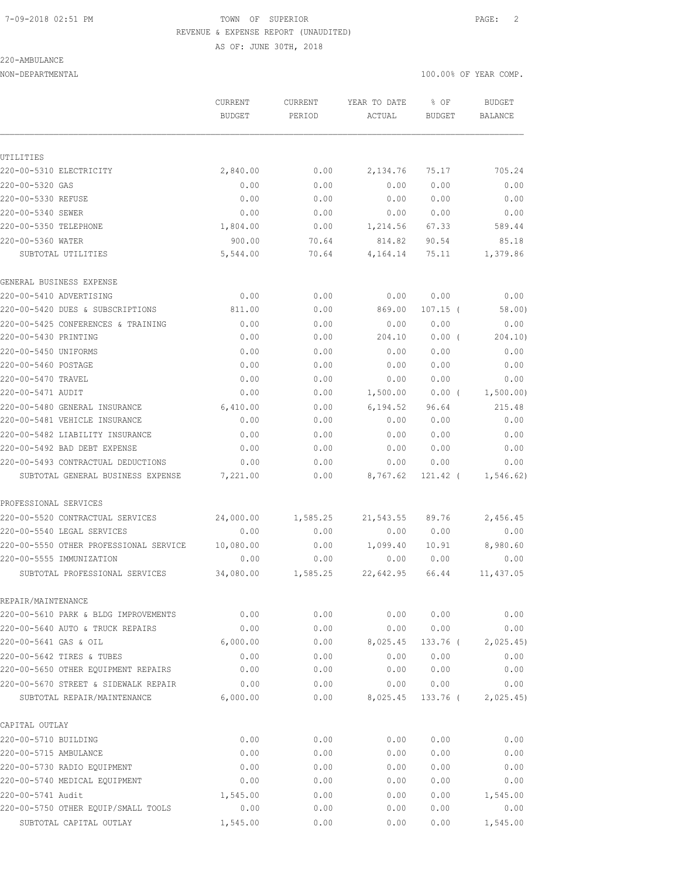TOWN OF SUPERIOR
REVENUE & EXPENSE REPORT (UNAUDITED)
AS OF: JUNE 30TH, 2018

220-AMBULANCE
NON-DEPARTMENTAL

100.00% OF YEAR COMP.

| | CURRENT BUDGET | CURRENT PERIOD | YEAR TO DATE ACTUAL | % OF BUDGET | BUDGET BALANCE |
|---|---|---|---|---|---|
| **UTILITIES** | | | | | |
| 220-00-5310 ELECTRICITY | 2,840.00 | 0.00 | 2,134.76 | 75.17 | 705.24 |
| 220-00-5320 GAS | 0.00 | 0.00 | 0.00 | 0.00 | 0.00 |
| 220-00-5330 REFUSE | 0.00 | 0.00 | 0.00 | 0.00 | 0.00 |
| 220-00-5340 SEWER | 0.00 | 0.00 | 0.00 | 0.00 | 0.00 |
| 220-00-5350 TELEPHONE | 1,804.00 | 0.00 | 1,214.56 | 67.33 | 589.44 |
| 220-00-5360 WATER | 900.00 | 70.64 | 814.82 | 90.54 | 85.18 |
| SUBTOTAL UTILITIES | 5,544.00 | 70.64 | 4,164.14 | 75.11 | 1,379.86 |
| **GENERAL BUSINESS EXPENSE** | | | | | |
| 220-00-5410 ADVERTISING | 0.00 | 0.00 | 0.00 | 0.00 | 0.00 |
| 220-00-5420 DUES & SUBSCRIPTIONS | 811.00 | 0.00 | 869.00 | 107.15 | ( 58.00) |
| 220-00-5425 CONFERENCES & TRAINING | 0.00 | 0.00 | 0.00 | 0.00 | 0.00 |
| 220-00-5430 PRINTING | 0.00 | 0.00 | 204.10 | 0.00 | ( 204.10) |
| 220-00-5450 UNIFORMS | 0.00 | 0.00 | 0.00 | 0.00 | 0.00 |
| 220-00-5460 POSTAGE | 0.00 | 0.00 | 0.00 | 0.00 | 0.00 |
| 220-00-5470 TRAVEL | 0.00 | 0.00 | 0.00 | 0.00 | 0.00 |
| 220-00-5471 AUDIT | 0.00 | 0.00 | 1,500.00 | 0.00 | ( 1,500.00) |
| 220-00-5480 GENERAL INSURANCE | 6,410.00 | 0.00 | 6,194.52 | 96.64 | 215.48 |
| 220-00-5481 VEHICLE INSURANCE | 0.00 | 0.00 | 0.00 | 0.00 | 0.00 |
| 220-00-5482 LIABILITY INSURANCE | 0.00 | 0.00 | 0.00 | 0.00 | 0.00 |
| 220-00-5492 BAD DEBT EXPENSE | 0.00 | 0.00 | 0.00 | 0.00 | 0.00 |
| 220-00-5493 CONTRACTUAL DEDUCTIONS | 0.00 | 0.00 | 0.00 | 0.00 | 0.00 |
| SUBTOTAL GENERAL BUSINESS EXPENSE | 7,221.00 | 0.00 | 8,767.62 | 121.42 | ( 1,546.62) |
| **PROFESSIONAL SERVICES** | | | | | |
| 220-00-5520 CONTRACTUAL SERVICES | 24,000.00 | 1,585.25 | 21,543.55 | 89.76 | 2,456.45 |
| 220-00-5540 LEGAL SERVICES | 0.00 | 0.00 | 0.00 | 0.00 | 0.00 |
| 220-00-5550 OTHER PROFESSIONAL SERVICE | 10,080.00 | 0.00 | 1,099.40 | 10.91 | 8,980.60 |
| 220-00-5555 IMMUNIZATION | 0.00 | 0.00 | 0.00 | 0.00 | 0.00 |
| SUBTOTAL PROFESSIONAL SERVICES | 34,080.00 | 1,585.25 | 22,642.95 | 66.44 | 11,437.05 |
| **REPAIR/MAINTENANCE** | | | | | |
| 220-00-5610 PARK & BLDG IMPROVEMENTS | 0.00 | 0.00 | 0.00 | 0.00 | 0.00 |
| 220-00-5640 AUTO & TRUCK REPAIRS | 0.00 | 0.00 | 0.00 | 0.00 | 0.00 |
| 220-00-5641 GAS & OIL | 6,000.00 | 0.00 | 8,025.45 | 133.76 | ( 2,025.45) |
| 220-00-5642 TIRES & TUBES | 0.00 | 0.00 | 0.00 | 0.00 | 0.00 |
| 220-00-5650 OTHER EQUIPMENT REPAIRS | 0.00 | 0.00 | 0.00 | 0.00 | 0.00 |
| 220-00-5670 STREET & SIDEWALK REPAIR | 0.00 | 0.00 | 0.00 | 0.00 | 0.00 |
| SUBTOTAL REPAIR/MAINTENANCE | 6,000.00 | 0.00 | 8,025.45 | 133.76 | ( 2,025.45) |
| **CAPITAL OUTLAY** | | | | | |
| 220-00-5710 BUILDING | 0.00 | 0.00 | 0.00 | 0.00 | 0.00 |
| 220-00-5715 AMBULANCE | 0.00 | 0.00 | 0.00 | 0.00 | 0.00 |
| 220-00-5730 RADIO EQUIPMENT | 0.00 | 0.00 | 0.00 | 0.00 | 0.00 |
| 220-00-5740 MEDICAL EQUIPMENT | 0.00 | 0.00 | 0.00 | 0.00 | 0.00 |
| 220-00-5741 Audit | 1,545.00 | 0.00 | 0.00 | 0.00 | 1,545.00 |
| 220-00-5750 OTHER EQUIP/SMALL TOOLS | 0.00 | 0.00 | 0.00 | 0.00 | 0.00 |
| SUBTOTAL CAPITAL OUTLAY | 1,545.00 | 0.00 | 0.00 | 0.00 | 1,545.00 |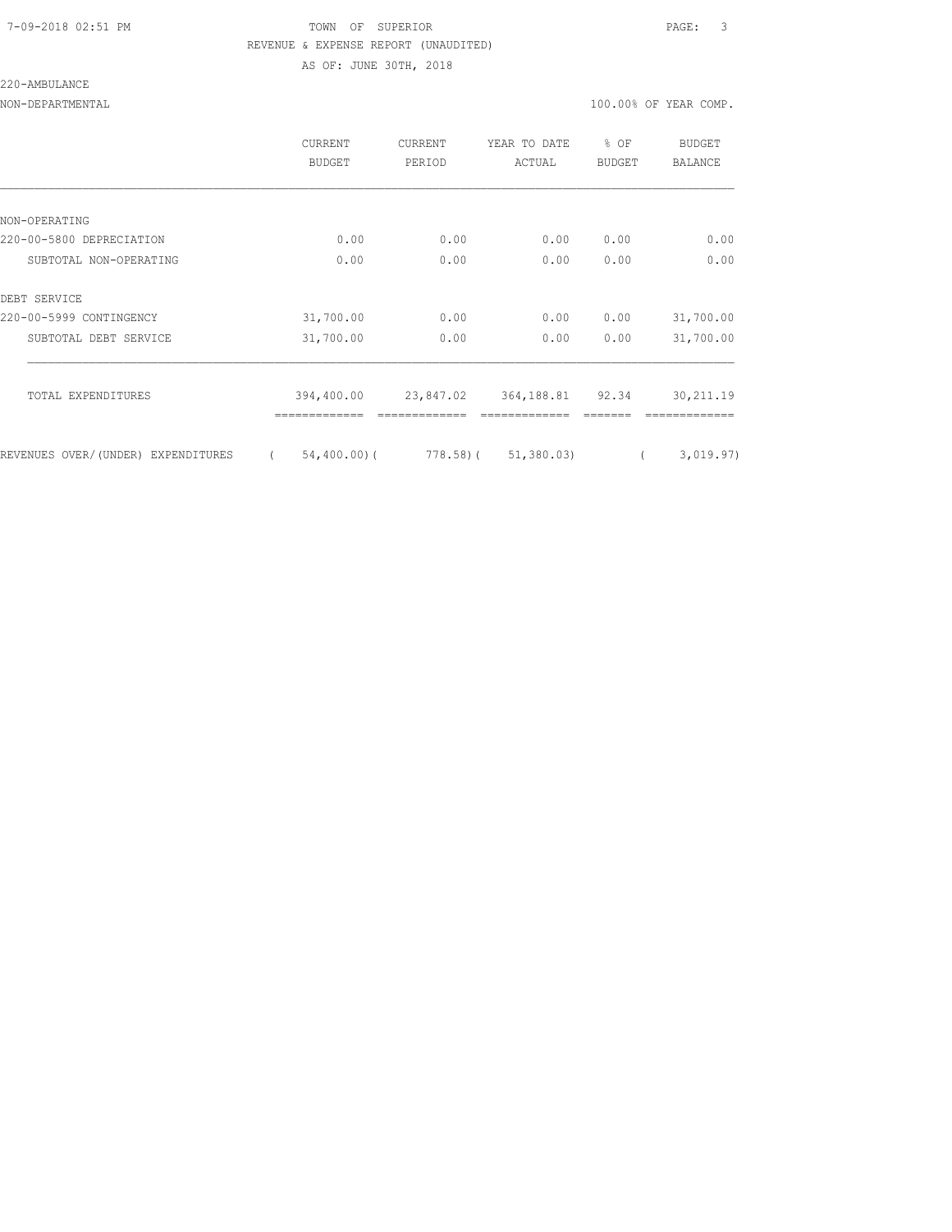7-09-2018 02:51 PM TOWN OF SUPERIOR

REVENUE & EXPENSE REPORT (UNAUDITED)

AS OF: JUNE 30TH, 2018

220-AMBULANCE

NON-DEPARTMENTAL 100.00% OF YEAR COMP.

| | CURRENT BUDGET | CURRENT PERIOD | YEAR TO DATE ACTUAL | % OF BUDGET | BUDGET BALANCE |
|---|---|---|---|---|---|
| NON-OPERATING | | | | | |
| 220-00-5800 DEPRECIATION | 0.00 | 0.00 | 0.00 | 0.00 | 0.00 |
| SUBTOTAL NON-OPERATING | 0.00 | 0.00 | 0.00 | 0.00 | 0.00 |
| DEBT SERVICE | | | | | |
| 220-00-5999 CONTINGENCY | 31,700.00 | 0.00 | 0.00 | 0.00 | 31,700.00 |
| SUBTOTAL DEBT SERVICE | 31,700.00 | 0.00 | 0.00 | 0.00 | 31,700.00 |
| TOTAL EXPENDITURES | 394,400.00 | 23,847.02 | 364,188.81 | 92.34 | 30,211.19 |
| REVENUES OVER/(UNDER) EXPENDITURES | ( 54,400.00) | ( 778.58) | ( 51,380.03) | | ( 3,019.97) |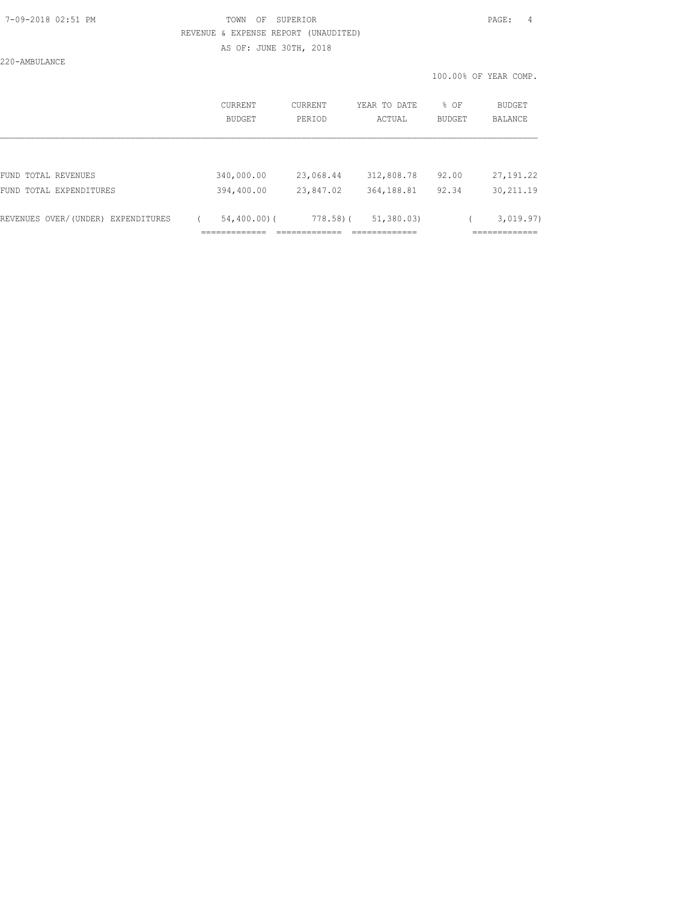TOWN OF SUPERIOR

REVENUE & EXPENSE REPORT (UNAUDITED)

AS OF: JUNE 30TH, 2018

220-AMBULANCE

100.00% OF YEAR COMP.

| | CURRENT BUDGET | CURRENT PERIOD | YEAR TO DATE ACTUAL | % OF BUDGET | BUDGET BALANCE |
|---|---|---|---|---|---|
| FUND TOTAL REVENUES | 340,000.00 | 23,068.44 | 312,808.78 | 92.00 | 27,191.22 |
| FUND TOTAL EXPENDITURES | 394,400.00 | 23,847.02 | 364,188.81 | 92.34 | 30,211.19 |
| REVENUES OVER/(UNDER) EXPENDITURES | ( 54,400.00) | ( 778.58) | ( 51,380.03) | | ( 3,019.97) |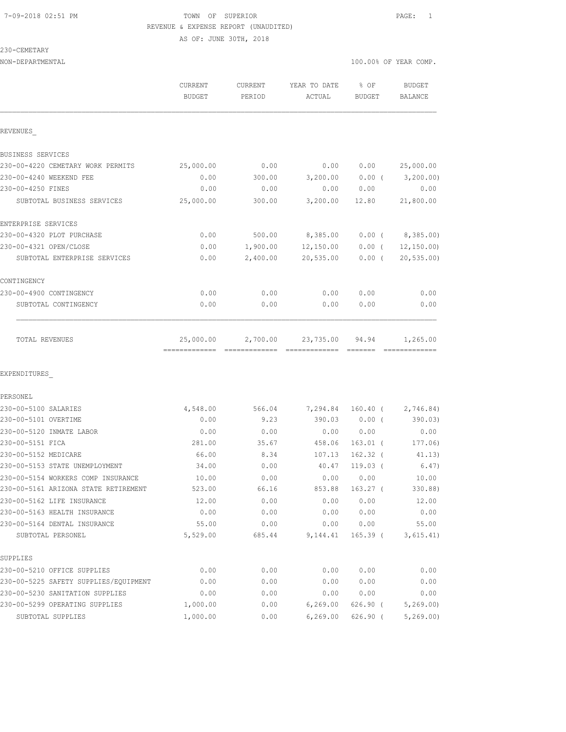7-09-2018 02:51 PM TOWN OF SUPERIOR

REVENUE & EXPENSE REPORT (UNAUDITED)

AS OF: JUNE 30TH, 2018

230-CEMETARY

NON-DEPARTMENTAL 100.00% OF YEAR COMP.

| | CURRENT BUDGET | CURRENT PERIOD | YEAR TO DATE ACTUAL | % OF BUDGET | BUDGET BALANCE |
|---|---|---|---|---|---|
| **REVENUES** | | | | | |
| BUSINESS SERVICES | | | | | |
| 230-00-4220 CEMETARY WORK PERMITS | 25,000.00 | 0.00 | 0.00 | 0.00 | 25,000.00 |
| 230-00-4240 WEEKEND FEE | 0.00 | 300.00 | 3,200.00 | 0.00 ( | 3,200.00) |
| 230-00-4250 FINES | 0.00 | 0.00 | 0.00 | 0.00 | 0.00 |
| SUBTOTAL BUSINESS SERVICES | 25,000.00 | 300.00 | 3,200.00 | 12.80 | 21,800.00 |
| ENTERPRISE SERVICES | | | | | |
| 230-00-4320 PLOT PURCHASE | 0.00 | 500.00 | 8,385.00 | 0.00 ( | 8,385.00) |
| 230-00-4321 OPEN/CLOSE | 0.00 | 1,900.00 | 12,150.00 | 0.00 ( | 12,150.00) |
| SUBTOTAL ENTERPRISE SERVICES | 0.00 | 2,400.00 | 20,535.00 | 0.00 ( | 20,535.00) |
| CONTINGENCY | | | | | |
| 230-00-4900 CONTINGENCY | 0.00 | 0.00 | 0.00 | 0.00 | 0.00 |
| SUBTOTAL CONTINGENCY | 0.00 | 0.00 | 0.00 | 0.00 | 0.00 |
| TOTAL REVENUES | 25,000.00 | 2,700.00 | 23,735.00 | 94.94 | 1,265.00 |
| **EXPENDITURES** | | | | | |
| PERSONEL | | | | | |
| 230-00-5100 SALARIES | 4,548.00 | 566.04 | 7,294.84 | 160.40 ( | 2,746.84) |
| 230-00-5101 OVERTIME | 0.00 | 9.23 | 390.03 | 0.00 ( | 390.03) |
| 230-00-5120 INMATE LABOR | 0.00 | 0.00 | 0.00 | 0.00 | 0.00 |
| 230-00-5151 FICA | 281.00 | 35.67 | 458.06 | 163.01 ( | 177.06) |
| 230-00-5152 MEDICARE | 66.00 | 8.34 | 107.13 | 162.32 ( | 41.13) |
| 230-00-5153 STATE UNEMPLOYMENT | 34.00 | 0.00 | 40.47 | 119.03 ( | 6.47) |
| 230-00-5154 WORKERS COMP INSURANCE | 10.00 | 0.00 | 0.00 | 0.00 | 10.00 |
| 230-00-5161 ARIZONA STATE RETIREMENT | 523.00 | 66.16 | 853.88 | 163.27 ( | 330.88) |
| 230-00-5162 LIFE INSURANCE | 12.00 | 0.00 | 0.00 | 0.00 | 12.00 |
| 230-00-5163 HEALTH INSURANCE | 0.00 | 0.00 | 0.00 | 0.00 | 0.00 |
| 230-00-5164 DENTAL INSURANCE | 55.00 | 0.00 | 0.00 | 0.00 | 55.00 |
| SUBTOTAL PERSONEL | 5,529.00 | 685.44 | 9,144.41 | 165.39 ( | 3,615.41) |
| SUPPLIES | | | | | |
| 230-00-5210 OFFICE SUPPLIES | 0.00 | 0.00 | 0.00 | 0.00 | 0.00 |
| 230-00-5225 SAFETY SUPPLIES/EQUIPMENT | 0.00 | 0.00 | 0.00 | 0.00 | 0.00 |
| 230-00-5230 SANITATION SUPPLIES | 0.00 | 0.00 | 0.00 | 0.00 | 0.00 |
| 230-00-5299 OPERATING SUPPLIES | 1,000.00 | 0.00 | 6,269.00 | 626.90 ( | 5,269.00) |
| SUBTOTAL SUPPLIES | 1,000.00 | 0.00 | 6,269.00 | 626.90 ( | 5,269.00) |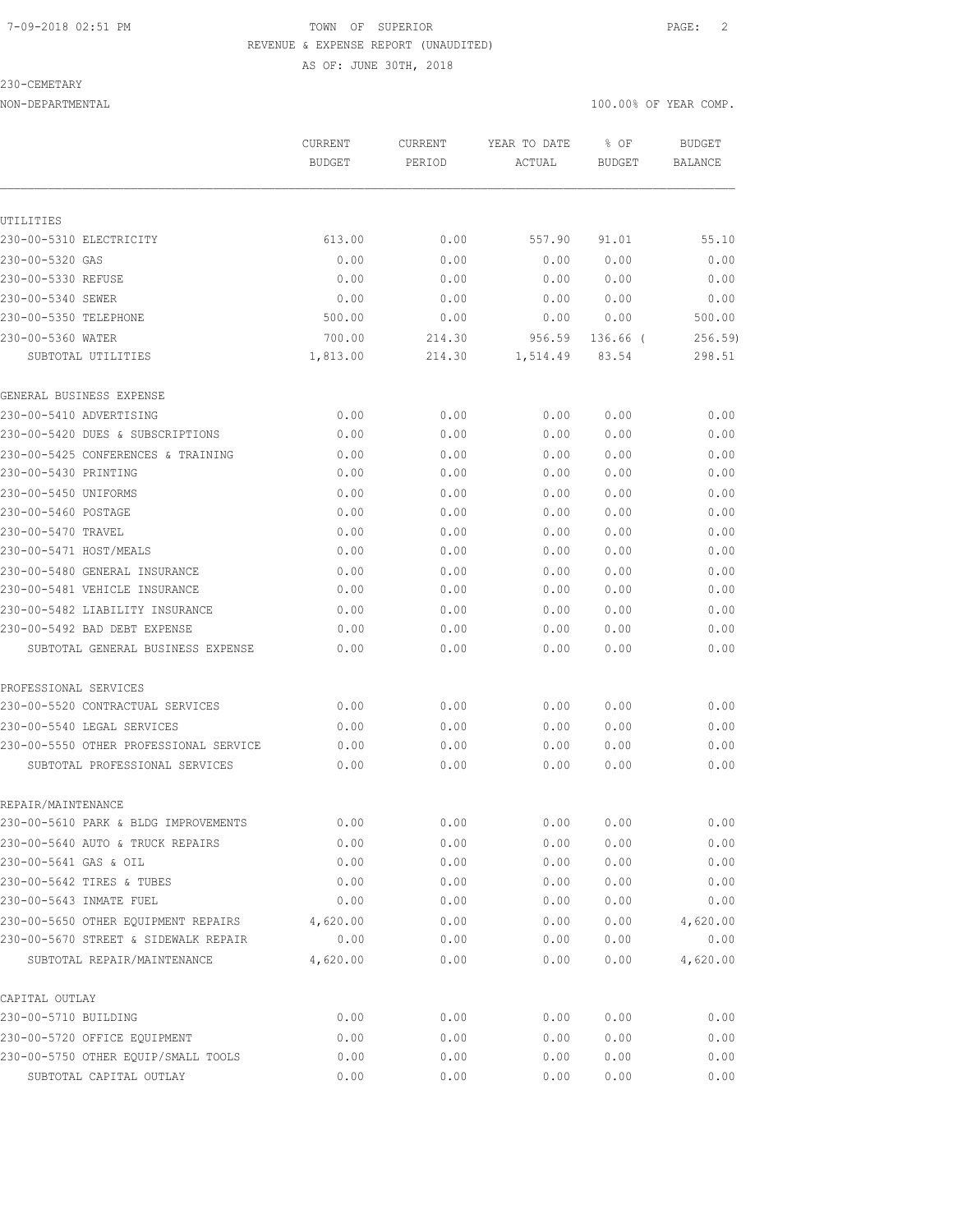TOWN OF SUPERIOR
REVENUE & EXPENSE REPORT (UNAUDITED)
AS OF: JUNE 30TH, 2018

230-CEMETARY
NON-DEPARTMENTAL

100.00% OF YEAR COMP.

| | CURRENT BUDGET | CURRENT PERIOD | YEAR TO DATE ACTUAL | % OF BUDGET | BUDGET BALANCE |
|---|---|---|---|---|---|
| UTILITIES | | | | | |
| 230-00-5310 ELECTRICITY | 613.00 | 0.00 | 557.90 | 91.01 | 55.10 |
| 230-00-5320 GAS | 0.00 | 0.00 | 0.00 | 0.00 | 0.00 |
| 230-00-5330 REFUSE | 0.00 | 0.00 | 0.00 | 0.00 | 0.00 |
| 230-00-5340 SEWER | 0.00 | 0.00 | 0.00 | 0.00 | 0.00 |
| 230-00-5350 TELEPHONE | 500.00 | 0.00 | 0.00 | 0.00 | 500.00 |
| 230-00-5360 WATER | 700.00 | 214.30 | 956.59 | 136.66 ( | 256.59) |
| SUBTOTAL UTILITIES | 1,813.00 | 214.30 | 1,514.49 | 83.54 | 298.51 |
| GENERAL BUSINESS EXPENSE | | | | | |
| 230-00-5410 ADVERTISING | 0.00 | 0.00 | 0.00 | 0.00 | 0.00 |
| 230-00-5420 DUES & SUBSCRIPTIONS | 0.00 | 0.00 | 0.00 | 0.00 | 0.00 |
| 230-00-5425 CONFERENCES & TRAINING | 0.00 | 0.00 | 0.00 | 0.00 | 0.00 |
| 230-00-5430 PRINTING | 0.00 | 0.00 | 0.00 | 0.00 | 0.00 |
| 230-00-5450 UNIFORMS | 0.00 | 0.00 | 0.00 | 0.00 | 0.00 |
| 230-00-5460 POSTAGE | 0.00 | 0.00 | 0.00 | 0.00 | 0.00 |
| 230-00-5470 TRAVEL | 0.00 | 0.00 | 0.00 | 0.00 | 0.00 |
| 230-00-5471 HOST/MEALS | 0.00 | 0.00 | 0.00 | 0.00 | 0.00 |
| 230-00-5480 GENERAL INSURANCE | 0.00 | 0.00 | 0.00 | 0.00 | 0.00 |
| 230-00-5481 VEHICLE INSURANCE | 0.00 | 0.00 | 0.00 | 0.00 | 0.00 |
| 230-00-5482 LIABILITY INSURANCE | 0.00 | 0.00 | 0.00 | 0.00 | 0.00 |
| 230-00-5492 BAD DEBT EXPENSE | 0.00 | 0.00 | 0.00 | 0.00 | 0.00 |
| SUBTOTAL GENERAL BUSINESS EXPENSE | 0.00 | 0.00 | 0.00 | 0.00 | 0.00 |
| PROFESSIONAL SERVICES | | | | | |
| 230-00-5520 CONTRACTUAL SERVICES | 0.00 | 0.00 | 0.00 | 0.00 | 0.00 |
| 230-00-5540 LEGAL SERVICES | 0.00 | 0.00 | 0.00 | 0.00 | 0.00 |
| 230-00-5550 OTHER PROFESSIONAL SERVICE | 0.00 | 0.00 | 0.00 | 0.00 | 0.00 |
| SUBTOTAL PROFESSIONAL SERVICES | 0.00 | 0.00 | 0.00 | 0.00 | 0.00 |
| REPAIR/MAINTENANCE | | | | | |
| 230-00-5610 PARK & BLDG IMPROVEMENTS | 0.00 | 0.00 | 0.00 | 0.00 | 0.00 |
| 230-00-5640 AUTO & TRUCK REPAIRS | 0.00 | 0.00 | 0.00 | 0.00 | 0.00 |
| 230-00-5641 GAS & OIL | 0.00 | 0.00 | 0.00 | 0.00 | 0.00 |
| 230-00-5642 TIRES & TUBES | 0.00 | 0.00 | 0.00 | 0.00 | 0.00 |
| 230-00-5643 INMATE FUEL | 0.00 | 0.00 | 0.00 | 0.00 | 0.00 |
| 230-00-5650 OTHER EQUIPMENT REPAIRS | 4,620.00 | 0.00 | 0.00 | 0.00 | 4,620.00 |
| 230-00-5670 STREET & SIDEWALK REPAIR | 0.00 | 0.00 | 0.00 | 0.00 | 0.00 |
| SUBTOTAL REPAIR/MAINTENANCE | 4,620.00 | 0.00 | 0.00 | 0.00 | 4,620.00 |
| CAPITAL OUTLAY | | | | | |
| 230-00-5710 BUILDING | 0.00 | 0.00 | 0.00 | 0.00 | 0.00 |
| 230-00-5720 OFFICE EQUIPMENT | 0.00 | 0.00 | 0.00 | 0.00 | 0.00 |
| 230-00-5750 OTHER EQUIP/SMALL TOOLS | 0.00 | 0.00 | 0.00 | 0.00 | 0.00 |
| SUBTOTAL CAPITAL OUTLAY | 0.00 | 0.00 | 0.00 | 0.00 | 0.00 |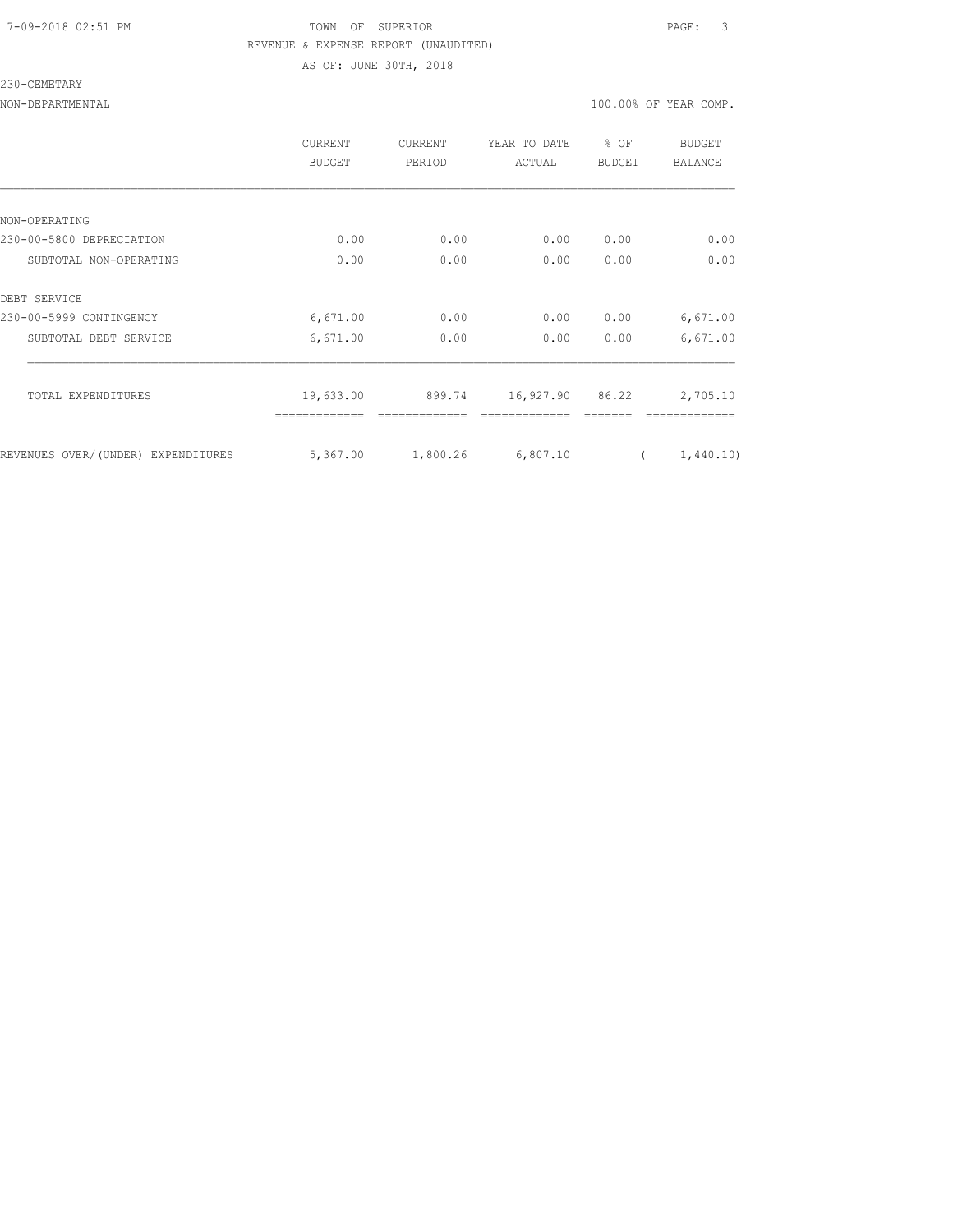7-09-2018 02:51 PM

TOWN OF SUPERIOR

REVENUE & EXPENSE REPORT (UNAUDITED)

AS OF: JUNE 30TH, 2018

230-CEMETARY

NON-DEPARTMENTAL

100.00% OF YEAR COMP.

| | CURRENT BUDGET | CURRENT PERIOD | YEAR TO DATE ACTUAL | % OF BUDGET | BUDGET BALANCE |
|---|---|---|---|---|---|
| NON-OPERATING | | | | | |
| 230-00-5800 DEPRECIATION | 0.00 | 0.00 | 0.00 | 0.00 | 0.00 |
| SUBTOTAL NON-OPERATING | 0.00 | 0.00 | 0.00 | 0.00 | 0.00 |
| DEBT SERVICE | | | | | |
| 230-00-5999 CONTINGENCY | 6,671.00 | 0.00 | 0.00 | 0.00 | 6,671.00 |
| SUBTOTAL DEBT SERVICE | 6,671.00 | 0.00 | 0.00 | 0.00 | 6,671.00 |
| TOTAL EXPENDITURES | 19,633.00 | 899.74 | 16,927.90 | 86.22 | 2,705.10 |
| REVENUES OVER/(UNDER) EXPENDITURES | 5,367.00 | 1,800.26 | 6,807.10 | | ( 1,440.10) |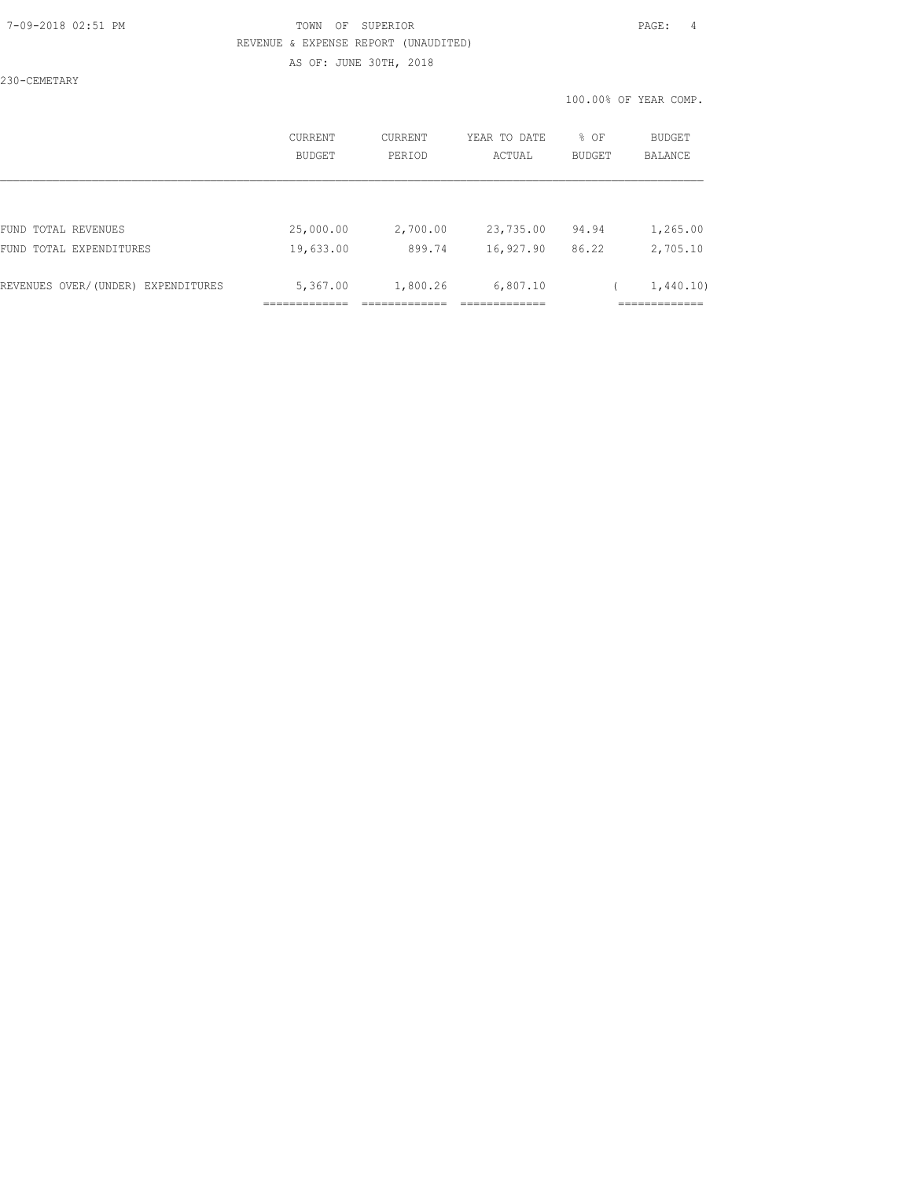TOWN OF SUPERIOR

REVENUE & EXPENSE REPORT (UNAUDITED)

AS OF: JUNE 30TH, 2018

230-CEMETARY

100.00% OF YEAR COMP.

| | CURRENT BUDGET | CURRENT PERIOD | YEAR TO DATE ACTUAL | % OF BUDGET | BUDGET BALANCE |
|---|---|---|---|---|---|
| FUND TOTAL REVENUES | 25,000.00 | 2,700.00 | 23,735.00 | 94.94 | 1,265.00 |
| FUND TOTAL EXPENDITURES | 19,633.00 | 899.74 | 16,927.90 | 86.22 | 2,705.10 |
| REVENUES OVER/(UNDER) EXPENDITURES | 5,367.00 | 1,800.26 | 6,807.10 | | ( 1,440.10) |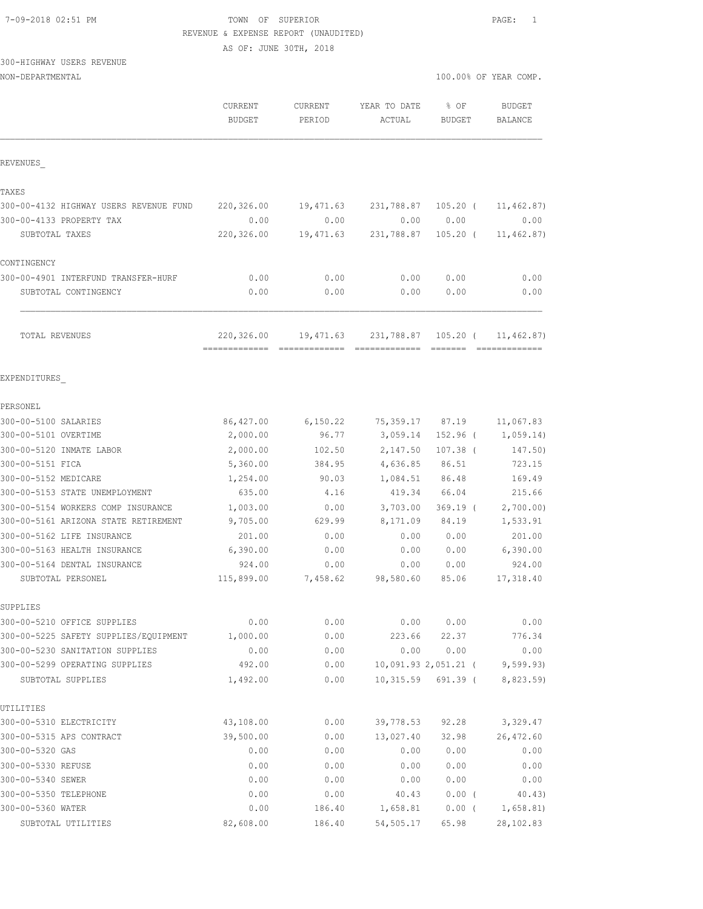7-09-2018 02:51 PM

TOWN OF SUPERIOR

REVENUE & EXPENSE REPORT (UNAUDITED)

AS OF: JUNE 30TH, 2018

300-HIGHWAY USERS REVENUE

NON-DEPARTMENTAL — 100.00% OF YEAR COMP.

| | CURRENT BUDGET | CURRENT PERIOD | YEAR TO DATE ACTUAL | % OF BUDGET | BUDGET BALANCE |
|---|---|---|---|---|---|
| **REVENUES** | | | | | |
| **TAXES** | | | | | |
| 300-00-4132 HIGHWAY USERS REVENUE FUND | 220,326.00 | 19,471.63 | 231,788.87 | 105.20 | ( 11,462.87) |
| 300-00-4133 PROPERTY TAX | 0.00 | 0.00 | 0.00 | 0.00 | 0.00 |
| SUBTOTAL TAXES | 220,326.00 | 19,471.63 | 231,788.87 | 105.20 | ( 11,462.87) |
| **CONTINGENCY** | | | | | |
| 300-00-4901 INTERFUND TRANSFER-HURF | 0.00 | 0.00 | 0.00 | 0.00 | 0.00 |
| SUBTOTAL CONTINGENCY | 0.00 | 0.00 | 0.00 | 0.00 | 0.00 |
| TOTAL REVENUES | 220,326.00 | 19,471.63 | 231,788.87 | 105.20 | ( 11,462.87) |
| **EXPENDITURES** | | | | | |
| **PERSONEL** | | | | | |
| 300-00-5100 SALARIES | 86,427.00 | 6,150.22 | 75,359.17 | 87.19 | 11,067.83 |
| 300-00-5101 OVERTIME | 2,000.00 | 96.77 | 3,059.14 | 152.96 | ( 1,059.14) |
| 300-00-5120 INMATE LABOR | 2,000.00 | 102.50 | 2,147.50 | 107.38 | ( 147.50) |
| 300-00-5151 FICA | 5,360.00 | 384.95 | 4,636.85 | 86.51 | 723.15 |
| 300-00-5152 MEDICARE | 1,254.00 | 90.03 | 1,084.51 | 86.48 | 169.49 |
| 300-00-5153 STATE UNEMPLOYMENT | 635.00 | 4.16 | 419.34 | 66.04 | 215.66 |
| 300-00-5154 WORKERS COMP INSURANCE | 1,003.00 | 0.00 | 3,703.00 | 369.19 | ( 2,700.00) |
| 300-00-5161 ARIZONA STATE RETIREMENT | 9,705.00 | 629.99 | 8,171.09 | 84.19 | 1,533.91 |
| 300-00-5162 LIFE INSURANCE | 201.00 | 0.00 | 0.00 | 0.00 | 201.00 |
| 300-00-5163 HEALTH INSURANCE | 6,390.00 | 0.00 | 0.00 | 0.00 | 6,390.00 |
| 300-00-5164 DENTAL INSURANCE | 924.00 | 0.00 | 0.00 | 0.00 | 924.00 |
| SUBTOTAL PERSONEL | 115,899.00 | 7,458.62 | 98,580.60 | 85.06 | 17,318.40 |
| **SUPPLIES** | | | | | |
| 300-00-5210 OFFICE SUPPLIES | 0.00 | 0.00 | 0.00 | 0.00 | 0.00 |
| 300-00-5225 SAFETY SUPPLIES/EQUIPMENT | 1,000.00 | 0.00 | 223.66 | 22.37 | 776.34 |
| 300-00-5230 SANITATION SUPPLIES | 0.00 | 0.00 | 0.00 | 0.00 | 0.00 |
| 300-00-5299 OPERATING SUPPLIES | 492.00 | 0.00 | 10,091.93 | 2,051.21 | ( 9,599.93) |
| SUBTOTAL SUPPLIES | 1,492.00 | 0.00 | 10,315.59 | 691.39 | ( 8,823.59) |
| **UTILITIES** | | | | | |
| 300-00-5310 ELECTRICITY | 43,108.00 | 0.00 | 39,778.53 | 92.28 | 3,329.47 |
| 300-00-5315 APS CONTRACT | 39,500.00 | 0.00 | 13,027.40 | 32.98 | 26,472.60 |
| 300-00-5320 GAS | 0.00 | 0.00 | 0.00 | 0.00 | 0.00 |
| 300-00-5330 REFUSE | 0.00 | 0.00 | 0.00 | 0.00 | 0.00 |
| 300-00-5340 SEWER | 0.00 | 0.00 | 0.00 | 0.00 | 0.00 |
| 300-00-5350 TELEPHONE | 0.00 | 0.00 | 40.43 | 0.00 | ( 40.43) |
| 300-00-5360 WATER | 0.00 | 186.40 | 1,658.81 | 0.00 | ( 1,658.81) |
| SUBTOTAL UTILITIES | 82,608.00 | 186.40 | 54,505.17 | 65.98 | 28,102.83 |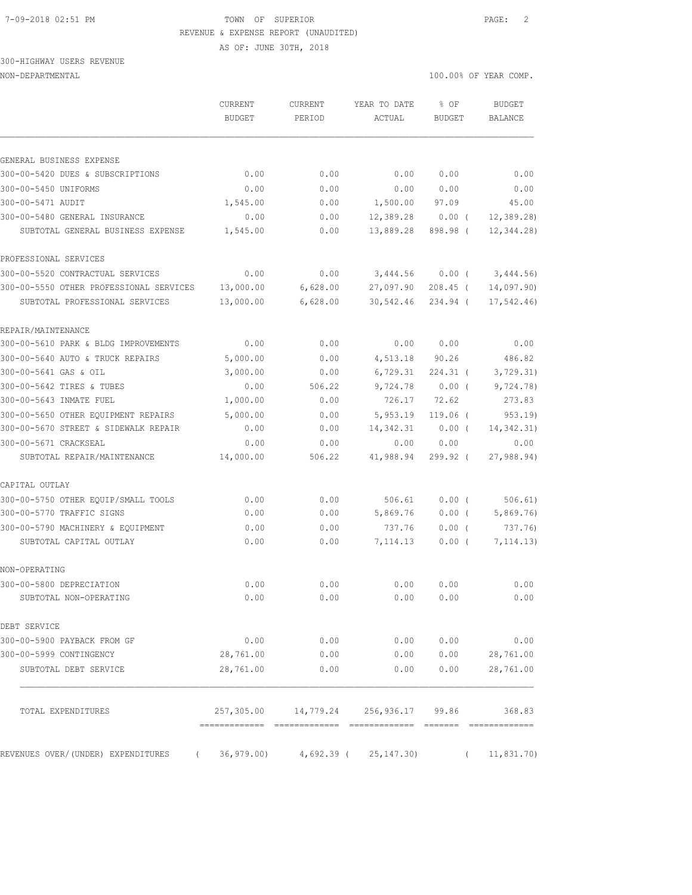TOWN OF SUPERIOR
REVENUE & EXPENSE REPORT (UNAUDITED)
AS OF: JUNE 30TH, 2018

300-HIGHWAY USERS REVENUE
NON-DEPARTMENTAL — 100.00% OF YEAR COMP.

| | CURRENT BUDGET | CURRENT PERIOD | YEAR TO DATE ACTUAL | % OF BUDGET | BUDGET BALANCE |
|---|---|---|---|---|---|
| **GENERAL BUSINESS EXPENSE** | | | | | |
| 300-00-5420 DUES & SUBSCRIPTIONS | 0.00 | 0.00 | 0.00 | 0.00 | 0.00 |
| 300-00-5450 UNIFORMS | 0.00 | 0.00 | 0.00 | 0.00 | 0.00 |
| 300-00-5471 AUDIT | 1,545.00 | 0.00 | 1,500.00 | 97.09 | 45.00 |
| 300-00-5480 GENERAL INSURANCE | 0.00 | 0.00 | 12,389.28 | 0.00 ( | 12,389.28) |
| SUBTOTAL GENERAL BUSINESS EXPENSE | 1,545.00 | 0.00 | 13,889.28 | 898.98 ( | 12,344.28) |
| **PROFESSIONAL SERVICES** | | | | | |
| 300-00-5520 CONTRACTUAL SERVICES | 0.00 | 0.00 | 3,444.56 | 0.00 ( | 3,444.56) |
| 300-00-5550 OTHER PROFESSIONAL SERVICES | 13,000.00 | 6,628.00 | 27,097.90 | 208.45 ( | 14,097.90) |
| SUBTOTAL PROFESSIONAL SERVICES | 13,000.00 | 6,628.00 | 30,542.46 | 234.94 ( | 17,542.46) |
| **REPAIR/MAINTENANCE** | | | | | |
| 300-00-5610 PARK & BLDG IMPROVEMENTS | 0.00 | 0.00 | 0.00 | 0.00 | 0.00 |
| 300-00-5640 AUTO & TRUCK REPAIRS | 5,000.00 | 0.00 | 4,513.18 | 90.26 | 486.82 |
| 300-00-5641 GAS & OIL | 3,000.00 | 0.00 | 6,729.31 | 224.31 ( | 3,729.31) |
| 300-00-5642 TIRES & TUBES | 0.00 | 506.22 | 9,724.78 | 0.00 ( | 9,724.78) |
| 300-00-5643 INMATE FUEL | 1,000.00 | 0.00 | 726.17 | 72.62 | 273.83 |
| 300-00-5650 OTHER EQUIPMENT REPAIRS | 5,000.00 | 0.00 | 5,953.19 | 119.06 ( | 953.19) |
| 300-00-5670 STREET & SIDEWALK REPAIR | 0.00 | 0.00 | 14,342.31 | 0.00 ( | 14,342.31) |
| 300-00-5671 CRACKSEAL | 0.00 | 0.00 | 0.00 | 0.00 | 0.00 |
| SUBTOTAL REPAIR/MAINTENANCE | 14,000.00 | 506.22 | 41,988.94 | 299.92 ( | 27,988.94) |
| **CAPITAL OUTLAY** | | | | | |
| 300-00-5750 OTHER EQUIP/SMALL TOOLS | 0.00 | 0.00 | 506.61 | 0.00 ( | 506.61) |
| 300-00-5770 TRAFFIC SIGNS | 0.00 | 0.00 | 5,869.76 | 0.00 ( | 5,869.76) |
| 300-00-5790 MACHINERY & EQUIPMENT | 0.00 | 0.00 | 737.76 | 0.00 ( | 737.76) |
| SUBTOTAL CAPITAL OUTLAY | 0.00 | 0.00 | 7,114.13 | 0.00 ( | 7,114.13) |
| **NON-OPERATING** | | | | | |
| 300-00-5800 DEPRECIATION | 0.00 | 0.00 | 0.00 | 0.00 | 0.00 |
| SUBTOTAL NON-OPERATING | 0.00 | 0.00 | 0.00 | 0.00 | 0.00 |
| **DEBT SERVICE** | | | | | |
| 300-00-5900 PAYBACK FROM GF | 0.00 | 0.00 | 0.00 | 0.00 | 0.00 |
| 300-00-5999 CONTINGENCY | 28,761.00 | 0.00 | 0.00 | 0.00 | 28,761.00 |
| SUBTOTAL DEBT SERVICE | 28,761.00 | 0.00 | 0.00 | 0.00 | 28,761.00 |
| TOTAL EXPENDITURES | 257,305.00 | 14,779.24 | 256,936.17 | 99.86 | 368.83 |
| REVENUES OVER/(UNDER) EXPENDITURES | ( 36,979.00) | 4,692.39 | ( 25,147.30) | | ( 11,831.70) |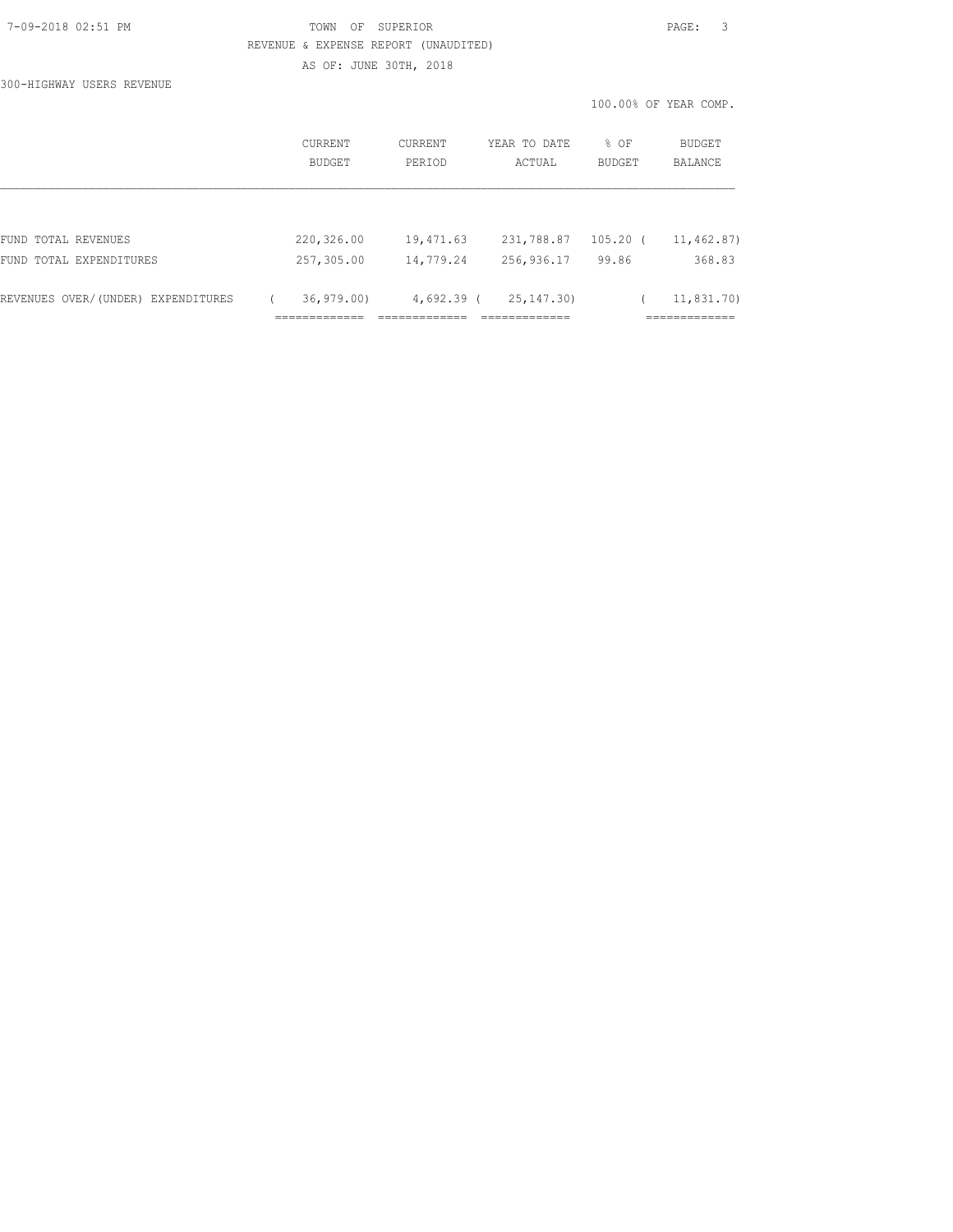TOWN OF SUPERIOR

REVENUE & EXPENSE REPORT (UNAUDITED)

AS OF: JUNE 30TH, 2018

300-HIGHWAY USERS REVENUE

100.00% OF YEAR COMP.

| | CURRENT BUDGET | CURRENT PERIOD | YEAR TO DATE ACTUAL | % OF BUDGET | BUDGET BALANCE |
|---|---|---|---|---|---|
| FUND TOTAL REVENUES | 220,326.00 | 19,471.63 | 231,788.87 | 105.20 | ( 11,462.87) |
| FUND TOTAL EXPENDITURES | 257,305.00 | 14,779.24 | 256,936.17 | 99.86 | 368.83 |
| REVENUES OVER/(UNDER) EXPENDITURES | ( 36,979.00) | 4,692.39 | ( 25,147.30) | | ( 11,831.70) |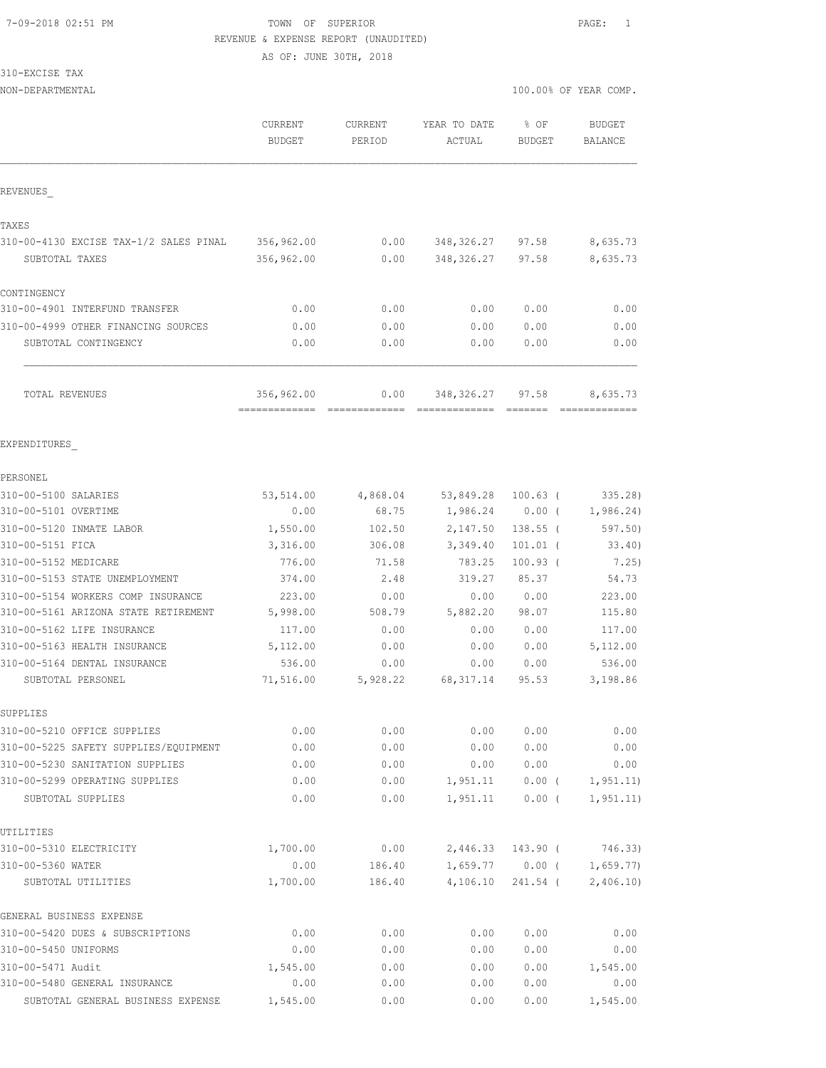7-09-2018 02:51 PM TOWN OF SUPERIOR

REVENUE & EXPENSE REPORT (UNAUDITED)

AS OF: JUNE 30TH, 2018

310-EXCISE TAX

NON-DEPARTMENTAL 100.00% OF YEAR COMP.

| | CURRENT BUDGET | CURRENT PERIOD | YEAR TO DATE ACTUAL | % OF BUDGET | BUDGET BALANCE |
|---|---|---|---|---|---|
| REVENUES_ | | | | | |
| TAXES | | | | | |
| 310-00-4130 EXCISE TAX-1/2 SALES PINAL | 356,962.00 | 0.00 | 348,326.27 | 97.58 | 8,635.73 |
| SUBTOTAL TAXES | 356,962.00 | 0.00 | 348,326.27 | 97.58 | 8,635.73 |
| CONTINGENCY | | | | | |
| 310-00-4901 INTERFUND TRANSFER | 0.00 | 0.00 | 0.00 | 0.00 | 0.00 |
| 310-00-4999 OTHER FINANCING SOURCES | 0.00 | 0.00 | 0.00 | 0.00 | 0.00 |
| SUBTOTAL CONTINGENCY | 0.00 | 0.00 | 0.00 | 0.00 | 0.00 |
| TOTAL REVENUES | 356,962.00 | 0.00 | 348,326.27 | 97.58 | 8,635.73 |
| EXPENDITURES_ | | | | | |
| PERSONEL | | | | | |
| 310-00-5100 SALARIES | 53,514.00 | 4,868.04 | 53,849.28 | 100.63 | ( 335.28) |
| 310-00-5101 OVERTIME | 0.00 | 68.75 | 1,986.24 | 0.00 | ( 1,986.24) |
| 310-00-5120 INMATE LABOR | 1,550.00 | 102.50 | 2,147.50 | 138.55 | ( 597.50) |
| 310-00-5151 FICA | 3,316.00 | 306.08 | 3,349.40 | 101.01 | ( 33.40) |
| 310-00-5152 MEDICARE | 776.00 | 71.58 | 783.25 | 100.93 | ( 7.25) |
| 310-00-5153 STATE UNEMPLOYMENT | 374.00 | 2.48 | 319.27 | 85.37 | 54.73 |
| 310-00-5154 WORKERS COMP INSURANCE | 223.00 | 0.00 | 0.00 | 0.00 | 223.00 |
| 310-00-5161 ARIZONA STATE RETIREMENT | 5,998.00 | 508.79 | 5,882.20 | 98.07 | 115.80 |
| 310-00-5162 LIFE INSURANCE | 117.00 | 0.00 | 0.00 | 0.00 | 117.00 |
| 310-00-5163 HEALTH INSURANCE | 5,112.00 | 0.00 | 0.00 | 0.00 | 5,112.00 |
| 310-00-5164 DENTAL INSURANCE | 536.00 | 0.00 | 0.00 | 0.00 | 536.00 |
| SUBTOTAL PERSONEL | 71,516.00 | 5,928.22 | 68,317.14 | 95.53 | 3,198.86 |
| SUPPLIES | | | | | |
| 310-00-5210 OFFICE SUPPLIES | 0.00 | 0.00 | 0.00 | 0.00 | 0.00 |
| 310-00-5225 SAFETY SUPPLIES/EQUIPMENT | 0.00 | 0.00 | 0.00 | 0.00 | 0.00 |
| 310-00-5230 SANITATION SUPPLIES | 0.00 | 0.00 | 0.00 | 0.00 | 0.00 |
| 310-00-5299 OPERATING SUPPLIES | 0.00 | 0.00 | 1,951.11 | 0.00 | ( 1,951.11) |
| SUBTOTAL SUPPLIES | 0.00 | 0.00 | 1,951.11 | 0.00 | ( 1,951.11) |
| UTILITIES | | | | | |
| 310-00-5310 ELECTRICITY | 1,700.00 | 0.00 | 2,446.33 | 143.90 | ( 746.33) |
| 310-00-5360 WATER | 0.00 | 186.40 | 1,659.77 | 0.00 | ( 1,659.77) |
| SUBTOTAL UTILITIES | 1,700.00 | 186.40 | 4,106.10 | 241.54 | ( 2,406.10) |
| GENERAL BUSINESS EXPENSE | | | | | |
| 310-00-5420 DUES & SUBSCRIPTIONS | 0.00 | 0.00 | 0.00 | 0.00 | 0.00 |
| 310-00-5450 UNIFORMS | 0.00 | 0.00 | 0.00 | 0.00 | 0.00 |
| 310-00-5471 Audit | 1,545.00 | 0.00 | 0.00 | 0.00 | 1,545.00 |
| 310-00-5480 GENERAL INSURANCE | 0.00 | 0.00 | 0.00 | 0.00 | 0.00 |
| SUBTOTAL GENERAL BUSINESS EXPENSE | 1,545.00 | 0.00 | 0.00 | 0.00 | 1,545.00 |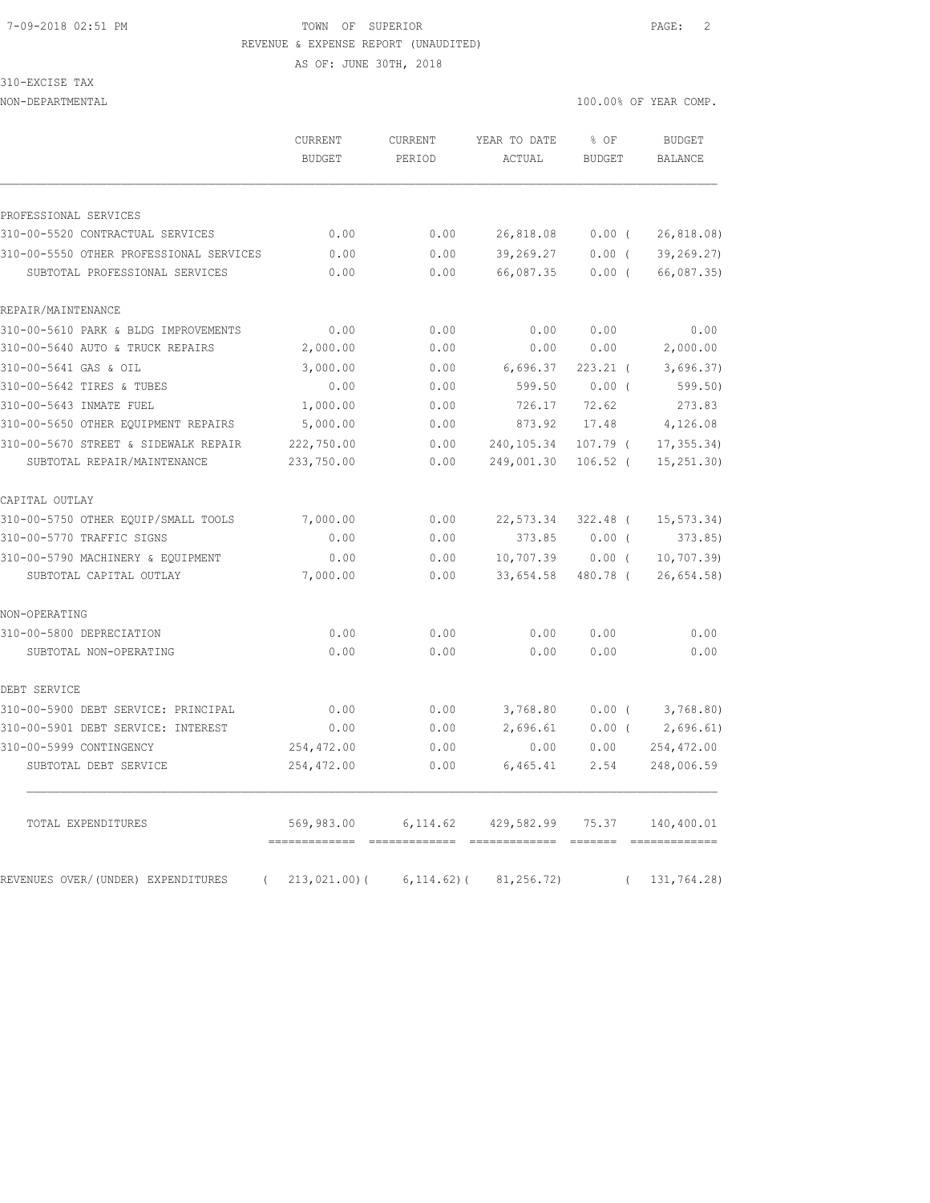TOWN OF SUPERIOR
REVENUE & EXPENSE REPORT (UNAUDITED)
AS OF: JUNE 30TH, 2018

310-EXCISE TAX
NON-DEPARTMENTAL

100.00% OF YEAR COMP.

| | CURRENT BUDGET | CURRENT PERIOD | YEAR TO DATE ACTUAL | % OF BUDGET | BUDGET BALANCE |
|---|---|---|---|---|---|
| PROFESSIONAL SERVICES | | | | | |
| 310-00-5520 CONTRACTUAL SERVICES | 0.00 | 0.00 | 26,818.08 | 0.00 ( | 26,818.08) |
| 310-00-5550 OTHER PROFESSIONAL SERVICES | 0.00 | 0.00 | 39,269.27 | 0.00 ( | 39,269.27) |
| SUBTOTAL PROFESSIONAL SERVICES | 0.00 | 0.00 | 66,087.35 | 0.00 ( | 66,087.35) |
| REPAIR/MAINTENANCE | | | | | |
| 310-00-5610 PARK & BLDG IMPROVEMENTS | 0.00 | 0.00 | 0.00 | 0.00 | 0.00 |
| 310-00-5640 AUTO & TRUCK REPAIRS | 2,000.00 | 0.00 | 0.00 | 0.00 | 2,000.00 |
| 310-00-5641 GAS & OIL | 3,000.00 | 0.00 | 6,696.37 | 223.21 ( | 3,696.37) |
| 310-00-5642 TIRES & TUBES | 0.00 | 0.00 | 599.50 | 0.00 ( | 599.50) |
| 310-00-5643 INMATE FUEL | 1,000.00 | 0.00 | 726.17 | 72.62 | 273.83 |
| 310-00-5650 OTHER EQUIPMENT REPAIRS | 5,000.00 | 0.00 | 873.92 | 17.48 | 4,126.08 |
| 310-00-5670 STREET & SIDEWALK REPAIR | 222,750.00 | 0.00 | 240,105.34 | 107.79 ( | 17,355.34) |
| SUBTOTAL REPAIR/MAINTENANCE | 233,750.00 | 0.00 | 249,001.30 | 106.52 ( | 15,251.30) |
| CAPITAL OUTLAY | | | | | |
| 310-00-5750 OTHER EQUIP/SMALL TOOLS | 7,000.00 | 0.00 | 22,573.34 | 322.48 ( | 15,573.34) |
| 310-00-5770 TRAFFIC SIGNS | 0.00 | 0.00 | 373.85 | 0.00 ( | 373.85) |
| 310-00-5790 MACHINERY & EQUIPMENT | 0.00 | 0.00 | 10,707.39 | 0.00 ( | 10,707.39) |
| SUBTOTAL CAPITAL OUTLAY | 7,000.00 | 0.00 | 33,654.58 | 480.78 ( | 26,654.58) |
| NON-OPERATING | | | | | |
| 310-00-5800 DEPRECIATION | 0.00 | 0.00 | 0.00 | 0.00 | 0.00 |
| SUBTOTAL NON-OPERATING | 0.00 | 0.00 | 0.00 | 0.00 | 0.00 |
| DEBT SERVICE | | | | | |
| 310-00-5900 DEBT SERVICE: PRINCIPAL | 0.00 | 0.00 | 3,768.80 | 0.00 ( | 3,768.80) |
| 310-00-5901 DEBT SERVICE: INTEREST | 0.00 | 0.00 | 2,696.61 | 0.00 ( | 2,696.61) |
| 310-00-5999 CONTINGENCY | 254,472.00 | 0.00 | 0.00 | 0.00 | 254,472.00 |
| SUBTOTAL DEBT SERVICE | 254,472.00 | 0.00 | 6,465.41 | 2.54 | 248,006.59 |
| TOTAL EXPENDITURES | 569,983.00 | 6,114.62 | 429,582.99 | 75.37 | 140,400.01 |
| REVENUES OVER/(UNDER) EXPENDITURES | ( 213,021.00)( | 6,114.62)( | 81,256.72) | ( | 131,764.28) |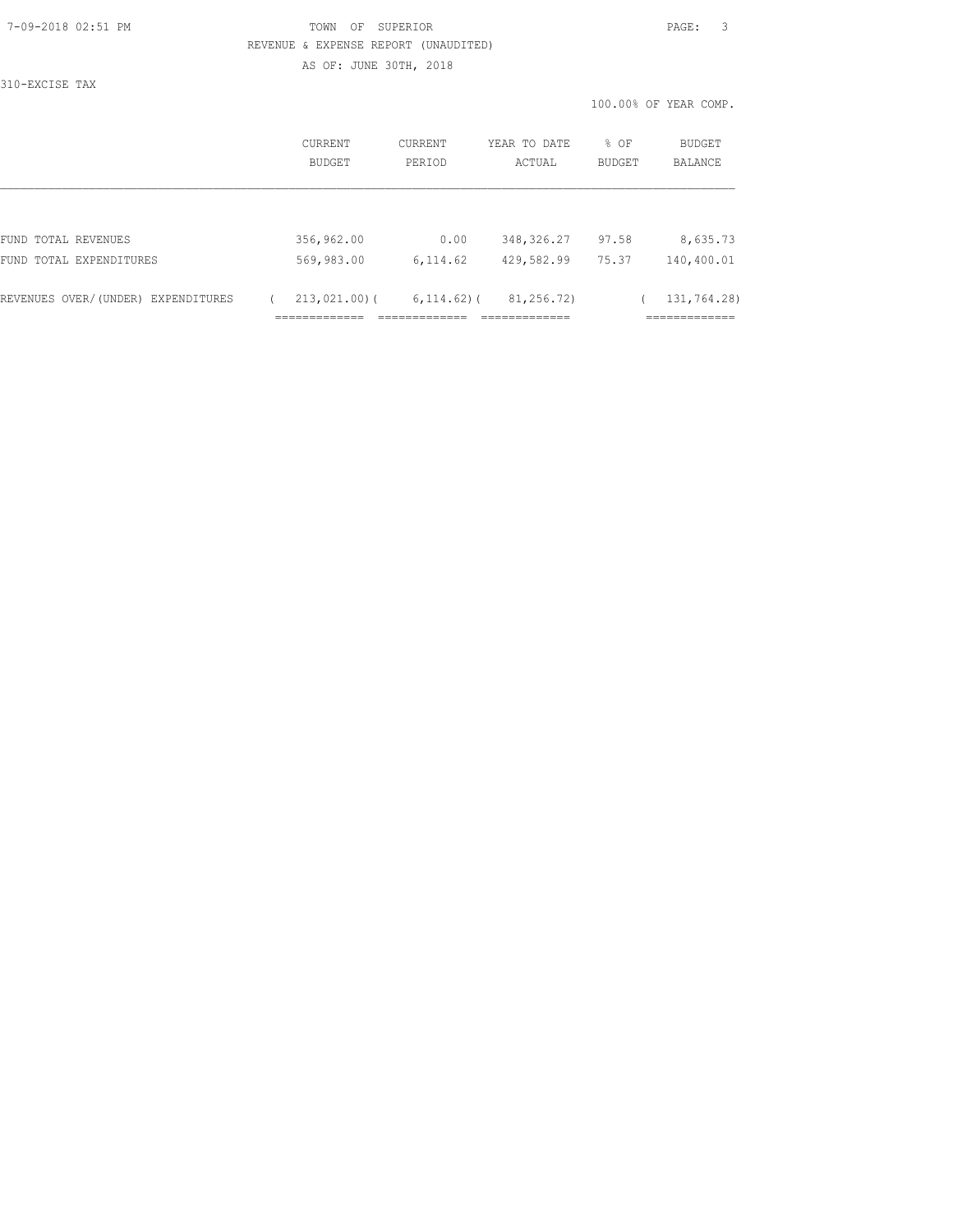TOWN OF SUPERIOR
REVENUE & EXPENSE REPORT (UNAUDITED)
AS OF: JUNE 30TH, 2018

310-EXCISE TAX

100.00% OF YEAR COMP.

| | CURRENT BUDGET | CURRENT PERIOD | YEAR TO DATE ACTUAL | % OF BUDGET | BUDGET BALANCE |
|---|---|---|---|---|---|
| FUND TOTAL REVENUES | 356,962.00 | 0.00 | 348,326.27 | 97.58 | 8,635.73 |
| FUND TOTAL EXPENDITURES | 569,983.00 | 6,114.62 | 429,582.99 | 75.37 | 140,400.01 |
| REVENUES OVER/(UNDER) EXPENDITURES | ( 213,021.00) | ( 6,114.62) | ( 81,256.72) | | ( 131,764.28) |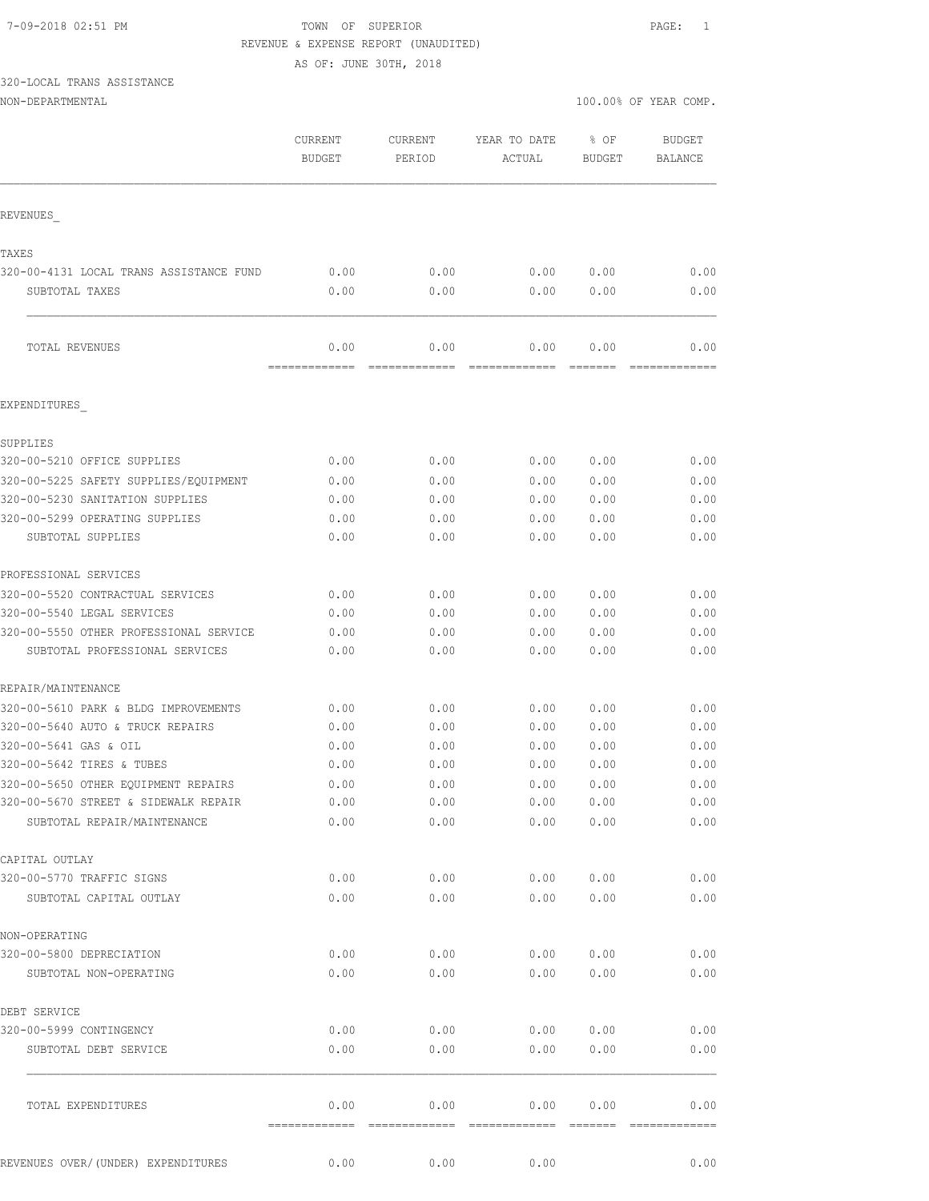7-09-2018 02:51 PM

TOWN OF SUPERIOR

REVENUE & EXPENSE REPORT (UNAUDITED)

AS OF: JUNE 30TH, 2018

320-LOCAL TRANS ASSISTANCE

NON-DEPARTMENTAL

100.00% OF YEAR COMP.

| | CURRENT BUDGET | CURRENT PERIOD | YEAR TO DATE ACTUAL | % OF BUDGET | BUDGET BALANCE |
|---|---|---|---|---|---|
| **REVENUES** | | | | | |
| TAXES | | | | | |
| 320-00-4131 LOCAL TRANS ASSISTANCE FUND | 0.00 | 0.00 | 0.00 | 0.00 | 0.00 |
| SUBTOTAL TAXES | 0.00 | 0.00 | 0.00 | 0.00 | 0.00 |
| TOTAL REVENUES | 0.00 | 0.00 | 0.00 | 0.00 | 0.00 |
| **EXPENDITURES** | | | | | |
| SUPPLIES | | | | | |
| 320-00-5210 OFFICE SUPPLIES | 0.00 | 0.00 | 0.00 | 0.00 | 0.00 |
| 320-00-5225 SAFETY SUPPLIES/EQUIPMENT | 0.00 | 0.00 | 0.00 | 0.00 | 0.00 |
| 320-00-5230 SANITATION SUPPLIES | 0.00 | 0.00 | 0.00 | 0.00 | 0.00 |
| 320-00-5299 OPERATING SUPPLIES | 0.00 | 0.00 | 0.00 | 0.00 | 0.00 |
| SUBTOTAL SUPPLIES | 0.00 | 0.00 | 0.00 | 0.00 | 0.00 |
| PROFESSIONAL SERVICES | | | | | |
| 320-00-5520 CONTRACTUAL SERVICES | 0.00 | 0.00 | 0.00 | 0.00 | 0.00 |
| 320-00-5540 LEGAL SERVICES | 0.00 | 0.00 | 0.00 | 0.00 | 0.00 |
| 320-00-5550 OTHER PROFESSIONAL SERVICE | 0.00 | 0.00 | 0.00 | 0.00 | 0.00 |
| SUBTOTAL PROFESSIONAL SERVICES | 0.00 | 0.00 | 0.00 | 0.00 | 0.00 |
| REPAIR/MAINTENANCE | | | | | |
| 320-00-5610 PARK & BLDG IMPROVEMENTS | 0.00 | 0.00 | 0.00 | 0.00 | 0.00 |
| 320-00-5640 AUTO & TRUCK REPAIRS | 0.00 | 0.00 | 0.00 | 0.00 | 0.00 |
| 320-00-5641 GAS & OIL | 0.00 | 0.00 | 0.00 | 0.00 | 0.00 |
| 320-00-5642 TIRES & TUBES | 0.00 | 0.00 | 0.00 | 0.00 | 0.00 |
| 320-00-5650 OTHER EQUIPMENT REPAIRS | 0.00 | 0.00 | 0.00 | 0.00 | 0.00 |
| 320-00-5670 STREET & SIDEWALK REPAIR | 0.00 | 0.00 | 0.00 | 0.00 | 0.00 |
| SUBTOTAL REPAIR/MAINTENANCE | 0.00 | 0.00 | 0.00 | 0.00 | 0.00 |
| CAPITAL OUTLAY | | | | | |
| 320-00-5770 TRAFFIC SIGNS | 0.00 | 0.00 | 0.00 | 0.00 | 0.00 |
| SUBTOTAL CAPITAL OUTLAY | 0.00 | 0.00 | 0.00 | 0.00 | 0.00 |
| NON-OPERATING | | | | | |
| 320-00-5800 DEPRECIATION | 0.00 | 0.00 | 0.00 | 0.00 | 0.00 |
| SUBTOTAL NON-OPERATING | 0.00 | 0.00 | 0.00 | 0.00 | 0.00 |
| DEBT SERVICE | | | | | |
| 320-00-5999 CONTINGENCY | 0.00 | 0.00 | 0.00 | 0.00 | 0.00 |
| SUBTOTAL DEBT SERVICE | 0.00 | 0.00 | 0.00 | 0.00 | 0.00 |
| TOTAL EXPENDITURES | 0.00 | 0.00 | 0.00 | 0.00 | 0.00 |
| REVENUES OVER/(UNDER) EXPENDITURES | 0.00 | 0.00 | 0.00 | | 0.00 |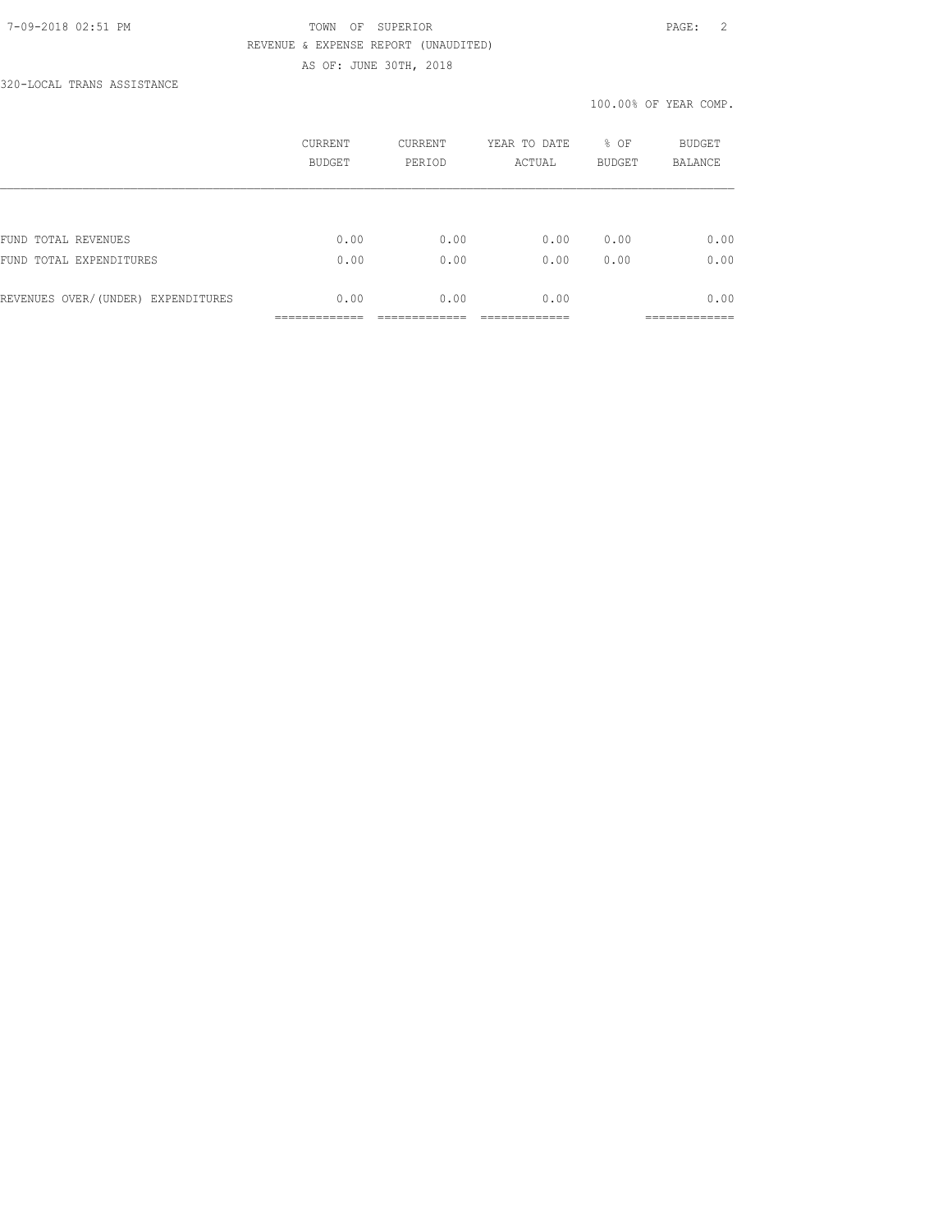TOWN OF SUPERIOR

REVENUE & EXPENSE REPORT (UNAUDITED)

AS OF: JUNE 30TH, 2018

320-LOCAL TRANS ASSISTANCE

100.00% OF YEAR COMP.

| | CURRENT BUDGET | CURRENT PERIOD | YEAR TO DATE ACTUAL | % OF BUDGET | BUDGET BALANCE |
|---|---|---|---|---|---|
| FUND TOTAL REVENUES | 0.00 | 0.00 | 0.00 | 0.00 | 0.00 |
| FUND TOTAL EXPENDITURES | 0.00 | 0.00 | 0.00 | 0.00 | 0.00 |
| REVENUES OVER/(UNDER) EXPENDITURES | 0.00 | 0.00 | 0.00 | | 0.00 |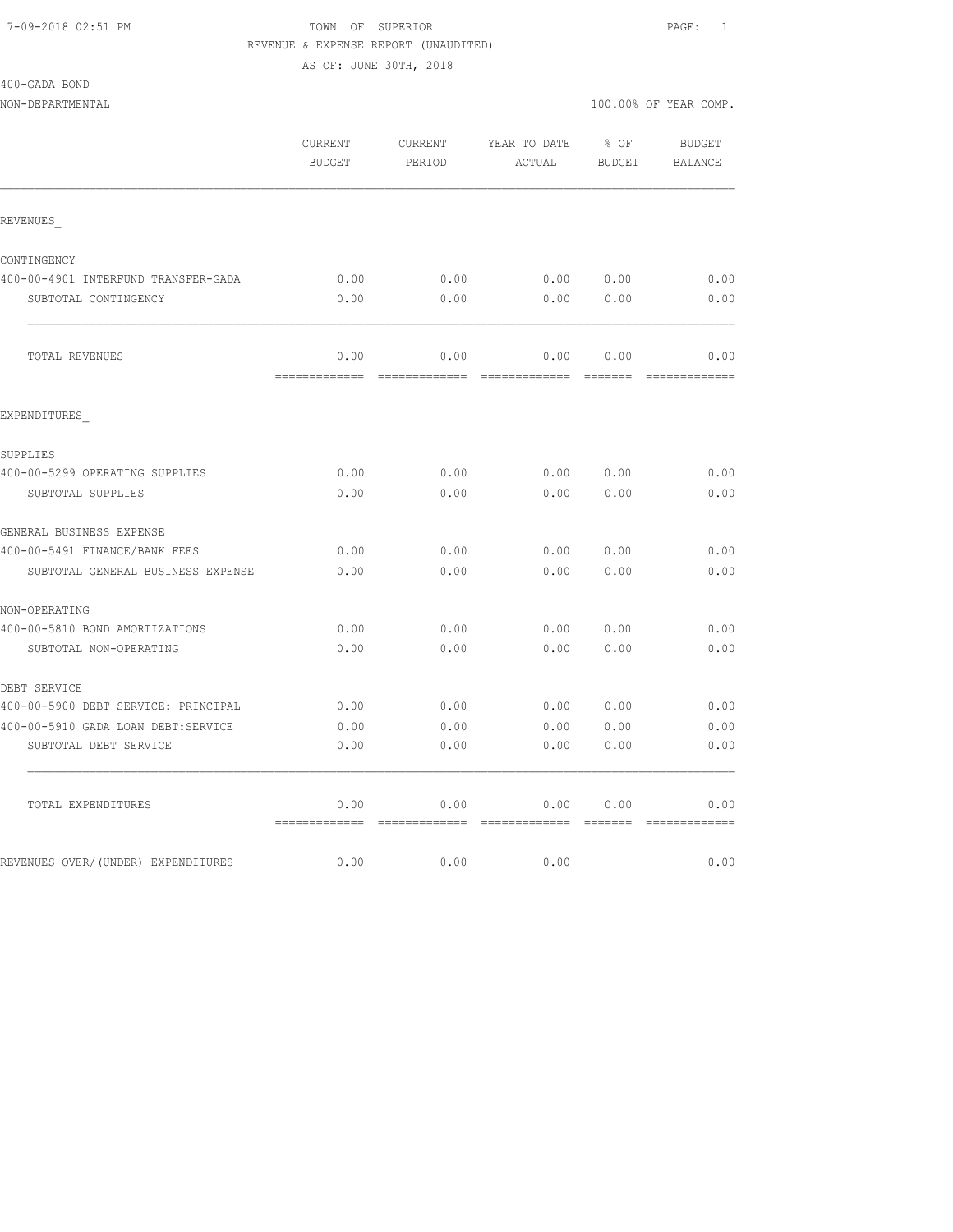7-09-2018 02:51 PM TOWN OF SUPERIOR

REVENUE & EXPENSE REPORT (UNAUDITED)

AS OF: JUNE 30TH, 2018

400-GADA BOND

NON-DEPARTMENTAL 100.00% OF YEAR COMP.

| | CURRENT BUDGET | CURRENT PERIOD | YEAR TO DATE ACTUAL | % OF BUDGET | BUDGET BALANCE |
|---|---|---|---|---|---|
| REVENUES_ | | | | | |
| CONTINGENCY | | | | | |
| 400-00-4901 INTERFUND TRANSFER-GADA | 0.00 | 0.00 | 0.00 | 0.00 | 0.00 |
| SUBTOTAL CONTINGENCY | 0.00 | 0.00 | 0.00 | 0.00 | 0.00 |
| TOTAL REVENUES | 0.00 | 0.00 | 0.00 | 0.00 | 0.00 |
| EXPENDITURES_ | | | | | |
| SUPPLIES | | | | | |
| 400-00-5299 OPERATING SUPPLIES | 0.00 | 0.00 | 0.00 | 0.00 | 0.00 |
| SUBTOTAL SUPPLIES | 0.00 | 0.00 | 0.00 | 0.00 | 0.00 |
| GENERAL BUSINESS EXPENSE | | | | | |
| 400-00-5491 FINANCE/BANK FEES | 0.00 | 0.00 | 0.00 | 0.00 | 0.00 |
| SUBTOTAL GENERAL BUSINESS EXPENSE | 0.00 | 0.00 | 0.00 | 0.00 | 0.00 |
| NON-OPERATING | | | | | |
| 400-00-5810 BOND AMORTIZATIONS | 0.00 | 0.00 | 0.00 | 0.00 | 0.00 |
| SUBTOTAL NON-OPERATING | 0.00 | 0.00 | 0.00 | 0.00 | 0.00 |
| DEBT SERVICE | | | | | |
| 400-00-5900 DEBT SERVICE: PRINCIPAL | 0.00 | 0.00 | 0.00 | 0.00 | 0.00 |
| 400-00-5910 GADA LOAN DEBT:SERVICE | 0.00 | 0.00 | 0.00 | 0.00 | 0.00 |
| SUBTOTAL DEBT SERVICE | 0.00 | 0.00 | 0.00 | 0.00 | 0.00 |
| TOTAL EXPENDITURES | 0.00 | 0.00 | 0.00 | 0.00 | 0.00 |
| REVENUES OVER/(UNDER) EXPENDITURES | 0.00 | 0.00 | 0.00 | | 0.00 |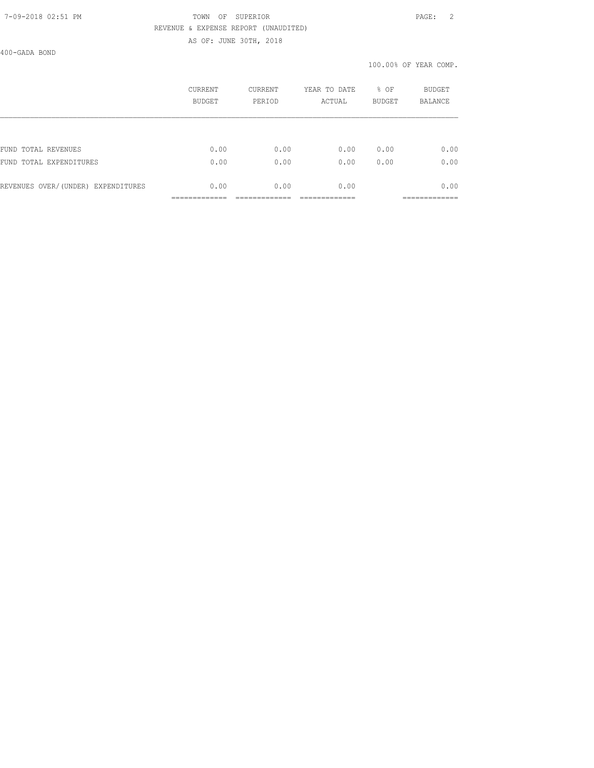TOWN OF SUPERIOR

REVENUE & EXPENSE REPORT (UNAUDITED)

AS OF: JUNE 30TH, 2018

400-GADA BOND

100.00% OF YEAR COMP.

| | CURRENT BUDGET | CURRENT PERIOD | YEAR TO DATE ACTUAL | % OF BUDGET | BUDGET BALANCE |
|---|---|---|---|---|---|
| FUND TOTAL REVENUES | 0.00 | 0.00 | 0.00 | 0.00 | 0.00 |
| FUND TOTAL EXPENDITURES | 0.00 | 0.00 | 0.00 | 0.00 | 0.00 |
| REVENUES OVER/(UNDER) EXPENDITURES | 0.00 | 0.00 | 0.00 | | 0.00 |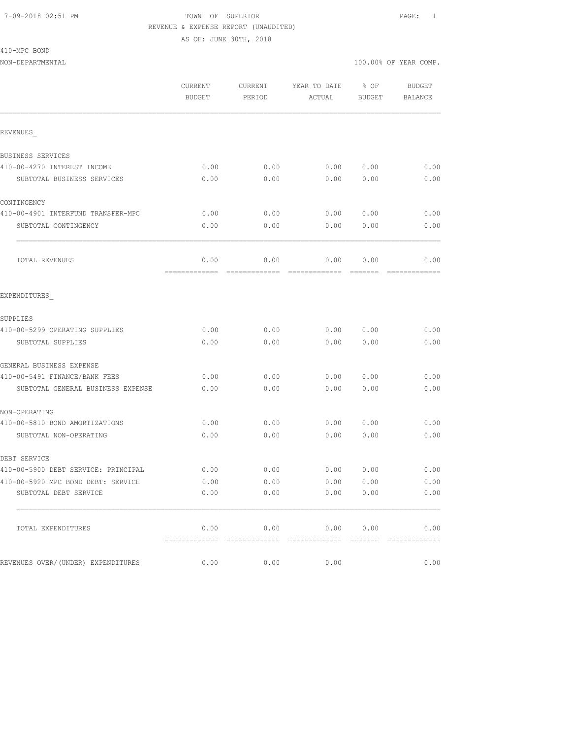7-09-2018 02:51 PM

TOWN OF SUPERIOR

REVENUE & EXPENSE REPORT (UNAUDITED)

AS OF: JUNE 30TH, 2018

410-MPC BOND

NON-DEPARTMENTAL

100.00% OF YEAR COMP.

| | CURRENT BUDGET | CURRENT PERIOD | YEAR TO DATE ACTUAL | % OF BUDGET | BUDGET BALANCE |
|---|---|---|---|---|---|
| REVENUES_ | | | | | |
| BUSINESS SERVICES | | | | | |
| 410-00-4270 INTEREST INCOME | 0.00 | 0.00 | 0.00 | 0.00 | 0.00 |
| SUBTOTAL BUSINESS SERVICES | 0.00 | 0.00 | 0.00 | 0.00 | 0.00 |
| CONTINGENCY | | | | | |
| 410-00-4901 INTERFUND TRANSFER-MPC | 0.00 | 0.00 | 0.00 | 0.00 | 0.00 |
| SUBTOTAL CONTINGENCY | 0.00 | 0.00 | 0.00 | 0.00 | 0.00 |
| TOTAL REVENUES | 0.00 | 0.00 | 0.00 | 0.00 | 0.00 |
| EXPENDITURES_ | | | | | |
| SUPPLIES | | | | | |
| 410-00-5299 OPERATING SUPPLIES | 0.00 | 0.00 | 0.00 | 0.00 | 0.00 |
| SUBTOTAL SUPPLIES | 0.00 | 0.00 | 0.00 | 0.00 | 0.00 |
| GENERAL BUSINESS EXPENSE | | | | | |
| 410-00-5491 FINANCE/BANK FEES | 0.00 | 0.00 | 0.00 | 0.00 | 0.00 |
| SUBTOTAL GENERAL BUSINESS EXPENSE | 0.00 | 0.00 | 0.00 | 0.00 | 0.00 |
| NON-OPERATING | | | | | |
| 410-00-5810 BOND AMORTIZATIONS | 0.00 | 0.00 | 0.00 | 0.00 | 0.00 |
| SUBTOTAL NON-OPERATING | 0.00 | 0.00 | 0.00 | 0.00 | 0.00 |
| DEBT SERVICE | | | | | |
| 410-00-5900 DEBT SERVICE: PRINCIPAL | 0.00 | 0.00 | 0.00 | 0.00 | 0.00 |
| 410-00-5920 MPC BOND DEBT: SERVICE | 0.00 | 0.00 | 0.00 | 0.00 | 0.00 |
| SUBTOTAL DEBT SERVICE | 0.00 | 0.00 | 0.00 | 0.00 | 0.00 |
| TOTAL EXPENDITURES | 0.00 | 0.00 | 0.00 | 0.00 | 0.00 |
| REVENUES OVER/(UNDER) EXPENDITURES | 0.00 | 0.00 | 0.00 | | 0.00 |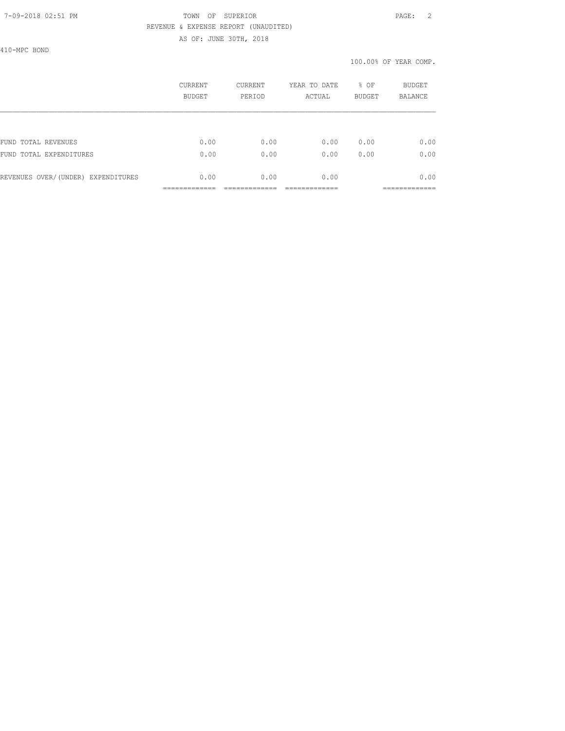TOWN OF SUPERIOR
REVENUE & EXPENSE REPORT (UNAUDITED)
AS OF: JUNE 30TH, 2018

410-MPC BOND

100.00% OF YEAR COMP.

| | CURRENT BUDGET | CURRENT PERIOD | YEAR TO DATE ACTUAL | % OF BUDGET | BUDGET BALANCE |
|---|---|---|---|---|---|
| FUND TOTAL REVENUES | 0.00 | 0.00 | 0.00 | 0.00 | 0.00 |
| FUND TOTAL EXPENDITURES | 0.00 | 0.00 | 0.00 | 0.00 | 0.00 |
| REVENUES OVER/(UNDER) EXPENDITURES | 0.00 | 0.00 | 0.00 | | 0.00 |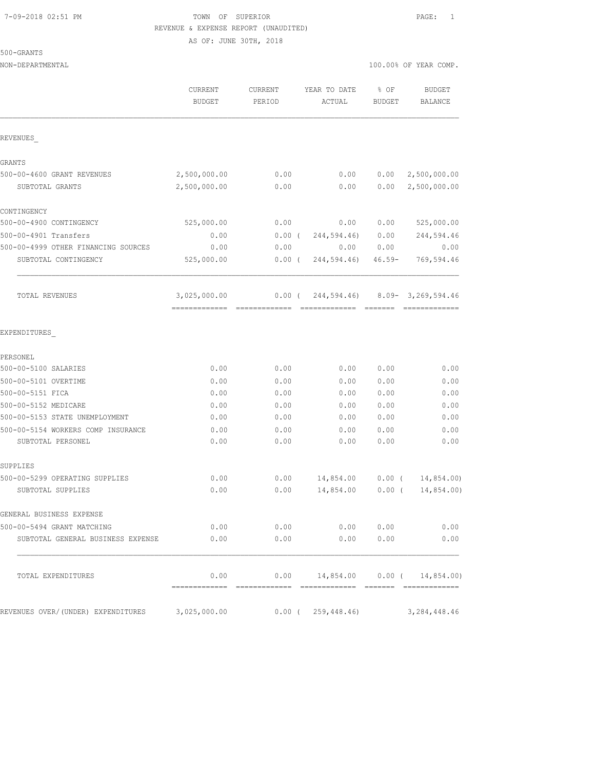7-09-2018 02:51 PM TOWN OF SUPERIOR

REVENUE & EXPENSE REPORT (UNAUDITED)

AS OF: JUNE 30TH, 2018

500-GRANTS

NON-DEPARTMENTAL 100.00% OF YEAR COMP.

| | CURRENT BUDGET | CURRENT PERIOD | YEAR TO DATE ACTUAL | % OF BUDGET | BUDGET BALANCE |
|---|---|---|---|---|---|
| REVENUES_ | | | | | |
| GRANTS | | | | | |
| 500-00-4600 GRANT REVENUES | 2,500,000.00 | 0.00 | 0.00 | 0.00 | 2,500,000.00 |
| SUBTOTAL GRANTS | 2,500,000.00 | 0.00 | 0.00 | 0.00 | 2,500,000.00 |
| CONTINGENCY | | | | | |
| 500-00-4900 CONTINGENCY | 525,000.00 | 0.00 | 0.00 | 0.00 | 525,000.00 |
| 500-00-4901 Transfers | 0.00 | 0.00 | ( 244,594.46) | 0.00 | 244,594.46 |
| 500-00-4999 OTHER FINANCING SOURCES | 0.00 | 0.00 | 0.00 | 0.00 | 0.00 |
| SUBTOTAL CONTINGENCY | 525,000.00 | 0.00 | ( 244,594.46) | 46.59- | 769,594.46 |
| TOTAL REVENUES | 3,025,000.00 | 0.00 | ( 244,594.46) | 8.09- | 3,269,594.46 |
| EXPENDITURES_ | | | | | |
| PERSONEL | | | | | |
| 500-00-5100 SALARIES | 0.00 | 0.00 | 0.00 | 0.00 | 0.00 |
| 500-00-5101 OVERTIME | 0.00 | 0.00 | 0.00 | 0.00 | 0.00 |
| 500-00-5151 FICA | 0.00 | 0.00 | 0.00 | 0.00 | 0.00 |
| 500-00-5152 MEDICARE | 0.00 | 0.00 | 0.00 | 0.00 | 0.00 |
| 500-00-5153 STATE UNEMPLOYMENT | 0.00 | 0.00 | 0.00 | 0.00 | 0.00 |
| 500-00-5154 WORKERS COMP INSURANCE | 0.00 | 0.00 | 0.00 | 0.00 | 0.00 |
| SUBTOTAL PERSONEL | 0.00 | 0.00 | 0.00 | 0.00 | 0.00 |
| SUPPLIES | | | | | |
| 500-00-5299 OPERATING SUPPLIES | 0.00 | 0.00 | 14,854.00 | 0.00 | ( 14,854.00) |
| SUBTOTAL SUPPLIES | 0.00 | 0.00 | 14,854.00 | 0.00 | ( 14,854.00) |
| GENERAL BUSINESS EXPENSE | | | | | |
| 500-00-5494 GRANT MATCHING | 0.00 | 0.00 | 0.00 | 0.00 | 0.00 |
| SUBTOTAL GENERAL BUSINESS EXPENSE | 0.00 | 0.00 | 0.00 | 0.00 | 0.00 |
| TOTAL EXPENDITURES | 0.00 | 0.00 | 14,854.00 | 0.00 | ( 14,854.00) |
| REVENUES OVER/(UNDER) EXPENDITURES | 3,025,000.00 | 0.00 | ( 259,448.46) | | 3,284,448.46 |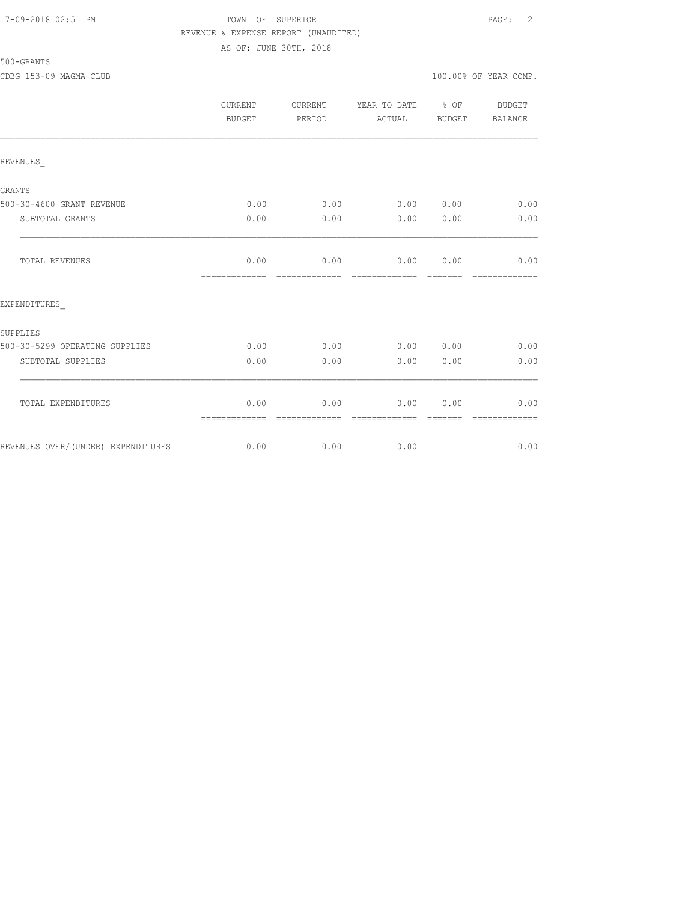TOWN OF SUPERIOR
REVENUE & EXPENSE REPORT (UNAUDITED)
AS OF: JUNE 30TH, 2018

500-GRANTS

CDBG 153-09 MAGMA CLUB

100.00% OF YEAR COMP.

| | CURRENT BUDGET | CURRENT PERIOD | YEAR TO DATE ACTUAL | % OF BUDGET | BUDGET BALANCE |
|---|---|---|---|---|---|
| REVENUES_ | | | | | |
| GRANTS | | | | | |
| 500-30-4600 GRANT REVENUE | 0.00 | 0.00 | 0.00 | 0.00 | 0.00 |
| SUBTOTAL GRANTS | 0.00 | 0.00 | 0.00 | 0.00 | 0.00 |
| TOTAL REVENUES | 0.00 | 0.00 | 0.00 | 0.00 | 0.00 |
| EXPENDITURES_ | | | | | |
| SUPPLIES | | | | | |
| 500-30-5299 OPERATING SUPPLIES | 0.00 | 0.00 | 0.00 | 0.00 | 0.00 |
| SUBTOTAL SUPPLIES | 0.00 | 0.00 | 0.00 | 0.00 | 0.00 |
| TOTAL EXPENDITURES | 0.00 | 0.00 | 0.00 | 0.00 | 0.00 |
| REVENUES OVER/(UNDER) EXPENDITURES | 0.00 | 0.00 | 0.00 | | 0.00 |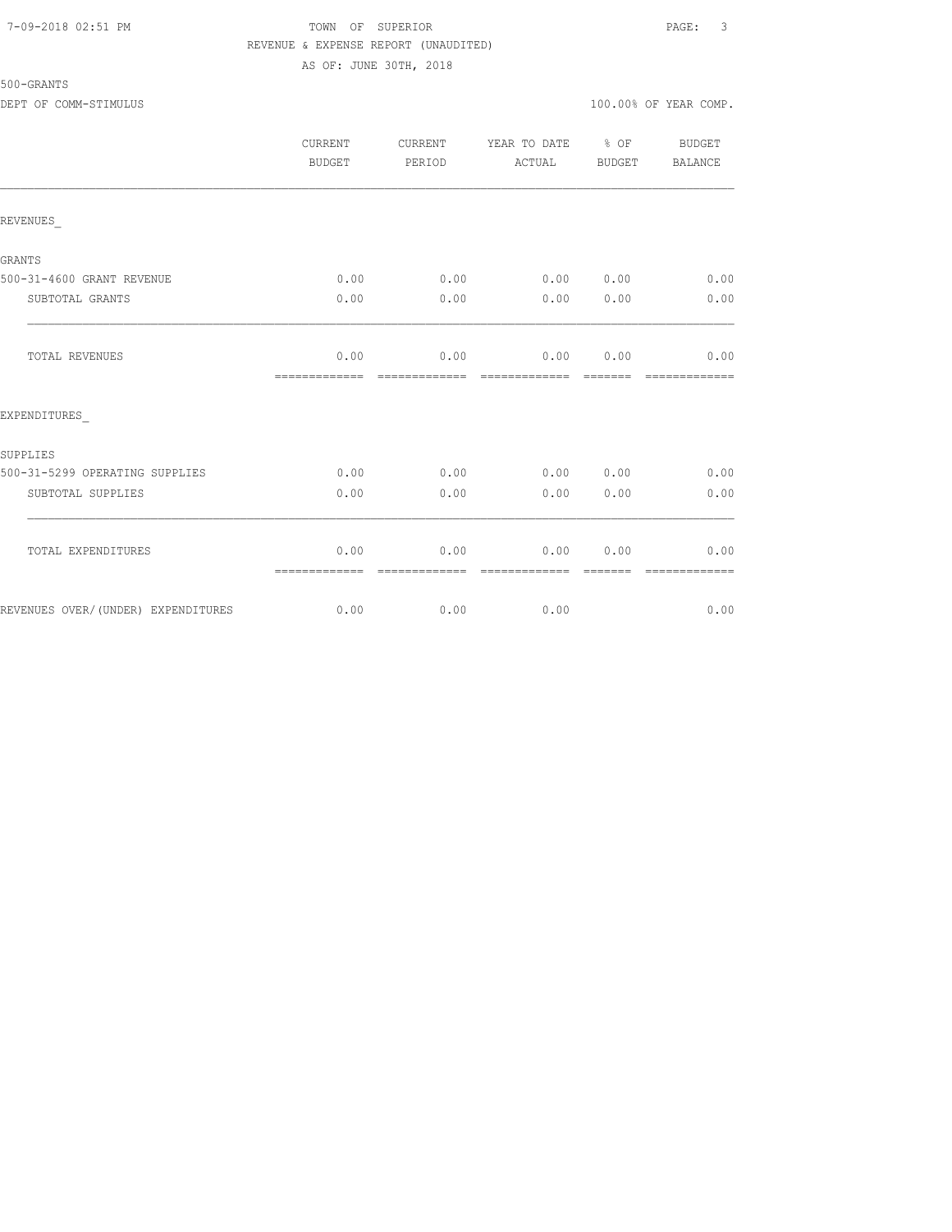TOWN OF SUPERIOR

REVENUE & EXPENSE REPORT (UNAUDITED)

AS OF: JUNE 30TH, 2018

500-GRANTS

DEPT OF COMM-STIMULUS

100.00% OF YEAR COMP.

| | CURRENT BUDGET | CURRENT PERIOD | YEAR TO DATE ACTUAL | % OF BUDGET | BUDGET BALANCE |
|---|---|---|---|---|---|
| REVENUES_ | | | | | |
| GRANTS | | | | | |
| 500-31-4600 GRANT REVENUE | 0.00 | 0.00 | 0.00 | 0.00 | 0.00 |
| SUBTOTAL GRANTS | 0.00 | 0.00 | 0.00 | 0.00 | 0.00 |
| TOTAL REVENUES | 0.00 | 0.00 | 0.00 | 0.00 | 0.00 |
| EXPENDITURES_ | | | | | |
| SUPPLIES | | | | | |
| 500-31-5299 OPERATING SUPPLIES | 0.00 | 0.00 | 0.00 | 0.00 | 0.00 |
| SUBTOTAL SUPPLIES | 0.00 | 0.00 | 0.00 | 0.00 | 0.00 |
| TOTAL EXPENDITURES | 0.00 | 0.00 | 0.00 | 0.00 | 0.00 |
| REVENUES OVER/(UNDER) EXPENDITURES | 0.00 | 0.00 | 0.00 | | 0.00 |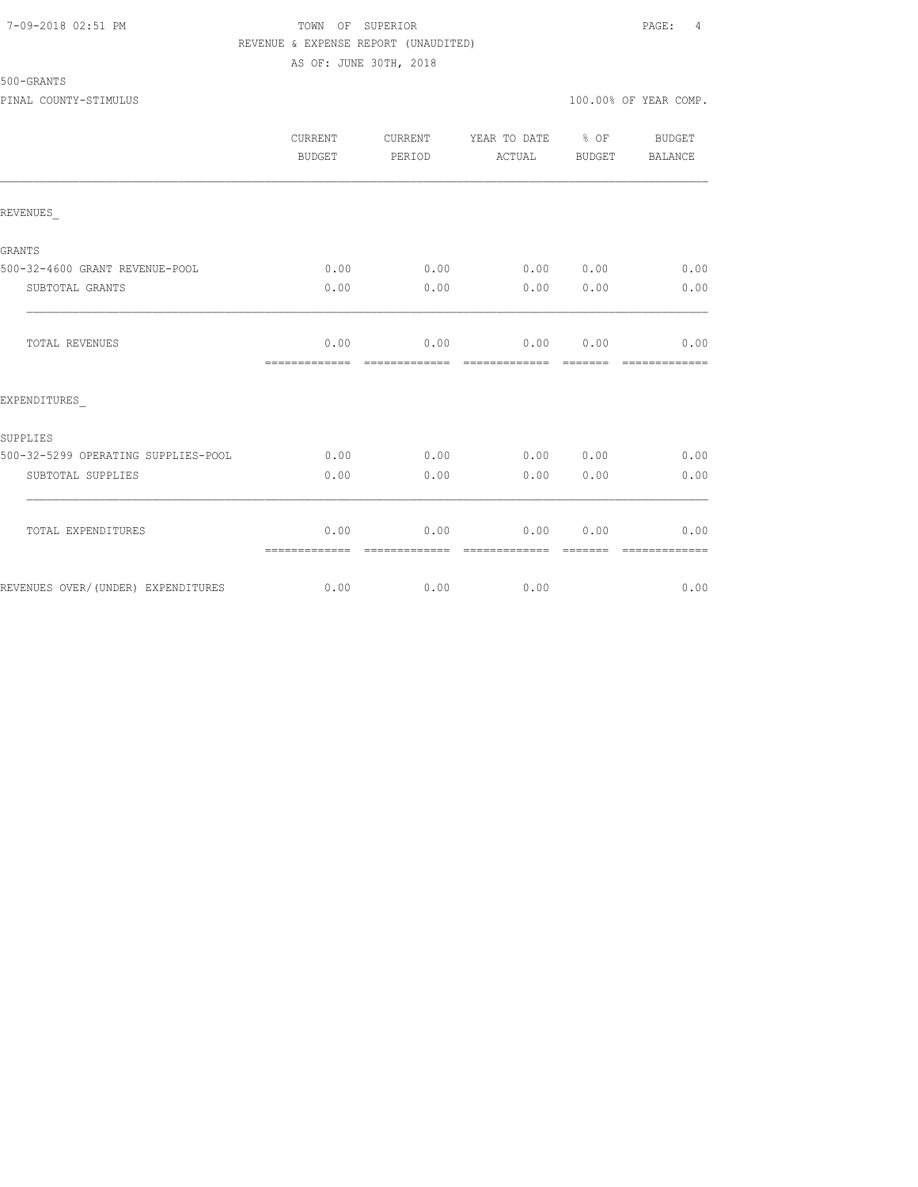TOWN OF SUPERIOR
REVENUE & EXPENSE REPORT (UNAUDITED)
AS OF: JUNE 30TH, 2018

500-GRANTS

PINAL COUNTY-STIMULUS — 100.00% OF YEAR COMP.

| | CURRENT BUDGET | CURRENT PERIOD | YEAR TO DATE ACTUAL | % OF BUDGET | BUDGET BALANCE |
|---|---|---|---|---|---|
| REVENUES_ | | | | | |
| GRANTS | | | | | |
| 500-32-4600 GRANT REVENUE-POOL | 0.00 | 0.00 | 0.00 | 0.00 | 0.00 |
| SUBTOTAL GRANTS | 0.00 | 0.00 | 0.00 | 0.00 | 0.00 |
| TOTAL REVENUES | 0.00 | 0.00 | 0.00 | 0.00 | 0.00 |
| EXPENDITURES_ | | | | | |
| SUPPLIES | | | | | |
| 500-32-5299 OPERATING SUPPLIES-POOL | 0.00 | 0.00 | 0.00 | 0.00 | 0.00 |
| SUBTOTAL SUPPLIES | 0.00 | 0.00 | 0.00 | 0.00 | 0.00 |
| TOTAL EXPENDITURES | 0.00 | 0.00 | 0.00 | 0.00 | 0.00 |
| REVENUES OVER/(UNDER) EXPENDITURES | 0.00 | 0.00 | 0.00 | | 0.00 |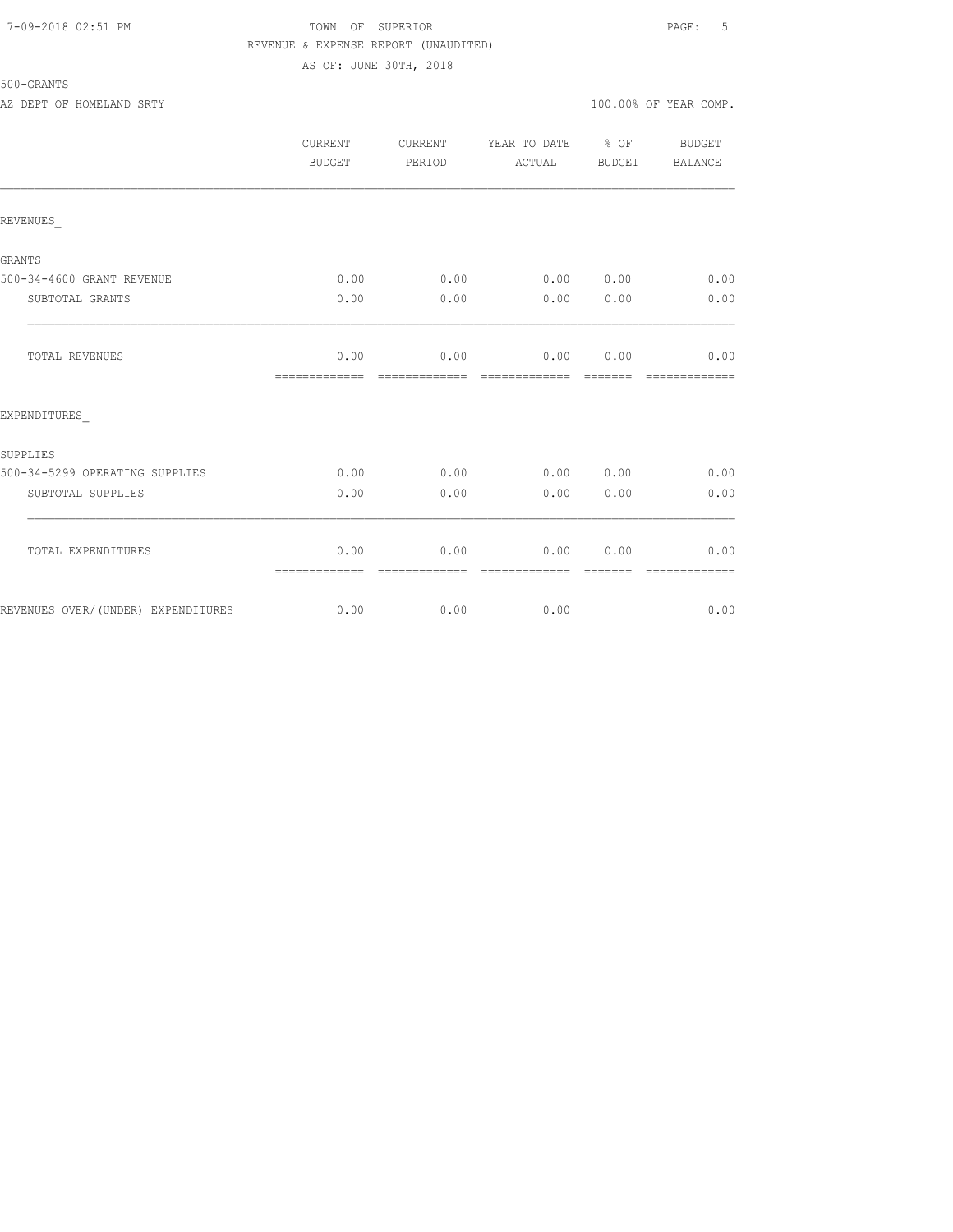TOWN OF SUPERIOR

REVENUE & EXPENSE REPORT (UNAUDITED)

AS OF: JUNE 30TH, 2018

500-GRANTS

AZ DEPT OF HOMELAND SRTY — 100.00% OF YEAR COMP.

| | CURRENT BUDGET | CURRENT PERIOD | YEAR TO DATE ACTUAL | % OF BUDGET | BUDGET BALANCE |
|---|---|---|---|---|---|
| **REVENUES_** | | | | | |
| GRANTS | | | | | |
| 500-34-4600 GRANT REVENUE | 0.00 | 0.00 | 0.00 | 0.00 | 0.00 |
| SUBTOTAL GRANTS | 0.00 | 0.00 | 0.00 | 0.00 | 0.00 |
| TOTAL REVENUES | 0.00 | 0.00 | 0.00 | 0.00 | 0.00 |
| **EXPENDITURES_** | | | | | |
| SUPPLIES | | | | | |
| 500-34-5299 OPERATING SUPPLIES | 0.00 | 0.00 | 0.00 | 0.00 | 0.00 |
| SUBTOTAL SUPPLIES | 0.00 | 0.00 | 0.00 | 0.00 | 0.00 |
| TOTAL EXPENDITURES | 0.00 | 0.00 | 0.00 | 0.00 | 0.00 |
| REVENUES OVER/(UNDER) EXPENDITURES | 0.00 | 0.00 | 0.00 | | 0.00 |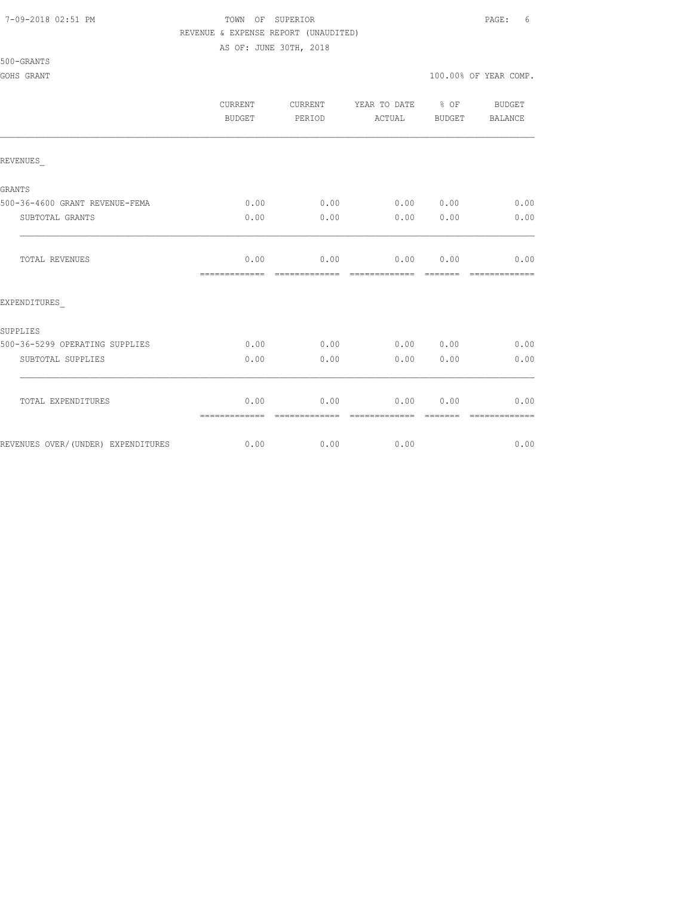TOWN OF SUPERIOR

REVENUE & EXPENSE REPORT (UNAUDITED)

AS OF: JUNE 30TH, 2018

500-GRANTS

GOHS GRANT 100.00% OF YEAR COMP.

| | CURRENT BUDGET | CURRENT PERIOD | YEAR TO DATE ACTUAL | % OF BUDGET | BUDGET BALANCE |
|---|---|---|---|---|---|
| REVENUES_ | | | | | |
| GRANTS | | | | | |
| 500-36-4600 GRANT REVENUE-FEMA | 0.00 | 0.00 | 0.00 | 0.00 | 0.00 |
| SUBTOTAL GRANTS | 0.00 | 0.00 | 0.00 | 0.00 | 0.00 |
| TOTAL REVENUES | 0.00 | 0.00 | 0.00 | 0.00 | 0.00 |
| EXPENDITURES_ | | | | | |
| SUPPLIES | | | | | |
| 500-36-5299 OPERATING SUPPLIES | 0.00 | 0.00 | 0.00 | 0.00 | 0.00 |
| SUBTOTAL SUPPLIES | 0.00 | 0.00 | 0.00 | 0.00 | 0.00 |
| TOTAL EXPENDITURES | 0.00 | 0.00 | 0.00 | 0.00 | 0.00 |
| REVENUES OVER/(UNDER) EXPENDITURES | 0.00 | 0.00 | 0.00 | | 0.00 |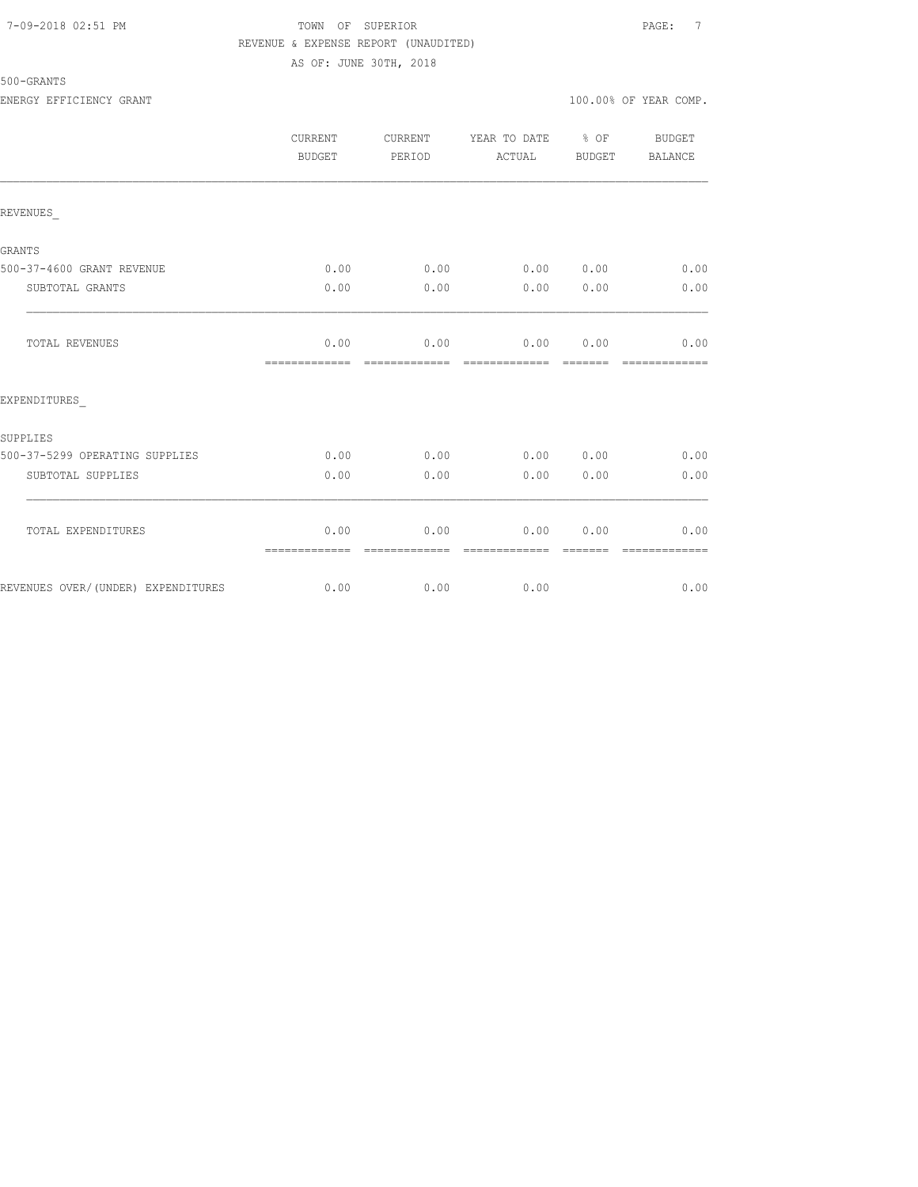TOWN OF SUPERIOR

REVENUE & EXPENSE REPORT (UNAUDITED)

AS OF: JUNE 30TH, 2018

500-GRANTS

ENERGY EFFICIENCY GRANT — 100.00% OF YEAR COMP.

| | CURRENT BUDGET | CURRENT PERIOD | YEAR TO DATE ACTUAL | % OF BUDGET | BUDGET BALANCE |
|---|---|---|---|---|---|
| REVENUES_ | | | | | |
| GRANTS | | | | | |
| 500-37-4600 GRANT REVENUE | 0.00 | 0.00 | 0.00 | 0.00 | 0.00 |
| SUBTOTAL GRANTS | 0.00 | 0.00 | 0.00 | 0.00 | 0.00 |
| TOTAL REVENUES | 0.00 | 0.00 | 0.00 | 0.00 | 0.00 |
| EXPENDITURES_ | | | | | |
| SUPPLIES | | | | | |
| 500-37-5299 OPERATING SUPPLIES | 0.00 | 0.00 | 0.00 | 0.00 | 0.00 |
| SUBTOTAL SUPPLIES | 0.00 | 0.00 | 0.00 | 0.00 | 0.00 |
| TOTAL EXPENDITURES | 0.00 | 0.00 | 0.00 | 0.00 | 0.00 |
| REVENUES OVER/(UNDER) EXPENDITURES | 0.00 | 0.00 | 0.00 | | 0.00 |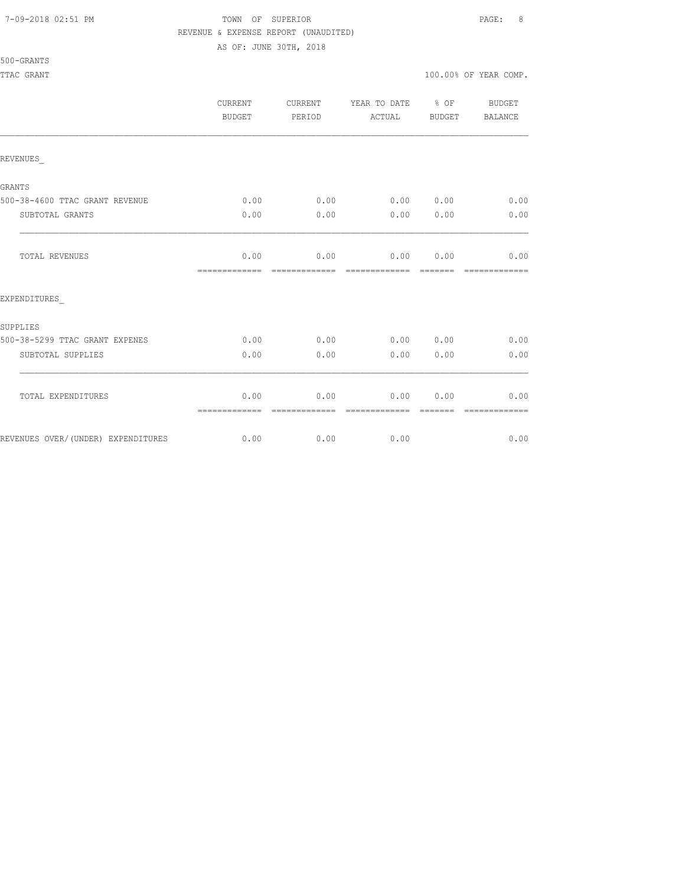TOWN OF SUPERIOR

REVENUE & EXPENSE REPORT (UNAUDITED)

AS OF: JUNE 30TH, 2018

500-GRANTS

TTAC GRANT

100.00% OF YEAR COMP.

| | CURRENT BUDGET | CURRENT PERIOD | YEAR TO DATE ACTUAL | % OF BUDGET | BUDGET BALANCE |
|---|---|---|---|---|---|
| REVENUES_ | | | | | |
| GRANTS | | | | | |
| 500-38-4600 TTAC GRANT REVENUE | 0.00 | 0.00 | 0.00 | 0.00 | 0.00 |
| SUBTOTAL GRANTS | 0.00 | 0.00 | 0.00 | 0.00 | 0.00 |
| TOTAL REVENUES | 0.00 | 0.00 | 0.00 | 0.00 | 0.00 |
| EXPENDITURES_ | | | | | |
| SUPPLIES | | | | | |
| 500-38-5299 TTAC GRANT EXPENES | 0.00 | 0.00 | 0.00 | 0.00 | 0.00 |
| SUBTOTAL SUPPLIES | 0.00 | 0.00 | 0.00 | 0.00 | 0.00 |
| TOTAL EXPENDITURES | 0.00 | 0.00 | 0.00 | 0.00 | 0.00 |
| REVENUES OVER/(UNDER) EXPENDITURES | 0.00 | 0.00 | 0.00 | | 0.00 |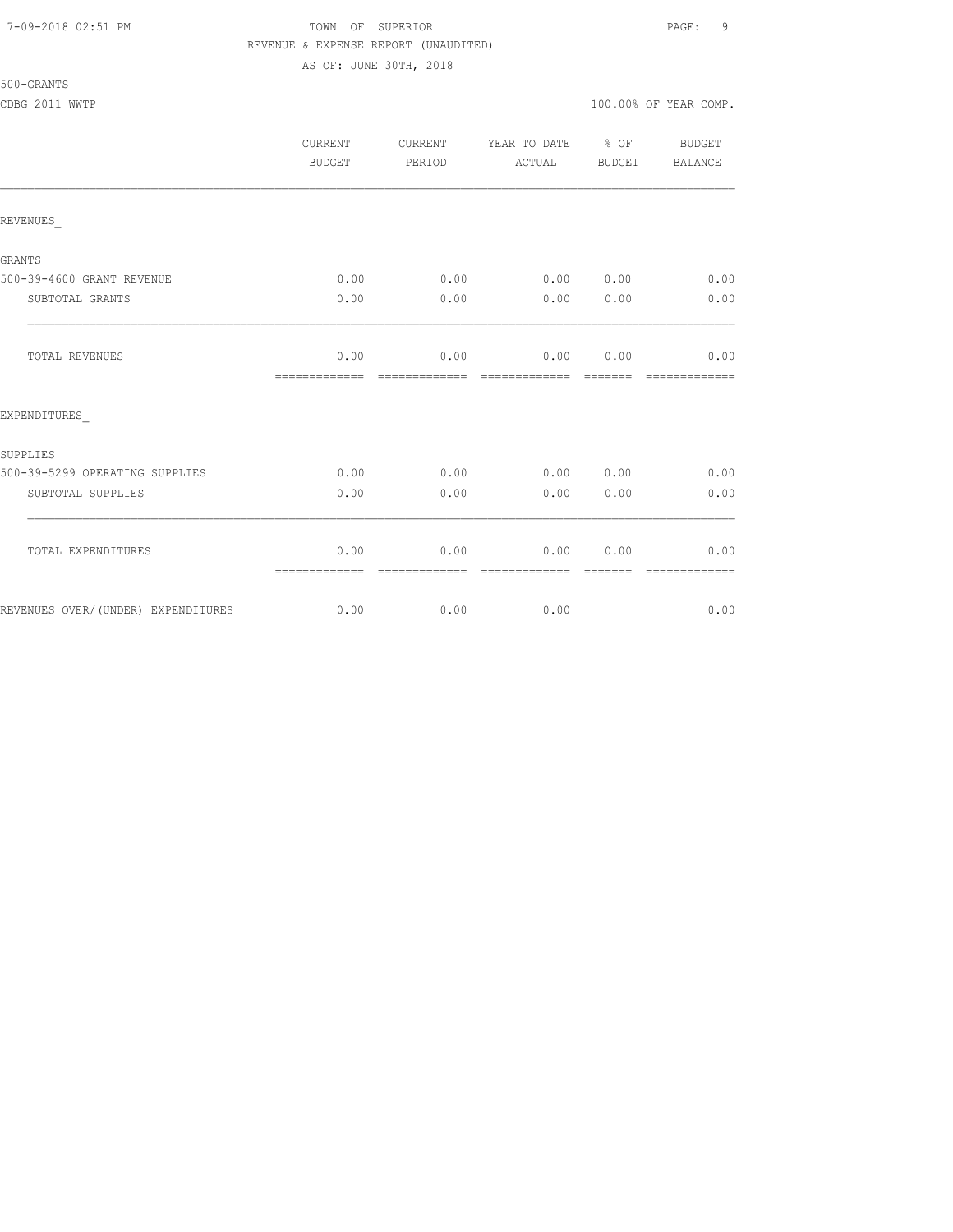TOWN OF SUPERIOR

REVENUE & EXPENSE REPORT (UNAUDITED)

AS OF: JUNE 30TH, 2018

500-GRANTS

CDBG 2011 WWTP

100.00% OF YEAR COMP.

| | CURRENT BUDGET | CURRENT PERIOD | YEAR TO DATE ACTUAL | % OF BUDGET | BUDGET BALANCE |
|---|---|---|---|---|---|
| REVENUES_ | | | | | |
| GRANTS | | | | | |
| 500-39-4600 GRANT REVENUE | 0.00 | 0.00 | 0.00 | 0.00 | 0.00 |
| SUBTOTAL GRANTS | 0.00 | 0.00 | 0.00 | 0.00 | 0.00 |
| TOTAL REVENUES | 0.00 | 0.00 | 0.00 | 0.00 | 0.00 |
| EXPENDITURES_ | | | | | |
| SUPPLIES | | | | | |
| 500-39-5299 OPERATING SUPPLIES | 0.00 | 0.00 | 0.00 | 0.00 | 0.00 |
| SUBTOTAL SUPPLIES | 0.00 | 0.00 | 0.00 | 0.00 | 0.00 |
| TOTAL EXPENDITURES | 0.00 | 0.00 | 0.00 | 0.00 | 0.00 |
| REVENUES OVER/(UNDER) EXPENDITURES | 0.00 | 0.00 | 0.00 | | 0.00 |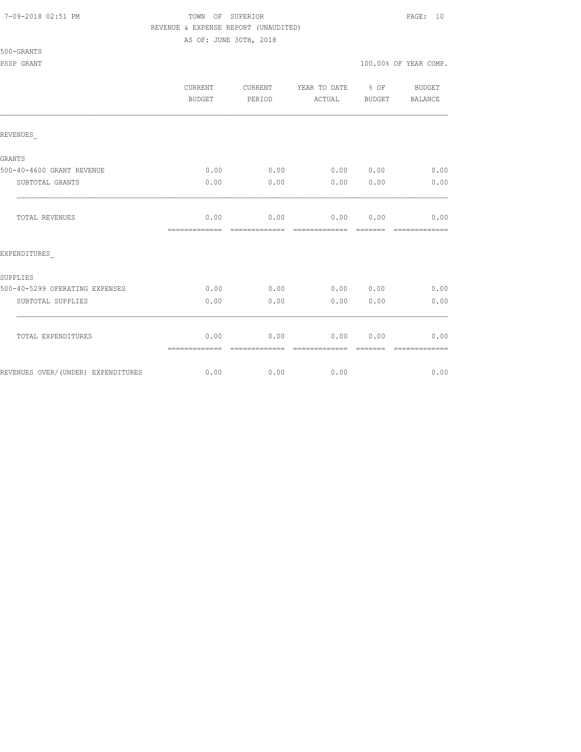TOWN OF SUPERIOR
REVENUE & EXPENSE REPORT (UNAUDITED)
AS OF: JUNE 30TH, 2018

500-GRANTS

PSSP GRANT — 100.00% OF YEAR COMP.

| | CURRENT BUDGET | CURRENT PERIOD | YEAR TO DATE ACTUAL | % OF BUDGET | BUDGET BALANCE |
|---|---|---|---|---|---|
| REVENUES_ | | | | | |
| GRANTS | | | | | |
| 500-40-4600 GRANT REVENUE | 0.00 | 0.00 | 0.00 | 0.00 | 0.00 |
| SUBTOTAL GRANTS | 0.00 | 0.00 | 0.00 | 0.00 | 0.00 |
| TOTAL REVENUES | 0.00 | 0.00 | 0.00 | 0.00 | 0.00 |
| EXPENDITURES_ | | | | | |
| SUPPLIES | | | | | |
| 500-40-5299 OPERATING EXPENSES | 0.00 | 0.00 | 0.00 | 0.00 | 0.00 |
| SUBTOTAL SUPPLIES | 0.00 | 0.00 | 0.00 | 0.00 | 0.00 |
| TOTAL EXPENDITURES | 0.00 | 0.00 | 0.00 | 0.00 | 0.00 |
| REVENUES OVER/(UNDER) EXPENDITURES | 0.00 | 0.00 | 0.00 | | 0.00 |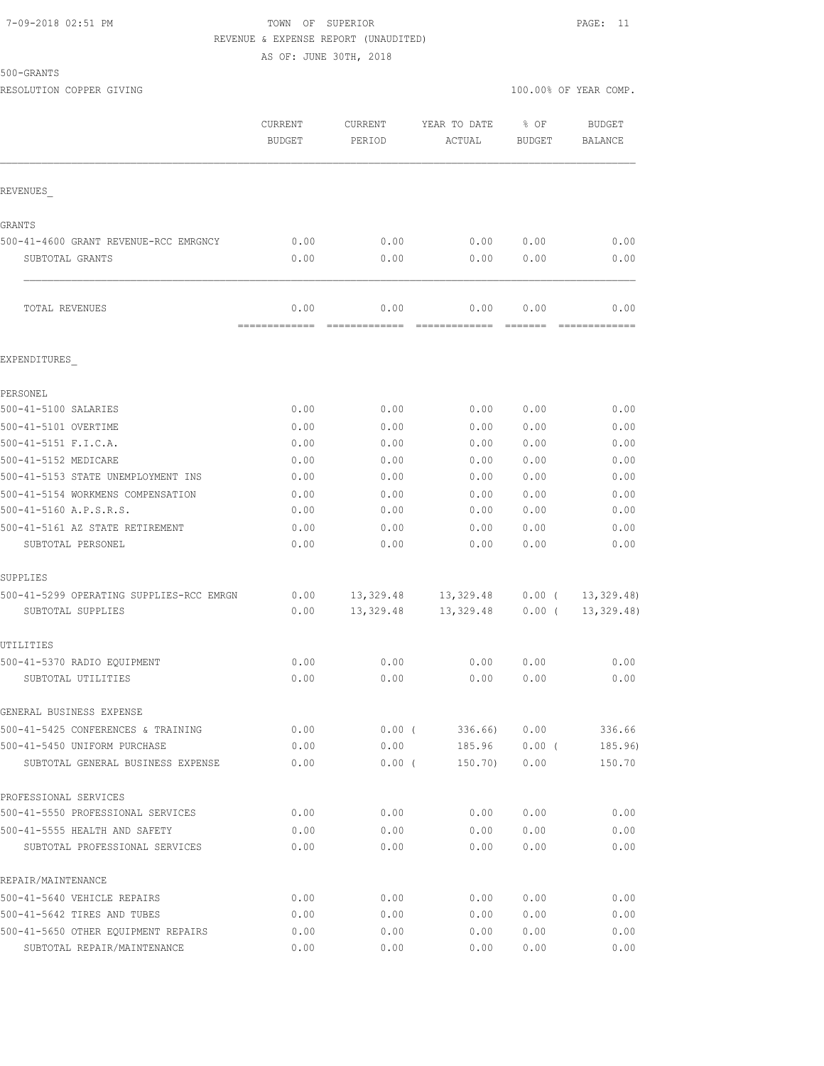TOWN OF SUPERIOR
REVENUE & EXPENSE REPORT (UNAUDITED)
AS OF: JUNE 30TH, 2018

500-GRANTS

RESOLUTION COPPER GIVING — 100.00% OF YEAR COMP.

| | CURRENT BUDGET | CURRENT PERIOD | YEAR TO DATE ACTUAL | % OF BUDGET | BUDGET BALANCE |
|---|---|---|---|---|---|
| **REVENUES_** | | | | | |
| **GRANTS** | | | | | |
| 500-41-4600 GRANT REVENUE-RCC EMRGNCY | 0.00 | 0.00 | 0.00 | 0.00 | 0.00 |
| SUBTOTAL GRANTS | 0.00 | 0.00 | 0.00 | 0.00 | 0.00 |
| TOTAL REVENUES | 0.00 | 0.00 | 0.00 | 0.00 | 0.00 |
| **EXPENDITURES_** | | | | | |
| **PERSONEL** | | | | | |
| 500-41-5100 SALARIES | 0.00 | 0.00 | 0.00 | 0.00 | 0.00 |
| 500-41-5101 OVERTIME | 0.00 | 0.00 | 0.00 | 0.00 | 0.00 |
| 500-41-5151 F.I.C.A. | 0.00 | 0.00 | 0.00 | 0.00 | 0.00 |
| 500-41-5152 MEDICARE | 0.00 | 0.00 | 0.00 | 0.00 | 0.00 |
| 500-41-5153 STATE UNEMPLOYMENT INS | 0.00 | 0.00 | 0.00 | 0.00 | 0.00 |
| 500-41-5154 WORKMENS COMPENSATION | 0.00 | 0.00 | 0.00 | 0.00 | 0.00 |
| 500-41-5160 A.P.S.R.S. | 0.00 | 0.00 | 0.00 | 0.00 | 0.00 |
| 500-41-5161 AZ STATE RETIREMENT | 0.00 | 0.00 | 0.00 | 0.00 | 0.00 |
| SUBTOTAL PERSONEL | 0.00 | 0.00 | 0.00 | 0.00 | 0.00 |
| **SUPPLIES** | | | | | |
| 500-41-5299 OPERATING SUPPLIES-RCC EMRGN | 0.00 | 13,329.48 | 13,329.48 | 0.00 ( | 13,329.48) |
| SUBTOTAL SUPPLIES | 0.00 | 13,329.48 | 13,329.48 | 0.00 ( | 13,329.48) |
| **UTILITIES** | | | | | |
| 500-41-5370 RADIO EQUIPMENT | 0.00 | 0.00 | 0.00 | 0.00 | 0.00 |
| SUBTOTAL UTILITIES | 0.00 | 0.00 | 0.00 | 0.00 | 0.00 |
| **GENERAL BUSINESS EXPENSE** | | | | | |
| 500-41-5425 CONFERENCES & TRAINING | 0.00 | 0.00 ( | 336.66) | 0.00 | 336.66 |
| 500-41-5450 UNIFORM PURCHASE | 0.00 | 0.00 | 185.96 | 0.00 ( | 185.96) |
| SUBTOTAL GENERAL BUSINESS EXPENSE | 0.00 | 0.00 ( | 150.70) | 0.00 | 150.70 |
| **PROFESSIONAL SERVICES** | | | | | |
| 500-41-5550 PROFESSIONAL SERVICES | 0.00 | 0.00 | 0.00 | 0.00 | 0.00 |
| 500-41-5555 HEALTH AND SAFETY | 0.00 | 0.00 | 0.00 | 0.00 | 0.00 |
| SUBTOTAL PROFESSIONAL SERVICES | 0.00 | 0.00 | 0.00 | 0.00 | 0.00 |
| **REPAIR/MAINTENANCE** | | | | | |
| 500-41-5640 VEHICLE REPAIRS | 0.00 | 0.00 | 0.00 | 0.00 | 0.00 |
| 500-41-5642 TIRES AND TUBES | 0.00 | 0.00 | 0.00 | 0.00 | 0.00 |
| 500-41-5650 OTHER EQUIPMENT REPAIRS | 0.00 | 0.00 | 0.00 | 0.00 | 0.00 |
| SUBTOTAL REPAIR/MAINTENANCE | 0.00 | 0.00 | 0.00 | 0.00 | 0.00 |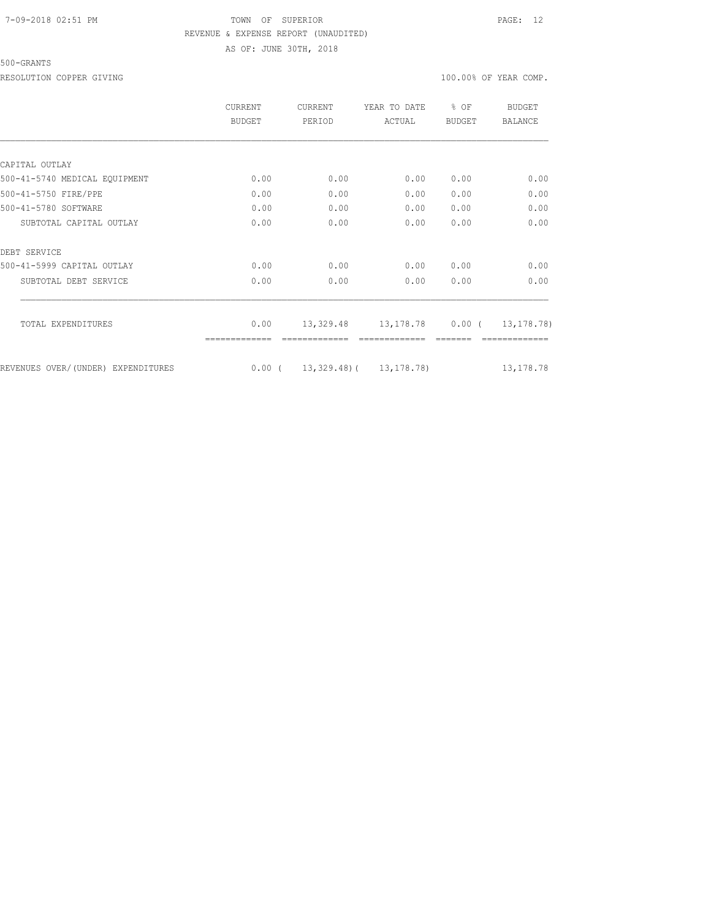TOWN OF SUPERIOR
REVENUE & EXPENSE REPORT (UNAUDITED)
AS OF: JUNE 30TH, 2018

500-GRANTS

RESOLUTION COPPER GIVING — 100.00% OF YEAR COMP.

| | CURRENT BUDGET | CURRENT PERIOD | YEAR TO DATE ACTUAL | % OF BUDGET | BUDGET BALANCE |
|---|---|---|---|---|---|
| **CAPITAL OUTLAY** | | | | | |
| 500-41-5740 MEDICAL EQUIPMENT | 0.00 | 0.00 | 0.00 | 0.00 | 0.00 |
| 500-41-5750 FIRE/PPE | 0.00 | 0.00 | 0.00 | 0.00 | 0.00 |
| 500-41-5780 SOFTWARE | 0.00 | 0.00 | 0.00 | 0.00 | 0.00 |
| SUBTOTAL CAPITAL OUTLAY | 0.00 | 0.00 | 0.00 | 0.00 | 0.00 |
| **DEBT SERVICE** | | | | | |
| 500-41-5999 CAPITAL OUTLAY | 0.00 | 0.00 | 0.00 | 0.00 | 0.00 |
| SUBTOTAL DEBT SERVICE | 0.00 | 0.00 | 0.00 | 0.00 | 0.00 |
| TOTAL EXPENDITURES | 0.00 | 13,329.48 | 13,178.78 | 0.00 | ( 13,178.78) |
| REVENUES OVER/(UNDER) EXPENDITURES | 0.00 | ( 13,329.48) | ( 13,178.78) | | 13,178.78 |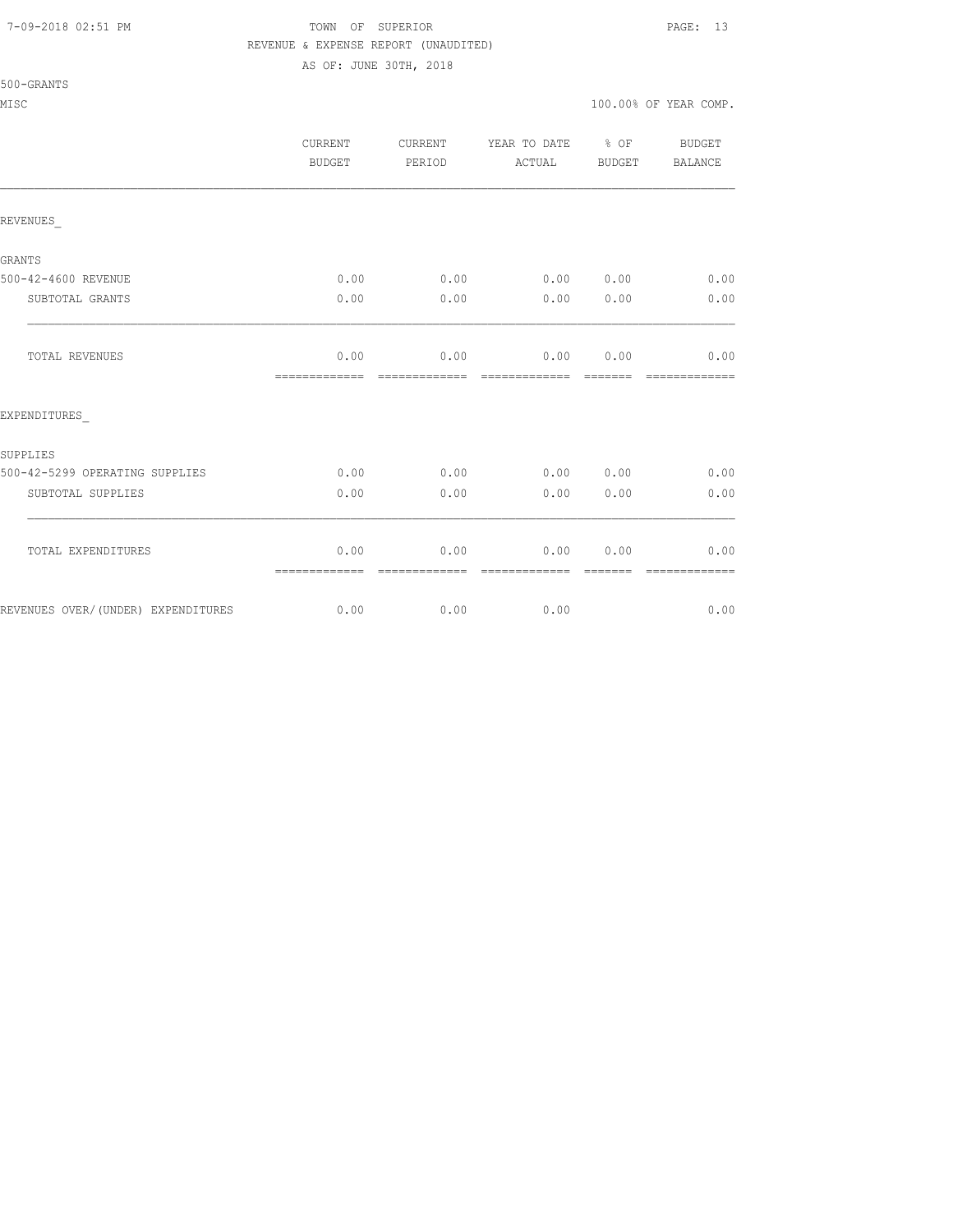TOWN OF SUPERIOR

REVENUE & EXPENSE REPORT (UNAUDITED)

AS OF: JUNE 30TH, 2018

500-GRANTS

MISC

100.00% OF YEAR COMP.

| | CURRENT BUDGET | CURRENT PERIOD | YEAR TO DATE ACTUAL | % OF BUDGET | BUDGET BALANCE |
|---|---|---|---|---|---|
| REVENUES_ | | | | | |
| GRANTS | | | | | |
| 500-42-4600 REVENUE | 0.00 | 0.00 | 0.00 | 0.00 | 0.00 |
| SUBTOTAL GRANTS | 0.00 | 0.00 | 0.00 | 0.00 | 0.00 |
| TOTAL REVENUES | 0.00 | 0.00 | 0.00 | 0.00 | 0.00 |
| EXPENDITURES_ | | | | | |
| SUPPLIES | | | | | |
| 500-42-5299 OPERATING SUPPLIES | 0.00 | 0.00 | 0.00 | 0.00 | 0.00 |
| SUBTOTAL SUPPLIES | 0.00 | 0.00 | 0.00 | 0.00 | 0.00 |
| TOTAL EXPENDITURES | 0.00 | 0.00 | 0.00 | 0.00 | 0.00 |
| REVENUES OVER/(UNDER) EXPENDITURES | 0.00 | 0.00 | 0.00 | | 0.00 |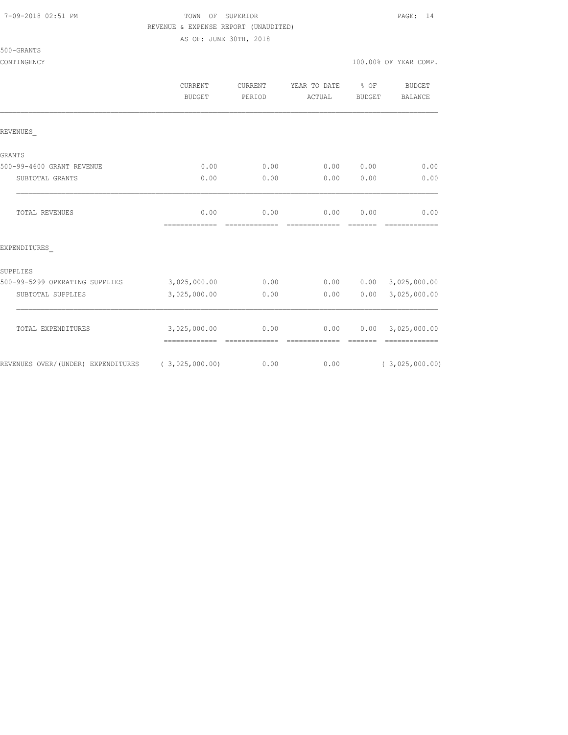7-09-2018 02:51 PM TOWN OF SUPERIOR

REVENUE & EXPENSE REPORT (UNAUDITED)

AS OF: JUNE 30TH, 2018

500-GRANTS

CONTINGENCY 100.00% OF YEAR COMP.

| | CURRENT BUDGET | CURRENT PERIOD | YEAR TO DATE ACTUAL | % OF BUDGET | BUDGET BALANCE |
|---|---|---|---|---|---|
| REVENUES_ | | | | | |
| GRANTS | | | | | |
| 500-99-4600 GRANT REVENUE | 0.00 | 0.00 | 0.00 | 0.00 | 0.00 |
| SUBTOTAL GRANTS | 0.00 | 0.00 | 0.00 | 0.00 | 0.00 |
| TOTAL REVENUES | 0.00 | 0.00 | 0.00 | 0.00 | 0.00 |
| EXPENDITURES_ | | | | | |
| SUPPLIES | | | | | |
| 500-99-5299 OPERATING SUPPLIES | 3,025,000.00 | 0.00 | 0.00 | 0.00 | 3,025,000.00 |
| SUBTOTAL SUPPLIES | 3,025,000.00 | 0.00 | 0.00 | 0.00 | 3,025,000.00 |
| TOTAL EXPENDITURES | 3,025,000.00 | 0.00 | 0.00 | 0.00 | 3,025,000.00 |
| REVENUES OVER/(UNDER) EXPENDITURES | ( 3,025,000.00) | 0.00 | 0.00 | | ( 3,025,000.00) |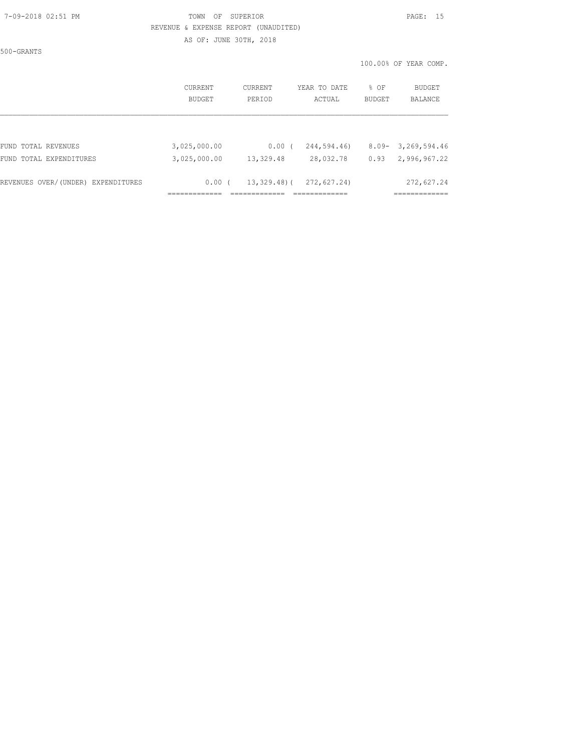TOWN OF SUPERIOR

REVENUE & EXPENSE REPORT (UNAUDITED)

AS OF: JUNE 30TH, 2018

500-GRANTS

100.00% OF YEAR COMP.

| | CURRENT BUDGET | CURRENT PERIOD | YEAR TO DATE ACTUAL | % OF BUDGET | BUDGET BALANCE |
|---|---|---|---|---|---|
| FUND TOTAL REVENUES | 3,025,000.00 | 0.00 | ( 244,594.46) | 8.09- | 3,269,594.46 |
| FUND TOTAL EXPENDITURES | 3,025,000.00 | 13,329.48 | 28,032.78 | 0.93 | 2,996,967.22 |
| REVENUES OVER/(UNDER) EXPENDITURES | 0.00 | ( 13,329.48) | ( 272,627.24) | | 272,627.24 |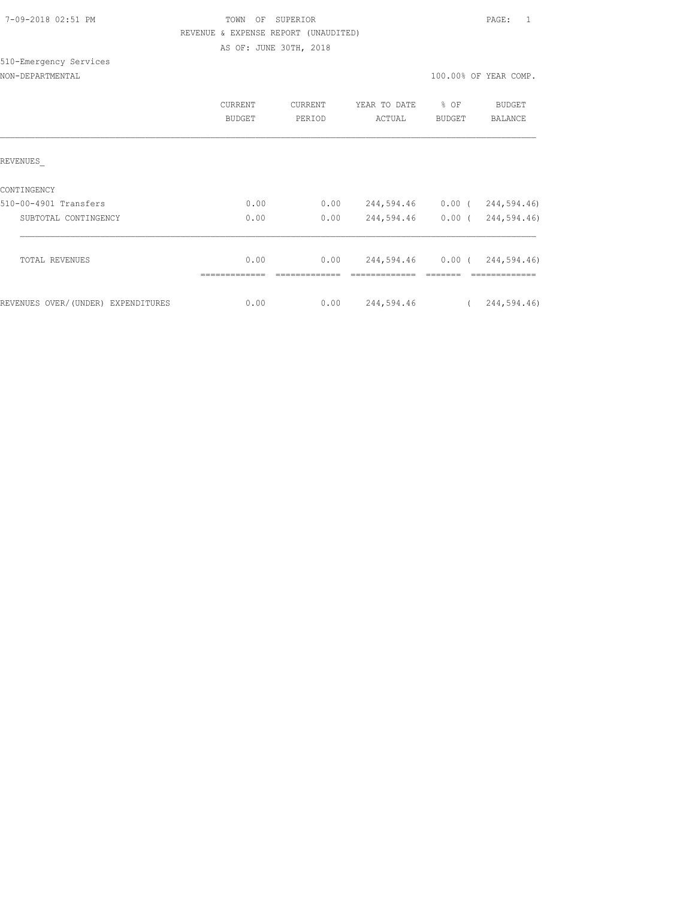TOWN OF SUPERIOR
REVENUE & EXPENSE REPORT (UNAUDITED)
AS OF: JUNE 30TH, 2018

7-09-2018 02:51 PM

510-Emergency Services
NON-DEPARTMENTAL

100.00% OF YEAR COMP.

| | CURRENT BUDGET | CURRENT PERIOD | YEAR TO DATE ACTUAL | % OF BUDGET | BUDGET BALANCE |
|---|---|---|---|---|---|
| REVENUES_ | | | | | |
| CONTINGENCY | | | | | |
| 510-00-4901 Transfers | 0.00 | 0.00 | 244,594.46 | 0.00 | ( 244,594.46) |
| SUBTOTAL CONTINGENCY | 0.00 | 0.00 | 244,594.46 | 0.00 | ( 244,594.46) |
| TOTAL REVENUES | 0.00 | 0.00 | 244,594.46 | 0.00 | ( 244,594.46) |
| REVENUES OVER/(UNDER) EXPENDITURES | 0.00 | 0.00 | 244,594.46 | | ( 244,594.46) |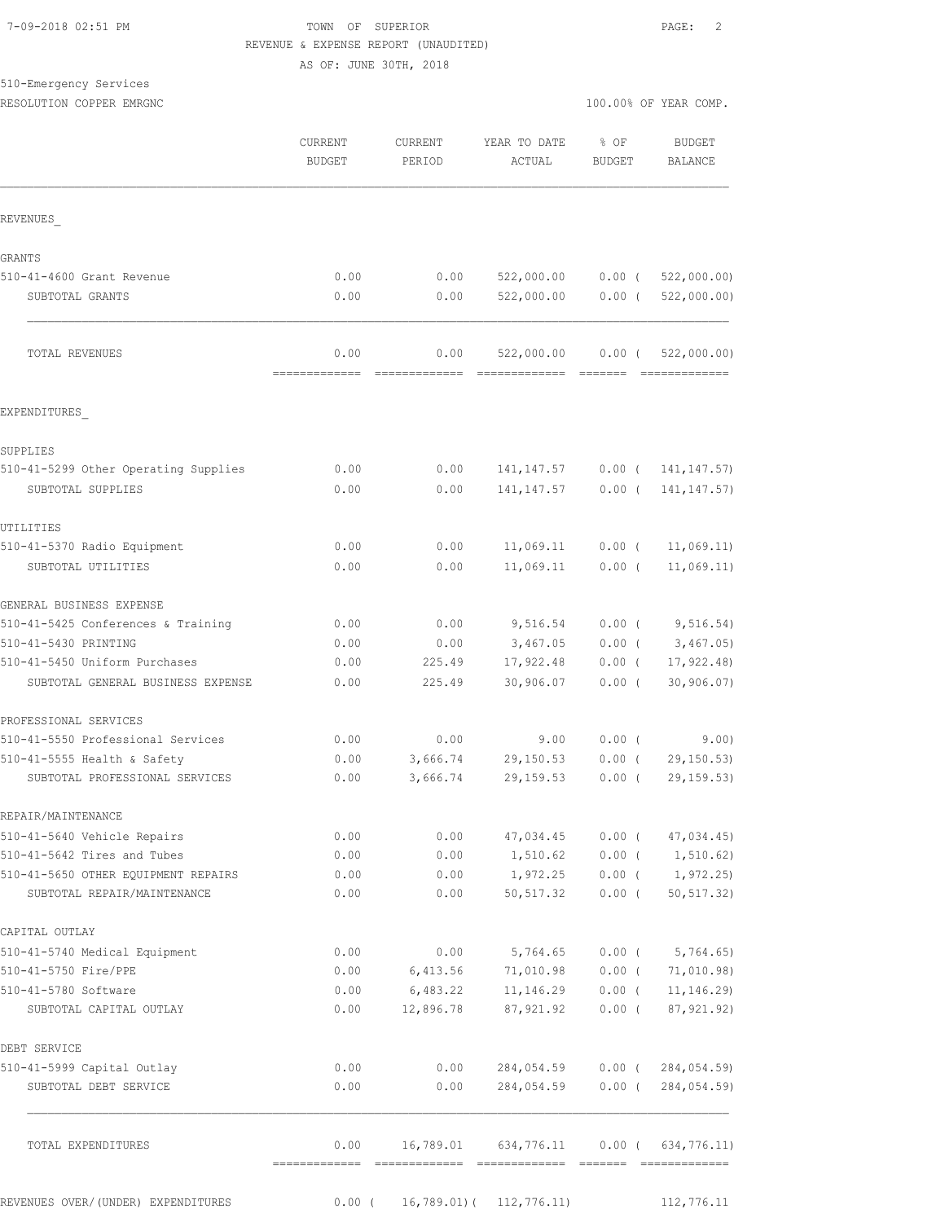7-09-2018 02:51 PM TOWN OF SUPERIOR

REVENUE & EXPENSE REPORT (UNAUDITED)

AS OF: JUNE 30TH, 2018

510-Emergency Services

RESOLUTION COPPER EMRGNC 100.00% OF YEAR COMP.

| | CURRENT BUDGET | CURRENT PERIOD | YEAR TO DATE ACTUAL | % OF BUDGET | BUDGET BALANCE |
|---|---|---|---|---|---|
| REVENUES_ | | | | | |
| GRANTS | | | | | |
| 510-41-4600 Grant Revenue | 0.00 | 0.00 | 522,000.00 | 0.00 | ( 522,000.00) |
| SUBTOTAL GRANTS | 0.00 | 0.00 | 522,000.00 | 0.00 | ( 522,000.00) |
| TOTAL REVENUES | 0.00 | 0.00 | 522,000.00 | 0.00 | ( 522,000.00) |
| EXPENDITURES_ | | | | | |
| SUPPLIES | | | | | |
| 510-41-5299 Other Operating Supplies | 0.00 | 0.00 | 141,147.57 | 0.00 | ( 141,147.57) |
| SUBTOTAL SUPPLIES | 0.00 | 0.00 | 141,147.57 | 0.00 | ( 141,147.57) |
| UTILITIES | | | | | |
| 510-41-5370 Radio Equipment | 0.00 | 0.00 | 11,069.11 | 0.00 | ( 11,069.11) |
| SUBTOTAL UTILITIES | 0.00 | 0.00 | 11,069.11 | 0.00 | ( 11,069.11) |
| GENERAL BUSINESS EXPENSE | | | | | |
| 510-41-5425 Conferences & Training | 0.00 | 0.00 | 9,516.54 | 0.00 | ( 9,516.54) |
| 510-41-5430 PRINTING | 0.00 | 0.00 | 3,467.05 | 0.00 | ( 3,467.05) |
| 510-41-5450 Uniform Purchases | 0.00 | 225.49 | 17,922.48 | 0.00 | ( 17,922.48) |
| SUBTOTAL GENERAL BUSINESS EXPENSE | 0.00 | 225.49 | 30,906.07 | 0.00 | ( 30,906.07) |
| PROFESSIONAL SERVICES | | | | | |
| 510-41-5550 Professional Services | 0.00 | 0.00 | 9.00 | 0.00 | ( 9.00) |
| 510-41-5555 Health & Safety | 0.00 | 3,666.74 | 29,150.53 | 0.00 | ( 29,150.53) |
| SUBTOTAL PROFESSIONAL SERVICES | 0.00 | 3,666.74 | 29,159.53 | 0.00 | ( 29,159.53) |
| REPAIR/MAINTENANCE | | | | | |
| 510-41-5640 Vehicle Repairs | 0.00 | 0.00 | 47,034.45 | 0.00 | ( 47,034.45) |
| 510-41-5642 Tires and Tubes | 0.00 | 0.00 | 1,510.62 | 0.00 | ( 1,510.62) |
| 510-41-5650 OTHER EQUIPMENT REPAIRS | 0.00 | 0.00 | 1,972.25 | 0.00 | ( 1,972.25) |
| SUBTOTAL REPAIR/MAINTENANCE | 0.00 | 0.00 | 50,517.32 | 0.00 | ( 50,517.32) |
| CAPITAL OUTLAY | | | | | |
| 510-41-5740 Medical Equipment | 0.00 | 0.00 | 5,764.65 | 0.00 | ( 5,764.65) |
| 510-41-5750 Fire/PPE | 0.00 | 6,413.56 | 71,010.98 | 0.00 | ( 71,010.98) |
| 510-41-5780 Software | 0.00 | 6,483.22 | 11,146.29 | 0.00 | ( 11,146.29) |
| SUBTOTAL CAPITAL OUTLAY | 0.00 | 12,896.78 | 87,921.92 | 0.00 | ( 87,921.92) |
| DEBT SERVICE | | | | | |
| 510-41-5999 Capital Outlay | 0.00 | 0.00 | 284,054.59 | 0.00 | ( 284,054.59) |
| SUBTOTAL DEBT SERVICE | 0.00 | 0.00 | 284,054.59 | 0.00 | ( 284,054.59) |
| TOTAL EXPENDITURES | 0.00 | 16,789.01 | 634,776.11 | 0.00 | ( 634,776.11) |
| REVENUES OVER/(UNDER) EXPENDITURES | 0.00 | ( 16,789.01) | ( 112,776.11) | | 112,776.11 |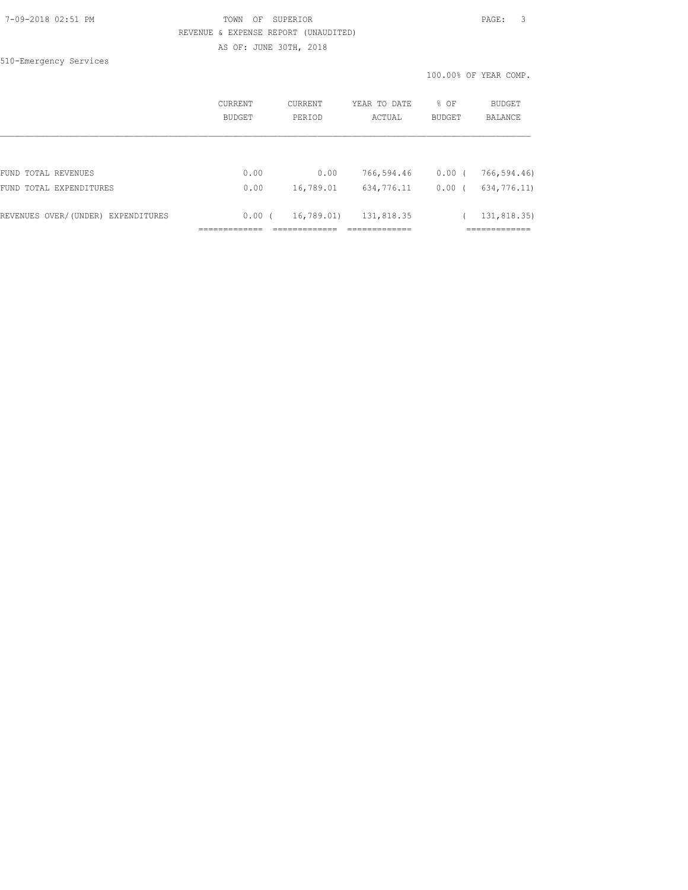TOWN OF SUPERIOR

REVENUE & EXPENSE REPORT (UNAUDITED)

AS OF: JUNE 30TH, 2018

510-Emergency Services

100.00% OF YEAR COMP.

| | CURRENT BUDGET | CURRENT PERIOD | YEAR TO DATE ACTUAL | % OF BUDGET | BUDGET BALANCE |
|---|---|---|---|---|---|
| FUND TOTAL REVENUES | 0.00 | 0.00 | 766,594.46 | 0.00 | ( 766,594.46) |
| FUND TOTAL EXPENDITURES | 0.00 | 16,789.01 | 634,776.11 | 0.00 | ( 634,776.11) |
| REVENUES OVER/(UNDER) EXPENDITURES | 0.00 | ( 16,789.01) | 131,818.35 | | ( 131,818.35) |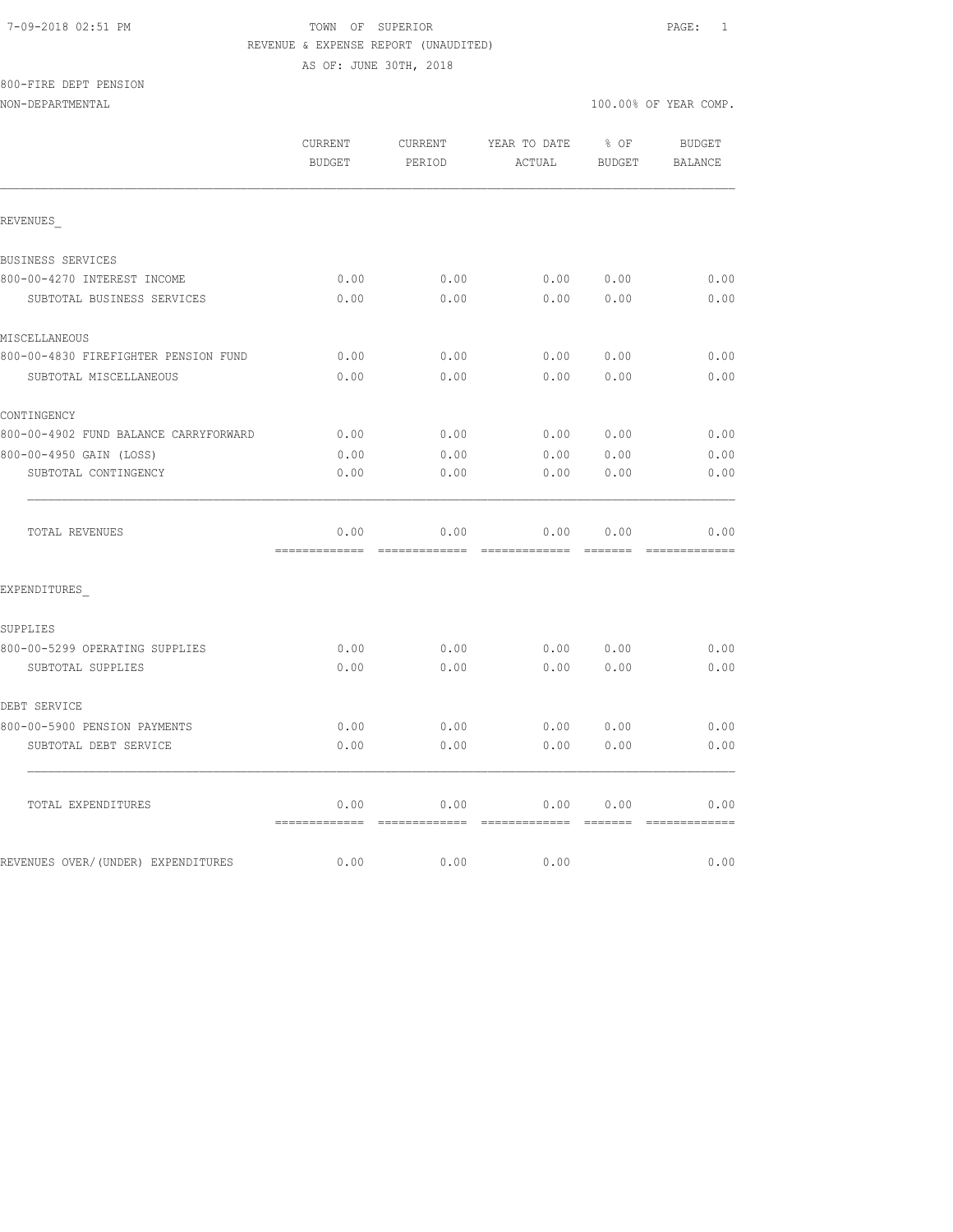7-09-2018 02:51 PM TOWN OF SUPERIOR

REVENUE & EXPENSE REPORT (UNAUDITED)

AS OF: JUNE 30TH, 2018

800-FIRE DEPT PENSION

NON-DEPARTMENTAL 100.00% OF YEAR COMP.

| | CURRENT BUDGET | CURRENT PERIOD | YEAR TO DATE ACTUAL | % OF BUDGET | BUDGET BALANCE |
|---|---|---|---|---|---|
| REVENUES_ | | | | | |
| BUSINESS SERVICES | | | | | |
| 800-00-4270 INTEREST INCOME | 0.00 | 0.00 | 0.00 | 0.00 | 0.00 |
| SUBTOTAL BUSINESS SERVICES | 0.00 | 0.00 | 0.00 | 0.00 | 0.00 |
| MISCELLANEOUS | | | | | |
| 800-00-4830 FIREFIGHTER PENSION FUND | 0.00 | 0.00 | 0.00 | 0.00 | 0.00 |
| SUBTOTAL MISCELLANEOUS | 0.00 | 0.00 | 0.00 | 0.00 | 0.00 |
| CONTINGENCY | | | | | |
| 800-00-4902 FUND BALANCE CARRYFORWARD | 0.00 | 0.00 | 0.00 | 0.00 | 0.00 |
| 800-00-4950 GAIN (LOSS) | 0.00 | 0.00 | 0.00 | 0.00 | 0.00 |
| SUBTOTAL CONTINGENCY | 0.00 | 0.00 | 0.00 | 0.00 | 0.00 |
| TOTAL REVENUES | 0.00 | 0.00 | 0.00 | 0.00 | 0.00 |
| EXPENDITURES_ | | | | | |
| SUPPLIES | | | | | |
| 800-00-5299 OPERATING SUPPLIES | 0.00 | 0.00 | 0.00 | 0.00 | 0.00 |
| SUBTOTAL SUPPLIES | 0.00 | 0.00 | 0.00 | 0.00 | 0.00 |
| DEBT SERVICE | | | | | |
| 800-00-5900 PENSION PAYMENTS | 0.00 | 0.00 | 0.00 | 0.00 | 0.00 |
| SUBTOTAL DEBT SERVICE | 0.00 | 0.00 | 0.00 | 0.00 | 0.00 |
| TOTAL EXPENDITURES | 0.00 | 0.00 | 0.00 | 0.00 | 0.00 |
| REVENUES OVER/(UNDER) EXPENDITURES | 0.00 | 0.00 | 0.00 | | 0.00 |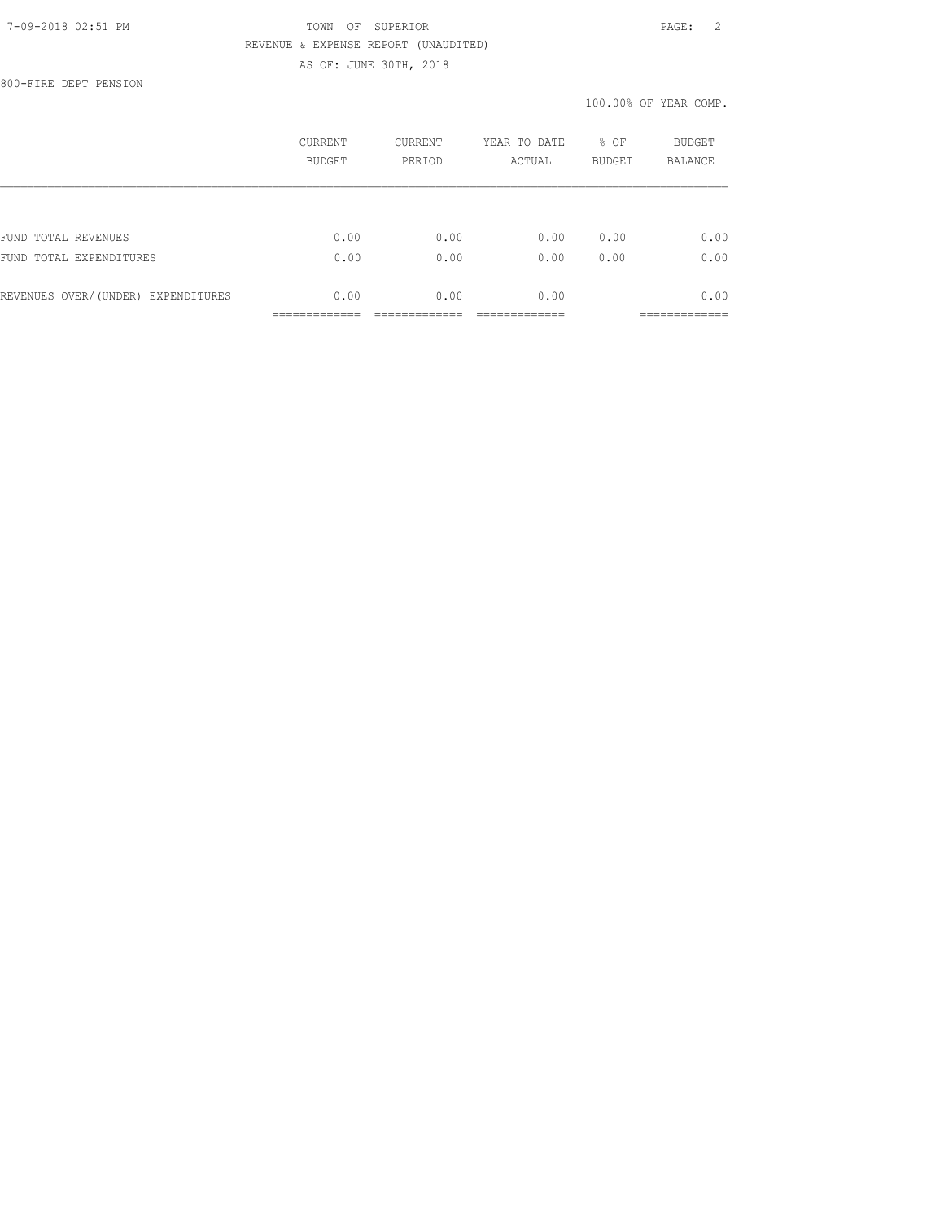TOWN OF SUPERIOR

REVENUE & EXPENSE REPORT (UNAUDITED)

AS OF: JUNE 30TH, 2018

800-FIRE DEPT PENSION

100.00% OF YEAR COMP.

| | CURRENT BUDGET | CURRENT PERIOD | YEAR TO DATE ACTUAL | % OF BUDGET | BUDGET BALANCE |
|---|---|---|---|---|---|
| FUND TOTAL REVENUES | 0.00 | 0.00 | 0.00 | 0.00 | 0.00 |
| FUND TOTAL EXPENDITURES | 0.00 | 0.00 | 0.00 | 0.00 | 0.00 |
| REVENUES OVER/(UNDER) EXPENDITURES | 0.00 | 0.00 | 0.00 | | 0.00 |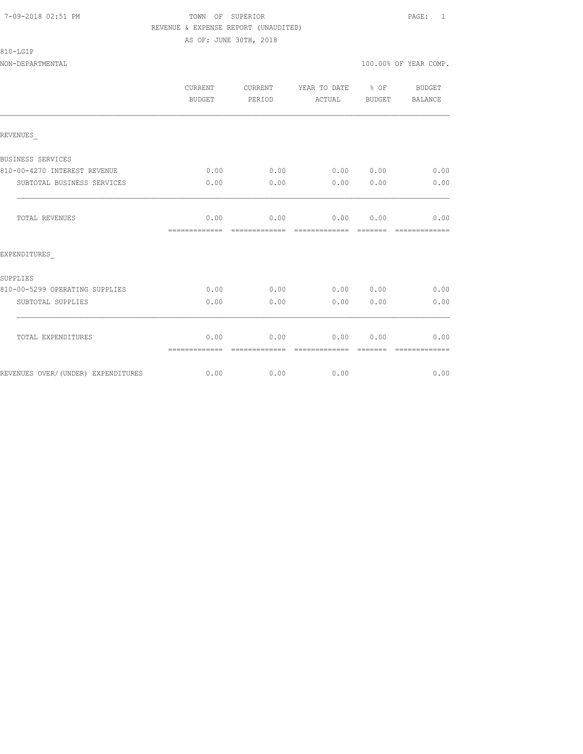7-09-2018 02:51 PM TOWN OF SUPERIOR PAGE: 1

REVENUE & EXPENSE REPORT (UNAUDITED)

AS OF: JUNE 30TH, 2018

810-LGIP

NON-DEPARTMENTAL 100.00% OF YEAR COMP.

| | CURRENT BUDGET | CURRENT PERIOD | YEAR TO DATE ACTUAL | % OF BUDGET | BUDGET BALANCE |
|---|---|---|---|---|---|
| REVENUES_ | | | | | |
| BUSINESS SERVICES | | | | | |
| 810-00-4270 INTEREST REVENUE | 0.00 | 0.00 | 0.00 | 0.00 | 0.00 |
| SUBTOTAL BUSINESS SERVICES | 0.00 | 0.00 | 0.00 | 0.00 | 0.00 |
| TOTAL REVENUES | 0.00 | 0.00 | 0.00 | 0.00 | 0.00 |
| EXPENDITURES_ | | | | | |
| SUPPLIES | | | | | |
| 810-00-5299 OPERATING SUPPLIES | 0.00 | 0.00 | 0.00 | 0.00 | 0.00 |
| SUBTOTAL SUPPLIES | 0.00 | 0.00 | 0.00 | 0.00 | 0.00 |
| TOTAL EXPENDITURES | 0.00 | 0.00 | 0.00 | 0.00 | 0.00 |
| REVENUES OVER/(UNDER) EXPENDITURES | 0.00 | 0.00 | 0.00 | | 0.00 |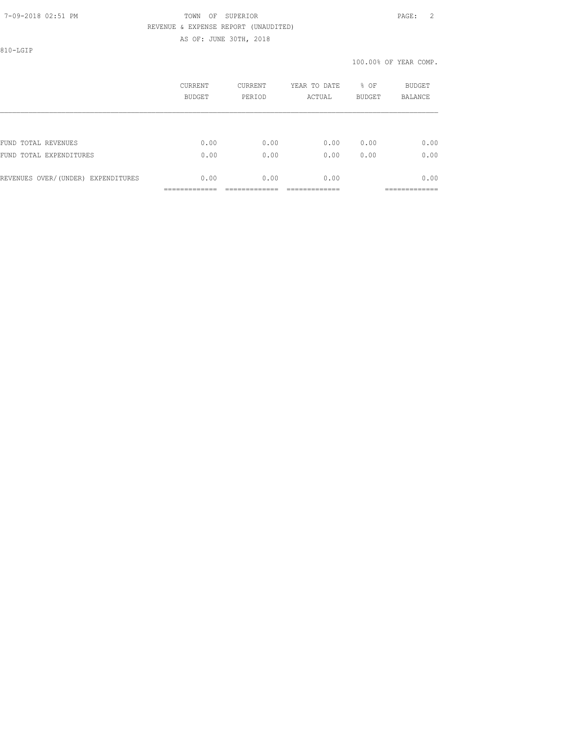TOWN OF SUPERIOR
REVENUE & EXPENSE REPORT (UNAUDITED)
AS OF: JUNE 30TH, 2018

810-LGIP

100.00% OF YEAR COMP.

| | CURRENT BUDGET | CURRENT PERIOD | YEAR TO DATE ACTUAL | % OF BUDGET | BUDGET BALANCE |
|---|---|---|---|---|---|
| FUND TOTAL REVENUES | 0.00 | 0.00 | 0.00 | 0.00 | 0.00 |
| FUND TOTAL EXPENDITURES | 0.00 | 0.00 | 0.00 | 0.00 | 0.00 |
| REVENUES OVER/(UNDER) EXPENDITURES | 0.00 | 0.00 | 0.00 | | 0.00 |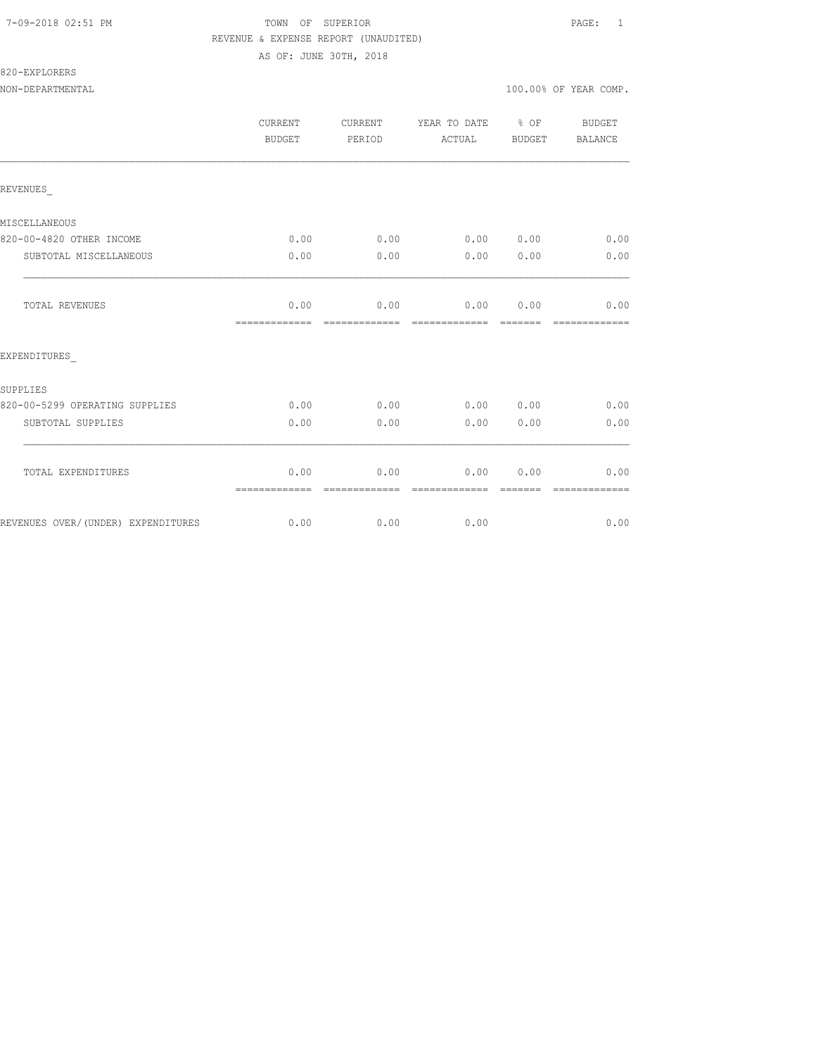7-09-2018 02:51 PM

# TOWN OF SUPERIOR

REVENUE & EXPENSE REPORT (UNAUDITED)

AS OF: JUNE 30TH, 2018

820-EXPLORERS

NON-DEPARTMENTAL — 100.00% OF YEAR COMP.

| | CURRENT BUDGET | CURRENT PERIOD | YEAR TO DATE ACTUAL | % OF BUDGET | BUDGET BALANCE |
|---|---|---|---|---|---|
| **REVENUES_** | | | | | |
| MISCELLANEOUS | | | | | |
| 820-00-4820 OTHER INCOME | 0.00 | 0.00 | 0.00 | 0.00 | 0.00 |
| SUBTOTAL MISCELLANEOUS | 0.00 | 0.00 | 0.00 | 0.00 | 0.00 |
| TOTAL REVENUES | 0.00 | 0.00 | 0.00 | 0.00 | 0.00 |
| **EXPENDITURES_** | | | | | |
| SUPPLIES | | | | | |
| 820-00-5299 OPERATING SUPPLIES | 0.00 | 0.00 | 0.00 | 0.00 | 0.00 |
| SUBTOTAL SUPPLIES | 0.00 | 0.00 | 0.00 | 0.00 | 0.00 |
| TOTAL EXPENDITURES | 0.00 | 0.00 | 0.00 | 0.00 | 0.00 |
| REVENUES OVER/(UNDER) EXPENDITURES | 0.00 | 0.00 | 0.00 | | 0.00 |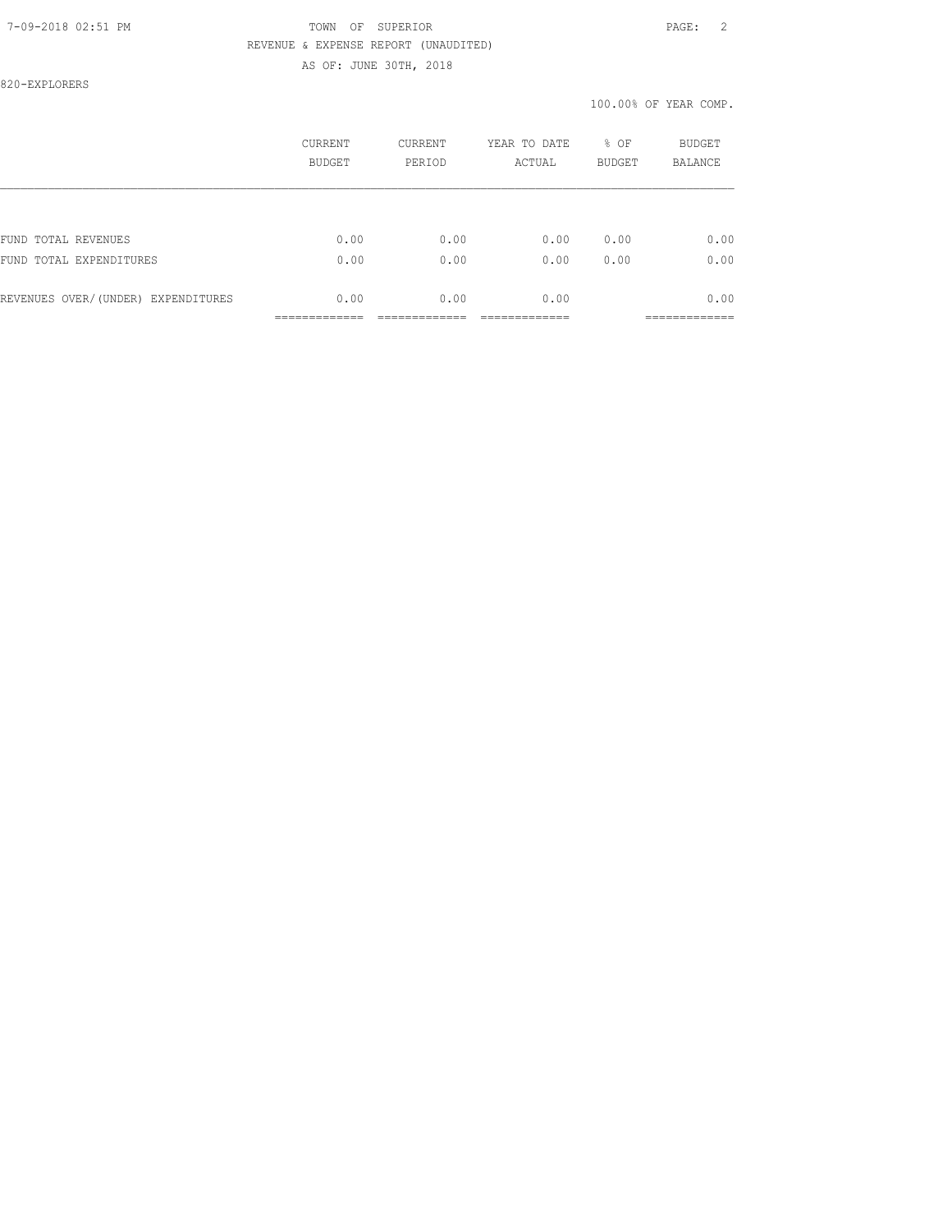TOWN OF SUPERIOR

REVENUE & EXPENSE REPORT (UNAUDITED)

AS OF: JUNE 30TH, 2018

820-EXPLORERS

100.00% OF YEAR COMP.

| | CURRENT BUDGET | CURRENT PERIOD | YEAR TO DATE ACTUAL | % OF BUDGET | BUDGET BALANCE |
|---|---|---|---|---|---|
| FUND TOTAL REVENUES | 0.00 | 0.00 | 0.00 | 0.00 | 0.00 |
| FUND TOTAL EXPENDITURES | 0.00 | 0.00 | 0.00 | 0.00 | 0.00 |
| REVENUES OVER/(UNDER) EXPENDITURES | 0.00 | 0.00 | 0.00 | | 0.00 |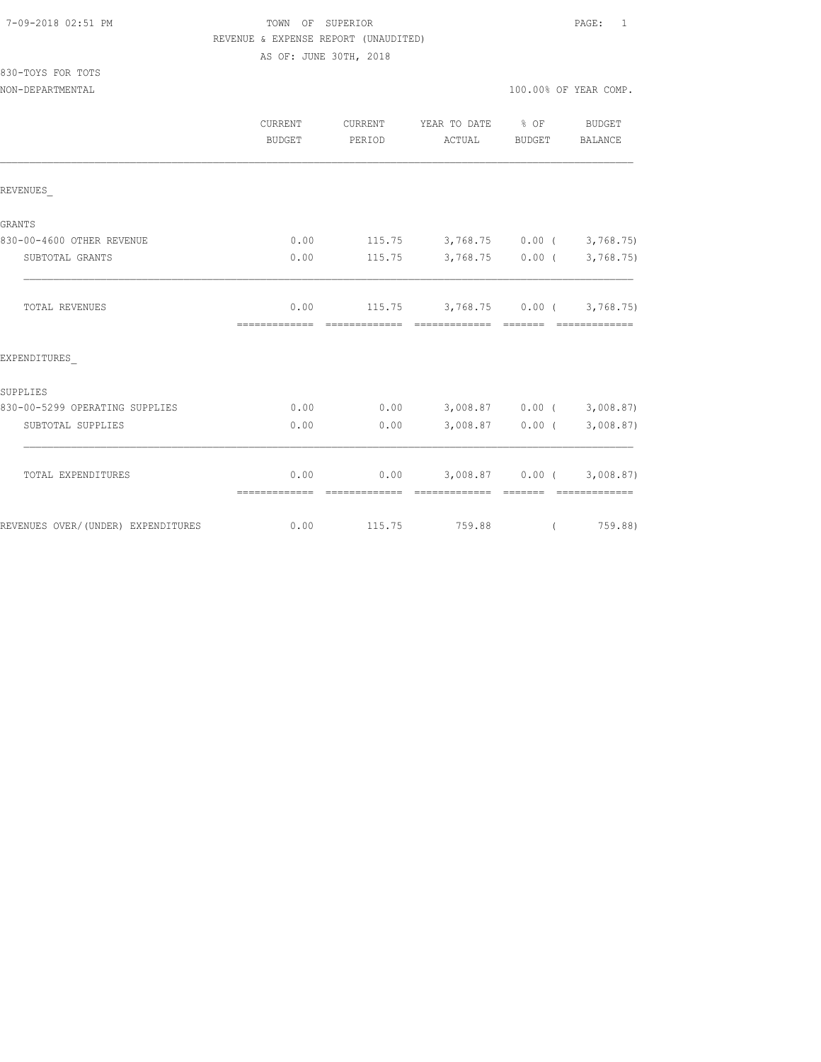7-09-2018 02:51 PM TOWN OF SUPERIOR

REVENUE & EXPENSE REPORT (UNAUDITED)

AS OF: JUNE 30TH, 2018

830-TOYS FOR TOTS

NON-DEPARTMENTAL 100.00% OF YEAR COMP.

| | CURRENT BUDGET | CURRENT PERIOD | YEAR TO DATE ACTUAL | % OF BUDGET | BUDGET BALANCE |
|---|---|---|---|---|---|
| REVENUES_ | | | | | |
| GRANTS | | | | | |
| 830-00-4600 OTHER REVENUE | 0.00 | 115.75 | 3,768.75 | 0.00 | ( 3,768.75) |
| SUBTOTAL GRANTS | 0.00 | 115.75 | 3,768.75 | 0.00 | ( 3,768.75) |
| TOTAL REVENUES | 0.00 | 115.75 | 3,768.75 | 0.00 | ( 3,768.75) |
| EXPENDITURES_ | | | | | |
| SUPPLIES | | | | | |
| 830-00-5299 OPERATING SUPPLIES | 0.00 | 0.00 | 3,008.87 | 0.00 | ( 3,008.87) |
| SUBTOTAL SUPPLIES | 0.00 | 0.00 | 3,008.87 | 0.00 | ( 3,008.87) |
| TOTAL EXPENDITURES | 0.00 | 0.00 | 3,008.87 | 0.00 | ( 3,008.87) |
| REVENUES OVER/(UNDER) EXPENDITURES | 0.00 | 115.75 | 759.88 | | ( 759.88) |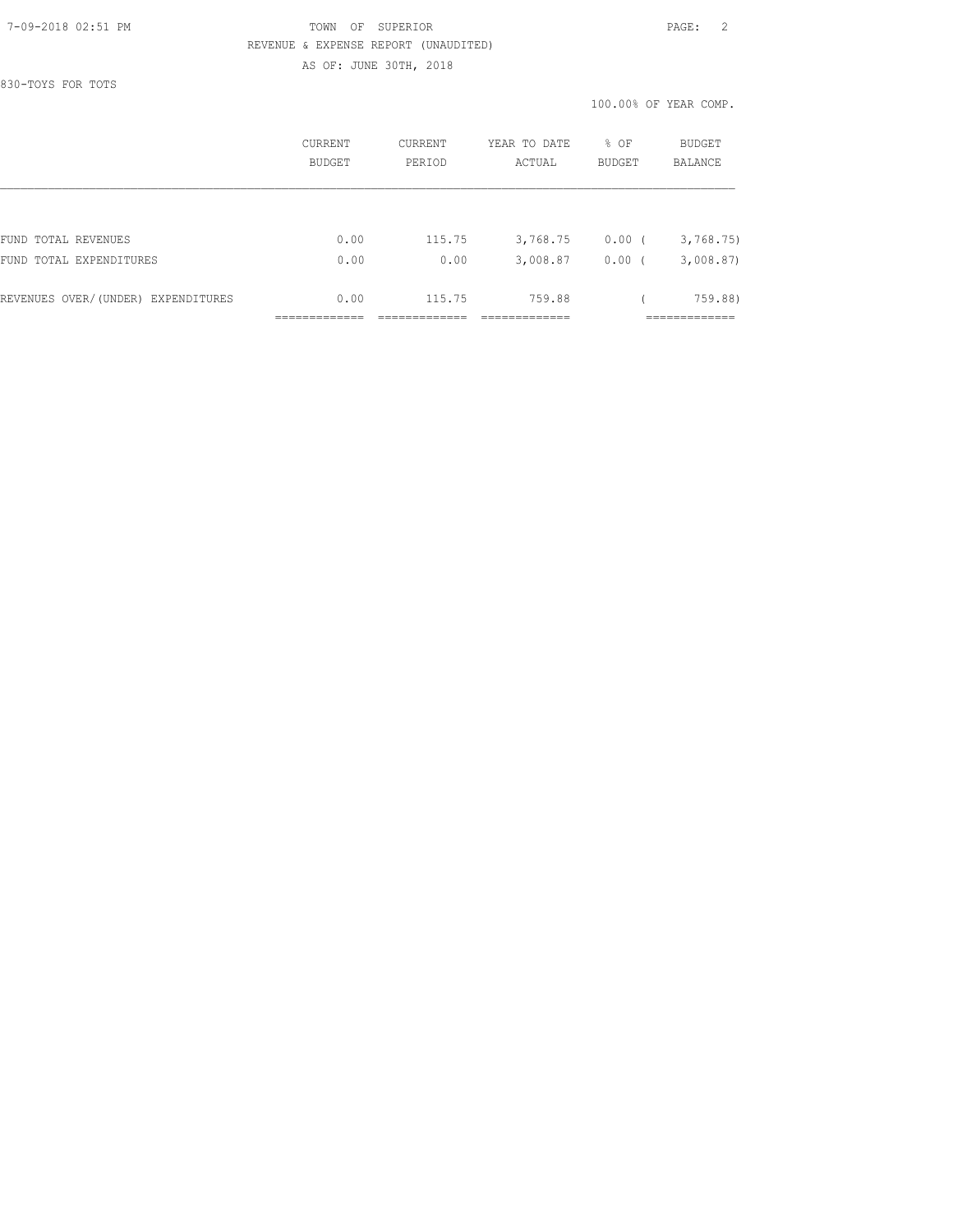TOWN OF SUPERIOR
REVENUE & EXPENSE REPORT (UNAUDITED)
AS OF: JUNE 30TH, 2018

830-TOYS FOR TOTS

100.00% OF YEAR COMP.

| | CURRENT BUDGET | CURRENT PERIOD | YEAR TO DATE ACTUAL | % OF BUDGET | BUDGET BALANCE |
|---|---|---|---|---|---|
| FUND TOTAL REVENUES | 0.00 | 115.75 | 3,768.75 | 0.00 | ( 3,768.75) |
| FUND TOTAL EXPENDITURES | 0.00 | 0.00 | 3,008.87 | 0.00 | ( 3,008.87) |
| REVENUES OVER/(UNDER) EXPENDITURES | 0.00 | 115.75 | 759.88 | | ( 759.88) |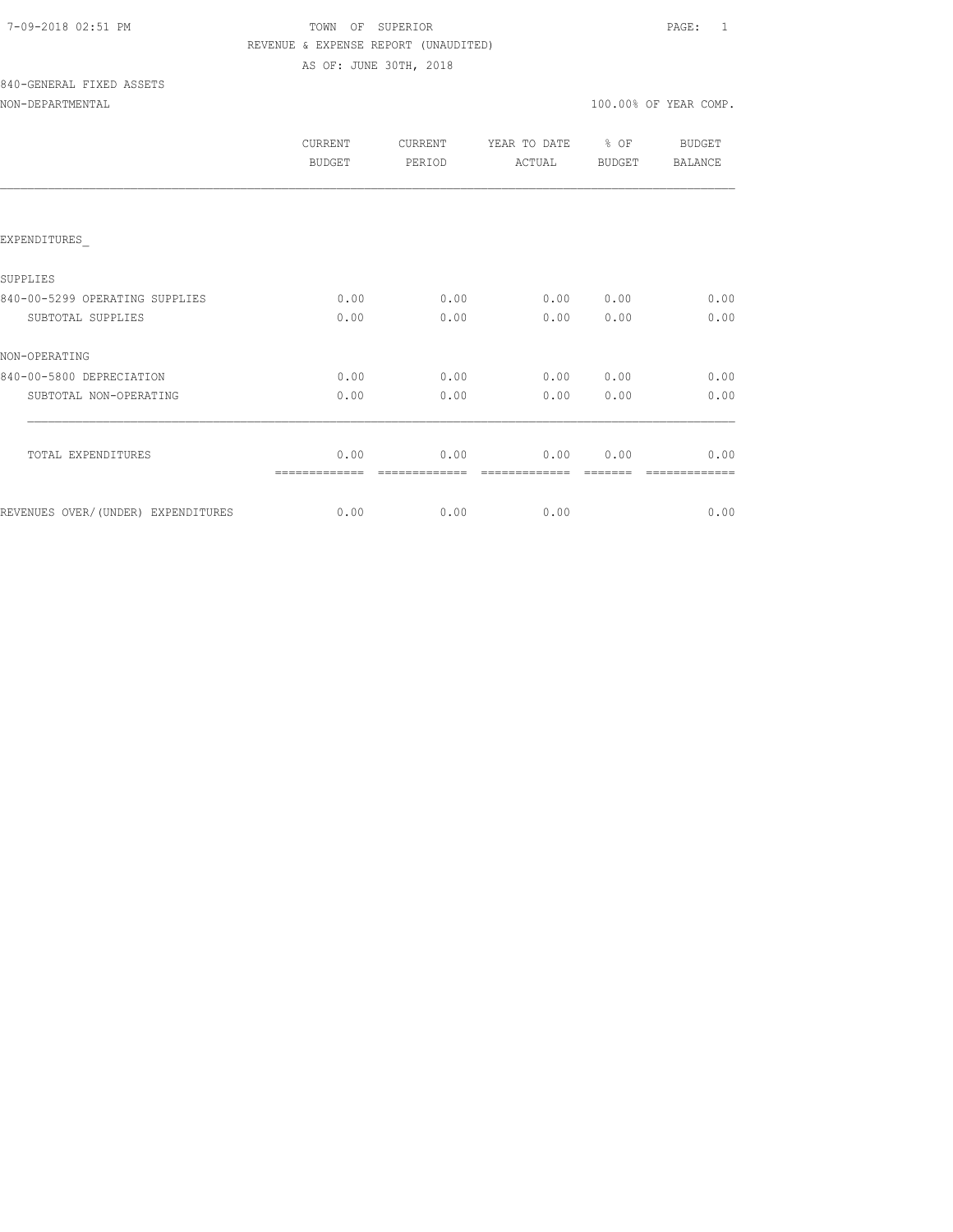7-09-2018 02:51 PM

TOWN OF SUPERIOR

REVENUE & EXPENSE REPORT (UNAUDITED)

AS OF: JUNE 30TH, 2018

840-GENERAL FIXED ASSETS

NON-DEPARTMENTAL

100.00% OF YEAR COMP.

| | CURRENT BUDGET | CURRENT PERIOD | YEAR TO DATE ACTUAL | % OF BUDGET | BUDGET BALANCE |
|---|---|---|---|---|---|
| EXPENDITURES_ | | | | | |
| SUPPLIES | | | | | |
| 840-00-5299 OPERATING SUPPLIES | 0.00 | 0.00 | 0.00 | 0.00 | 0.00 |
| SUBTOTAL SUPPLIES | 0.00 | 0.00 | 0.00 | 0.00 | 0.00 |
| NON-OPERATING | | | | | |
| 840-00-5800 DEPRECIATION | 0.00 | 0.00 | 0.00 | 0.00 | 0.00 |
| SUBTOTAL NON-OPERATING | 0.00 | 0.00 | 0.00 | 0.00 | 0.00 |
| TOTAL EXPENDITURES | 0.00 | 0.00 | 0.00 | 0.00 | 0.00 |
| REVENUES OVER/(UNDER) EXPENDITURES | 0.00 | 0.00 | 0.00 | | 0.00 |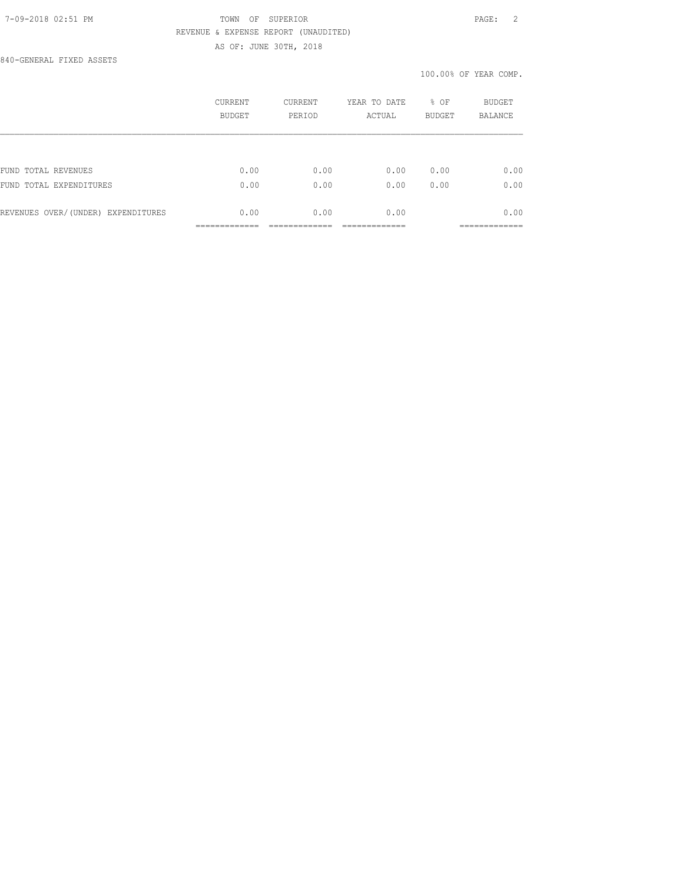TOWN OF SUPERIOR
REVENUE & EXPENSE REPORT (UNAUDITED)
AS OF: JUNE 30TH, 2018

840-GENERAL FIXED ASSETS

100.00% OF YEAR COMP.

| | CURRENT BUDGET | CURRENT PERIOD | YEAR TO DATE ACTUAL | % OF BUDGET | BUDGET BALANCE |
|---|---|---|---|---|---|
| FUND TOTAL REVENUES | 0.00 | 0.00 | 0.00 | 0.00 | 0.00 |
| FUND TOTAL EXPENDITURES | 0.00 | 0.00 | 0.00 | 0.00 | 0.00 |
| REVENUES OVER/(UNDER) EXPENDITURES | 0.00 | 0.00 | 0.00 | | 0.00 |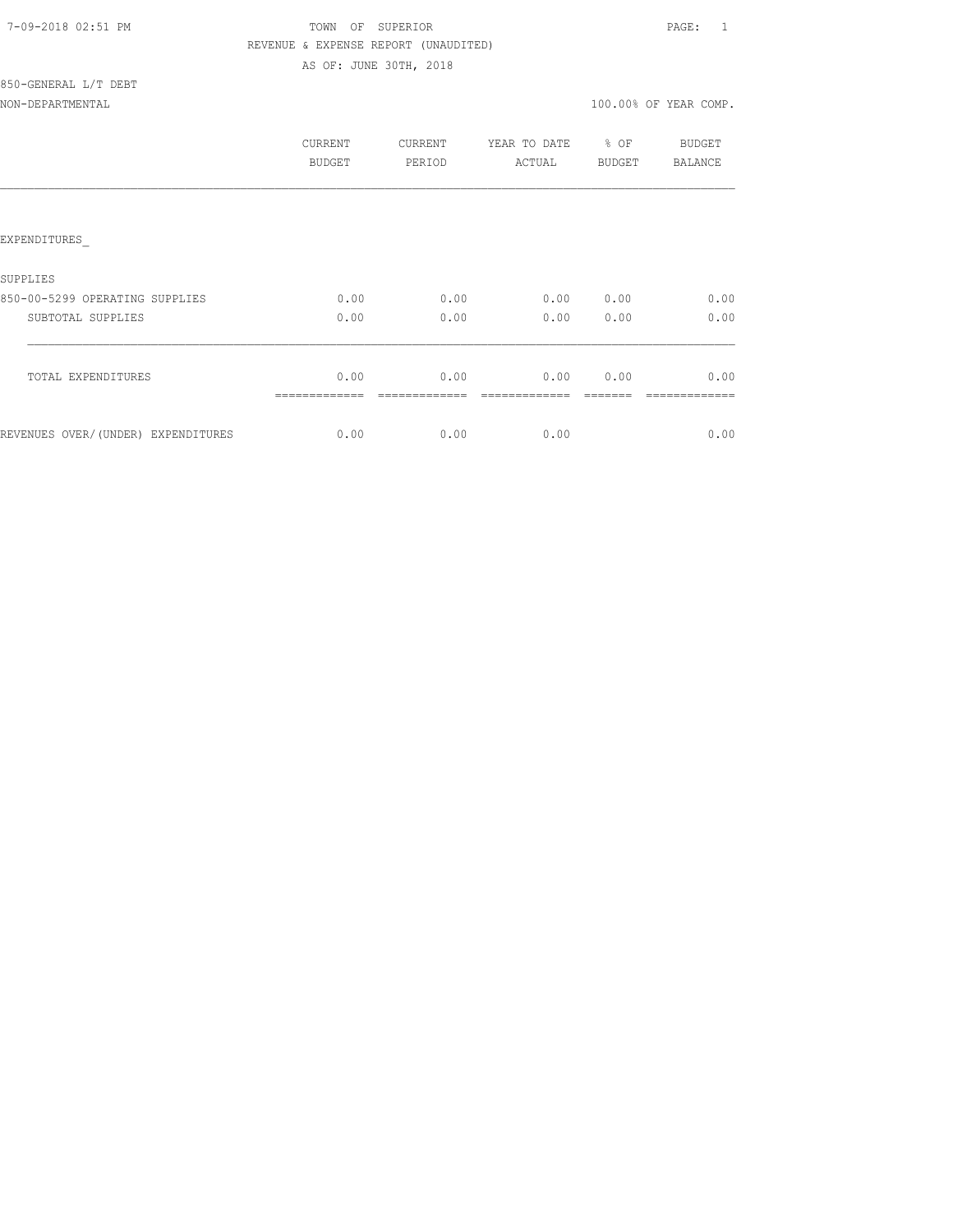TOWN OF SUPERIOR

REVENUE & EXPENSE REPORT (UNAUDITED)

AS OF: JUNE 30TH, 2018

850-GENERAL L/T DEBT

NON-DEPARTMENTAL — 100.00% OF YEAR COMP.

| | CURRENT BUDGET | CURRENT PERIOD | YEAR TO DATE ACTUAL | % OF BUDGET | BUDGET BALANCE |
|---|---|---|---|---|---|
| EXPENDITURES_ | | | | | |
| SUPPLIES | | | | | |
| 850-00-5299 OPERATING SUPPLIES | 0.00 | 0.00 | 0.00 | 0.00 | 0.00 |
| SUBTOTAL SUPPLIES | 0.00 | 0.00 | 0.00 | 0.00 | 0.00 |
| TOTAL EXPENDITURES | 0.00 | 0.00 | 0.00 | 0.00 | 0.00 |
| REVENUES OVER/(UNDER) EXPENDITURES | 0.00 | 0.00 | 0.00 | | 0.00 |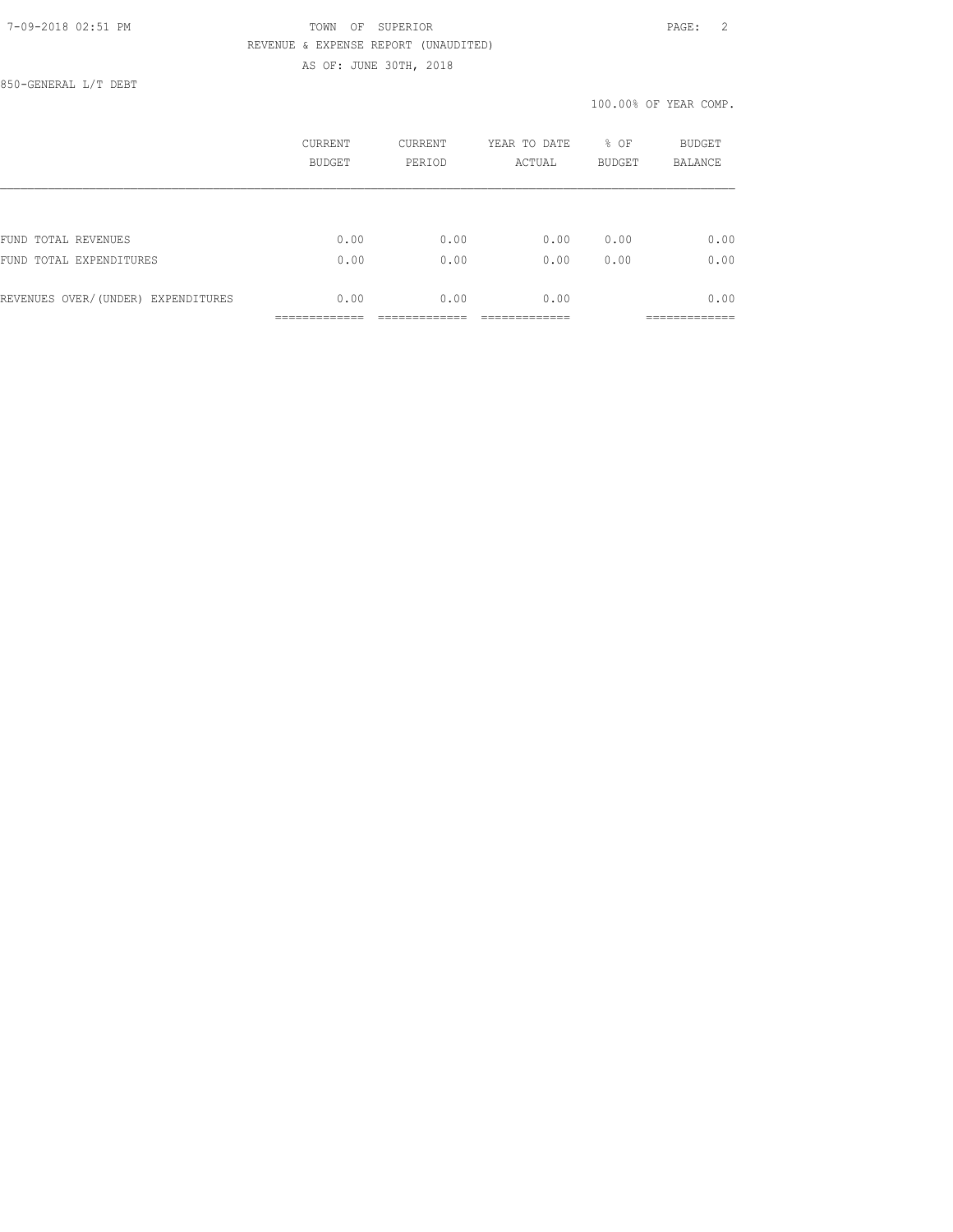TOWN OF SUPERIOR

REVENUE & EXPENSE REPORT (UNAUDITED)

AS OF: JUNE 30TH, 2018

850-GENERAL L/T DEBT

100.00% OF YEAR COMP.

| | CURRENT BUDGET | CURRENT PERIOD | YEAR TO DATE ACTUAL | % OF BUDGET | BUDGET BALANCE |
|---|---|---|---|---|---|
| FUND TOTAL REVENUES | 0.00 | 0.00 | 0.00 | 0.00 | 0.00 |
| FUND TOTAL EXPENDITURES | 0.00 | 0.00 | 0.00 | 0.00 | 0.00 |
| REVENUES OVER/(UNDER) EXPENDITURES | 0.00 | 0.00 | 0.00 | | 0.00 |